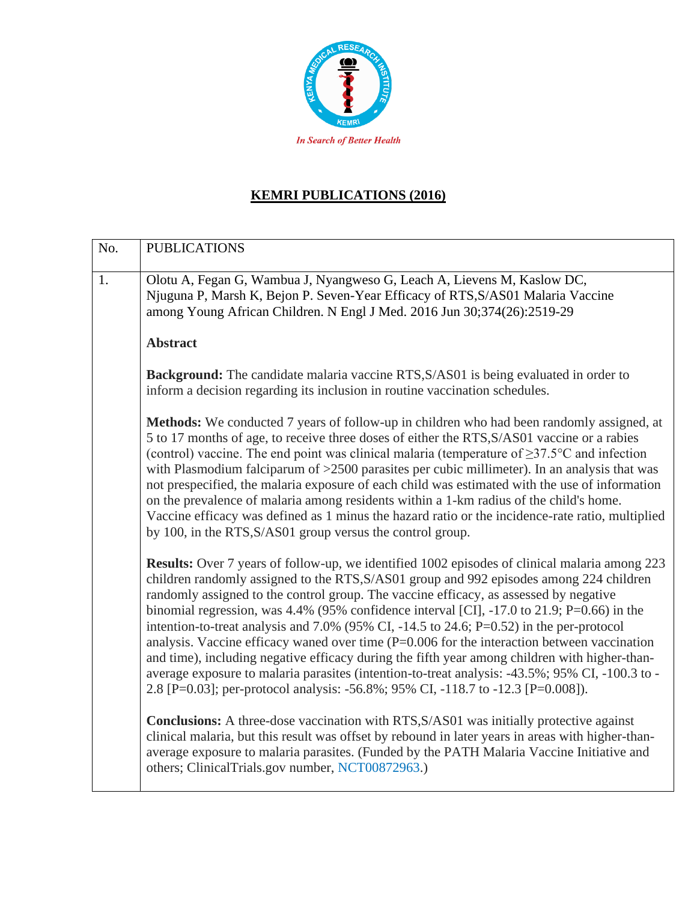In Search of Better Health

# KEMRI PUBLICATIONS (2016)

| No. | PUBLICATIONS |
| --- | --- |
| 1. | Olotu A, Fegan G, Wambua J, Nyangweso G, Leach A, Lievens M, Kaslow DC, Njuguna P, Marsh K, Bejon P. Seven-Year Efficacy of RTS,S/AS01 Malaria Vaccine among Young African Children. N Engl J Med. 2016 Jun 30;374(26):2519-29<br><br>**Abstract**<br><br>**Background:** The candidate malaria vaccine RTS,S/AS01 is being evaluated in order to inform a decision regarding its inclusion in routine vaccination schedules.<br><br>**Methods:** We conducted 7 years of follow-up in children who had been randomly assigned, at 5 to 17 months of age, to receive three doses of either the RTS,S/AS01 vaccine or a rabies (control) vaccine. The end point was clinical malaria (temperature of ≥37.5°C and infection with Plasmodium falciparum of >2500 parasites per cubic millimeter). In an analysis that was not prespecified, the malaria exposure of each child was estimated with the use of information on the prevalence of malaria among residents within a 1-km radius of the child's home. Vaccine efficacy was defined as 1 minus the hazard ratio or the incidence-rate ratio, multiplied by 100, in the RTS,S/AS01 group versus the control group.<br><br>**Results:** Over 7 years of follow-up, we identified 1002 episodes of clinical malaria among 223 children randomly assigned to the RTS,S/AS01 group and 992 episodes among 224 children randomly assigned to the control group. The vaccine efficacy, as assessed by negative binomial regression, was 4.4% (95% confidence interval [CI], -17.0 to 21.9; P=0.66) in the intention-to-treat analysis and 7.0% (95% CI, -14.5 to 24.6; P=0.52) in the per-protocol analysis. Vaccine efficacy waned over time (P=0.006 for the interaction between vaccination and time), including negative efficacy during the fifth year among children with higher-than-average exposure to malaria parasites (intention-to-treat analysis: -43.5%; 95% CI, -100.3 to -2.8 [P=0.03]; per-protocol analysis: -56.8%; 95% CI, -118.7 to -12.3 [P=0.008]).<br><br>**Conclusions:** A three-dose vaccination with RTS,S/AS01 was initially protective against clinical malaria, but this result was offset by rebound in later years in areas with higher-than-average exposure to malaria parasites. (Funded by the PATH Malaria Vaccine Initiative and others; ClinicalTrials.gov number, NCT00872963.) |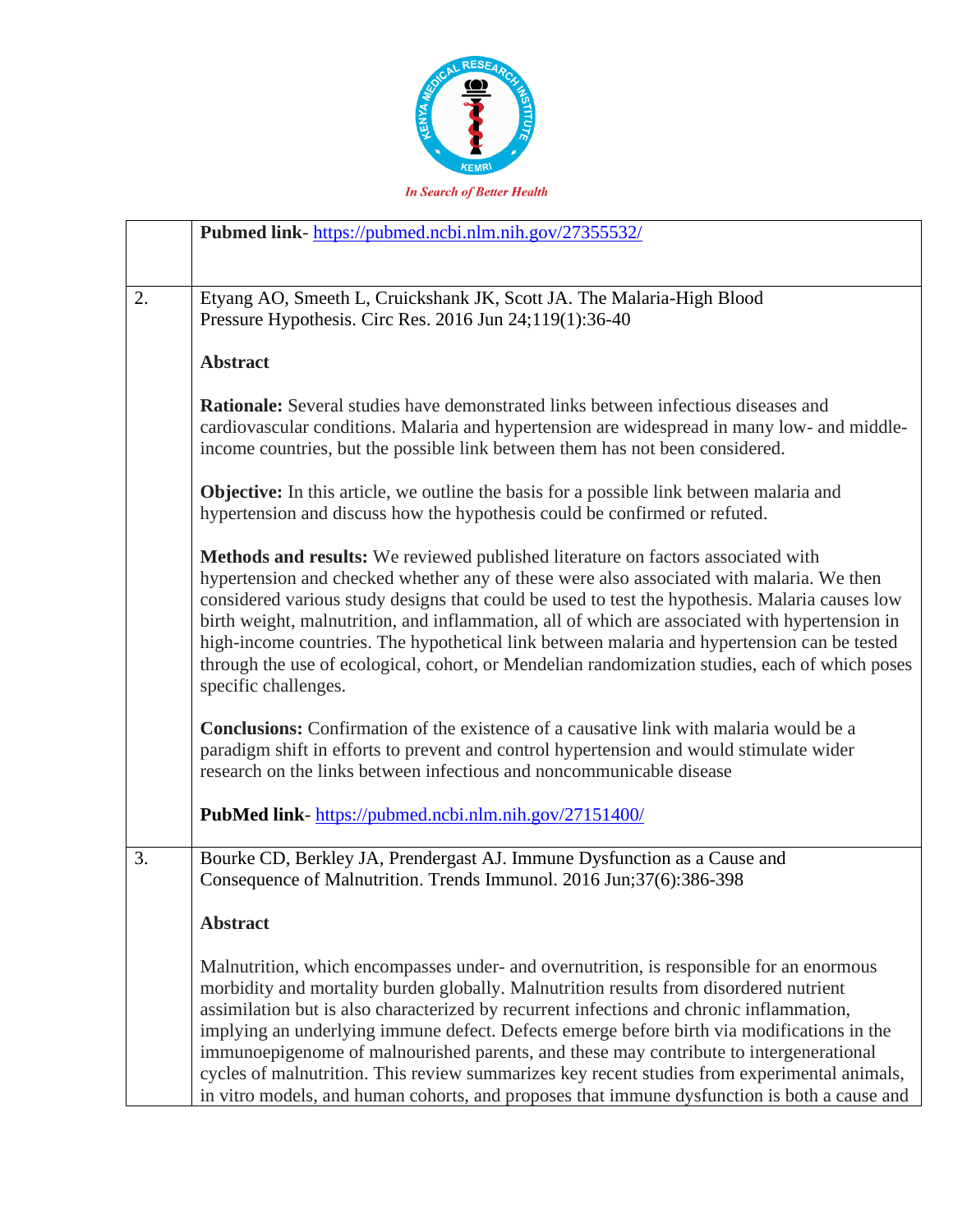| | |
|---|---|
| | **Pubmed link**- https://pubmed.ncbi.nlm.nih.gov/27355532/ |
| 2. | Etyang AO, Smeeth L, Cruickshank JK, Scott JA. The Malaria-High Blood Pressure Hypothesis. Circ Res. 2016 Jun 24;119(1):36-40<br><br>**Abstract**<br><br>**Rationale:** Several studies have demonstrated links between infectious diseases and cardiovascular conditions. Malaria and hypertension are widespread in many low- and middle-income countries, but the possible link between them has not been considered.<br><br>**Objective:** In this article, we outline the basis for a possible link between malaria and hypertension and discuss how the hypothesis could be confirmed or refuted.<br><br>**Methods and results:** We reviewed published literature on factors associated with hypertension and checked whether any of these were also associated with malaria. We then considered various study designs that could be used to test the hypothesis. Malaria causes low birth weight, malnutrition, and inflammation, all of which are associated with hypertension in high-income countries. The hypothetical link between malaria and hypertension can be tested through the use of ecological, cohort, or Mendelian randomization studies, each of which poses specific challenges.<br><br>**Conclusions:** Confirmation of the existence of a causative link with malaria would be a paradigm shift in efforts to prevent and control hypertension and would stimulate wider research on the links between infectious and noncommunicable disease<br><br>**PubMed link**- https://pubmed.ncbi.nlm.nih.gov/27151400/ |
| 3. | Bourke CD, Berkley JA, Prendergast AJ. Immune Dysfunction as a Cause and Consequence of Malnutrition. Trends Immunol. 2016 Jun;37(6):386-398<br><br>**Abstract**<br><br>Malnutrition, which encompasses under- and overnutrition, is responsible for an enormous morbidity and mortality burden globally. Malnutrition results from disordered nutrient assimilation but is also characterized by recurrent infections and chronic inflammation, implying an underlying immune defect. Defects emerge before birth via modifications in the immunoepigenome of malnourished parents, and these may contribute to intergenerational cycles of malnutrition. This review summarizes key recent studies from experimental animals, in vitro models, and human cohorts, and proposes that immune dysfunction is both a cause and |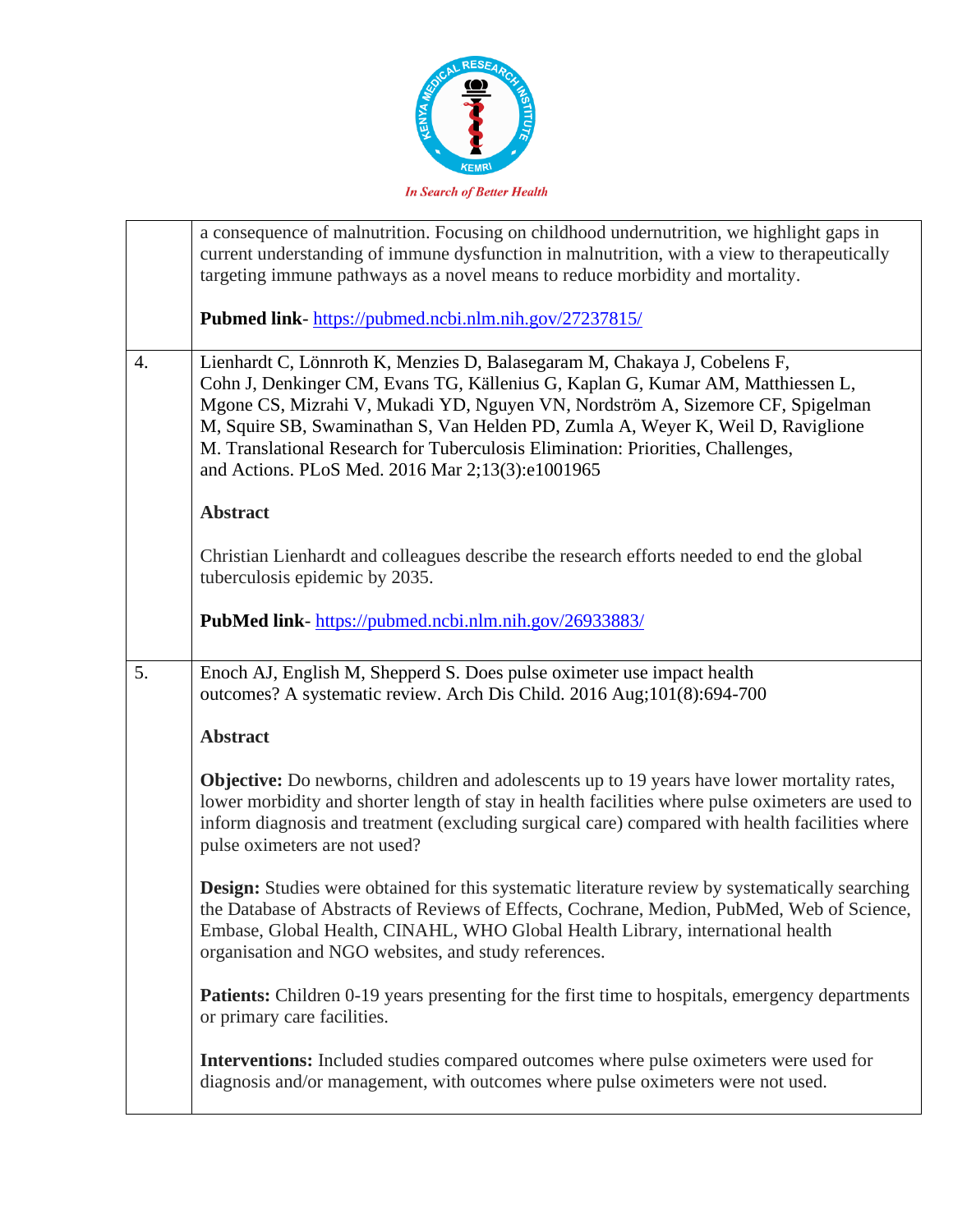| | |
|---|---|
| | a consequence of malnutrition. Focusing on childhood undernutrition, we highlight gaps in current understanding of immune dysfunction in malnutrition, with a view to therapeutically targeting immune pathways as a novel means to reduce morbidity and mortality.<br><br>**Pubmed link**- https://pubmed.ncbi.nlm.nih.gov/27237815/ |
| 4. | Lienhardt C, Lönnroth K, Menzies D, Balasegaram M, Chakaya J, Cobelens F, Cohn J, Denkinger CM, Evans TG, Källenius G, Kaplan G, Kumar AM, Matthiessen L, Mgone CS, Mizrahi V, Mukadi YD, Nguyen VN, Nordström A, Sizemore CF, Spigelman M, Squire SB, Swaminathan S, Van Helden PD, Zumla A, Weyer K, Weil D, Raviglione M. Translational Research for Tuberculosis Elimination: Priorities, Challenges, and Actions. PLoS Med. 2016 Mar 2;13(3):e1001965<br><br>**Abstract**<br><br>Christian Lienhardt and colleagues describe the research efforts needed to end the global tuberculosis epidemic by 2035.<br><br>**PubMed link**- https://pubmed.ncbi.nlm.nih.gov/26933883/ |
| 5. | Enoch AJ, English M, Shepperd S. Does pulse oximeter use impact health outcomes? A systematic review. Arch Dis Child. 2016 Aug;101(8):694-700<br><br>**Abstract**<br><br>**Objective:** Do newborns, children and adolescents up to 19 years have lower mortality rates, lower morbidity and shorter length of stay in health facilities where pulse oximeters are used to inform diagnosis and treatment (excluding surgical care) compared with health facilities where pulse oximeters are not used?<br><br>**Design:** Studies were obtained for this systematic literature review by systematically searching the Database of Abstracts of Reviews of Effects, Cochrane, Medion, PubMed, Web of Science, Embase, Global Health, CINAHL, WHO Global Health Library, international health organisation and NGO websites, and study references.<br><br>**Patients:** Children 0-19 years presenting for the first time to hospitals, emergency departments or primary care facilities.<br><br>**Interventions:** Included studies compared outcomes where pulse oximeters were used for diagnosis and/or management, with outcomes where pulse oximeters were not used. |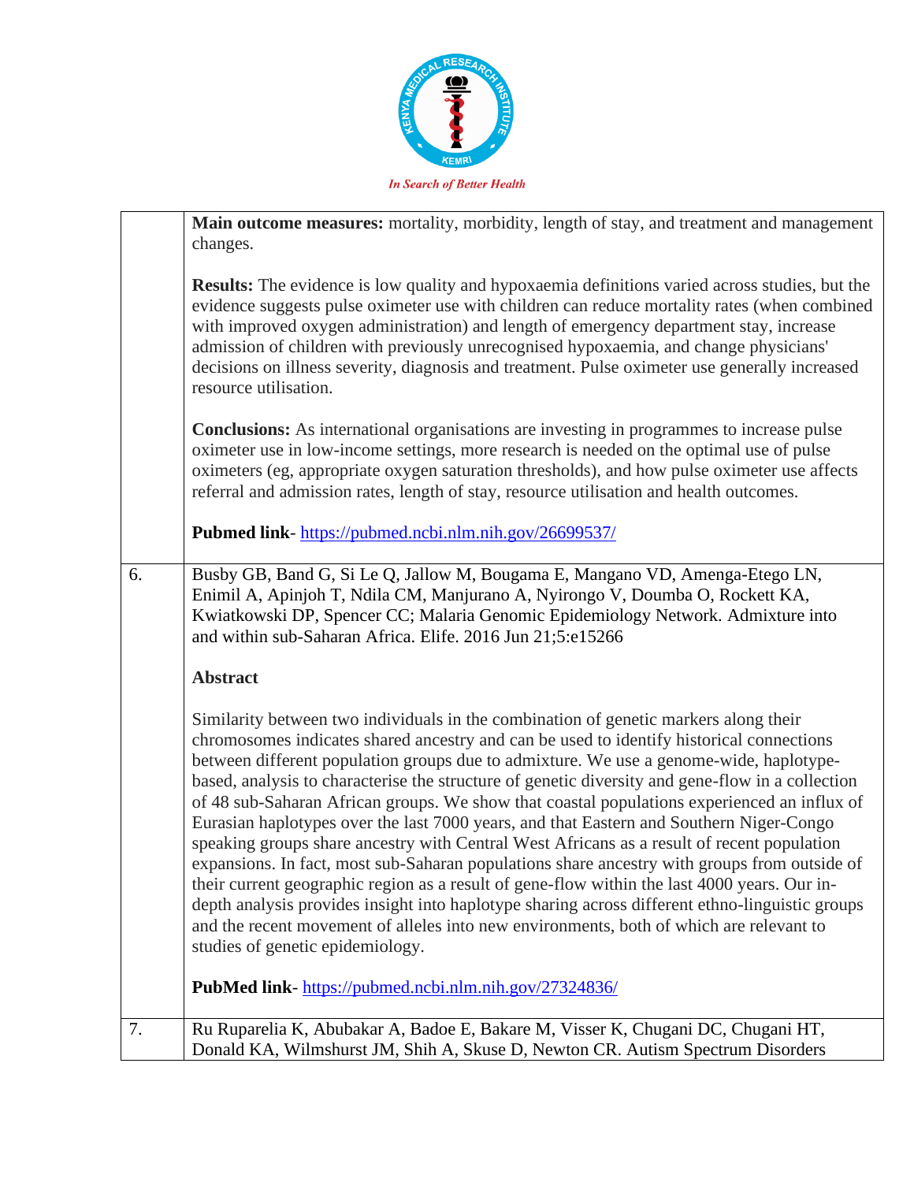| | |
|---|---|
| | **Main outcome measures:** mortality, morbidity, length of stay, and treatment and management changes.<br><br>**Results:** The evidence is low quality and hypoxaemia definitions varied across studies, but the evidence suggests pulse oximeter use with children can reduce mortality rates (when combined with improved oxygen administration) and length of emergency department stay, increase admission of children with previously unrecognised hypoxaemia, and change physicians' decisions on illness severity, diagnosis and treatment. Pulse oximeter use generally increased resource utilisation.<br><br>**Conclusions:** As international organisations are investing in programmes to increase pulse oximeter use in low-income settings, more research is needed on the optimal use of pulse oximeters (eg, appropriate oxygen saturation thresholds), and how pulse oximeter use affects referral and admission rates, length of stay, resource utilisation and health outcomes.<br><br>**Pubmed link**- https://pubmed.ncbi.nlm.nih.gov/26699537/ |
| 6. | Busby GB, Band G, Si Le Q, Jallow M, Bougama E, Mangano VD, Amenga-Etego LN, Enimil A, Apinjoh T, Ndila CM, Manjurano A, Nyirongo V, Doumba O, Rockett KA, Kwiatkowski DP, Spencer CC; Malaria Genomic Epidemiology Network. Admixture into and within sub-Saharan Africa. Elife. 2016 Jun 21;5:e15266<br><br>**Abstract**<br><br>Similarity between two individuals in the combination of genetic markers along their chromosomes indicates shared ancestry and can be used to identify historical connections between different population groups due to admixture. We use a genome-wide, haplotype-based, analysis to characterise the structure of genetic diversity and gene-flow in a collection of 48 sub-Saharan African groups. We show that coastal populations experienced an influx of Eurasian haplotypes over the last 7000 years, and that Eastern and Southern Niger-Congo speaking groups share ancestry with Central West Africans as a result of recent population expansions. In fact, most sub-Saharan populations share ancestry with groups from outside of their current geographic region as a result of gene-flow within the last 4000 years. Our in-depth analysis provides insight into haplotype sharing across different ethno-linguistic groups and the recent movement of alleles into new environments, both of which are relevant to studies of genetic epidemiology.<br><br>**PubMed link**- https://pubmed.ncbi.nlm.nih.gov/27324836/ |
| 7. | Ru Ruparelia K, Abubakar A, Badoe E, Bakare M, Visser K, Chugani DC, Chugani HT, Donald KA, Wilmshurst JM, Shih A, Skuse D, Newton CR. Autism Spectrum Disorders |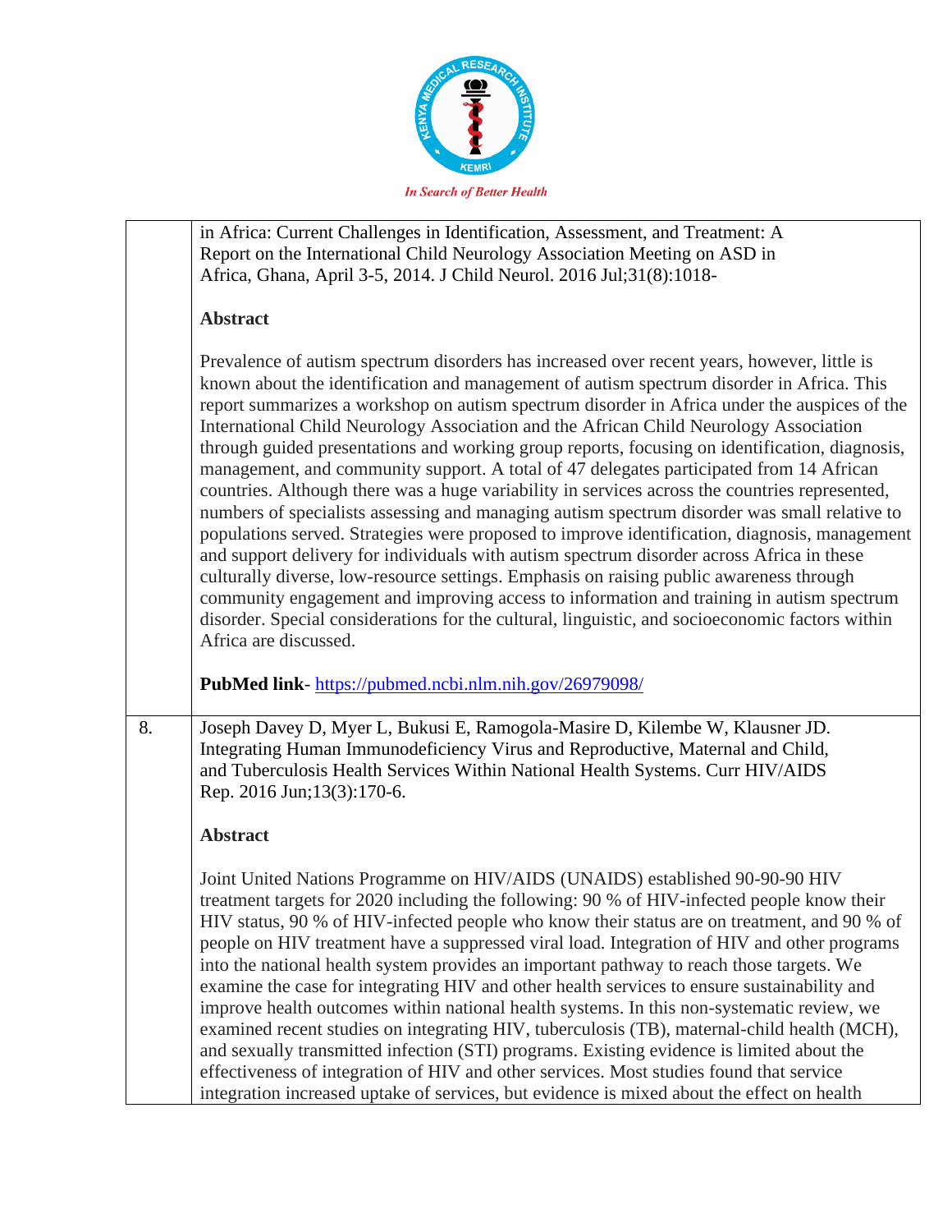| | |
|---|---|
| | in Africa: Current Challenges in Identification, Assessment, and Treatment: A Report on the International Child Neurology Association Meeting on ASD in Africa, Ghana, April 3-5, 2014. J Child Neurol. 2016 Jul;31(8):1018-<br><br>**Abstract**<br><br>Prevalence of autism spectrum disorders has increased over recent years, however, little is known about the identification and management of autism spectrum disorder in Africa. This report summarizes a workshop on autism spectrum disorder in Africa under the auspices of the International Child Neurology Association and the African Child Neurology Association through guided presentations and working group reports, focusing on identification, diagnosis, management, and community support. A total of 47 delegates participated from 14 African countries. Although there was a huge variability in services across the countries represented, numbers of specialists assessing and managing autism spectrum disorder was small relative to populations served. Strategies were proposed to improve identification, diagnosis, management and support delivery for individuals with autism spectrum disorder across Africa in these culturally diverse, low-resource settings. Emphasis on raising public awareness through community engagement and improving access to information and training in autism spectrum disorder. Special considerations for the cultural, linguistic, and socioeconomic factors within Africa are discussed.<br><br>**PubMed link**- https://pubmed.ncbi.nlm.nih.gov/26979098/ |
| 8. | Joseph Davey D, Myer L, Bukusi E, Ramogola-Masire D, Kilembe W, Klausner JD. Integrating Human Immunodeficiency Virus and Reproductive, Maternal and Child, and Tuberculosis Health Services Within National Health Systems. Curr HIV/AIDS Rep. 2016 Jun;13(3):170-6.<br><br>**Abstract**<br><br>Joint United Nations Programme on HIV/AIDS (UNAIDS) established 90-90-90 HIV treatment targets for 2020 including the following: 90 % of HIV-infected people know their HIV status, 90 % of HIV-infected people who know their status are on treatment, and 90 % of people on HIV treatment have a suppressed viral load. Integration of HIV and other programs into the national health system provides an important pathway to reach those targets. We examine the case for integrating HIV and other health services to ensure sustainability and improve health outcomes within national health systems. In this non-systematic review, we examined recent studies on integrating HIV, tuberculosis (TB), maternal-child health (MCH), and sexually transmitted infection (STI) programs. Existing evidence is limited about the effectiveness of integration of HIV and other services. Most studies found that service integration increased uptake of services, but evidence is mixed about the effect on health |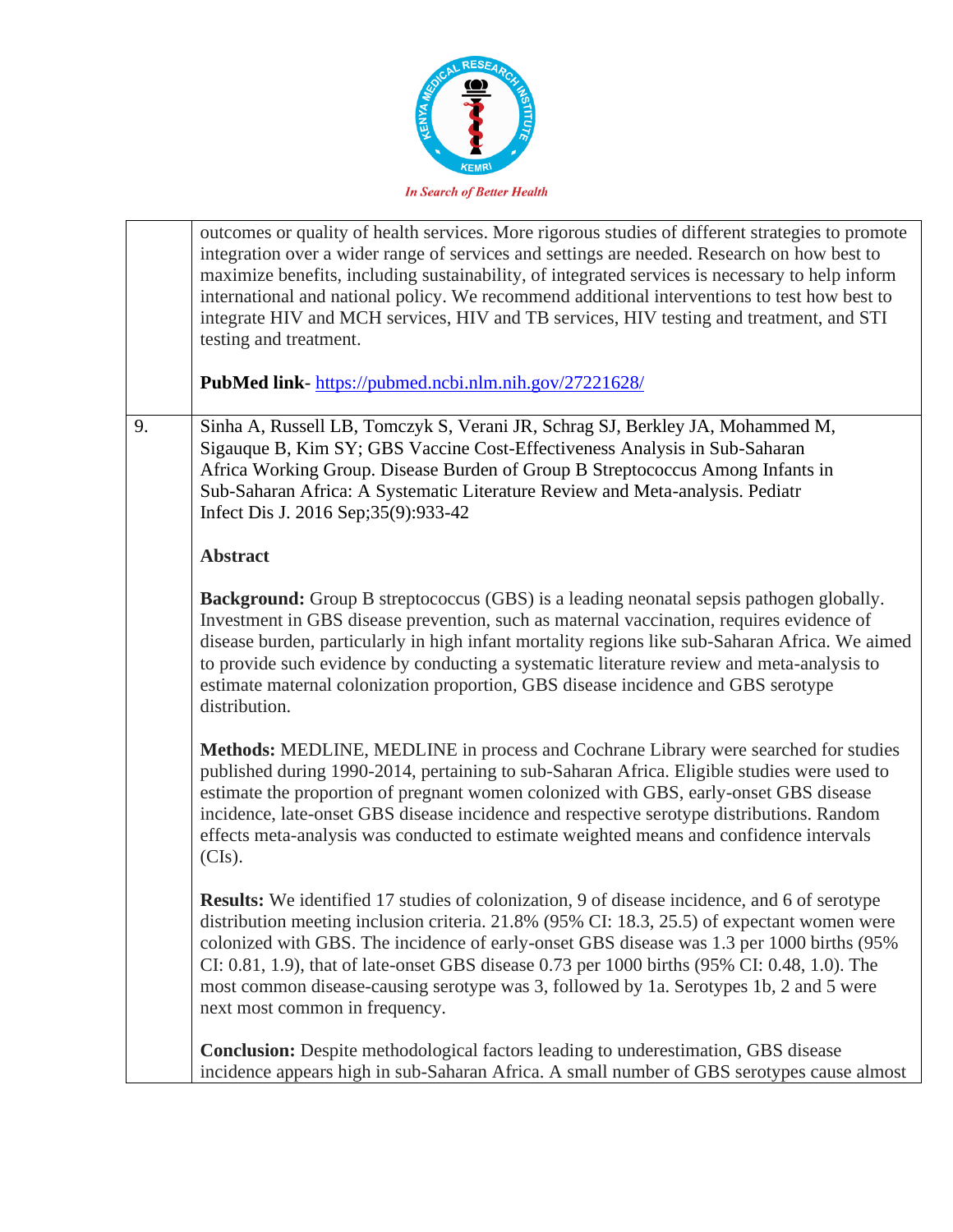| | |
|---|---|
| | outcomes or quality of health services. More rigorous studies of different strategies to promote integration over a wider range of services and settings are needed. Research on how best to maximize benefits, including sustainability, of integrated services is necessary to help inform international and national policy. We recommend additional interventions to test how best to integrate HIV and MCH services, HIV and TB services, HIV testing and treatment, and STI testing and treatment.<br><br>**PubMed link**- https://pubmed.ncbi.nlm.nih.gov/27221628/ |
| 9. | Sinha A, Russell LB, Tomczyk S, Verani JR, Schrag SJ, Berkley JA, Mohammed M, Sigauque B, Kim SY; GBS Vaccine Cost-Effectiveness Analysis in Sub-Saharan Africa Working Group. Disease Burden of Group B Streptococcus Among Infants in Sub-Saharan Africa: A Systematic Literature Review and Meta-analysis. Pediatr Infect Dis J. 2016 Sep;35(9):933-42<br><br>**Abstract**<br><br>**Background:** Group B streptococcus (GBS) is a leading neonatal sepsis pathogen globally. Investment in GBS disease prevention, such as maternal vaccination, requires evidence of disease burden, particularly in high infant mortality regions like sub-Saharan Africa. We aimed to provide such evidence by conducting a systematic literature review and meta-analysis to estimate maternal colonization proportion, GBS disease incidence and GBS serotype distribution.<br><br>**Methods:** MEDLINE, MEDLINE in process and Cochrane Library were searched for studies published during 1990-2014, pertaining to sub-Saharan Africa. Eligible studies were used to estimate the proportion of pregnant women colonized with GBS, early-onset GBS disease incidence, late-onset GBS disease incidence and respective serotype distributions. Random effects meta-analysis was conducted to estimate weighted means and confidence intervals (CIs).<br><br>**Results:** We identified 17 studies of colonization, 9 of disease incidence, and 6 of serotype distribution meeting inclusion criteria. 21.8% (95% CI: 18.3, 25.5) of expectant women were colonized with GBS. The incidence of early-onset GBS disease was 1.3 per 1000 births (95% CI: 0.81, 1.9), that of late-onset GBS disease 0.73 per 1000 births (95% CI: 0.48, 1.0). The most common disease-causing serotype was 3, followed by 1a. Serotypes 1b, 2 and 5 were next most common in frequency.<br><br>**Conclusion:** Despite methodological factors leading to underestimation, GBS disease incidence appears high in sub-Saharan Africa. A small number of GBS serotypes cause almost |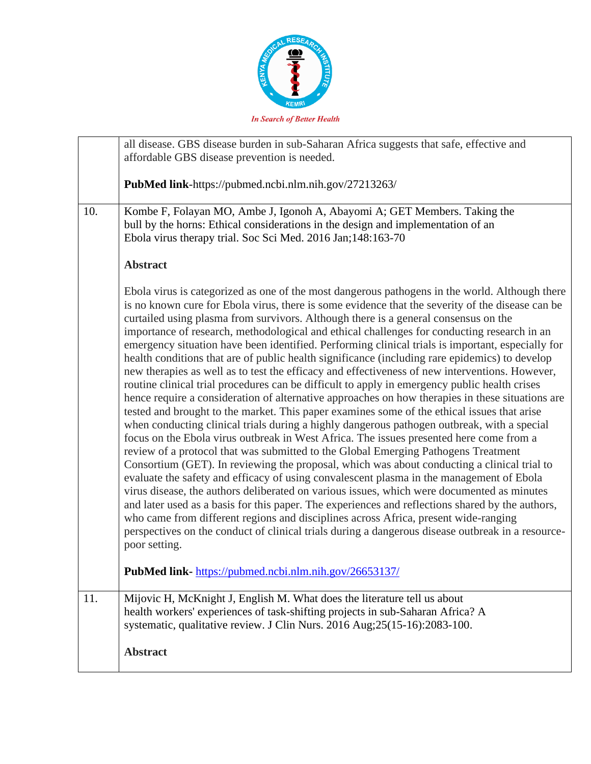| | |
|---|---|
| | all disease. GBS disease burden in sub-Saharan Africa suggests that safe, effective and affordable GBS disease prevention is needed.<br><br>**PubMed link**-https://pubmed.ncbi.nlm.nih.gov/27213263/ |
| 10. | Kombe F, Folayan MO, Ambe J, Igonoh A, Abayomi A; GET Members. Taking the bull by the horns: Ethical considerations in the design and implementation of an Ebola virus therapy trial. Soc Sci Med. 2016 Jan;148:163-70<br><br>**Abstract**<br><br>Ebola virus is categorized as one of the most dangerous pathogens in the world. Although there is no known cure for Ebola virus, there is some evidence that the severity of the disease can be curtailed using plasma from survivors. Although there is a general consensus on the importance of research, methodological and ethical challenges for conducting research in an emergency situation have been identified. Performing clinical trials is important, especially for health conditions that are of public health significance (including rare epidemics) to develop new therapies as well as to test the efficacy and effectiveness of new interventions. However, routine clinical trial procedures can be difficult to apply in emergency public health crises hence require a consideration of alternative approaches on how therapies in these situations are tested and brought to the market. This paper examines some of the ethical issues that arise when conducting clinical trials during a highly dangerous pathogen outbreak, with a special focus on the Ebola virus outbreak in West Africa. The issues presented here come from a review of a protocol that was submitted to the Global Emerging Pathogens Treatment Consortium (GET). In reviewing the proposal, which was about conducting a clinical trial to evaluate the safety and efficacy of using convalescent plasma in the management of Ebola virus disease, the authors deliberated on various issues, which were documented as minutes and later used as a basis for this paper. The experiences and reflections shared by the authors, who came from different regions and disciplines across Africa, present wide-ranging perspectives on the conduct of clinical trials during a dangerous disease outbreak in a resource-poor setting.<br><br>**PubMed link**- https://pubmed.ncbi.nlm.nih.gov/26653137/ |
| 11. | Mijovic H, McKnight J, English M. What does the literature tell us about health workers' experiences of task-shifting projects in sub-Saharan Africa? A systematic, qualitative review. J Clin Nurs. 2016 Aug;25(15-16):2083-100.<br><br>**Abstract** |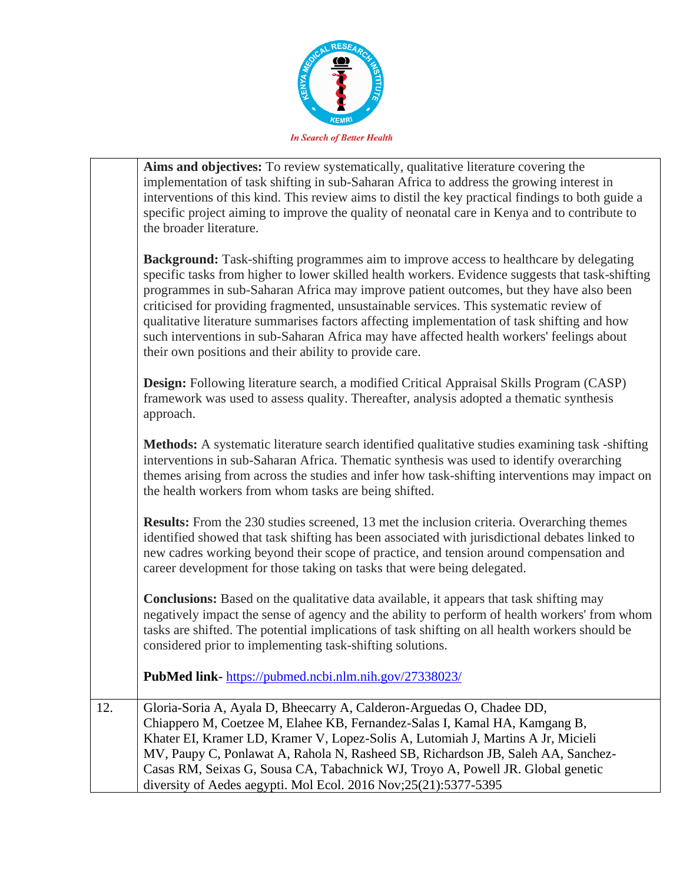| | |
|---|---|
| | **Aims and objectives:** To review systematically, qualitative literature covering the implementation of task shifting in sub-Saharan Africa to address the growing interest in interventions of this kind. This review aims to distil the key practical findings to both guide a specific project aiming to improve the quality of neonatal care in Kenya and to contribute to the broader literature.<br><br>**Background:** Task-shifting programmes aim to improve access to healthcare by delegating specific tasks from higher to lower skilled health workers. Evidence suggests that task-shifting programmes in sub-Saharan Africa may improve patient outcomes, but they have also been criticised for providing fragmented, unsustainable services. This systematic review of qualitative literature summarises factors affecting implementation of task shifting and how such interventions in sub-Saharan Africa may have affected health workers' feelings about their own positions and their ability to provide care.<br><br>**Design:** Following literature search, a modified Critical Appraisal Skills Program (CASP) framework was used to assess quality. Thereafter, analysis adopted a thematic synthesis approach.<br><br>**Methods:** A systematic literature search identified qualitative studies examining task -shifting interventions in sub-Saharan Africa. Thematic synthesis was used to identify overarching themes arising from across the studies and infer how task-shifting interventions may impact on the health workers from whom tasks are being shifted.<br><br>**Results:** From the 230 studies screened, 13 met the inclusion criteria. Overarching themes identified showed that task shifting has been associated with jurisdictional debates linked to new cadres working beyond their scope of practice, and tension around compensation and career development for those taking on tasks that were being delegated.<br><br>**Conclusions:** Based on the qualitative data available, it appears that task shifting may negatively impact the sense of agency and the ability to perform of health workers' from whom tasks are shifted. The potential implications of task shifting on all health workers should be considered prior to implementing task-shifting solutions.<br><br>**PubMed link-** https://pubmed.ncbi.nlm.nih.gov/27338023/ |
| 12. | Gloria-Soria A, Ayala D, Bheecarry A, Calderon-Arguedas O, Chadee DD, Chiappero M, Coetzee M, Elahee KB, Fernandez-Salas I, Kamal HA, Kamgang B, Khater EI, Kramer LD, Kramer V, Lopez-Solis A, Lutomiah J, Martins A Jr, Micieli MV, Paupy C, Ponlawat A, Rahola N, Rasheed SB, Richardson JB, Saleh AA, Sanchez-Casas RM, Seixas G, Sousa CA, Tabachnick WJ, Troyo A, Powell JR. Global genetic diversity of Aedes aegypti. Mol Ecol. 2016 Nov;25(21):5377-5395 |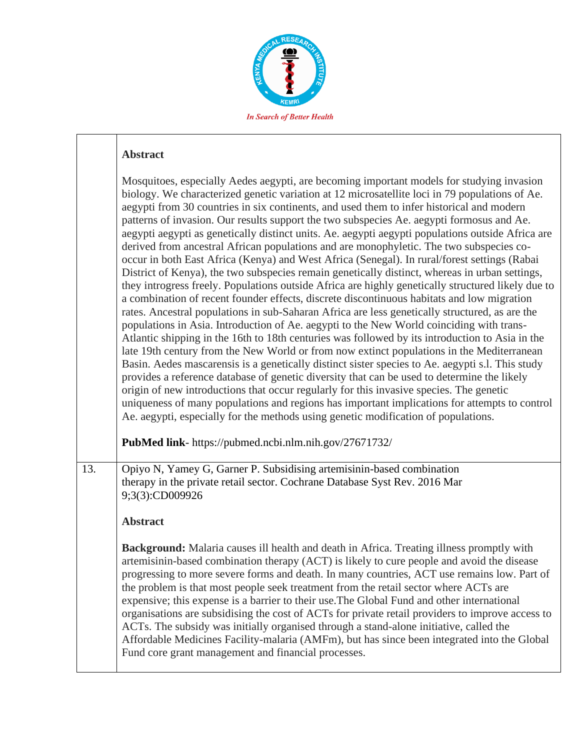| | |
|---|---|
| | **Abstract**<br><br>Mosquitoes, especially Aedes aegypti, are becoming important models for studying invasion biology. We characterized genetic variation at 12 microsatellite loci in 79 populations of Ae. aegypti from 30 countries in six continents, and used them to infer historical and modern patterns of invasion. Our results support the two subspecies Ae. aegypti formosus and Ae. aegypti aegypti as genetically distinct units. Ae. aegypti aegypti populations outside Africa are derived from ancestral African populations and are monophyletic. The two subspecies co-occur in both East Africa (Kenya) and West Africa (Senegal). In rural/forest settings (Rabai District of Kenya), the two subspecies remain genetically distinct, whereas in urban settings, they introgress freely. Populations outside Africa are highly genetically structured likely due to a combination of recent founder effects, discrete discontinuous habitats and low migration rates. Ancestral populations in sub-Saharan Africa are less genetically structured, as are the populations in Asia. Introduction of Ae. aegypti to the New World coinciding with trans-Atlantic shipping in the 16th to 18th centuries was followed by its introduction to Asia in the late 19th century from the New World or from now extinct populations in the Mediterranean Basin. Aedes mascarensis is a genetically distinct sister species to Ae. aegypti s.l. This study provides a reference database of genetic diversity that can be used to determine the likely origin of new introductions that occur regularly for this invasive species. The genetic uniqueness of many populations and regions has important implications for attempts to control Ae. aegypti, especially for the methods using genetic modification of populations.<br><br>**PubMed link**- https://pubmed.ncbi.nlm.nih.gov/27671732/ |
| 13. | Opiyo N, Yamey G, Garner P. Subsidising artemisinin-based combination therapy in the private retail sector. Cochrane Database Syst Rev. 2016 Mar 9;3(3):CD009926<br><br>**Abstract**<br><br>**Background:** Malaria causes ill health and death in Africa. Treating illness promptly with artemisinin-based combination therapy (ACT) is likely to cure people and avoid the disease progressing to more severe forms and death. In many countries, ACT use remains low. Part of the problem is that most people seek treatment from the retail sector where ACTs are expensive; this expense is a barrier to their use.The Global Fund and other international organisations are subsidising the cost of ACTs for private retail providers to improve access to ACTs. The subsidy was initially organised through a stand-alone initiative, called the Affordable Medicines Facility-malaria (AMFm), but has since been integrated into the Global Fund core grant management and financial processes. |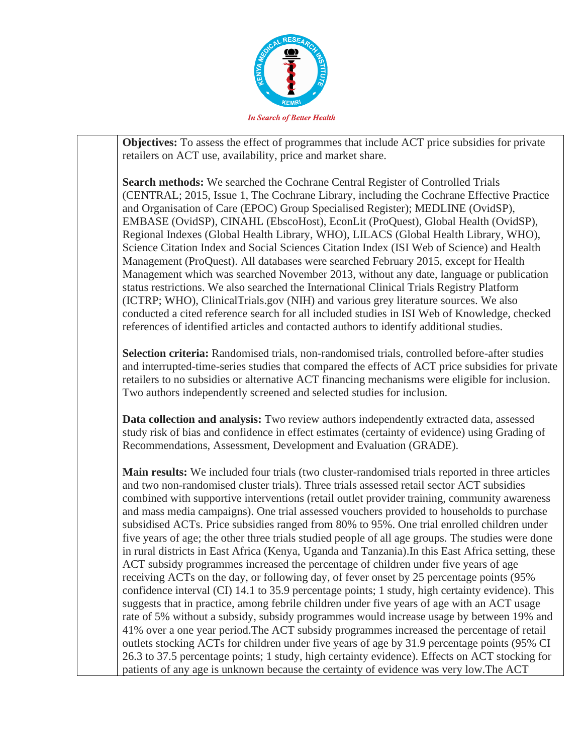**Objectives:** To assess the effect of programmes that include ACT price subsidies for private retailers on ACT use, availability, price and market share.

**Search methods:** We searched the Cochrane Central Register of Controlled Trials (CENTRAL; 2015, Issue 1, The Cochrane Library, including the Cochrane Effective Practice and Organisation of Care (EPOC) Group Specialised Register); MEDLINE (OvidSP), EMBASE (OvidSP), CINAHL (EbscoHost), EconLit (ProQuest), Global Health (OvidSP), Regional Indexes (Global Health Library, WHO), LILACS (Global Health Library, WHO), Science Citation Index and Social Sciences Citation Index (ISI Web of Science) and Health Management (ProQuest). All databases were searched February 2015, except for Health Management which was searched November 2013, without any date, language or publication status restrictions. We also searched the International Clinical Trials Registry Platform (ICTRP; WHO), ClinicalTrials.gov (NIH) and various grey literature sources. We also conducted a cited reference search for all included studies in ISI Web of Knowledge, checked references of identified articles and contacted authors to identify additional studies.

**Selection criteria:** Randomised trials, non-randomised trials, controlled before-after studies and interrupted-time-series studies that compared the effects of ACT price subsidies for private retailers to no subsidies or alternative ACT financing mechanisms were eligible for inclusion. Two authors independently screened and selected studies for inclusion.

**Data collection and analysis:** Two review authors independently extracted data, assessed study risk of bias and confidence in effect estimates (certainty of evidence) using Grading of Recommendations, Assessment, Development and Evaluation (GRADE).

**Main results:** We included four trials (two cluster-randomised trials reported in three articles and two non-randomised cluster trials). Three trials assessed retail sector ACT subsidies combined with supportive interventions (retail outlet provider training, community awareness and mass media campaigns). One trial assessed vouchers provided to households to purchase subsidised ACTs. Price subsidies ranged from 80% to 95%. One trial enrolled children under five years of age; the other three trials studied people of all age groups. The studies were done in rural districts in East Africa (Kenya, Uganda and Tanzania).In this East Africa setting, these ACT subsidy programmes increased the percentage of children under five years of age receiving ACTs on the day, or following day, of fever onset by 25 percentage points (95% confidence interval (CI) 14.1 to 35.9 percentage points; 1 study, high certainty evidence). This suggests that in practice, among febrile children under five years of age with an ACT usage rate of 5% without a subsidy, subsidy programmes would increase usage by between 19% and 41% over a one year period.The ACT subsidy programmes increased the percentage of retail outlets stocking ACTs for children under five years of age by 31.9 percentage points (95% CI 26.3 to 37.5 percentage points; 1 study, high certainty evidence). Effects on ACT stocking for patients of any age is unknown because the certainty of evidence was very low.The ACT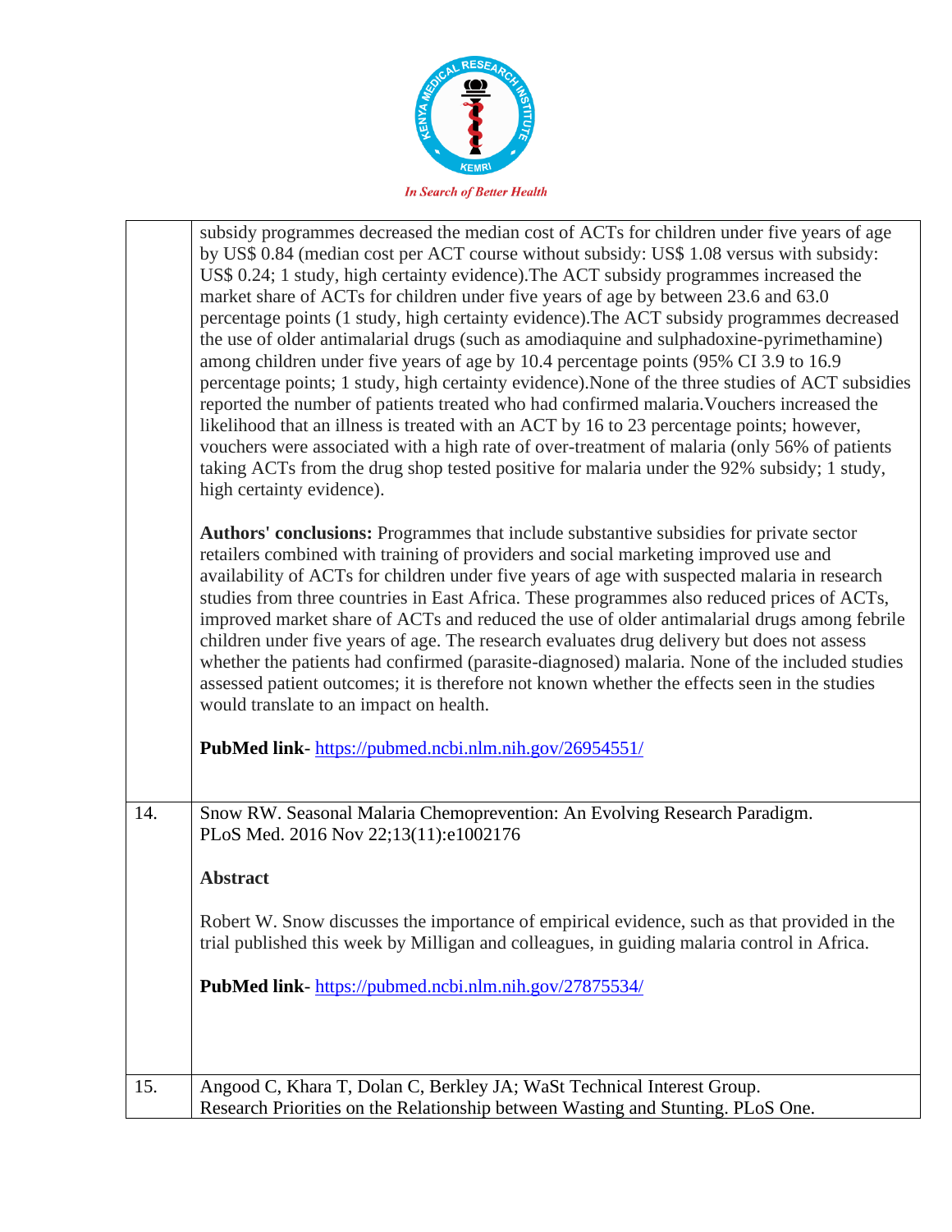| | |
|---|---|
| | subsidy programmes decreased the median cost of ACTs for children under five years of age by US$ 0.84 (median cost per ACT course without subsidy: US$ 1.08 versus with subsidy: US$ 0.24; 1 study, high certainty evidence).The ACT subsidy programmes increased the market share of ACTs for children under five years of age by between 23.6 and 63.0 percentage points (1 study, high certainty evidence).The ACT subsidy programmes decreased the use of older antimalarial drugs (such as amodiaquine and sulphadoxine-pyrimethamine) among children under five years of age by 10.4 percentage points (95% CI 3.9 to 16.9 percentage points; 1 study, high certainty evidence).None of the three studies of ACT subsidies reported the number of patients treated who had confirmed malaria.Vouchers increased the likelihood that an illness is treated with an ACT by 16 to 23 percentage points; however, vouchers were associated with a high rate of over-treatment of malaria (only 56% of patients taking ACTs from the drug shop tested positive for malaria under the 92% subsidy; 1 study, high certainty evidence).<br><br>**Authors' conclusions:** Programmes that include substantive subsidies for private sector retailers combined with training of providers and social marketing improved use and availability of ACTs for children under five years of age with suspected malaria in research studies from three countries in East Africa. These programmes also reduced prices of ACTs, improved market share of ACTs and reduced the use of older antimalarial drugs among febrile children under five years of age. The research evaluates drug delivery but does not assess whether the patients had confirmed (parasite-diagnosed) malaria. None of the included studies assessed patient outcomes; it is therefore not known whether the effects seen in the studies would translate to an impact on health.<br><br>**PubMed link**- https://pubmed.ncbi.nlm.nih.gov/26954551/ |
| 14. | Snow RW. Seasonal Malaria Chemoprevention: An Evolving Research Paradigm. PLoS Med. 2016 Nov 22;13(11):e1002176<br><br>**Abstract**<br><br>Robert W. Snow discusses the importance of empirical evidence, such as that provided in the trial published this week by Milligan and colleagues, in guiding malaria control in Africa.<br><br>**PubMed link**- https://pubmed.ncbi.nlm.nih.gov/27875534/ |
| 15. | Angood C, Khara T, Dolan C, Berkley JA; WaSt Technical Interest Group. Research Priorities on the Relationship between Wasting and Stunting. PLoS One. |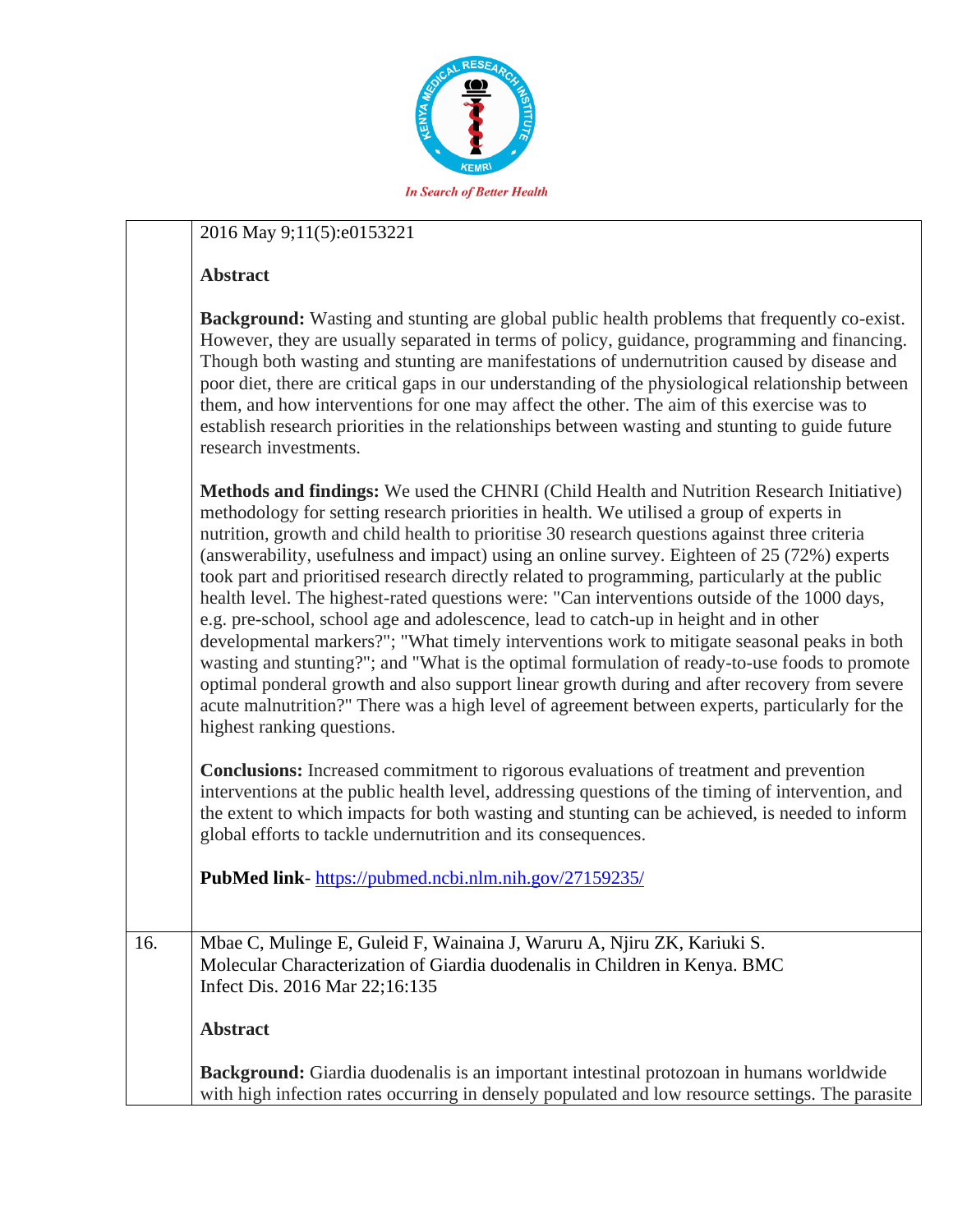| | |
|---|---|
| | 2016 May 9;11(5):e0153221<br><br>**Abstract**<br><br>**Background:** Wasting and stunting are global public health problems that frequently co-exist. However, they are usually separated in terms of policy, guidance, programming and financing. Though both wasting and stunting are manifestations of undernutrition caused by disease and poor diet, there are critical gaps in our understanding of the physiological relationship between them, and how interventions for one may affect the other. The aim of this exercise was to establish research priorities in the relationships between wasting and stunting to guide future research investments.<br><br>**Methods and findings:** We used the CHNRI (Child Health and Nutrition Research Initiative) methodology for setting research priorities in health. We utilised a group of experts in nutrition, growth and child health to prioritise 30 research questions against three criteria (answerability, usefulness and impact) using an online survey. Eighteen of 25 (72%) experts took part and prioritised research directly related to programming, particularly at the public health level. The highest-rated questions were: "Can interventions outside of the 1000 days, e.g. pre-school, school age and adolescence, lead to catch-up in height and in other developmental markers?"; "What timely interventions work to mitigate seasonal peaks in both wasting and stunting?"; and "What is the optimal formulation of ready-to-use foods to promote optimal ponderal growth and also support linear growth during and after recovery from severe acute malnutrition?" There was a high level of agreement between experts, particularly for the highest ranking questions.<br><br>**Conclusions:** Increased commitment to rigorous evaluations of treatment and prevention interventions at the public health level, addressing questions of the timing of intervention, and the extent to which impacts for both wasting and stunting can be achieved, is needed to inform global efforts to tackle undernutrition and its consequences.<br><br>**PubMed link**- https://pubmed.ncbi.nlm.nih.gov/27159235/ |
| 16. | Mbae C, Mulinge E, Guleid F, Wainaina J, Waruru A, Njiru ZK, Kariuki S. Molecular Characterization of Giardia duodenalis in Children in Kenya. BMC Infect Dis. 2016 Mar 22;16:135<br><br>**Abstract**<br><br>**Background:** Giardia duodenalis is an important intestinal protozoan in humans worldwide with high infection rates occurring in densely populated and low resource settings. The parasite |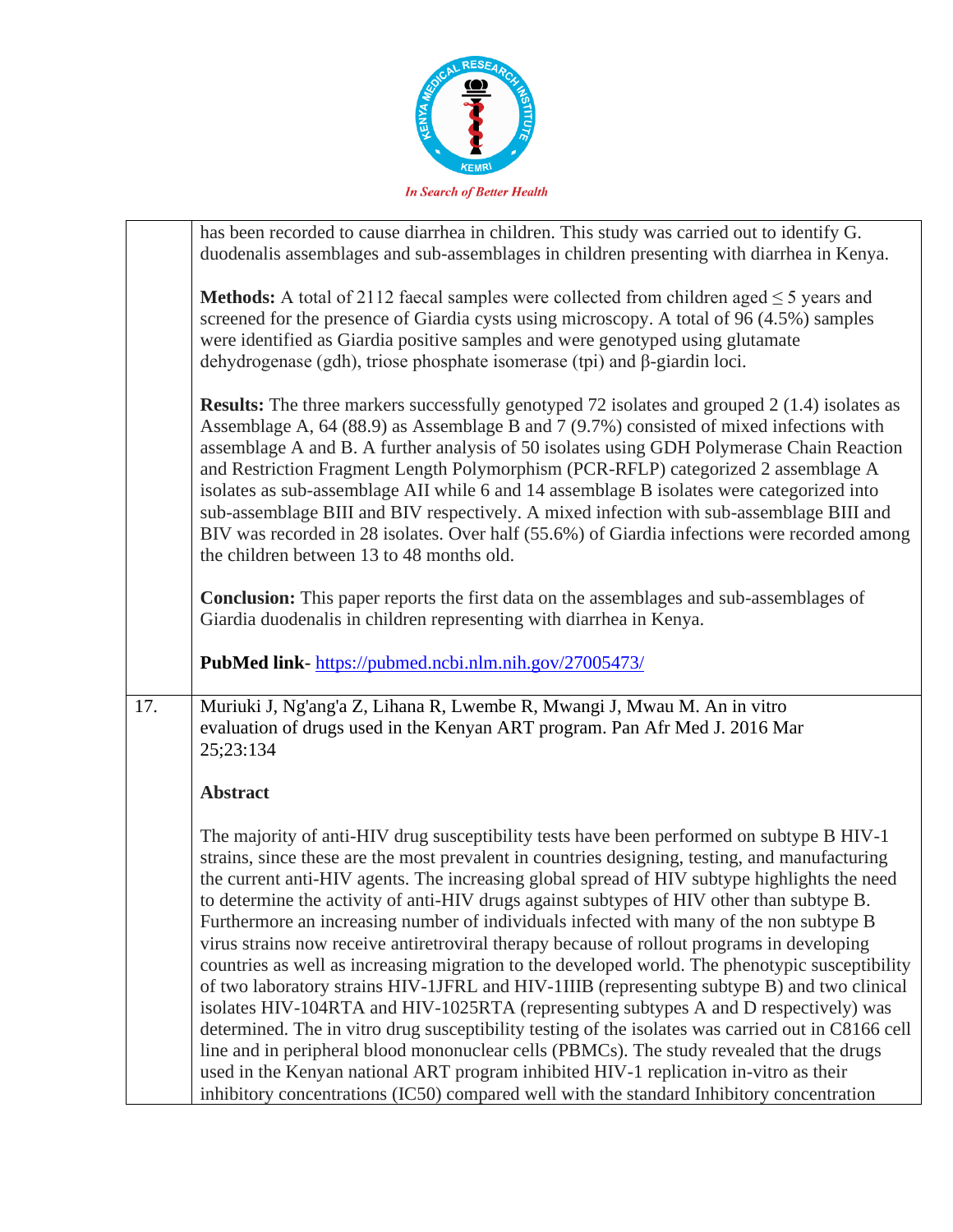|  |  |
| --- | --- |
|  | has been recorded to cause diarrhea in children. This study was carried out to identify G. duodenalis assemblages and sub-assemblages in children presenting with diarrhea in Kenya.<br><br>**Methods:** A total of 2112 faecal samples were collected from children aged ≤ 5 years and screened for the presence of Giardia cysts using microscopy. A total of 96 (4.5%) samples were identified as Giardia positive samples and were genotyped using glutamate dehydrogenase (gdh), triose phosphate isomerase (tpi) and β-giardin loci.<br><br>**Results:** The three markers successfully genotyped 72 isolates and grouped 2 (1.4) isolates as Assemblage A, 64 (88.9) as Assemblage B and 7 (9.7%) consisted of mixed infections with assemblage A and B. A further analysis of 50 isolates using GDH Polymerase Chain Reaction and Restriction Fragment Length Polymorphism (PCR-RFLP) categorized 2 assemblage A isolates as sub-assemblage AII while 6 and 14 assemblage B isolates were categorized into sub-assemblage BIII and BIV respectively. A mixed infection with sub-assemblage BIII and BIV was recorded in 28 isolates. Over half (55.6%) of Giardia infections were recorded among the children between 13 to 48 months old.<br><br>**Conclusion:** This paper reports the first data on the assemblages and sub-assemblages of Giardia duodenalis in children representing with diarrhea in Kenya.<br><br>**PubMed link**- https://pubmed.ncbi.nlm.nih.gov/27005473/ |
| 17. | Muriuki J, Ng'ang'a Z, Lihana R, Lwembe R, Mwangi J, Mwau M. An in vitro evaluation of drugs used in the Kenyan ART program. Pan Afr Med J. 2016 Mar 25;23:134<br><br>**Abstract**<br><br>The majority of anti-HIV drug susceptibility tests have been performed on subtype B HIV-1 strains, since these are the most prevalent in countries designing, testing, and manufacturing the current anti-HIV agents. The increasing global spread of HIV subtype highlights the need to determine the activity of anti-HIV drugs against subtypes of HIV other than subtype B. Furthermore an increasing number of individuals infected with many of the non subtype B virus strains now receive antiretroviral therapy because of rollout programs in developing countries as well as increasing migration to the developed world. The phenotypic susceptibility of two laboratory strains HIV-1JFRL and HIV-1IIIB (representing subtype B) and two clinical isolates HIV-104RTA and HIV-1025RTA (representing subtypes A and D respectively) was determined. The in vitro drug susceptibility testing of the isolates was carried out in C8166 cell line and in peripheral blood mononuclear cells (PBMCs). The study revealed that the drugs used in the Kenyan national ART program inhibited HIV-1 replication in-vitro as their inhibitory concentrations (IC50) compared well with the standard Inhibitory concentration |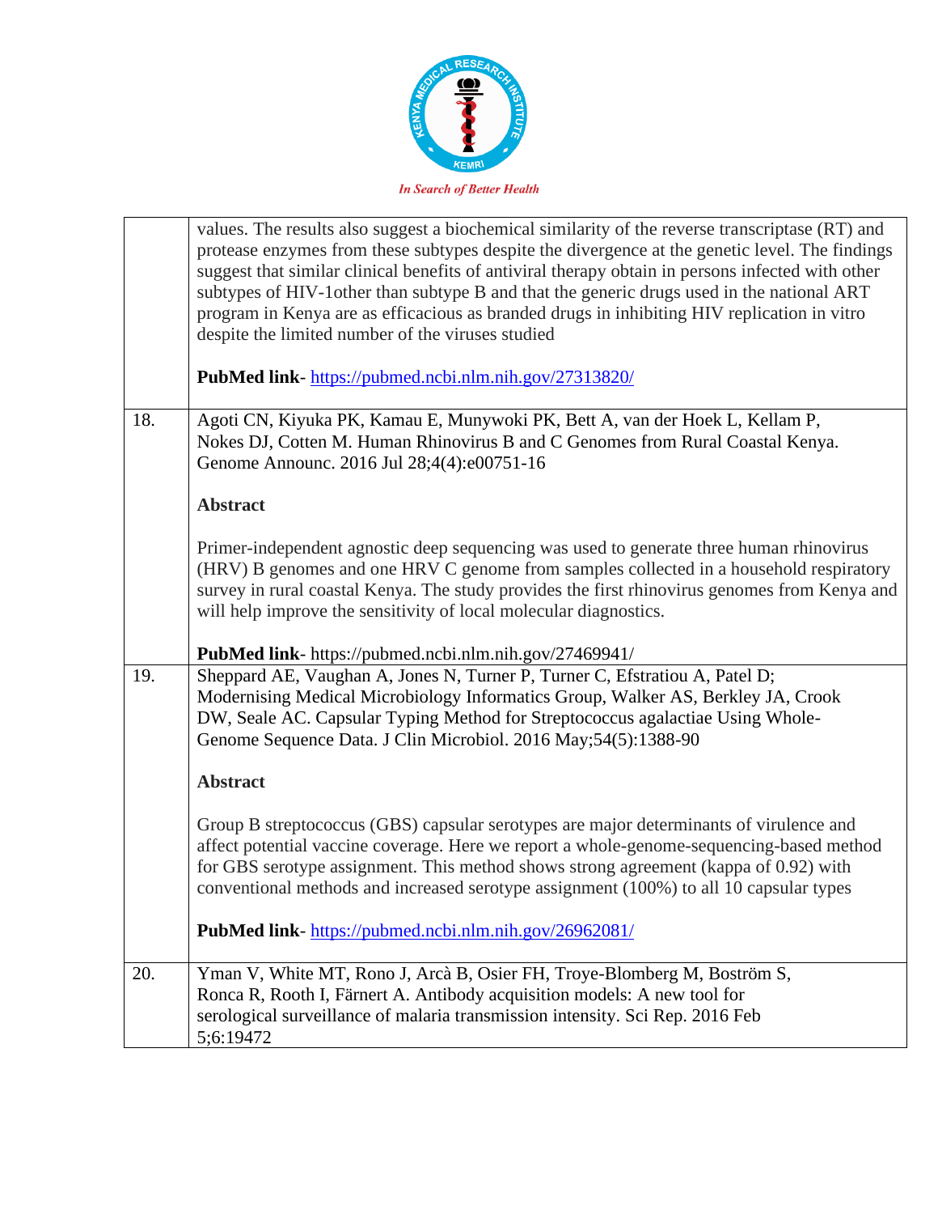| | |
|---|---|
| | values. The results also suggest a biochemical similarity of the reverse transcriptase (RT) and protease enzymes from these subtypes despite the divergence at the genetic level. The findings suggest that similar clinical benefits of antiviral therapy obtain in persons infected with other subtypes of HIV-1other than subtype B and that the generic drugs used in the national ART program in Kenya are as efficacious as branded drugs in inhibiting HIV replication in vitro despite the limited number of the viruses studied<br><br>**PubMed link**- https://pubmed.ncbi.nlm.nih.gov/27313820/ |
| 18. | Agoti CN, Kiyuka PK, Kamau E, Munywoki PK, Bett A, van der Hoek L, Kellam P, Nokes DJ, Cotten M. Human Rhinovirus B and C Genomes from Rural Coastal Kenya. Genome Announc. 2016 Jul 28;4(4):e00751-16<br><br>**Abstract**<br><br>Primer-independent agnostic deep sequencing was used to generate three human rhinovirus (HRV) B genomes and one HRV C genome from samples collected in a household respiratory survey in rural coastal Kenya. The study provides the first rhinovirus genomes from Kenya and will help improve the sensitivity of local molecular diagnostics.<br><br>**PubMed link**- https://pubmed.ncbi.nlm.nih.gov/27469941/ |
| 19. | Sheppard AE, Vaughan A, Jones N, Turner P, Turner C, Efstratiou A, Patel D; Modernising Medical Microbiology Informatics Group, Walker AS, Berkley JA, Crook DW, Seale AC. Capsular Typing Method for Streptococcus agalactiae Using Whole-Genome Sequence Data. J Clin Microbiol. 2016 May;54(5):1388-90<br><br>**Abstract**<br><br>Group B streptococcus (GBS) capsular serotypes are major determinants of virulence and affect potential vaccine coverage. Here we report a whole-genome-sequencing-based method for GBS serotype assignment. This method shows strong agreement (kappa of 0.92) with conventional methods and increased serotype assignment (100%) to all 10 capsular types<br><br>**PubMed link**- https://pubmed.ncbi.nlm.nih.gov/26962081/ |
| 20. | Yman V, White MT, Rono J, Arcà B, Osier FH, Troye-Blomberg M, Boström S, Ronca R, Rooth I, Färnert A. Antibody acquisition models: A new tool for serological surveillance of malaria transmission intensity. Sci Rep. 2016 Feb 5;6:19472 |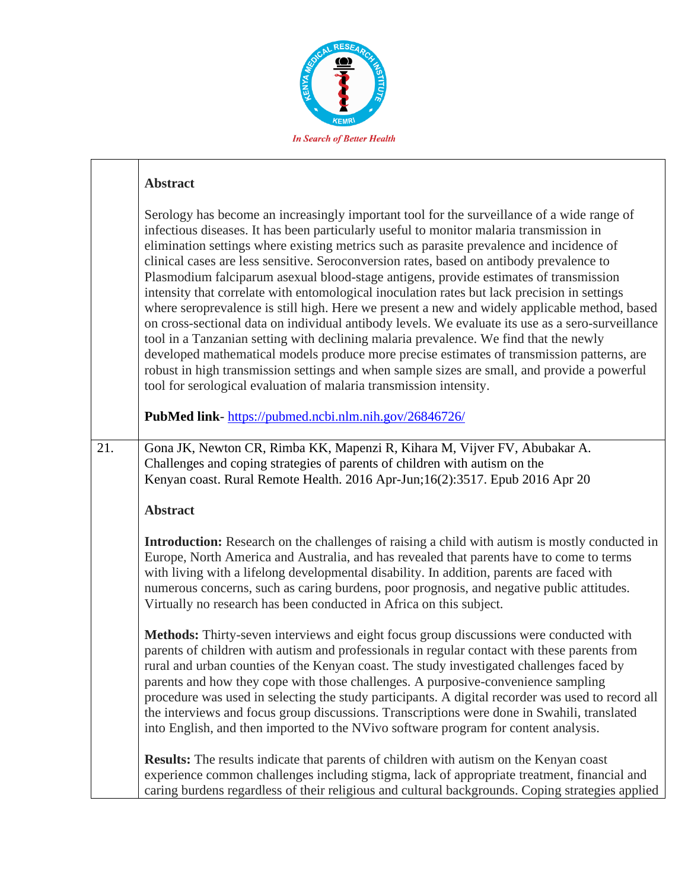| | |
|---|---|
| | **Abstract**<br><br>Serology has become an increasingly important tool for the surveillance of a wide range of infectious diseases. It has been particularly useful to monitor malaria transmission in elimination settings where existing metrics such as parasite prevalence and incidence of clinical cases are less sensitive. Seroconversion rates, based on antibody prevalence to Plasmodium falciparum asexual blood-stage antigens, provide estimates of transmission intensity that correlate with entomological inoculation rates but lack precision in settings where seroprevalence is still high. Here we present a new and widely applicable method, based on cross-sectional data on individual antibody levels. We evaluate its use as a sero-surveillance tool in a Tanzanian setting with declining malaria prevalence. We find that the newly developed mathematical models produce more precise estimates of transmission patterns, are robust in high transmission settings and when sample sizes are small, and provide a powerful tool for serological evaluation of malaria transmission intensity.<br><br>**PubMed link**- https://pubmed.ncbi.nlm.nih.gov/26846726/ |
| 21. | Gona JK, Newton CR, Rimba KK, Mapenzi R, Kihara M, Vijver FV, Abubakar A. Challenges and coping strategies of parents of children with autism on the Kenyan coast. Rural Remote Health. 2016 Apr-Jun;16(2):3517. Epub 2016 Apr 20<br><br>**Abstract**<br><br>**Introduction:** Research on the challenges of raising a child with autism is mostly conducted in Europe, North America and Australia, and has revealed that parents have to come to terms with living with a lifelong developmental disability. In addition, parents are faced with numerous concerns, such as caring burdens, poor prognosis, and negative public attitudes. Virtually no research has been conducted in Africa on this subject.<br><br>**Methods:** Thirty-seven interviews and eight focus group discussions were conducted with parents of children with autism and professionals in regular contact with these parents from rural and urban counties of the Kenyan coast. The study investigated challenges faced by parents and how they cope with those challenges. A purposive-convenience sampling procedure was used in selecting the study participants. A digital recorder was used to record all the interviews and focus group discussions. Transcriptions were done in Swahili, translated into English, and then imported to the NVivo software program for content analysis.<br><br>**Results:** The results indicate that parents of children with autism on the Kenyan coast experience common challenges including stigma, lack of appropriate treatment, financial and caring burdens regardless of their religious and cultural backgrounds. Coping strategies applied |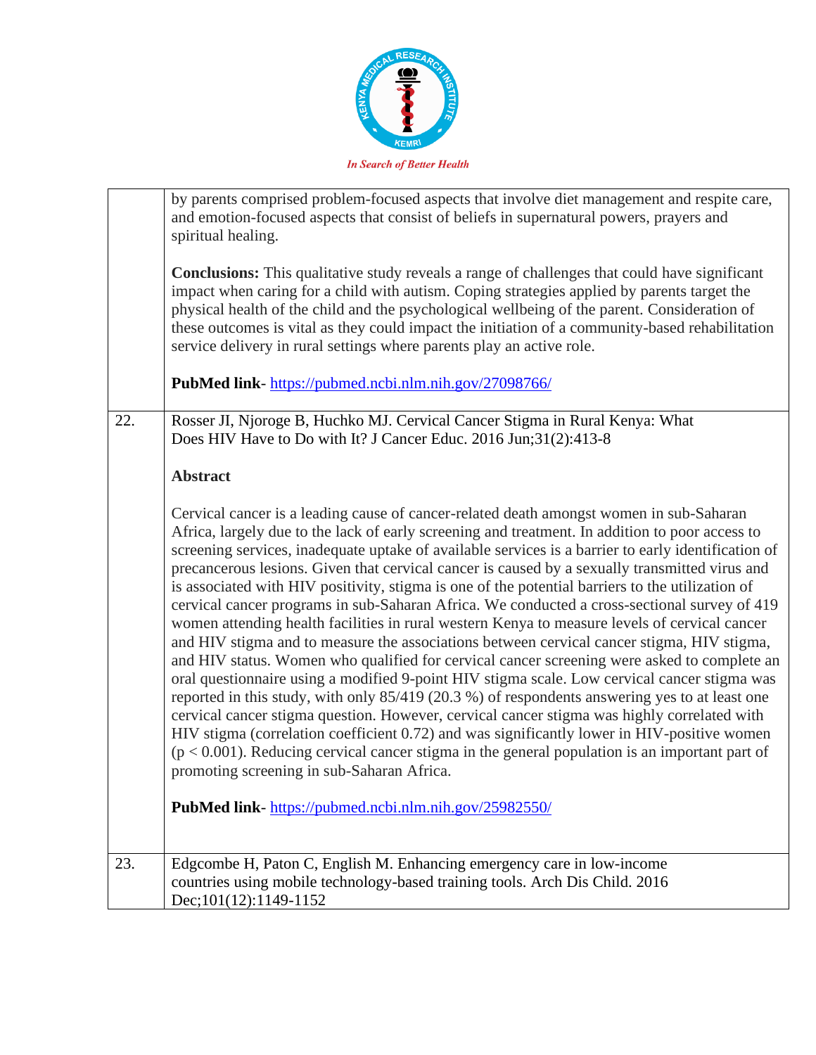| | |
|---|---|
| | by parents comprised problem-focused aspects that involve diet management and respite care, and emotion-focused aspects that consist of beliefs in supernatural powers, prayers and spiritual healing.<br><br>**Conclusions:** This qualitative study reveals a range of challenges that could have significant impact when caring for a child with autism. Coping strategies applied by parents target the physical health of the child and the psychological wellbeing of the parent. Consideration of these outcomes is vital as they could impact the initiation of a community-based rehabilitation service delivery in rural settings where parents play an active role.<br><br>**PubMed link**- https://pubmed.ncbi.nlm.nih.gov/27098766/ |
| 22. | Rosser JI, Njoroge B, Huchko MJ. Cervical Cancer Stigma in Rural Kenya: What Does HIV Have to Do with It? J Cancer Educ. 2016 Jun;31(2):413-8<br><br>**Abstract**<br><br>Cervical cancer is a leading cause of cancer-related death amongst women in sub-Saharan Africa, largely due to the lack of early screening and treatment. In addition to poor access to screening services, inadequate uptake of available services is a barrier to early identification of precancerous lesions. Given that cervical cancer is caused by a sexually transmitted virus and is associated with HIV positivity, stigma is one of the potential barriers to the utilization of cervical cancer programs in sub-Saharan Africa. We conducted a cross-sectional survey of 419 women attending health facilities in rural western Kenya to measure levels of cervical cancer and HIV stigma and to measure the associations between cervical cancer stigma, HIV stigma, and HIV status. Women who qualified for cervical cancer screening were asked to complete an oral questionnaire using a modified 9-point HIV stigma scale. Low cervical cancer stigma was reported in this study, with only 85/419 (20.3 %) of respondents answering yes to at least one cervical cancer stigma question. However, cervical cancer stigma was highly correlated with HIV stigma (correlation coefficient 0.72) and was significantly lower in HIV-positive women ($p < 0.001$). Reducing cervical cancer stigma in the general population is an important part of promoting screening in sub-Saharan Africa.<br><br>**PubMed link**- https://pubmed.ncbi.nlm.nih.gov/25982550/ |
| 23. | Edgcombe H, Paton C, English M. Enhancing emergency care in low-income countries using mobile technology-based training tools. Arch Dis Child. 2016 Dec;101(12):1149-1152 |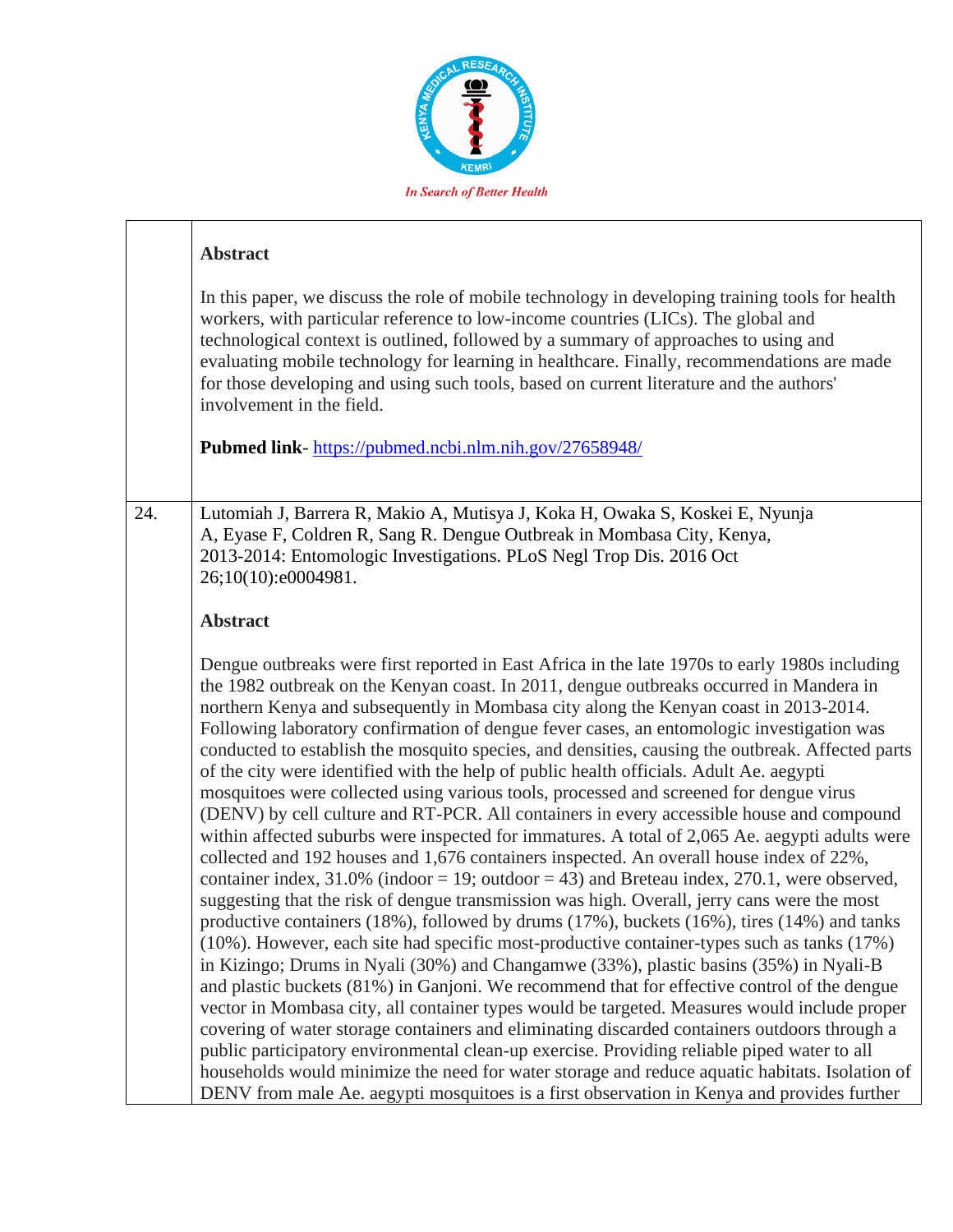| | |
|---|---|
| | **Abstract**<br><br>In this paper, we discuss the role of mobile technology in developing training tools for health workers, with particular reference to low-income countries (LICs). The global and technological context is outlined, followed by a summary of approaches to using and evaluating mobile technology for learning in healthcare. Finally, recommendations are made for those developing and using such tools, based on current literature and the authors' involvement in the field.<br><br>**Pubmed link**- [https://pubmed.ncbi.nlm.nih.gov/27658948/](https://pubmed.ncbi.nlm.nih.gov/27658948/) |
| 24. | Lutomiah J, Barrera R, Makio A, Mutisya J, Koka H, Owaka S, Koskei E, Nyunja A, Eyase F, Coldren R, Sang R. Dengue Outbreak in Mombasa City, Kenya, 2013-2014: Entomologic Investigations. PLoS Negl Trop Dis. 2016 Oct 26;10(10):e0004981.<br><br>**Abstract**<br><br>Dengue outbreaks were first reported in East Africa in the late 1970s to early 1980s including the 1982 outbreak on the Kenyan coast. In 2011, dengue outbreaks occurred in Mandera in northern Kenya and subsequently in Mombasa city along the Kenyan coast in 2013-2014. Following laboratory confirmation of dengue fever cases, an entomologic investigation was conducted to establish the mosquito species, and densities, causing the outbreak. Affected parts of the city were identified with the help of public health officials. Adult Ae. aegypti mosquitoes were collected using various tools, processed and screened for dengue virus (DENV) by cell culture and RT-PCR. All containers in every accessible house and compound within affected suburbs were inspected for immatures. A total of 2,065 Ae. aegypti adults were collected and 192 houses and 1,676 containers inspected. An overall house index of 22%, container index, 31.0% (indoor = 19; outdoor = 43) and Breteau index, 270.1, were observed, suggesting that the risk of dengue transmission was high. Overall, jerry cans were the most productive containers (18%), followed by drums (17%), buckets (16%), tires (14%) and tanks (10%). However, each site had specific most-productive container-types such as tanks (17%) in Kizingo; Drums in Nyali (30%) and Changamwe (33%), plastic basins (35%) in Nyali-B and plastic buckets (81%) in Ganjoni. We recommend that for effective control of the dengue vector in Mombasa city, all container types would be targeted. Measures would include proper covering of water storage containers and eliminating discarded containers outdoors through a public participatory environmental clean-up exercise. Providing reliable piped water to all households would minimize the need for water storage and reduce aquatic habitats. Isolation of DENV from male Ae. aegypti mosquitoes is a first observation in Kenya and provides further |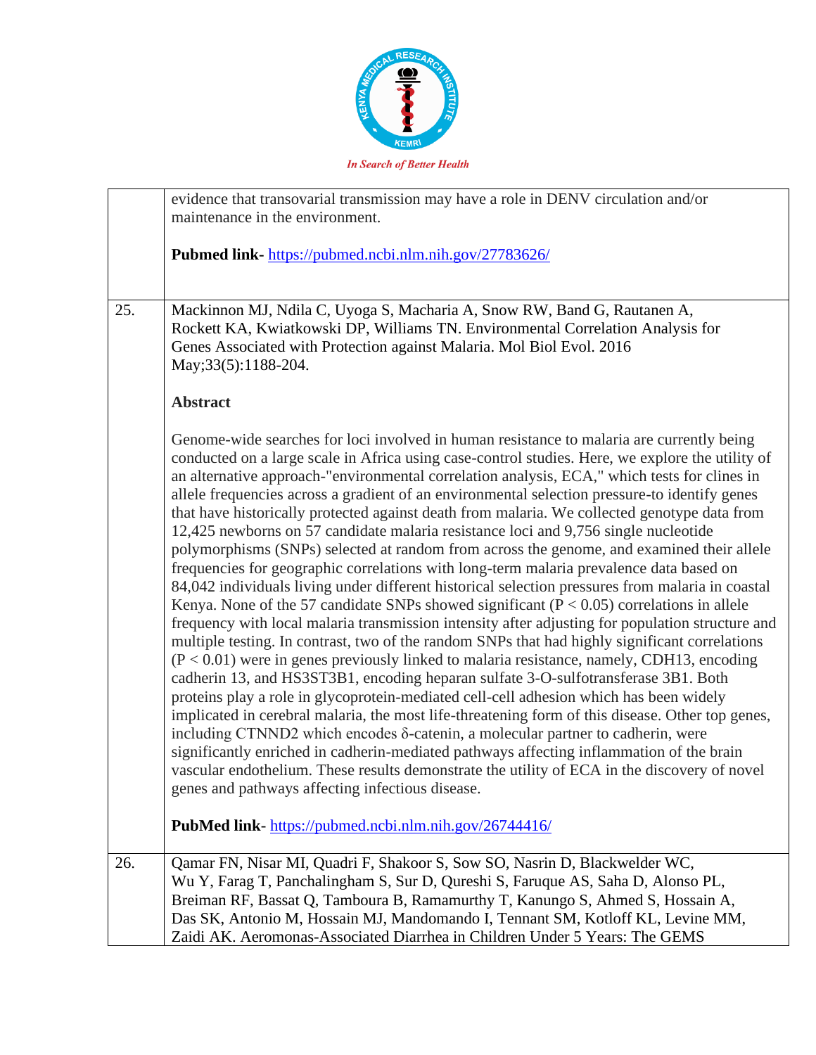| | |
|---|---|
| | evidence that transovarial transmission may have a role in DENV circulation and/or maintenance in the environment.<br><br>**Pubmed link-** https://pubmed.ncbi.nlm.nih.gov/27783626/ |
| 25. | Mackinnon MJ, Ndila C, Uyoga S, Macharia A, Snow RW, Band G, Rautanen A, Rockett KA, Kwiatkowski DP, Williams TN. Environmental Correlation Analysis for Genes Associated with Protection against Malaria. Mol Biol Evol. 2016 May;33(5):1188-204.<br><br>**Abstract**<br><br>Genome-wide searches for loci involved in human resistance to malaria are currently being conducted on a large scale in Africa using case-control studies. Here, we explore the utility of an alternative approach-"environmental correlation analysis, ECA," which tests for clines in allele frequencies across a gradient of an environmental selection pressure-to identify genes that have historically protected against death from malaria. We collected genotype data from 12,425 newborns on 57 candidate malaria resistance loci and 9,756 single nucleotide polymorphisms (SNPs) selected at random from across the genome, and examined their allele frequencies for geographic correlations with long-term malaria prevalence data based on 84,042 individuals living under different historical selection pressures from malaria in coastal Kenya. None of the 57 candidate SNPs showed significant ($P < 0.05$) correlations in allele frequency with local malaria transmission intensity after adjusting for population structure and multiple testing. In contrast, two of the random SNPs that had highly significant correlations ($P < 0.01$) were in genes previously linked to malaria resistance, namely, CDH13, encoding cadherin 13, and HS3ST3B1, encoding heparan sulfate 3-O-sulfotransferase 3B1. Both proteins play a role in glycoprotein-mediated cell-cell adhesion which has been widely implicated in cerebral malaria, the most life-threatening form of this disease. Other top genes, including CTNND2 which encodes δ-catenin, a molecular partner to cadherin, were significantly enriched in cadherin-mediated pathways affecting inflammation of the brain vascular endothelium. These results demonstrate the utility of ECA in the discovery of novel genes and pathways affecting infectious disease.<br><br>**PubMed link**- https://pubmed.ncbi.nlm.nih.gov/26744416/ |
| 26. | Qamar FN, Nisar MI, Quadri F, Shakoor S, Sow SO, Nasrin D, Blackwelder WC, Wu Y, Farag T, Panchalingham S, Sur D, Qureshi S, Faruque AS, Saha D, Alonso PL, Breiman RF, Bassat Q, Tamboura B, Ramamurthy T, Kanungo S, Ahmed S, Hossain A, Das SK, Antonio M, Hossain MJ, Mandomando I, Tennant SM, Kotloff KL, Levine MM, Zaidi AK. Aeromonas-Associated Diarrhea in Children Under 5 Years: The GEMS |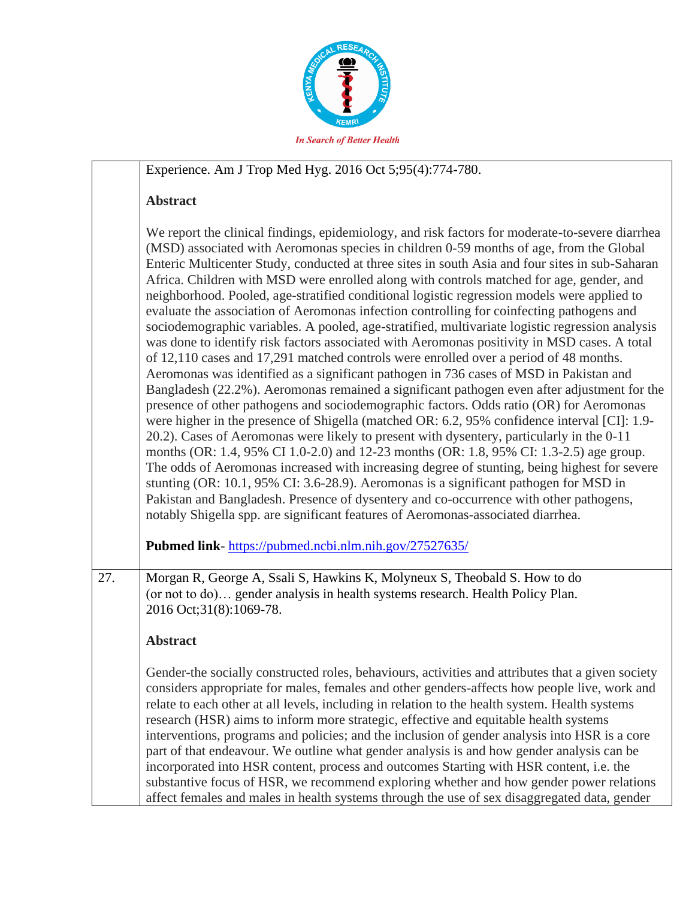|  |  |
|---|---|
|  | Experience. Am J Trop Med Hyg. 2016 Oct 5;95(4):774-780.<br><br>**Abstract**<br><br>We report the clinical findings, epidemiology, and risk factors for moderate-to-severe diarrhea (MSD) associated with Aeromonas species in children 0-59 months of age, from the Global Enteric Multicenter Study, conducted at three sites in south Asia and four sites in sub-Saharan Africa. Children with MSD were enrolled along with controls matched for age, gender, and neighborhood. Pooled, age-stratified conditional logistic regression models were applied to evaluate the association of Aeromonas infection controlling for coinfecting pathogens and sociodemographic variables. A pooled, age-stratified, multivariate logistic regression analysis was done to identify risk factors associated with Aeromonas positivity in MSD cases. A total of 12,110 cases and 17,291 matched controls were enrolled over a period of 48 months. Aeromonas was identified as a significant pathogen in 736 cases of MSD in Pakistan and Bangladesh (22.2%). Aeromonas remained a significant pathogen even after adjustment for the presence of other pathogens and sociodemographic factors. Odds ratio (OR) for Aeromonas were higher in the presence of Shigella (matched OR: 6.2, 95% confidence interval [CI]: 1.9-20.2). Cases of Aeromonas were likely to present with dysentery, particularly in the 0-11 months (OR: 1.4, 95% CI 1.0-2.0) and 12-23 months (OR: 1.8, 95% CI: 1.3-2.5) age group. The odds of Aeromonas increased with increasing degree of stunting, being highest for severe stunting (OR: 10.1, 95% CI: 3.6-28.9). Aeromonas is a significant pathogen for MSD in Pakistan and Bangladesh. Presence of dysentery and co-occurrence with other pathogens, notably Shigella spp. are significant features of Aeromonas-associated diarrhea.<br><br>**Pubmed link**- https://pubmed.ncbi.nlm.nih.gov/27527635/ |
| 27. | Morgan R, George A, Ssali S, Hawkins K, Molyneux S, Theobald S. How to do (or not to do)… gender analysis in health systems research. Health Policy Plan. 2016 Oct;31(8):1069-78.<br><br>**Abstract**<br><br>Gender-the socially constructed roles, behaviours, activities and attributes that a given society considers appropriate for males, females and other genders-affects how people live, work and relate to each other at all levels, including in relation to the health system. Health systems research (HSR) aims to inform more strategic, effective and equitable health systems interventions, programs and policies; and the inclusion of gender analysis into HSR is a core part of that endeavour. We outline what gender analysis is and how gender analysis can be incorporated into HSR content, process and outcomes Starting with HSR content, i.e. the substantive focus of HSR, we recommend exploring whether and how gender power relations affect females and males in health systems through the use of sex disaggregated data, gender |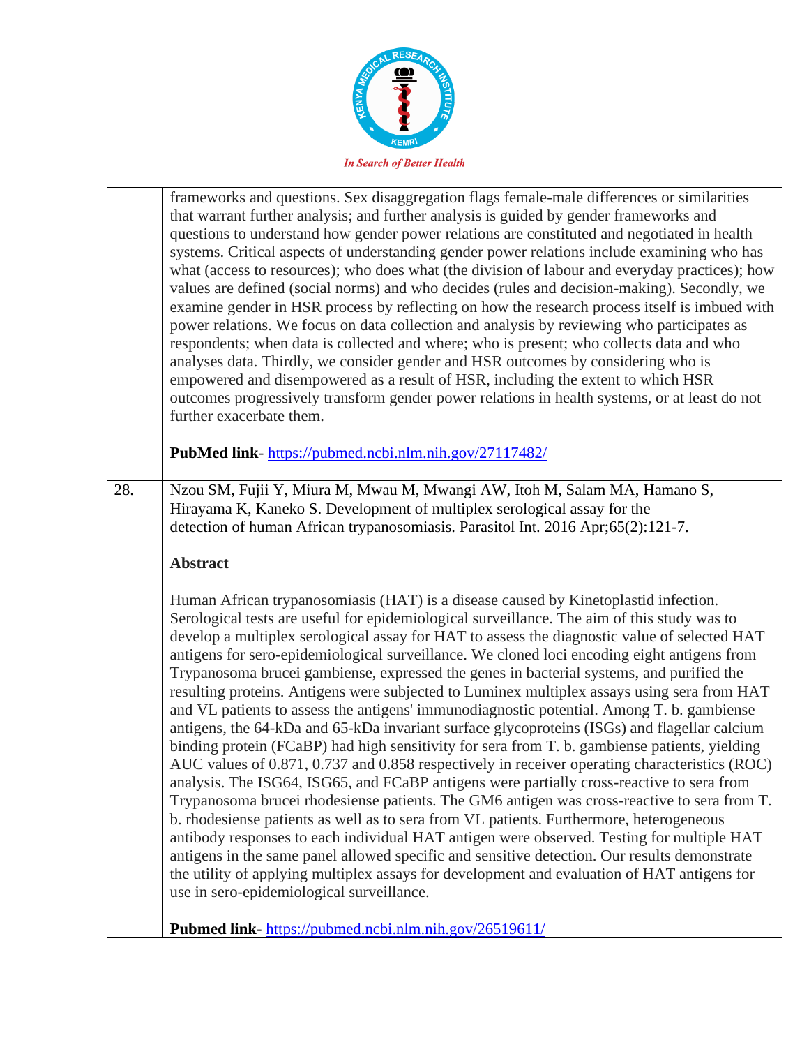| | |
|---|---|
| | frameworks and questions. Sex disaggregation flags female-male differences or similarities that warrant further analysis; and further analysis is guided by gender frameworks and questions to understand how gender power relations are constituted and negotiated in health systems. Critical aspects of understanding gender power relations include examining who has what (access to resources); who does what (the division of labour and everyday practices); how values are defined (social norms) and who decides (rules and decision-making). Secondly, we examine gender in HSR process by reflecting on how the research process itself is imbued with power relations. We focus on data collection and analysis by reviewing who participates as respondents; when data is collected and where; who is present; who collects data and who analyses data. Thirdly, we consider gender and HSR outcomes by considering who is empowered and disempowered as a result of HSR, including the extent to which HSR outcomes progressively transform gender power relations in health systems, or at least do not further exacerbate them.<br><br>**PubMed link**- https://pubmed.ncbi.nlm.nih.gov/27117482/ |
| 28. | Nzou SM, Fujii Y, Miura M, Mwau M, Mwangi AW, Itoh M, Salam MA, Hamano S, Hirayama K, Kaneko S. Development of multiplex serological assay for the detection of human African trypanosomiasis. Parasitol Int. 2016 Apr;65(2):121-7.<br><br>**Abstract**<br><br>Human African trypanosomiasis (HAT) is a disease caused by Kinetoplastid infection. Serological tests are useful for epidemiological surveillance. The aim of this study was to develop a multiplex serological assay for HAT to assess the diagnostic value of selected HAT antigens for sero-epidemiological surveillance. We cloned loci encoding eight antigens from Trypanosoma brucei gambiense, expressed the genes in bacterial systems, and purified the resulting proteins. Antigens were subjected to Luminex multiplex assays using sera from HAT and VL patients to assess the antigens' immunodiagnostic potential. Among T. b. gambiense antigens, the 64-kDa and 65-kDa invariant surface glycoproteins (ISGs) and flagellar calcium binding protein (FCaBP) had high sensitivity for sera from T. b. gambiense patients, yielding AUC values of 0.871, 0.737 and 0.858 respectively in receiver operating characteristics (ROC) analysis. The ISG64, ISG65, and FCaBP antigens were partially cross-reactive to sera from Trypanosoma brucei rhodesiense patients. The GM6 antigen was cross-reactive to sera from T. b. rhodesiense patients as well as to sera from VL patients. Furthermore, heterogeneous antibody responses to each individual HAT antigen were observed. Testing for multiple HAT antigens in the same panel allowed specific and sensitive detection. Our results demonstrate the utility of applying multiplex assays for development and evaluation of HAT antigens for use in sero-epidemiological surveillance.<br><br>**Pubmed link**- https://pubmed.ncbi.nlm.nih.gov/26519611/ |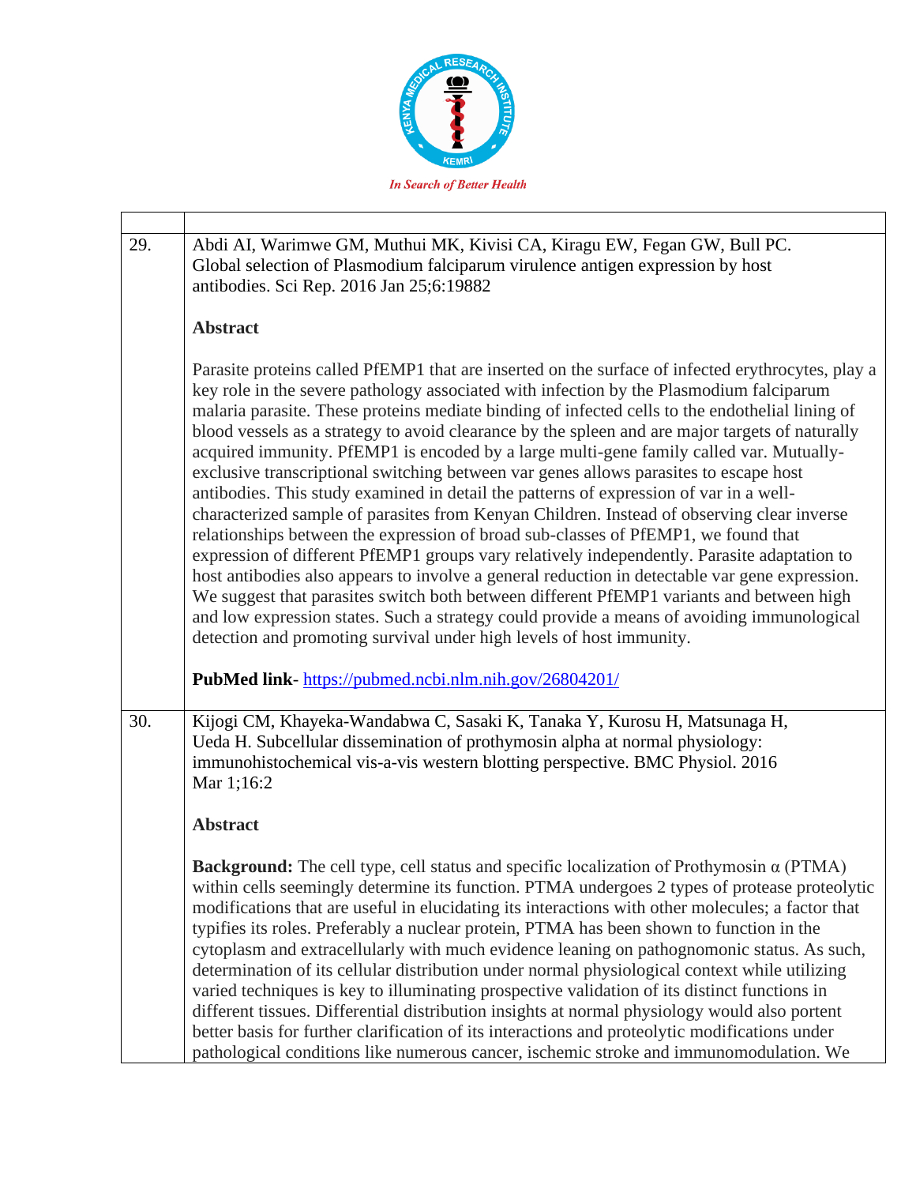In Search of Better Health

| | |
|---|---|
| 29. | Abdi AI, Warimwe GM, Muthui MK, Kivisi CA, Kiragu EW, Fegan GW, Bull PC. Global selection of Plasmodium falciparum virulence antigen expression by host antibodies. Sci Rep. 2016 Jan 25;6:19882<br><br>**Abstract**<br><br>Parasite proteins called PfEMP1 that are inserted on the surface of infected erythrocytes, play a key role in the severe pathology associated with infection by the Plasmodium falciparum malaria parasite. These proteins mediate binding of infected cells to the endothelial lining of blood vessels as a strategy to avoid clearance by the spleen and are major targets of naturally acquired immunity. PfEMP1 is encoded by a large multi-gene family called var. Mutually-exclusive transcriptional switching between var genes allows parasites to escape host antibodies. This study examined in detail the patterns of expression of var in a well-characterized sample of parasites from Kenyan Children. Instead of observing clear inverse relationships between the expression of broad sub-classes of PfEMP1, we found that expression of different PfEMP1 groups vary relatively independently. Parasite adaptation to host antibodies also appears to involve a general reduction in detectable var gene expression. We suggest that parasites switch both between different PfEMP1 variants and between high and low expression states. Such a strategy could provide a means of avoiding immunological detection and promoting survival under high levels of host immunity.<br><br>**PubMed link**- https://pubmed.ncbi.nlm.nih.gov/26804201/ |
| 30. | Kijogi CM, Khayeka-Wandabwa C, Sasaki K, Tanaka Y, Kurosu H, Matsunaga H, Ueda H. Subcellular dissemination of prothymosin alpha at normal physiology: immunohistochemical vis-a-vis western blotting perspective. BMC Physiol. 2016 Mar 1;16:2<br><br>**Abstract**<br><br>**Background:** The cell type, cell status and specific localization of Prothymosin α (PTMA) within cells seemingly determine its function. PTMA undergoes 2 types of protease proteolytic modifications that are useful in elucidating its interactions with other molecules; a factor that typifies its roles. Preferably a nuclear protein, PTMA has been shown to function in the cytoplasm and extracellularly with much evidence leaning on pathognomonic status. As such, determination of its cellular distribution under normal physiological context while utilizing varied techniques is key to illuminating prospective validation of its distinct functions in different tissues. Differential distribution insights at normal physiology would also portent better basis for further clarification of its interactions and proteolytic modifications under pathological conditions like numerous cancer, ischemic stroke and immunomodulation. We |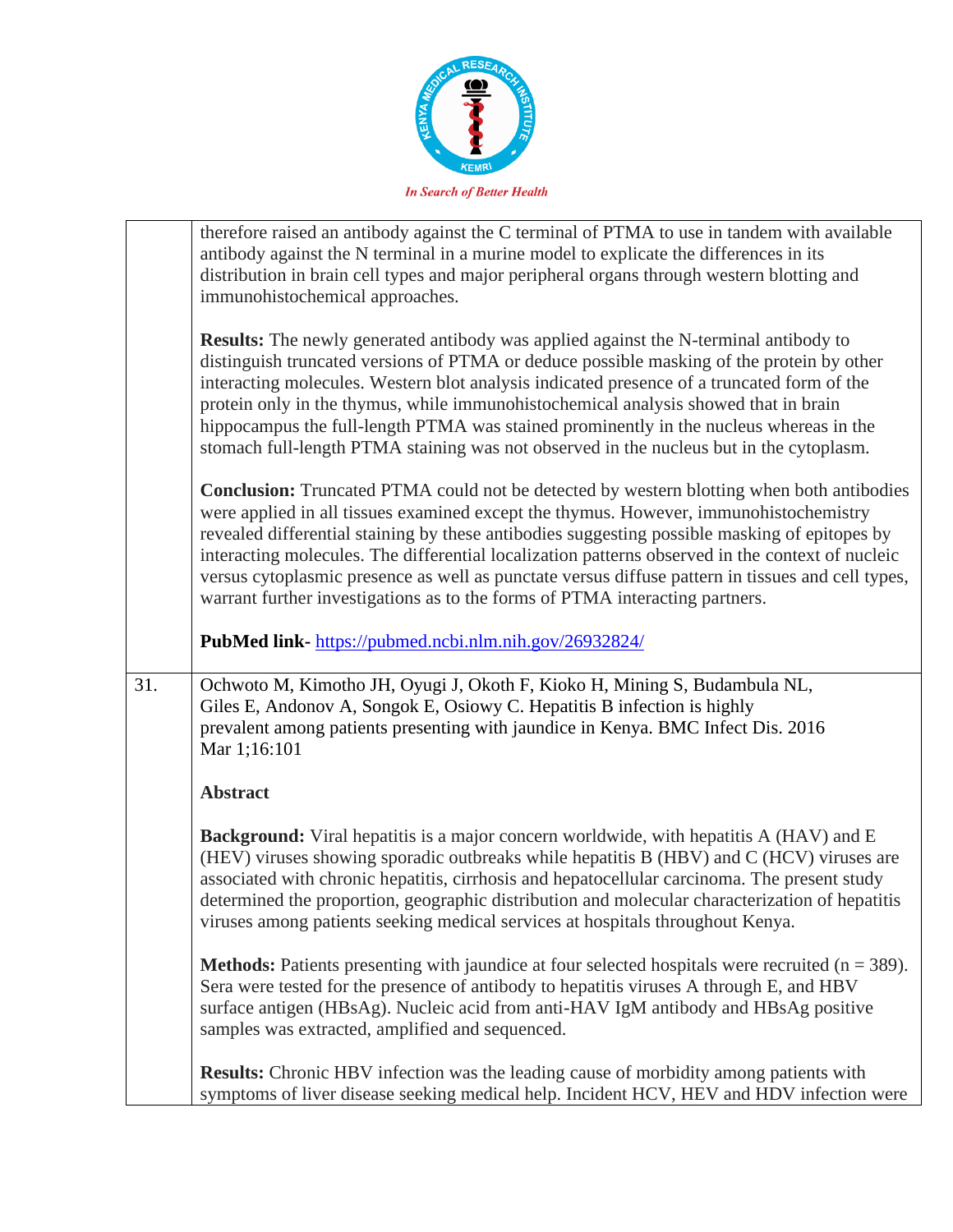|  |  |
|---|---|
|  | therefore raised an antibody against the C terminal of PTMA to use in tandem with available antibody against the N terminal in a murine model to explicate the differences in its distribution in brain cell types and major peripheral organs through western blotting and immunohistochemical approaches.<br><br>**Results:** The newly generated antibody was applied against the N-terminal antibody to distinguish truncated versions of PTMA or deduce possible masking of the protein by other interacting molecules. Western blot analysis indicated presence of a truncated form of the protein only in the thymus, while immunohistochemical analysis showed that in brain hippocampus the full-length PTMA was stained prominently in the nucleus whereas in the stomach full-length PTMA staining was not observed in the nucleus but in the cytoplasm.<br><br>**Conclusion:** Truncated PTMA could not be detected by western blotting when both antibodies were applied in all tissues examined except the thymus. However, immunohistochemistry revealed differential staining by these antibodies suggesting possible masking of epitopes by interacting molecules. The differential localization patterns observed in the context of nucleic versus cytoplasmic presence as well as punctate versus diffuse pattern in tissues and cell types, warrant further investigations as to the forms of PTMA interacting partners.<br><br>**PubMed link**- https://pubmed.ncbi.nlm.nih.gov/26932824/ |
| 31. | Ochwoto M, Kimotho JH, Oyugi J, Okoth F, Kioko H, Mining S, Budambula NL, Giles E, Andonov A, Songok E, Osiowy C. Hepatitis B infection is highly prevalent among patients presenting with jaundice in Kenya. BMC Infect Dis. 2016 Mar 1;16:101<br><br>**Abstract**<br><br>**Background:** Viral hepatitis is a major concern worldwide, with hepatitis A (HAV) and E (HEV) viruses showing sporadic outbreaks while hepatitis B (HBV) and C (HCV) viruses are associated with chronic hepatitis, cirrhosis and hepatocellular carcinoma. The present study determined the proportion, geographic distribution and molecular characterization of hepatitis viruses among patients seeking medical services at hospitals throughout Kenya.<br><br>**Methods:** Patients presenting with jaundice at four selected hospitals were recruited (n = 389). Sera were tested for the presence of antibody to hepatitis viruses A through E, and HBV surface antigen (HBsAg). Nucleic acid from anti-HAV IgM antibody and HBsAg positive samples was extracted, amplified and sequenced.<br><br>**Results:** Chronic HBV infection was the leading cause of morbidity among patients with symptoms of liver disease seeking medical help. Incident HCV, HEV and HDV infection were |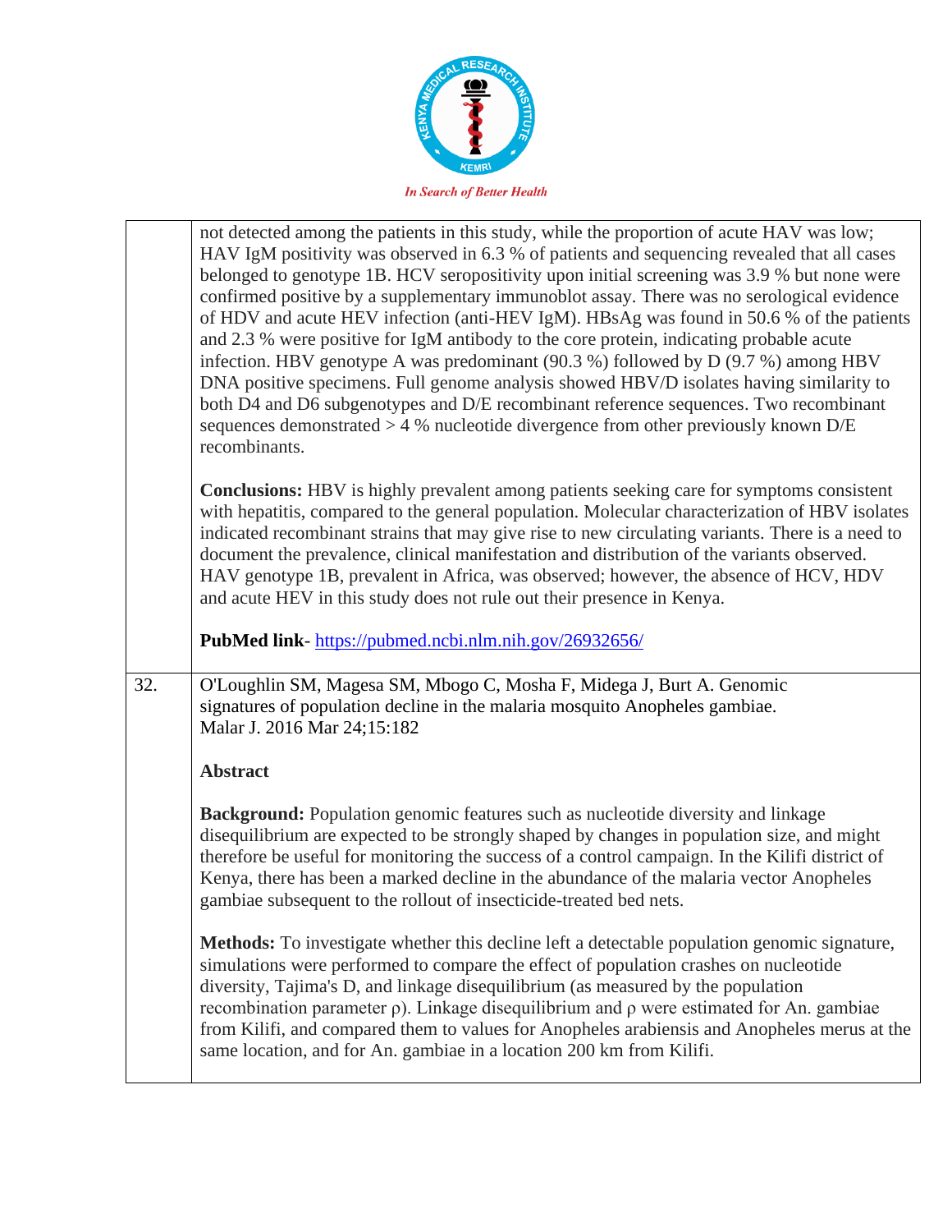| | |
|---|---|
| | not detected among the patients in this study, while the proportion of acute HAV was low; HAV IgM positivity was observed in 6.3 % of patients and sequencing revealed that all cases belonged to genotype 1B. HCV seropositivity upon initial screening was 3.9 % but none were confirmed positive by a supplementary immunoblot assay. There was no serological evidence of HDV and acute HEV infection (anti-HEV IgM). HBsAg was found in 50.6 % of the patients and 2.3 % were positive for IgM antibody to the core protein, indicating probable acute infection. HBV genotype A was predominant (90.3 %) followed by D (9.7 %) among HBV DNA positive specimens. Full genome analysis showed HBV/D isolates having similarity to both D4 and D6 subgenotypes and D/E recombinant reference sequences. Two recombinant sequences demonstrated > 4 % nucleotide divergence from other previously known D/E recombinants.<br><br>**Conclusions:** HBV is highly prevalent among patients seeking care for symptoms consistent with hepatitis, compared to the general population. Molecular characterization of HBV isolates indicated recombinant strains that may give rise to new circulating variants. There is a need to document the prevalence, clinical manifestation and distribution of the variants observed. HAV genotype 1B, prevalent in Africa, was observed; however, the absence of HCV, HDV and acute HEV in this study does not rule out their presence in Kenya.<br><br>**PubMed link**- https://pubmed.ncbi.nlm.nih.gov/26932656/ |
| 32. | O'Loughlin SM, Magesa SM, Mbogo C, Mosha F, Midega J, Burt A. Genomic signatures of population decline in the malaria mosquito Anopheles gambiae. Malar J. 2016 Mar 24;15:182<br><br>**Abstract**<br><br>**Background:** Population genomic features such as nucleotide diversity and linkage disequilibrium are expected to be strongly shaped by changes in population size, and might therefore be useful for monitoring the success of a control campaign. In the Kilifi district of Kenya, there has been a marked decline in the abundance of the malaria vector Anopheles gambiae subsequent to the rollout of insecticide-treated bed nets.<br><br>**Methods:** To investigate whether this decline left a detectable population genomic signature, simulations were performed to compare the effect of population crashes on nucleotide diversity, Tajima's D, and linkage disequilibrium (as measured by the population recombination parameter $\rho$). Linkage disequilibrium and $\rho$ were estimated for An. gambiae from Kilifi, and compared them to values for Anopheles arabiensis and Anopheles merus at the same location, and for An. gambiae in a location 200 km from Kilifi. |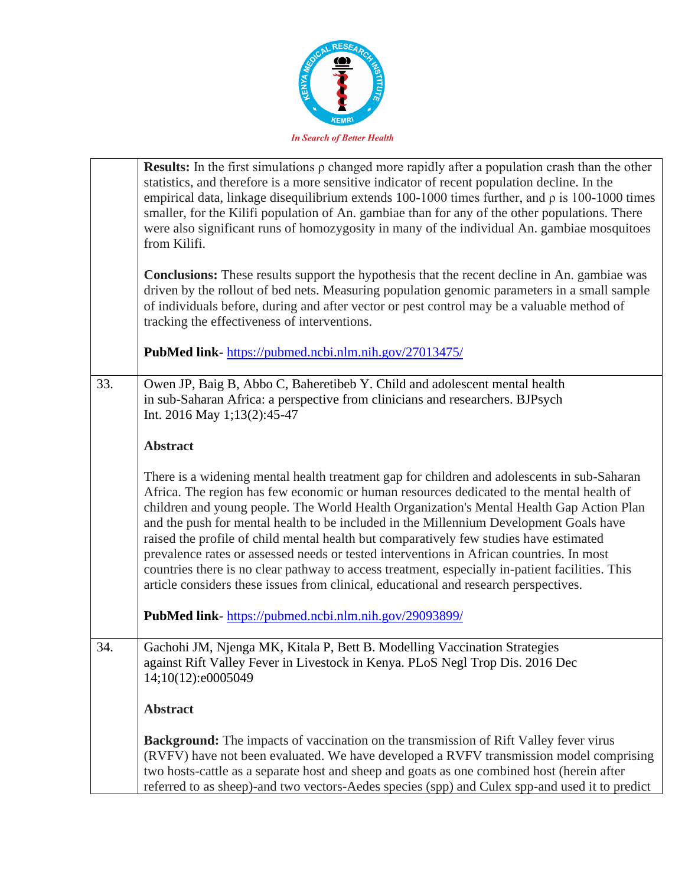| | |
|---|---|
| | **Results:** In the first simulations ρ changed more rapidly after a population crash than the other statistics, and therefore is a more sensitive indicator of recent population decline. In the empirical data, linkage disequilibrium extends 100-1000 times further, and ρ is 100-1000 times smaller, for the Kilifi population of An. gambiae than for any of the other populations. There were also significant runs of homozygosity in many of the individual An. gambiae mosquitoes from Kilifi.<br><br>**Conclusions:** These results support the hypothesis that the recent decline in An. gambiae was driven by the rollout of bed nets. Measuring population genomic parameters in a small sample of individuals before, during and after vector or pest control may be a valuable method of tracking the effectiveness of interventions.<br><br>**PubMed link-** https://pubmed.ncbi.nlm.nih.gov/27013475/ |
| 33. | Owen JP, Baig B, Abbo C, Baheretibeb Y. Child and adolescent mental health in sub-Saharan Africa: a perspective from clinicians and researchers. BJPsych Int. 2016 May 1;13(2):45-47<br><br>**Abstract**<br><br>There is a widening mental health treatment gap for children and adolescents in sub-Saharan Africa. The region has few economic or human resources dedicated to the mental health of children and young people. The World Health Organization's Mental Health Gap Action Plan and the push for mental health to be included in the Millennium Development Goals have raised the profile of child mental health but comparatively few studies have estimated prevalence rates or assessed needs or tested interventions in African countries. In most countries there is no clear pathway to access treatment, especially in-patient facilities. This article considers these issues from clinical, educational and research perspectives.<br><br>**PubMed link**- https://pubmed.ncbi.nlm.nih.gov/29093899/ |
| 34. | Gachohi JM, Njenga MK, Kitala P, Bett B. Modelling Vaccination Strategies against Rift Valley Fever in Livestock in Kenya. PLoS Negl Trop Dis. 2016 Dec 14;10(12):e0005049<br><br>**Abstract**<br><br>**Background:** The impacts of vaccination on the transmission of Rift Valley fever virus (RVFV) have not been evaluated. We have developed a RVFV transmission model comprising two hosts-cattle as a separate host and sheep and goats as one combined host (herein after referred to as sheep)-and two vectors-Aedes species (spp) and Culex spp-and used it to predict |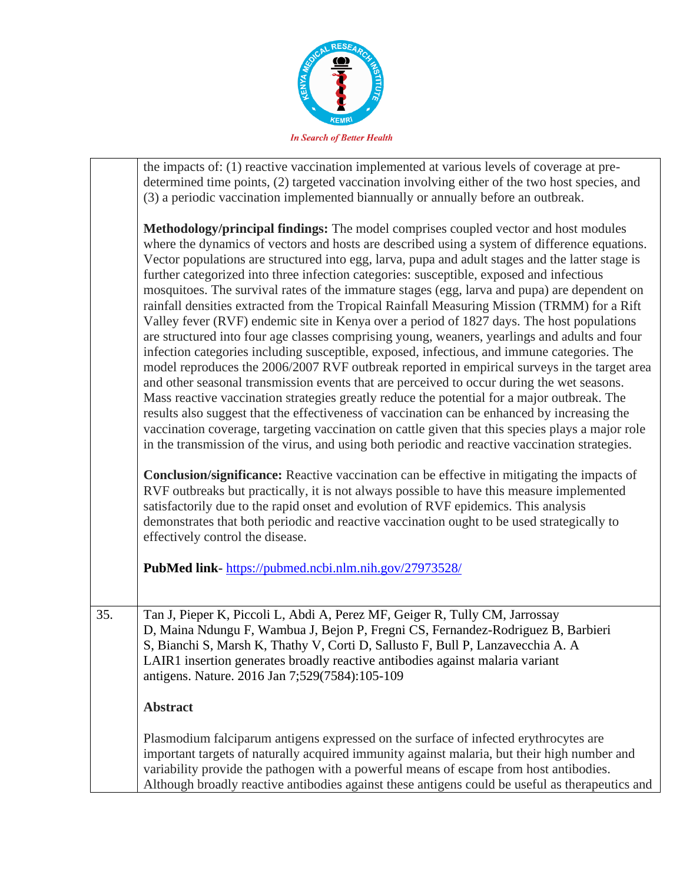| | |
|---|---|
| | the impacts of: (1) reactive vaccination implemented at various levels of coverage at pre-determined time points, (2) targeted vaccination involving either of the two host species, and (3) a periodic vaccination implemented biannually or annually before an outbreak.<br><br>**Methodology/principal findings:** The model comprises coupled vector and host modules where the dynamics of vectors and hosts are described using a system of difference equations. Vector populations are structured into egg, larva, pupa and adult stages and the latter stage is further categorized into three infection categories: susceptible, exposed and infectious mosquitoes. The survival rates of the immature stages (egg, larva and pupa) are dependent on rainfall densities extracted from the Tropical Rainfall Measuring Mission (TRMM) for a Rift Valley fever (RVF) endemic site in Kenya over a period of 1827 days. The host populations are structured into four age classes comprising young, weaners, yearlings and adults and four infection categories including susceptible, exposed, infectious, and immune categories. The model reproduces the 2006/2007 RVF outbreak reported in empirical surveys in the target area and other seasonal transmission events that are perceived to occur during the wet seasons. Mass reactive vaccination strategies greatly reduce the potential for a major outbreak. The results also suggest that the effectiveness of vaccination can be enhanced by increasing the vaccination coverage, targeting vaccination on cattle given that this species plays a major role in the transmission of the virus, and using both periodic and reactive vaccination strategies.<br><br>**Conclusion/significance:** Reactive vaccination can be effective in mitigating the impacts of RVF outbreaks but practically, it is not always possible to have this measure implemented satisfactorily due to the rapid onset and evolution of RVF epidemics. This analysis demonstrates that both periodic and reactive vaccination ought to be used strategically to effectively control the disease.<br><br>**PubMed link**- https://pubmed.ncbi.nlm.nih.gov/27973528/ |
| 35. | Tan J, Pieper K, Piccoli L, Abdi A, Perez MF, Geiger R, Tully CM, Jarrossay D, Maina Ndungu F, Wambua J, Bejon P, Fregni CS, Fernandez-Rodriguez B, Barbieri S, Bianchi S, Marsh K, Thathy V, Corti D, Sallusto F, Bull P, Lanzavecchia A. A LAIR1 insertion generates broadly reactive antibodies against malaria variant antigens. Nature. 2016 Jan 7;529(7584):105-109<br><br>**Abstract**<br><br>Plasmodium falciparum antigens expressed on the surface of infected erythrocytes are important targets of naturally acquired immunity against malaria, but their high number and variability provide the pathogen with a powerful means of escape from host antibodies. Although broadly reactive antibodies against these antigens could be useful as therapeutics and |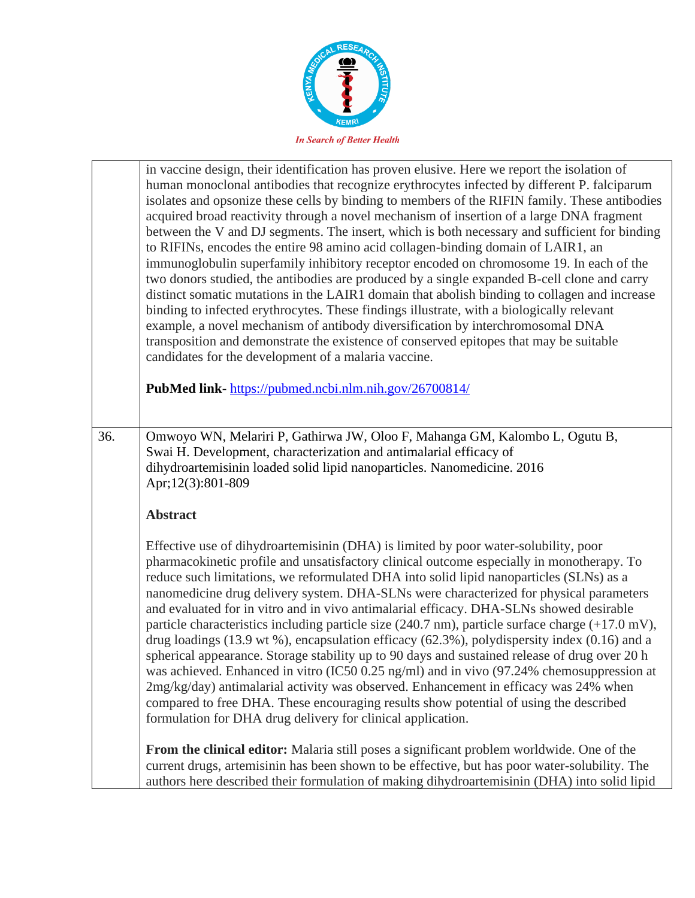| | |
|---|---|
| | in vaccine design, their identification has proven elusive. Here we report the isolation of human monoclonal antibodies that recognize erythrocytes infected by different P. falciparum isolates and opsonize these cells by binding to members of the RIFIN family. These antibodies acquired broad reactivity through a novel mechanism of insertion of a large DNA fragment between the V and DJ segments. The insert, which is both necessary and sufficient for binding to RIFINs, encodes the entire 98 amino acid collagen-binding domain of LAIR1, an immunoglobulin superfamily inhibitory receptor encoded on chromosome 19. In each of the two donors studied, the antibodies are produced by a single expanded B-cell clone and carry distinct somatic mutations in the LAIR1 domain that abolish binding to collagen and increase binding to infected erythrocytes. These findings illustrate, with a biologically relevant example, a novel mechanism of antibody diversification by interchromosomal DNA transposition and demonstrate the existence of conserved epitopes that may be suitable candidates for the development of a malaria vaccine.<br><br>**PubMed link**- https://pubmed.ncbi.nlm.nih.gov/26700814/ |
| 36. | Omwoyo WN, Melariri P, Gathirwa JW, Oloo F, Mahanga GM, Kalombo L, Ogutu B, Swai H. Development, characterization and antimalarial efficacy of dihydroartemisinin loaded solid lipid nanoparticles. Nanomedicine. 2016 Apr;12(3):801-809<br><br>**Abstract**<br><br>Effective use of dihydroartemisinin (DHA) is limited by poor water-solubility, poor pharmacokinetic profile and unsatisfactory clinical outcome especially in monotherapy. To reduce such limitations, we reformulated DHA into solid lipid nanoparticles (SLNs) as a nanomedicine drug delivery system. DHA-SLNs were characterized for physical parameters and evaluated for in vitro and in vivo antimalarial efficacy. DHA-SLNs showed desirable particle characteristics including particle size (240.7 nm), particle surface charge (+17.0 mV), drug loadings (13.9 wt %), encapsulation efficacy (62.3%), polydispersity index (0.16) and a spherical appearance. Storage stability up to 90 days and sustained release of drug over 20 h was achieved. Enhanced in vitro (IC50 0.25 ng/ml) and in vivo (97.24% chemosuppression at 2mg/kg/day) antimalarial activity was observed. Enhancement in efficacy was 24% when compared to free DHA. These encouraging results show potential of using the described formulation for DHA drug delivery for clinical application.<br><br>**From the clinical editor:** Malaria still poses a significant problem worldwide. One of the current drugs, artemisinin has been shown to be effective, but has poor water-solubility. The authors here described their formulation of making dihydroartemisinin (DHA) into solid lipid |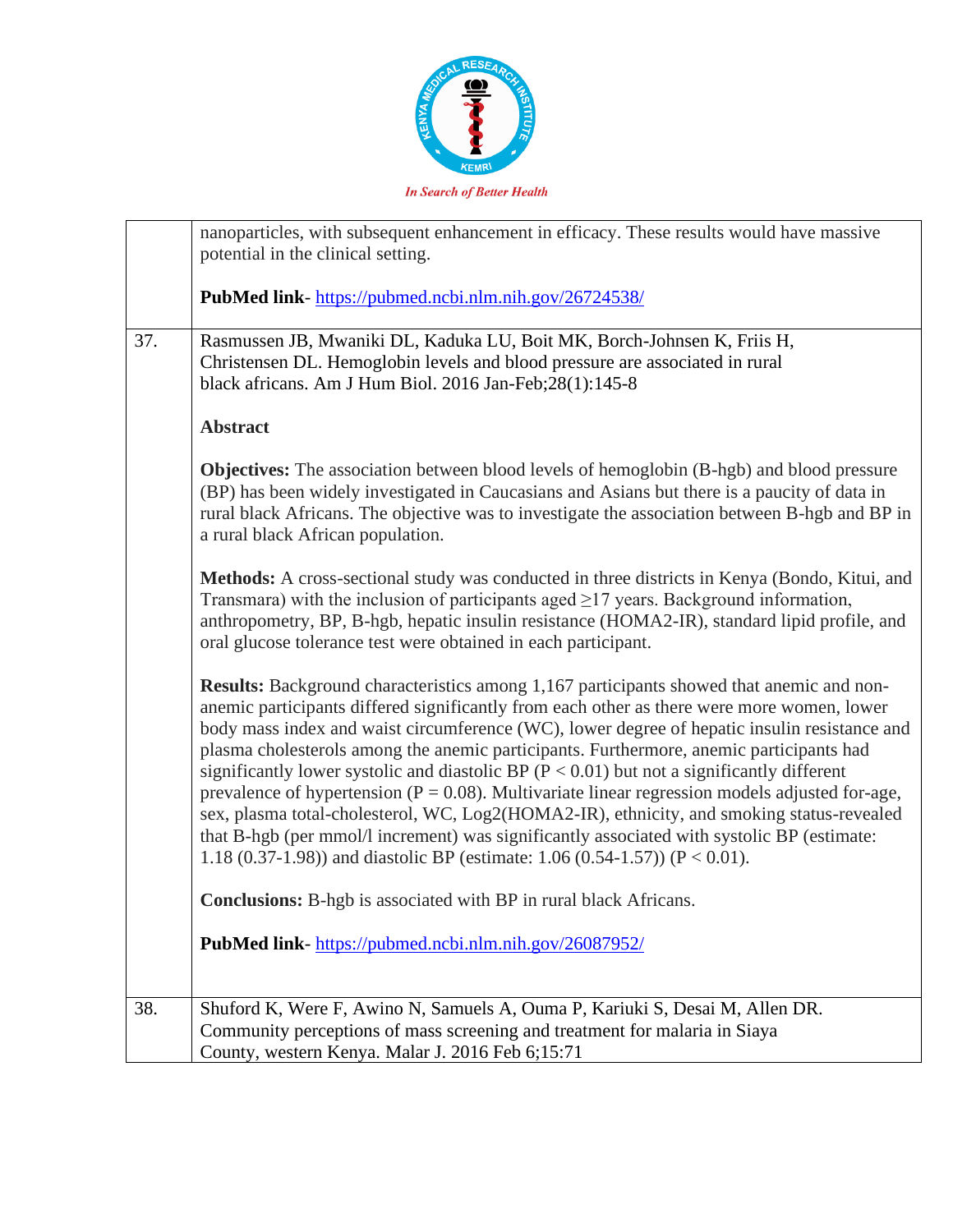| | |
|---|---|
| | nanoparticles, with subsequent enhancement in efficacy. These results would have massive potential in the clinical setting.<br><br>**PubMed link**- https://pubmed.ncbi.nlm.nih.gov/26724538/ |
| 37. | Rasmussen JB, Mwaniki DL, Kaduka LU, Boit MK, Borch-Johnsen K, Friis H, Christensen DL. Hemoglobin levels and blood pressure are associated in rural black africans. Am J Hum Biol. 2016 Jan-Feb;28(1):145-8<br><br>**Abstract**<br><br>**Objectives:** The association between blood levels of hemoglobin (B-hgb) and blood pressure (BP) has been widely investigated in Caucasians and Asians but there is a paucity of data in rural black Africans. The objective was to investigate the association between B-hgb and BP in a rural black African population.<br><br>**Methods:** A cross-sectional study was conducted in three districts in Kenya (Bondo, Kitui, and Transmara) with the inclusion of participants aged ≥17 years. Background information, anthropometry, BP, B-hgb, hepatic insulin resistance (HOMA2-IR), standard lipid profile, and oral glucose tolerance test were obtained in each participant.<br><br>**Results:** Background characteristics among 1,167 participants showed that anemic and non-anemic participants differed significantly from each other as there were more women, lower body mass index and waist circumference (WC), lower degree of hepatic insulin resistance and plasma cholesterols among the anemic participants. Furthermore, anemic participants had significantly lower systolic and diastolic BP ($P < 0.01$) but not a significantly different prevalence of hypertension ($P = 0.08$). Multivariate linear regression models adjusted for-age, sex, plasma total-cholesterol, WC, Log2(HOMA2-IR), ethnicity, and smoking status-revealed that B-hgb (per mmol/l increment) was significantly associated with systolic BP (estimate: 1.18 (0.37-1.98)) and diastolic BP (estimate: 1.06 (0.54-1.57)) ($P < 0.01$).<br><br>**Conclusions:** B-hgb is associated with BP in rural black Africans.<br><br>**PubMed link**- https://pubmed.ncbi.nlm.nih.gov/26087952/ |
| 38. | Shuford K, Were F, Awino N, Samuels A, Ouma P, Kariuki S, Desai M, Allen DR. Community perceptions of mass screening and treatment for malaria in Siaya County, western Kenya. Malar J. 2016 Feb 6;15:71 |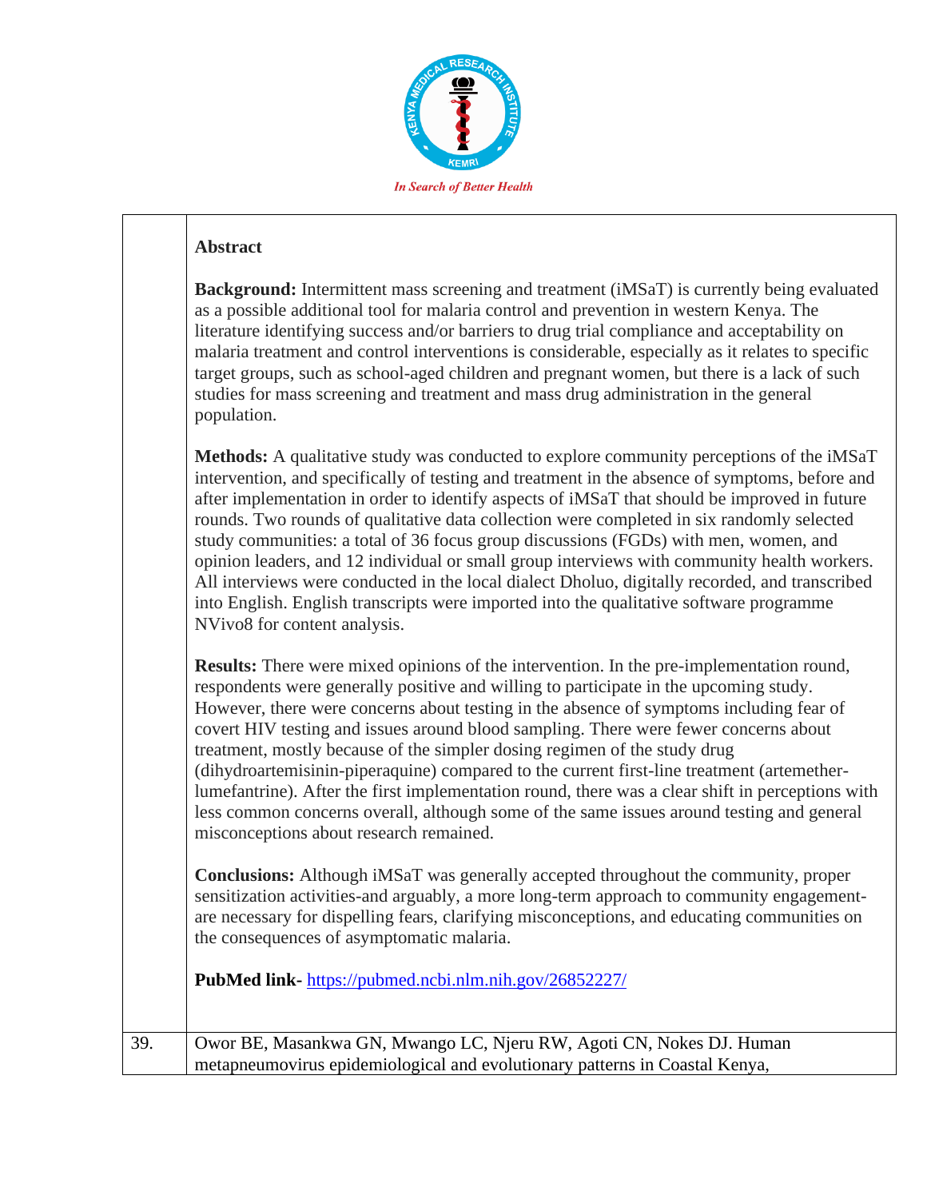| | |
|---|---|
| | **Abstract**<br><br>**Background:** Intermittent mass screening and treatment (iMSaT) is currently being evaluated as a possible additional tool for malaria control and prevention in western Kenya. The literature identifying success and/or barriers to drug trial compliance and acceptability on malaria treatment and control interventions is considerable, especially as it relates to specific target groups, such as school-aged children and pregnant women, but there is a lack of such studies for mass screening and treatment and mass drug administration in the general population.<br><br>**Methods:** A qualitative study was conducted to explore community perceptions of the iMSaT intervention, and specifically of testing and treatment in the absence of symptoms, before and after implementation in order to identify aspects of iMSaT that should be improved in future rounds. Two rounds of qualitative data collection were completed in six randomly selected study communities: a total of 36 focus group discussions (FGDs) with men, women, and opinion leaders, and 12 individual or small group interviews with community health workers. All interviews were conducted in the local dialect Dholuo, digitally recorded, and transcribed into English. English transcripts were imported into the qualitative software programme NVivo8 for content analysis.<br><br>**Results:** There were mixed opinions of the intervention. In the pre-implementation round, respondents were generally positive and willing to participate in the upcoming study. However, there were concerns about testing in the absence of symptoms including fear of covert HIV testing and issues around blood sampling. There were fewer concerns about treatment, mostly because of the simpler dosing regimen of the study drug (dihydroartemisinin-piperaquine) compared to the current first-line treatment (artemether-lumefantrine). After the first implementation round, there was a clear shift in perceptions with less common concerns overall, although some of the same issues around testing and general misconceptions about research remained.<br><br>**Conclusions:** Although iMSaT was generally accepted throughout the community, proper sensitization activities-and arguably, a more long-term approach to community engagement-are necessary for dispelling fears, clarifying misconceptions, and educating communities on the consequences of asymptomatic malaria.<br><br>**PubMed link-** https://pubmed.ncbi.nlm.nih.gov/26852227/ |
| 39. | Owor BE, Masankwa GN, Mwango LC, Njeru RW, Agoti CN, Nokes DJ. Human metapneumovirus epidemiological and evolutionary patterns in Coastal Kenya, |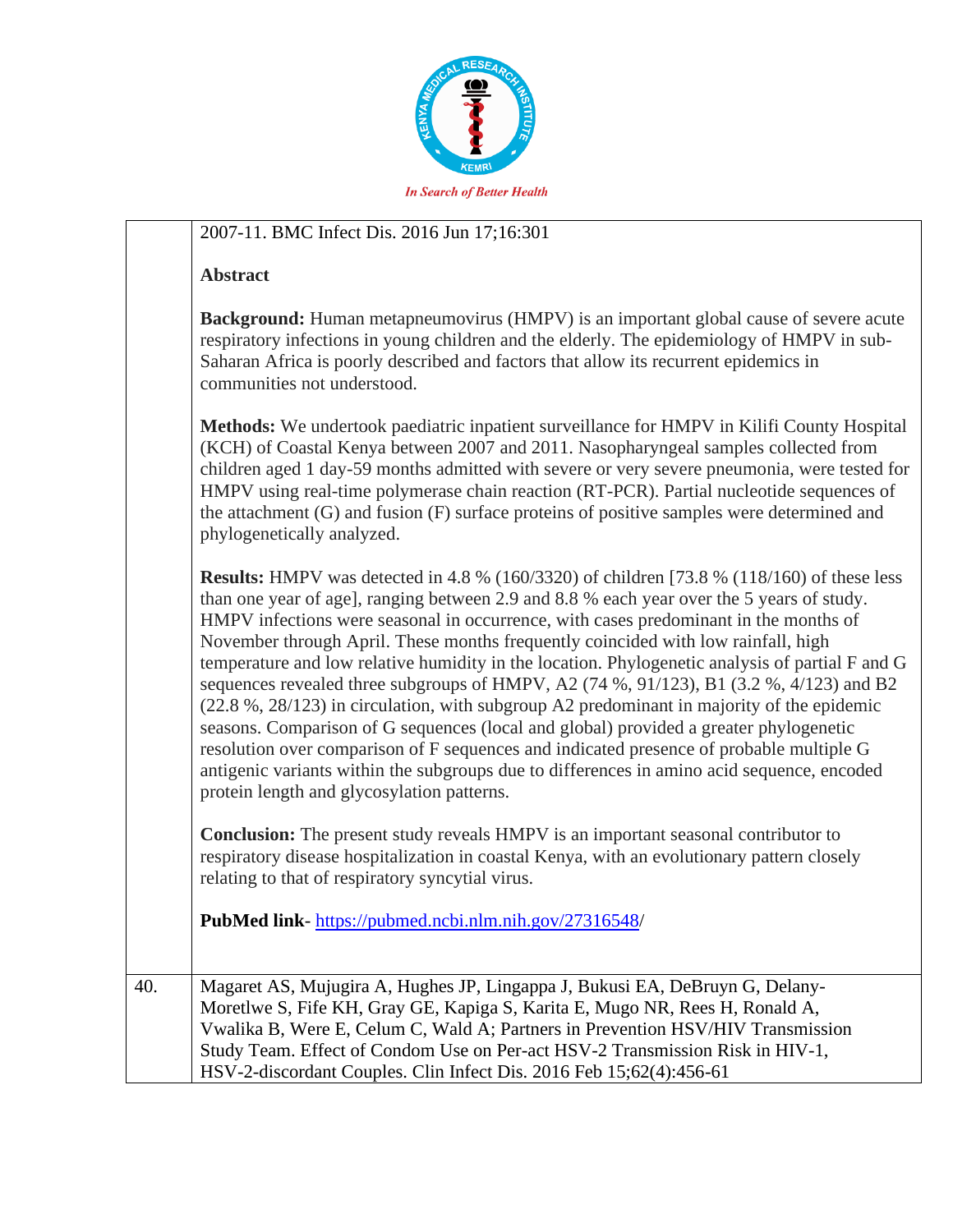|     |     |
| --- | --- |
| | 2007-11. BMC Infect Dis. 2016 Jun 17;16:301<br><br>**Abstract**<br><br>**Background:** Human metapneumovirus (HMPV) is an important global cause of severe acute respiratory infections in young children and the elderly. The epidemiology of HMPV in sub-Saharan Africa is poorly described and factors that allow its recurrent epidemics in communities not understood.<br><br>**Methods:** We undertook paediatric inpatient surveillance for HMPV in Kilifi County Hospital (KCH) of Coastal Kenya between 2007 and 2011. Nasopharyngeal samples collected from children aged 1 day-59 months admitted with severe or very severe pneumonia, were tested for HMPV using real-time polymerase chain reaction (RT-PCR). Partial nucleotide sequences of the attachment (G) and fusion (F) surface proteins of positive samples were determined and phylogenetically analyzed.<br><br>**Results:** HMPV was detected in 4.8 % (160/3320) of children [73.8 % (118/160) of these less than one year of age], ranging between 2.9 and 8.8 % each year over the 5 years of study. HMPV infections were seasonal in occurrence, with cases predominant in the months of November through April. These months frequently coincided with low rainfall, high temperature and low relative humidity in the location. Phylogenetic analysis of partial F and G sequences revealed three subgroups of HMPV, A2 (74 %, 91/123), B1 (3.2 %, 4/123) and B2 (22.8 %, 28/123) in circulation, with subgroup A2 predominant in majority of the epidemic seasons. Comparison of G sequences (local and global) provided a greater phylogenetic resolution over comparison of F sequences and indicated presence of probable multiple G antigenic variants within the subgroups due to differences in amino acid sequence, encoded protein length and glycosylation patterns.<br><br>**Conclusion:** The present study reveals HMPV is an important seasonal contributor to respiratory disease hospitalization in coastal Kenya, with an evolutionary pattern closely relating to that of respiratory syncytial virus.<br><br>**PubMed link**- https://pubmed.ncbi.nlm.nih.gov/27316548/ |
| 40. | Magaret AS, Mujugira A, Hughes JP, Lingappa J, Bukusi EA, DeBruyn G, Delany-Moretlwe S, Fife KH, Gray GE, Kapiga S, Karita E, Mugo NR, Rees H, Ronald A, Vwalika B, Were E, Celum C, Wald A; Partners in Prevention HSV/HIV Transmission Study Team. Effect of Condom Use on Per-act HSV-2 Transmission Risk in HIV-1, HSV-2-discordant Couples. Clin Infect Dis. 2016 Feb 15;62(4):456-61 |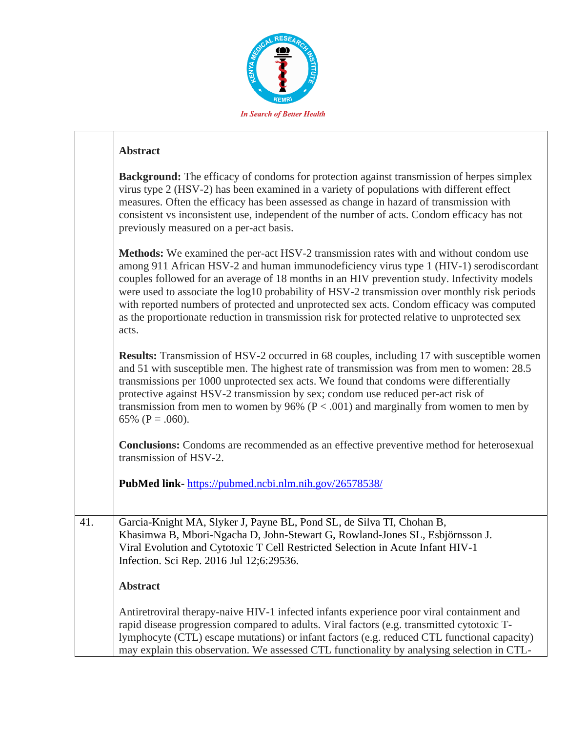| | |
|---|---|
| | **Abstract**<br><br>**Background:** The efficacy of condoms for protection against transmission of herpes simplex virus type 2 (HSV-2) has been examined in a variety of populations with different effect measures. Often the efficacy has been assessed as change in hazard of transmission with consistent vs inconsistent use, independent of the number of acts. Condom efficacy has not previously measured on a per-act basis.<br><br>**Methods:** We examined the per-act HSV-2 transmission rates with and without condom use among 911 African HSV-2 and human immunodeficiency virus type 1 (HIV-1) serodiscordant couples followed for an average of 18 months in an HIV prevention study. Infectivity models were used to associate the log10 probability of HSV-2 transmission over monthly risk periods with reported numbers of protected and unprotected sex acts. Condom efficacy was computed as the proportionate reduction in transmission risk for protected relative to unprotected sex acts.<br><br>**Results:** Transmission of HSV-2 occurred in 68 couples, including 17 with susceptible women and 51 with susceptible men. The highest rate of transmission was from men to women: 28.5 transmissions per 1000 unprotected sex acts. We found that condoms were differentially protective against HSV-2 transmission by sex; condom use reduced per-act risk of transmission from men to women by 96% ($P < .001$) and marginally from women to men by 65% ($P = .060$).<br><br>**Conclusions:** Condoms are recommended as an effective preventive method for heterosexual transmission of HSV-2.<br><br>**PubMed link**- https://pubmed.ncbi.nlm.nih.gov/26578538/ |
| 41. | Garcia-Knight MA, Slyker J, Payne BL, Pond SL, de Silva TI, Chohan B, Khasimwa B, Mbori-Ngacha D, John-Stewart G, Rowland-Jones SL, Esbjörnsson J. Viral Evolution and Cytotoxic T Cell Restricted Selection in Acute Infant HIV-1 Infection. Sci Rep. 2016 Jul 12;6:29536.<br><br>**Abstract**<br><br>Antiretroviral therapy-naive HIV-1 infected infants experience poor viral containment and rapid disease progression compared to adults. Viral factors (e.g. transmitted cytotoxic T-lymphocyte (CTL) escape mutations) or infant factors (e.g. reduced CTL functional capacity) may explain this observation. We assessed CTL functionality by analysing selection in CTL- |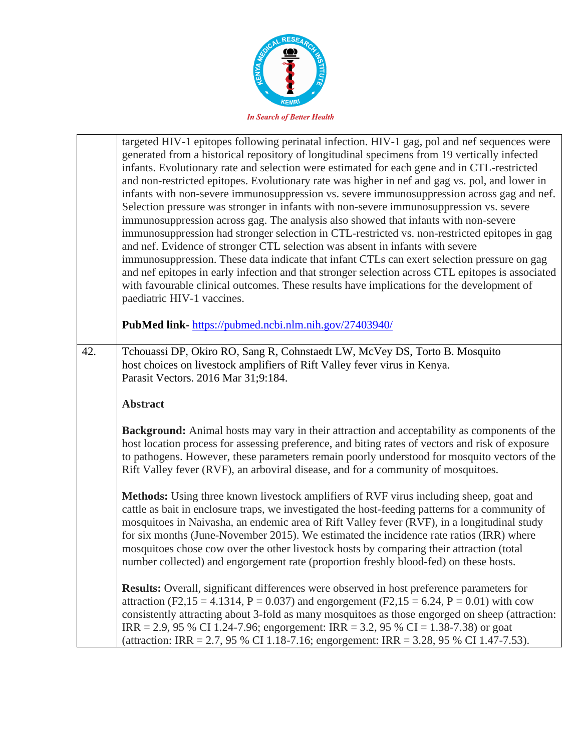| | |
|---|---|
| | targeted HIV-1 epitopes following perinatal infection. HIV-1 gag, pol and nef sequences were generated from a historical repository of longitudinal specimens from 19 vertically infected infants. Evolutionary rate and selection were estimated for each gene and in CTL-restricted and non-restricted epitopes. Evolutionary rate was higher in nef and gag vs. pol, and lower in infants with non-severe immunosuppression vs. severe immunosuppression across gag and nef. Selection pressure was stronger in infants with non-severe immunosuppression vs. severe immunosuppression across gag. The analysis also showed that infants with non-severe immunosuppression had stronger selection in CTL-restricted vs. non-restricted epitopes in gag and nef. Evidence of stronger CTL selection was absent in infants with severe immunosuppression. These data indicate that infant CTLs can exert selection pressure on gag and nef epitopes in early infection and that stronger selection across CTL epitopes is associated with favourable clinical outcomes. These results have implications for the development of paediatric HIV-1 vaccines.<br><br>**PubMed link-** https://pubmed.ncbi.nlm.nih.gov/27403940/ |
| 42. | Tchouassi DP, Okiro RO, Sang R, Cohnstaedt LW, McVey DS, Torto B. Mosquito host choices on livestock amplifiers of Rift Valley fever virus in Kenya. Parasit Vectors. 2016 Mar 31;9:184.<br><br>**Abstract**<br><br>**Background:** Animal hosts may vary in their attraction and acceptability as components of the host location process for assessing preference, and biting rates of vectors and risk of exposure to pathogens. However, these parameters remain poorly understood for mosquito vectors of the Rift Valley fever (RVF), an arboviral disease, and for a community of mosquitoes.<br><br>**Methods:** Using three known livestock amplifiers of RVF virus including sheep, goat and cattle as bait in enclosure traps, we investigated the host-feeding patterns for a community of mosquitoes in Naivasha, an endemic area of Rift Valley fever (RVF), in a longitudinal study for six months (June-November 2015). We estimated the incidence rate ratios (IRR) where mosquitoes chose cow over the other livestock hosts by comparing their attraction (total number collected) and engorgement rate (proportion freshly blood-fed) on these hosts.<br><br>**Results:** Overall, significant differences were observed in host preference parameters for attraction ($F_{2,15} = 4.1314$, $P = 0.037$) and engorgement ($F_{2,15} = 6.24$, $P = 0.01$) with cow consistently attracting about 3-fold as many mosquitoes as those engorged on sheep (attraction: IRR = 2.9, 95 % CI 1.24-7.96; engorgement: IRR = 3.2, 95 % CI = 1.38-7.38) or goat (attraction: IRR = 2.7, 95 % CI 1.18-7.16; engorgement: IRR = 3.28, 95 % CI 1.47-7.53). |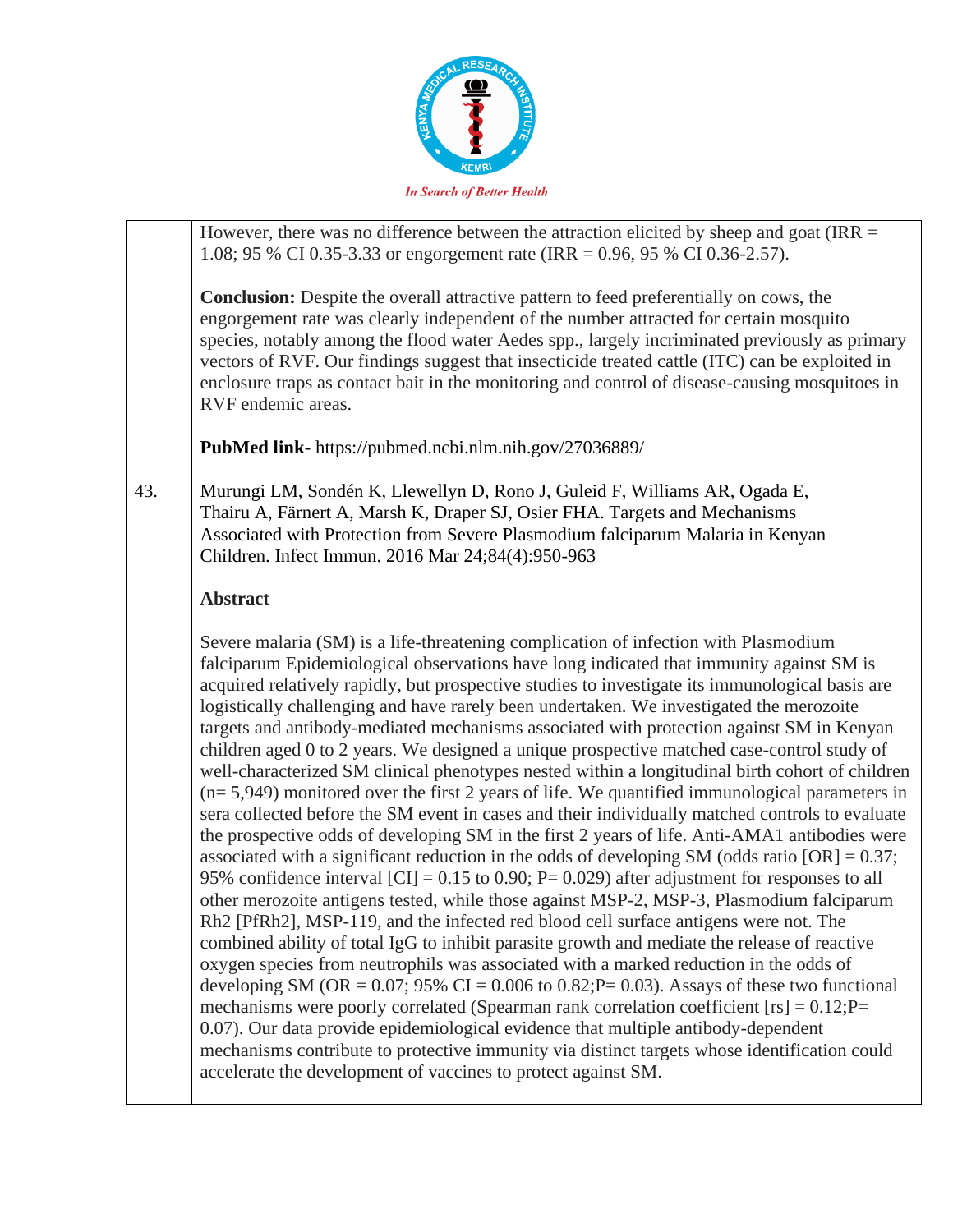| | |
|---|---|
| | However, there was no difference between the attraction elicited by sheep and goat (IRR = 1.08; 95 % CI 0.35-3.33 or engorgement rate (IRR = 0.96, 95 % CI 0.36-2.57).<br><br>**Conclusion:** Despite the overall attractive pattern to feed preferentially on cows, the engorgement rate was clearly independent of the number attracted for certain mosquito species, notably among the flood water Aedes spp., largely incriminated previously as primary vectors of RVF. Our findings suggest that insecticide treated cattle (ITC) can be exploited in enclosure traps as contact bait in the monitoring and control of disease-causing mosquitoes in RVF endemic areas.<br><br>**PubMed link**- https://pubmed.ncbi.nlm.nih.gov/27036889/ |
| 43. | Murungi LM, Sondén K, Llewellyn D, Rono J, Guleid F, Williams AR, Ogada E, Thairu A, Färnert A, Marsh K, Draper SJ, Osier FHA. Targets and Mechanisms Associated with Protection from Severe Plasmodium falciparum Malaria in Kenyan Children. Infect Immun. 2016 Mar 24;84(4):950-963<br><br>**Abstract**<br><br>Severe malaria (SM) is a life-threatening complication of infection with Plasmodium falciparum Epidemiological observations have long indicated that immunity against SM is acquired relatively rapidly, but prospective studies to investigate its immunological basis are logistically challenging and have rarely been undertaken. We investigated the merozoite targets and antibody-mediated mechanisms associated with protection against SM in Kenyan children aged 0 to 2 years. We designed a unique prospective matched case-control study of well-characterized SM clinical phenotypes nested within a longitudinal birth cohort of children (n= 5,949) monitored over the first 2 years of life. We quantified immunological parameters in sera collected before the SM event in cases and their individually matched controls to evaluate the prospective odds of developing SM in the first 2 years of life. Anti-AMA1 antibodies were associated with a significant reduction in the odds of developing SM (odds ratio [OR] = 0.37; 95% confidence interval [CI] = 0.15 to 0.90; P= 0.029) after adjustment for responses to all other merozoite antigens tested, while those against MSP-2, MSP-3, Plasmodium falciparum Rh2 [PfRh2], MSP-119, and the infected red blood cell surface antigens were not. The combined ability of total IgG to inhibit parasite growth and mediate the release of reactive oxygen species from neutrophils was associated with a marked reduction in the odds of developing SM (OR = 0.07; 95% CI = 0.006 to 0.82;P= 0.03). Assays of these two functional mechanisms were poorly correlated (Spearman rank correlation coefficient [rs] = 0.12;P= 0.07). Our data provide epidemiological evidence that multiple antibody-dependent mechanisms contribute to protective immunity via distinct targets whose identification could accelerate the development of vaccines to protect against SM. |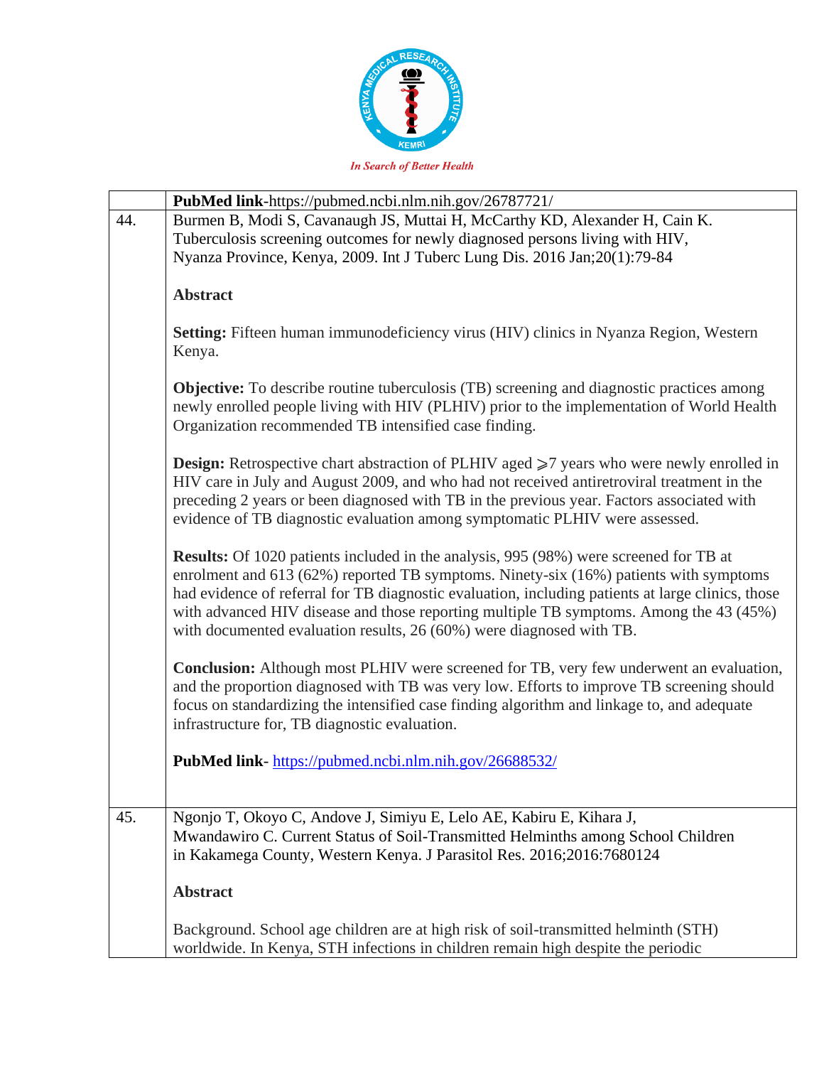| | |
|---|---|
| | **PubMed link**-https://pubmed.ncbi.nlm.nih.gov/26787721/ |
| 44. | Burmen B, Modi S, Cavanaugh JS, Muttai H, McCarthy KD, Alexander H, Cain K. Tuberculosis screening outcomes for newly diagnosed persons living with HIV, Nyanza Province, Kenya, 2009. Int J Tuberc Lung Dis. 2016 Jan;20(1):79-84<br><br>**Abstract**<br><br>**Setting:** Fifteen human immunodeficiency virus (HIV) clinics in Nyanza Region, Western Kenya.<br><br>**Objective:** To describe routine tuberculosis (TB) screening and diagnostic practices among newly enrolled people living with HIV (PLHIV) prior to the implementation of World Health Organization recommended TB intensified case finding.<br><br>**Design:** Retrospective chart abstraction of PLHIV aged ⩾7 years who were newly enrolled in HIV care in July and August 2009, and who had not received antiretroviral treatment in the preceding 2 years or been diagnosed with TB in the previous year. Factors associated with evidence of TB diagnostic evaluation among symptomatic PLHIV were assessed.<br><br>**Results:** Of 1020 patients included in the analysis, 995 (98%) were screened for TB at enrolment and 613 (62%) reported TB symptoms. Ninety-six (16%) patients with symptoms had evidence of referral for TB diagnostic evaluation, including patients at large clinics, those with advanced HIV disease and those reporting multiple TB symptoms. Among the 43 (45%) with documented evaluation results, 26 (60%) were diagnosed with TB.<br><br>**Conclusion:** Although most PLHIV were screened for TB, very few underwent an evaluation, and the proportion diagnosed with TB was very low. Efforts to improve TB screening should focus on standardizing the intensified case finding algorithm and linkage to, and adequate infrastructure for, TB diagnostic evaluation.<br><br>**PubMed link**- https://pubmed.ncbi.nlm.nih.gov/26688532/ |
| 45. | Ngonjo T, Okoyo C, Andove J, Simiyu E, Lelo AE, Kabiru E, Kihara J, Mwandawiro C. Current Status of Soil-Transmitted Helminths among School Children in Kakamega County, Western Kenya. J Parasitol Res. 2016;2016:7680124<br><br>**Abstract**<br><br>Background. School age children are at high risk of soil-transmitted helminth (STH) worldwide. In Kenya, STH infections in children remain high despite the periodic |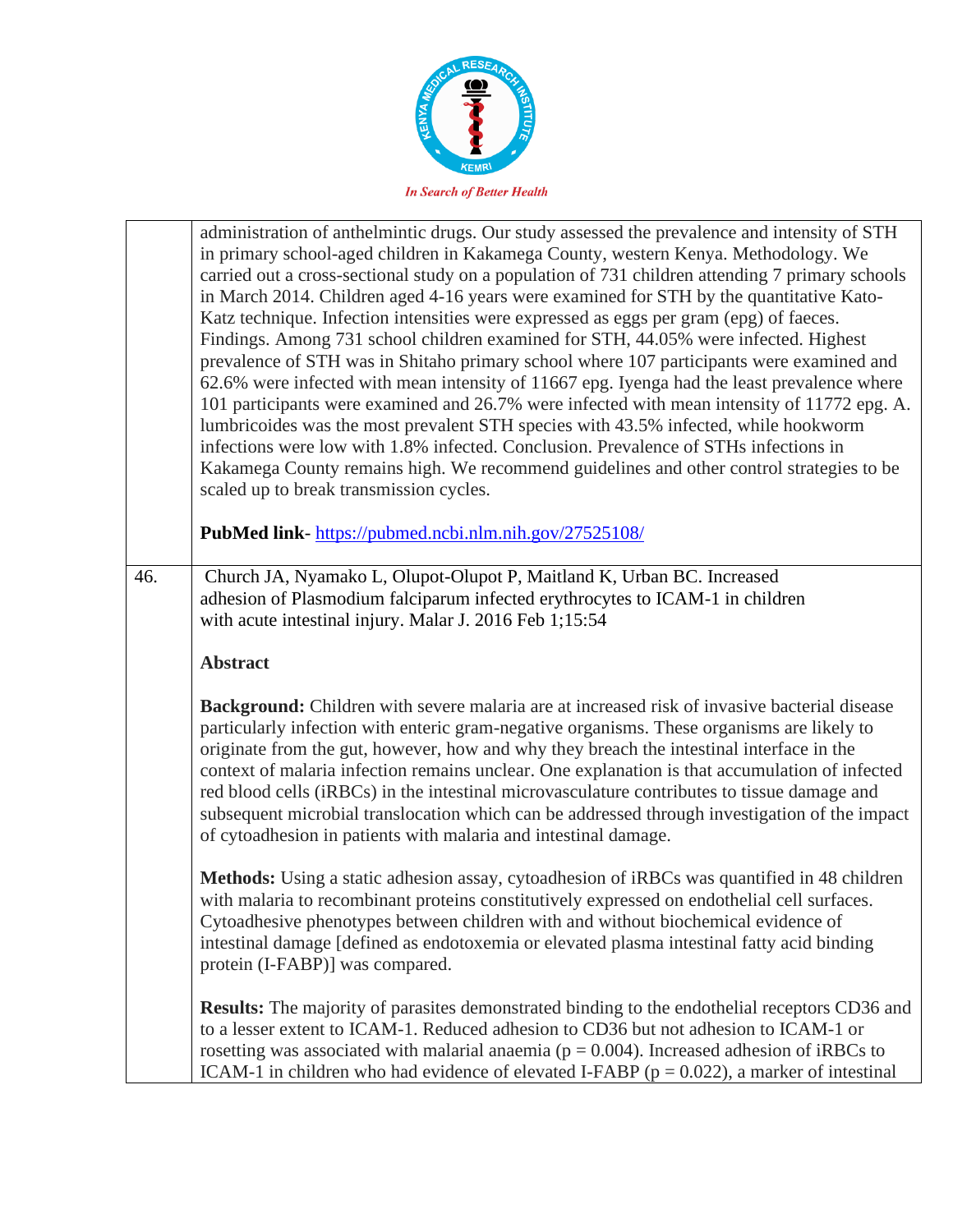| | |
|---|---|
| | administration of anthelmintic drugs. Our study assessed the prevalence and intensity of STH in primary school-aged children in Kakamega County, western Kenya. Methodology. We carried out a cross-sectional study on a population of 731 children attending 7 primary schools in March 2014. Children aged 4-16 years were examined for STH by the quantitative Kato-Katz technique. Infection intensities were expressed as eggs per gram (epg) of faeces. Findings. Among 731 school children examined for STH, 44.05% were infected. Highest prevalence of STH was in Shitaho primary school where 107 participants were examined and 62.6% were infected with mean intensity of 11667 epg. Iyenga had the least prevalence where 101 participants were examined and 26.7% were infected with mean intensity of 11772 epg. A. lumbricoides was the most prevalent STH species with 43.5% infected, while hookworm infections were low with 1.8% infected. Conclusion. Prevalence of STHs infections in Kakamega County remains high. We recommend guidelines and other control strategies to be scaled up to break transmission cycles.<br><br>**PubMed link**- https://pubmed.ncbi.nlm.nih.gov/27525108/ |
| 46. | Church JA, Nyamako L, Olupot-Olupot P, Maitland K, Urban BC. Increased adhesion of Plasmodium falciparum infected erythrocytes to ICAM-1 in children with acute intestinal injury. Malar J. 2016 Feb 1;15:54<br><br>**Abstract**<br><br>**Background:** Children with severe malaria are at increased risk of invasive bacterial disease particularly infection with enteric gram-negative organisms. These organisms are likely to originate from the gut, however, how and why they breach the intestinal interface in the context of malaria infection remains unclear. One explanation is that accumulation of infected red blood cells (iRBCs) in the intestinal microvasculature contributes to tissue damage and subsequent microbial translocation which can be addressed through investigation of the impact of cytoadhesion in patients with malaria and intestinal damage.<br><br>**Methods:** Using a static adhesion assay, cytoadhesion of iRBCs was quantified in 48 children with malaria to recombinant proteins constitutively expressed on endothelial cell surfaces. Cytoadhesive phenotypes between children with and without biochemical evidence of intestinal damage [defined as endotoxemia or elevated plasma intestinal fatty acid binding protein (I-FABP)] was compared.<br><br>**Results:** The majority of parasites demonstrated binding to the endothelial receptors CD36 and to a lesser extent to ICAM-1. Reduced adhesion to CD36 but not adhesion to ICAM-1 or rosetting was associated with malarial anaemia ($p = 0.004$). Increased adhesion of iRBCs to ICAM-1 in children who had evidence of elevated I-FABP ($p = 0.022$), a marker of intestinal |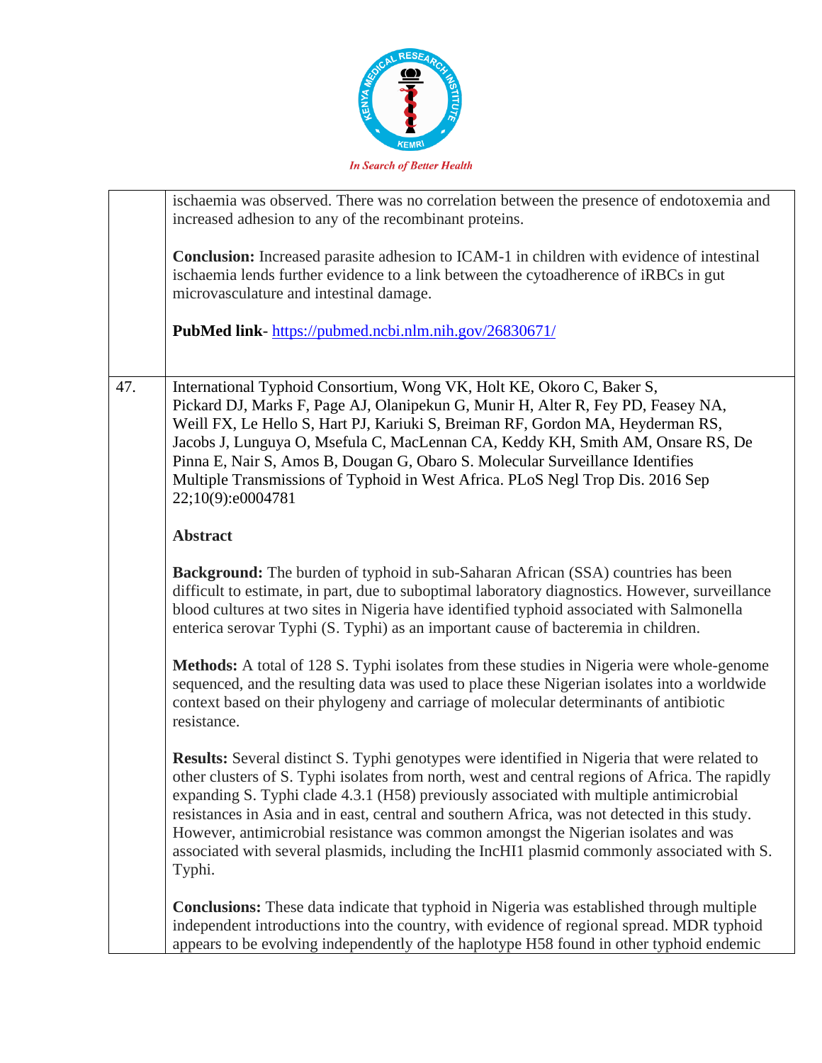| | |
|---|---|
| | ischaemia was observed. There was no correlation between the presence of endotoxemia and increased adhesion to any of the recombinant proteins.<br><br>**Conclusion:** Increased parasite adhesion to ICAM-1 in children with evidence of intestinal ischaemia lends further evidence to a link between the cytoadherence of iRBCs in gut microvasculature and intestinal damage.<br><br>**PubMed link**- [https://pubmed.ncbi.nlm.nih.gov/26830671/](https://pubmed.ncbi.nlm.nih.gov/26830671/) |
| 47. | International Typhoid Consortium, Wong VK, Holt KE, Okoro C, Baker S, Pickard DJ, Marks F, Page AJ, Olanipekun G, Munir H, Alter R, Fey PD, Feasey NA, Weill FX, Le Hello S, Hart PJ, Kariuki S, Breiman RF, Gordon MA, Heyderman RS, Jacobs J, Lunguya O, Msefula C, MacLennan CA, Keddy KH, Smith AM, Onsare RS, De Pinna E, Nair S, Amos B, Dougan G, Obaro S. Molecular Surveillance Identifies Multiple Transmissions of Typhoid in West Africa. PLoS Negl Trop Dis. 2016 Sep 22;10(9):e0004781<br><br>**Abstract**<br><br>**Background:** The burden of typhoid in sub-Saharan African (SSA) countries has been difficult to estimate, in part, due to suboptimal laboratory diagnostics. However, surveillance blood cultures at two sites in Nigeria have identified typhoid associated with Salmonella enterica serovar Typhi (S. Typhi) as an important cause of bacteremia in children.<br><br>**Methods:** A total of 128 S. Typhi isolates from these studies in Nigeria were whole-genome sequenced, and the resulting data was used to place these Nigerian isolates into a worldwide context based on their phylogeny and carriage of molecular determinants of antibiotic resistance.<br><br>**Results:** Several distinct S. Typhi genotypes were identified in Nigeria that were related to other clusters of S. Typhi isolates from north, west and central regions of Africa. The rapidly expanding S. Typhi clade 4.3.1 (H58) previously associated with multiple antimicrobial resistances in Asia and in east, central and southern Africa, was not detected in this study. However, antimicrobial resistance was common amongst the Nigerian isolates and was associated with several plasmids, including the IncHI1 plasmid commonly associated with S. Typhi.<br><br>**Conclusions:** These data indicate that typhoid in Nigeria was established through multiple independent introductions into the country, with evidence of regional spread. MDR typhoid appears to be evolving independently of the haplotype H58 found in other typhoid endemic |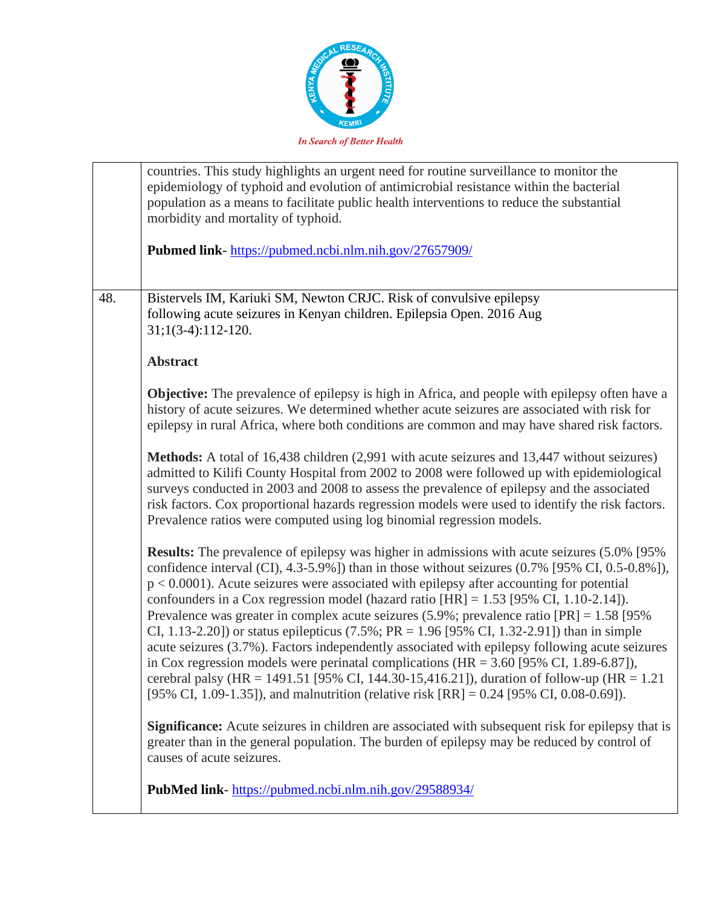| | |
|---|---|
| | countries. This study highlights an urgent need for routine surveillance to monitor the epidemiology of typhoid and evolution of antimicrobial resistance within the bacterial population as a means to facilitate public health interventions to reduce the substantial morbidity and mortality of typhoid.<br><br>**Pubmed link**- https://pubmed.ncbi.nlm.nih.gov/27657909/ |
| 48. | Bistervels IM, Kariuki SM, Newton CRJC. Risk of convulsive epilepsy following acute seizures in Kenyan children. Epilepsia Open. 2016 Aug 31;1(3-4):112-120.<br><br>**Abstract**<br><br>**Objective:** The prevalence of epilepsy is high in Africa, and people with epilepsy often have a history of acute seizures. We determined whether acute seizures are associated with risk for epilepsy in rural Africa, where both conditions are common and may have shared risk factors.<br><br>**Methods:** A total of 16,438 children (2,991 with acute seizures and 13,447 without seizures) admitted to Kilifi County Hospital from 2002 to 2008 were followed up with epidemiological surveys conducted in 2003 and 2008 to assess the prevalence of epilepsy and the associated risk factors. Cox proportional hazards regression models were used to identify the risk factors. Prevalence ratios were computed using log binomial regression models.<br><br>**Results:** The prevalence of epilepsy was higher in admissions with acute seizures (5.0% [95% confidence interval (CI), 4.3-5.9%]) than in those without seizures (0.7% [95% CI, 0.5-0.8%]), $p < 0.0001$). Acute seizures were associated with epilepsy after accounting for potential confounders in a Cox regression model (hazard ratio [HR] = 1.53 [95% CI, 1.10-2.14]). Prevalence was greater in complex acute seizures (5.9%; prevalence ratio [PR] = 1.58 [95% CI, 1.13-2.20]) or status epilepticus (7.5%; PR = 1.96 [95% CI, 1.32-2.91]) than in simple acute seizures (3.7%). Factors independently associated with epilepsy following acute seizures in Cox regression models were perinatal complications (HR = 3.60 [95% CI, 1.89-6.87]), cerebral palsy (HR = 1491.51 [95% CI, 144.30-15,416.21]), duration of follow-up (HR = 1.21 [95% CI, 1.09-1.35]), and malnutrition (relative risk [RR] = 0.24 [95% CI, 0.08-0.69]).<br><br>**Significance:** Acute seizures in children are associated with subsequent risk for epilepsy that is greater than in the general population. The burden of epilepsy may be reduced by control of causes of acute seizures.<br><br>**PubMed link**- https://pubmed.ncbi.nlm.nih.gov/29588934/ |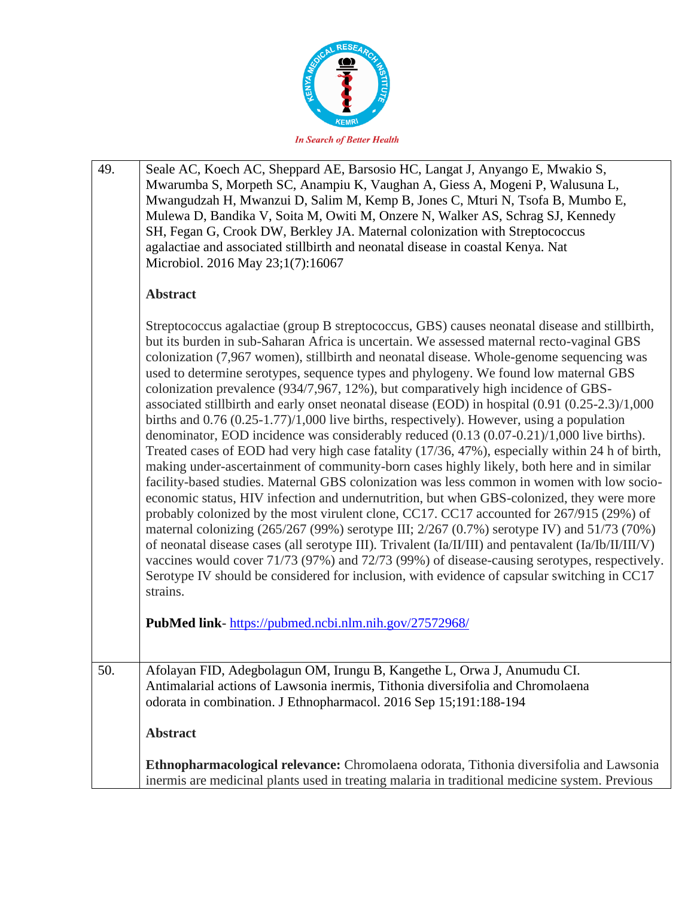| | |
|---|---|
| 49. | Seale AC, Koech AC, Sheppard AE, Barsosio HC, Langat J, Anyango E, Mwakio S, Mwarumba S, Morpeth SC, Anampiu K, Vaughan A, Giess A, Mogeni P, Walusuna L, Mwangudzah H, Mwanzui D, Salim M, Kemp B, Jones C, Mturi N, Tsofa B, Mumbo E, Mulewa D, Bandika V, Soita M, Owiti M, Onzere N, Walker AS, Schrag SJ, Kennedy SH, Fegan G, Crook DW, Berkley JA. Maternal colonization with Streptococcus agalactiae and associated stillbirth and neonatal disease in coastal Kenya. Nat Microbiol. 2016 May 23;1(7):16067<br><br>**Abstract**<br><br>Streptococcus agalactiae (group B streptococcus, GBS) causes neonatal disease and stillbirth, but its burden in sub-Saharan Africa is uncertain. We assessed maternal recto-vaginal GBS colonization (7,967 women), stillbirth and neonatal disease. Whole-genome sequencing was used to determine serotypes, sequence types and phylogeny. We found low maternal GBS colonization prevalence (934/7,967, 12%), but comparatively high incidence of GBS-associated stillbirth and early onset neonatal disease (EOD) in hospital (0.91 (0.25-2.3)/1,000 births and 0.76 (0.25-1.77)/1,000 live births, respectively). However, using a population denominator, EOD incidence was considerably reduced (0.13 (0.07-0.21)/1,000 live births). Treated cases of EOD had very high case fatality (17/36, 47%), especially within 24 h of birth, making under-ascertainment of community-born cases highly likely, both here and in similar facility-based studies. Maternal GBS colonization was less common in women with low socio-economic status, HIV infection and undernutrition, but when GBS-colonized, they were more probably colonized by the most virulent clone, CC17. CC17 accounted for 267/915 (29%) of maternal colonizing (265/267 (99%) serotype III; 2/267 (0.7%) serotype IV) and 51/73 (70%) of neonatal disease cases (all serotype III). Trivalent (Ia/II/III) and pentavalent (Ia/Ib/II/III/V) vaccines would cover 71/73 (97%) and 72/73 (99%) of disease-causing serotypes, respectively. Serotype IV should be considered for inclusion, with evidence of capsular switching in CC17 strains.<br><br>**PubMed link**- https://pubmed.ncbi.nlm.nih.gov/27572968/ |
| 50. | Afolayan FID, Adegbolagun OM, Irungu B, Kangethe L, Orwa J, Anumudu CI. Antimalarial actions of Lawsonia inermis, Tithonia diversifolia and Chromolaena odorata in combination. J Ethnopharmacol. 2016 Sep 15;191:188-194<br><br>**Abstract**<br><br>**Ethnopharmacological relevance:** Chromolaena odorata, Tithonia diversifolia and Lawsonia inermis are medicinal plants used in treating malaria in traditional medicine system. Previous |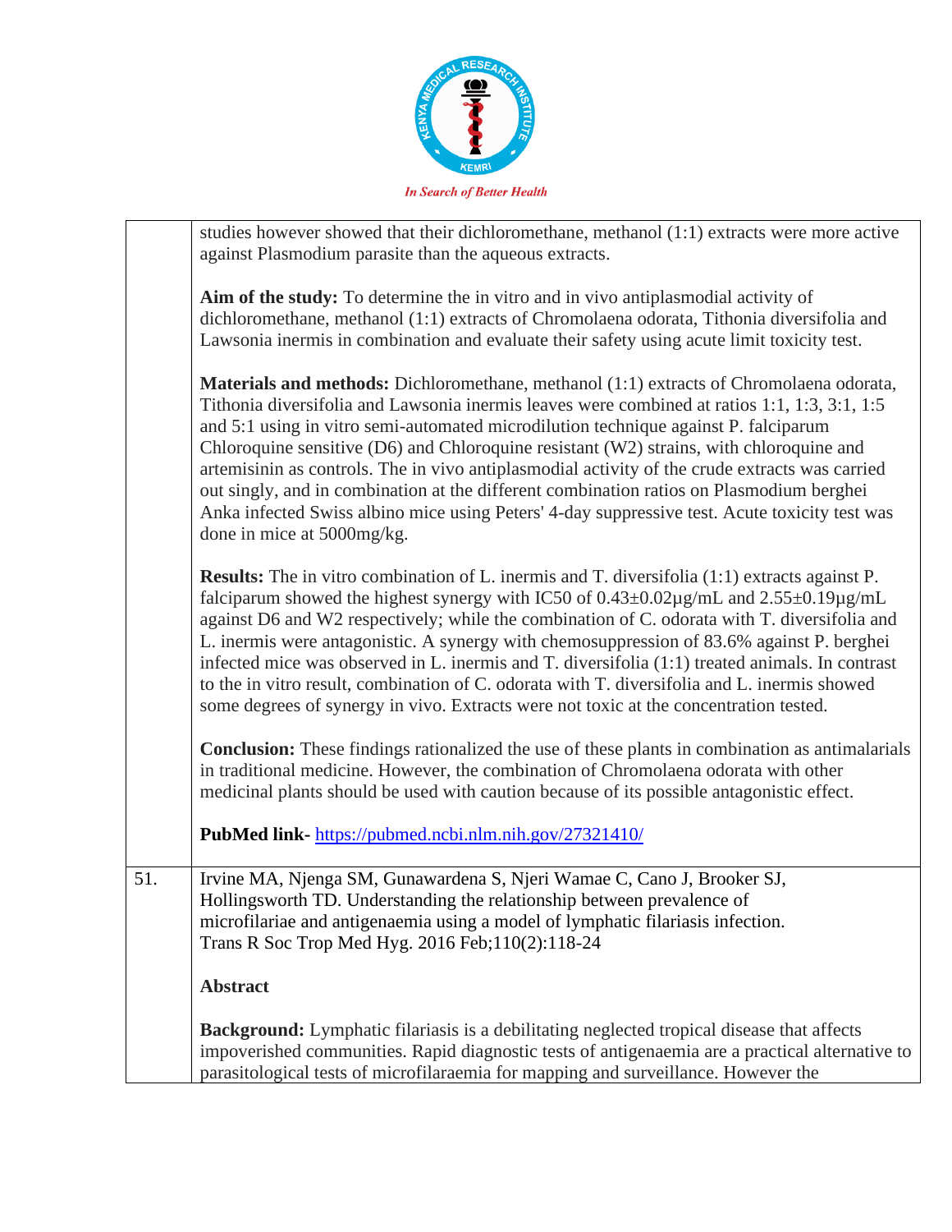| | |
|---|---|
| | studies however showed that their dichloromethane, methanol (1:1) extracts were more active against Plasmodium parasite than the aqueous extracts.<br><br>**Aim of the study:** To determine the in vitro and in vivo antiplasmodial activity of dichloromethane, methanol (1:1) extracts of Chromolaena odorata, Tithonia diversifolia and Lawsonia inermis in combination and evaluate their safety using acute limit toxicity test.<br><br>**Materials and methods:** Dichloromethane, methanol (1:1) extracts of Chromolaena odorata, Tithonia diversifolia and Lawsonia inermis leaves were combined at ratios 1:1, 1:3, 3:1, 1:5 and 5:1 using in vitro semi-automated microdilution technique against P. falciparum Chloroquine sensitive (D6) and Chloroquine resistant (W2) strains, with chloroquine and artemisinin as controls. The in vivo antiplasmodial activity of the crude extracts was carried out singly, and in combination at the different combination ratios on Plasmodium berghei Anka infected Swiss albino mice using Peters' 4-day suppressive test. Acute toxicity test was done in mice at 5000mg/kg.<br><br>**Results:** The in vitro combination of L. inermis and T. diversifolia (1:1) extracts against P. falciparum showed the highest synergy with IC50 of 0.43±0.02µg/mL and 2.55±0.19µg/mL against D6 and W2 respectively; while the combination of C. odorata with T. diversifolia and L. inermis were antagonistic. A synergy with chemosuppression of 83.6% against P. berghei infected mice was observed in L. inermis and T. diversifolia (1:1) treated animals. In contrast to the in vitro result, combination of C. odorata with T. diversifolia and L. inermis showed some degrees of synergy in vivo. Extracts were not toxic at the concentration tested.<br><br>**Conclusion:** These findings rationalized the use of these plants in combination as antimalarials in traditional medicine. However, the combination of Chromolaena odorata with other medicinal plants should be used with caution because of its possible antagonistic effect.<br><br>**PubMed link-** https://pubmed.ncbi.nlm.nih.gov/27321410/ |
| 51. | Irvine MA, Njenga SM, Gunawardena S, Njeri Wamae C, Cano J, Brooker SJ, Hollingsworth TD. Understanding the relationship between prevalence of microfilariae and antigenaemia using a model of lymphatic filariasis infection. Trans R Soc Trop Med Hyg. 2016 Feb;110(2):118-24<br><br>**Abstract**<br><br>**Background:** Lymphatic filariasis is a debilitating neglected tropical disease that affects impoverished communities. Rapid diagnostic tests of antigenaemia are a practical alternative to parasitological tests of microfilaraemia for mapping and surveillance. However the |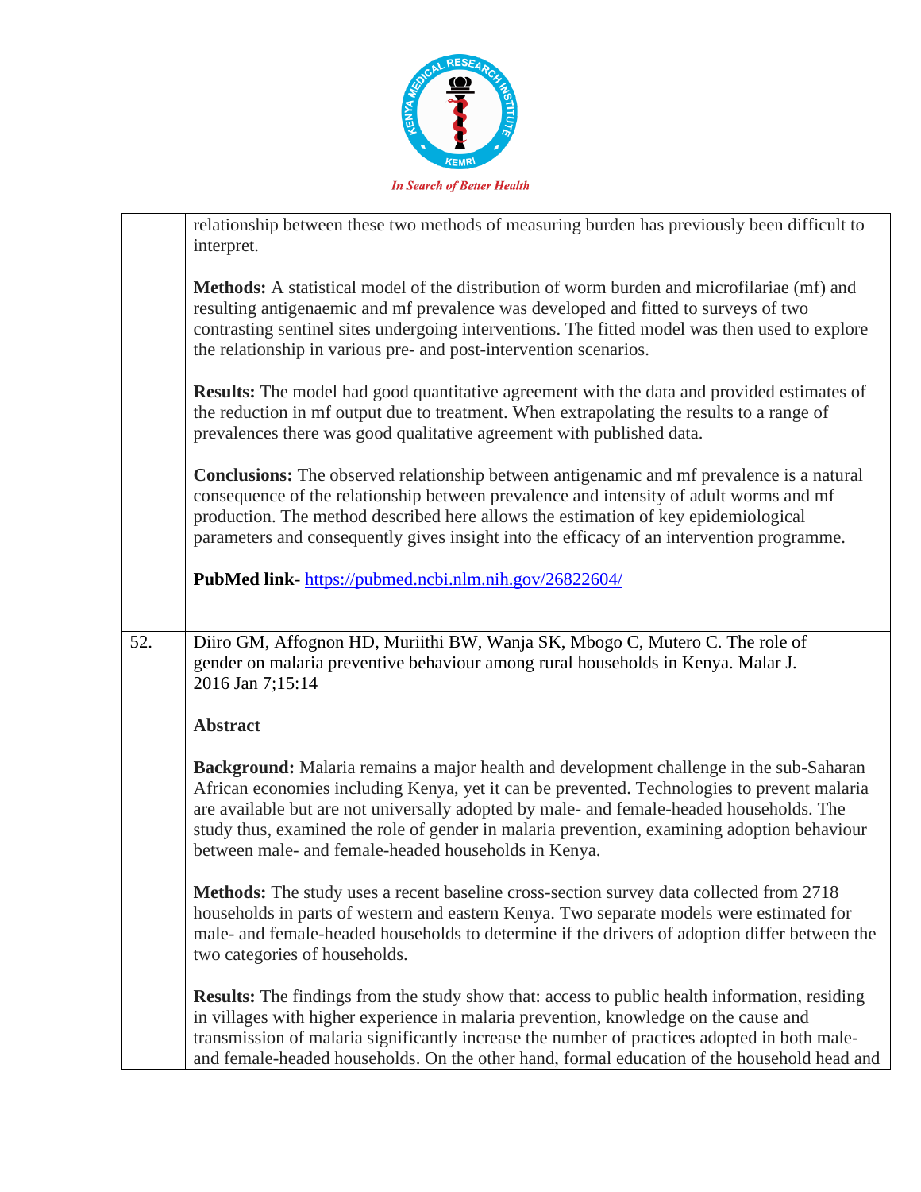| | |
|---|---|
| | relationship between these two methods of measuring burden has previously been difficult to interpret.<br><br>**Methods:** A statistical model of the distribution of worm burden and microfilariae (mf) and resulting antigenaemic and mf prevalence was developed and fitted to surveys of two contrasting sentinel sites undergoing interventions. The fitted model was then used to explore the relationship in various pre- and post-intervention scenarios.<br><br>**Results:** The model had good quantitative agreement with the data and provided estimates of the reduction in mf output due to treatment. When extrapolating the results to a range of prevalences there was good qualitative agreement with published data.<br><br>**Conclusions:** The observed relationship between antigenamic and mf prevalence is a natural consequence of the relationship between prevalence and intensity of adult worms and mf production. The method described here allows the estimation of key epidemiological parameters and consequently gives insight into the efficacy of an intervention programme.<br><br>**PubMed link**- https://pubmed.ncbi.nlm.nih.gov/26822604/ |
| 52. | Diiro GM, Affognon HD, Muriithi BW, Wanja SK, Mbogo C, Mutero C. The role of gender on malaria preventive behaviour among rural households in Kenya. Malar J. 2016 Jan 7;15:14<br><br>**Abstract**<br><br>**Background:** Malaria remains a major health and development challenge in the sub-Saharan African economies including Kenya, yet it can be prevented. Technologies to prevent malaria are available but are not universally adopted by male- and female-headed households. The study thus, examined the role of gender in malaria prevention, examining adoption behaviour between male- and female-headed households in Kenya.<br><br>**Methods:** The study uses a recent baseline cross-section survey data collected from 2718 households in parts of western and eastern Kenya. Two separate models were estimated for male- and female-headed households to determine if the drivers of adoption differ between the two categories of households.<br><br>**Results:** The findings from the study show that: access to public health information, residing in villages with higher experience in malaria prevention, knowledge on the cause and transmission of malaria significantly increase the number of practices adopted in both male- and female-headed households. On the other hand, formal education of the household head and |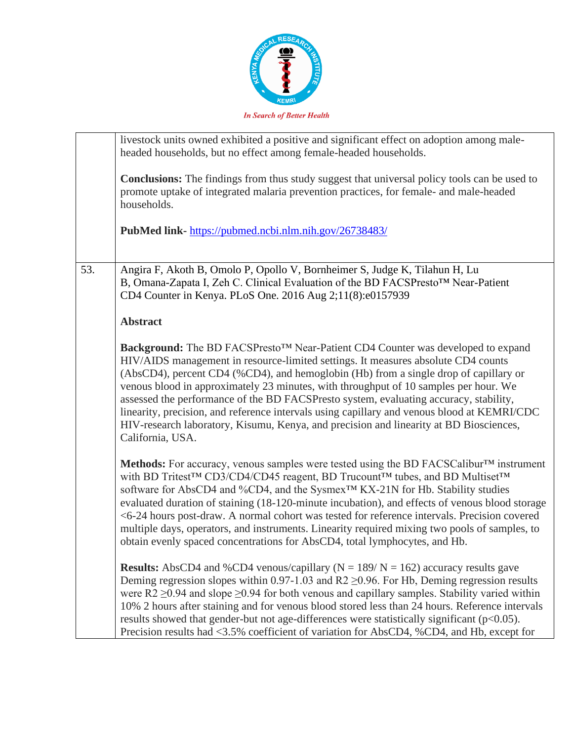| | |
|---|---|
| | livestock units owned exhibited a positive and significant effect on adoption among male-headed households, but no effect among female-headed households.<br><br>**Conclusions:** The findings from thus study suggest that universal policy tools can be used to promote uptake of integrated malaria prevention practices, for female- and male-headed households.<br><br>**PubMed link**- [https://pubmed.ncbi.nlm.nih.gov/26738483/](https://pubmed.ncbi.nlm.nih.gov/26738483/) |
| 53. | Angira F, Akoth B, Omolo P, Opollo V, Bornheimer S, Judge K, Tilahun H, Lu B, Omana-Zapata I, Zeh C. Clinical Evaluation of the BD FACSPresto™ Near-Patient CD4 Counter in Kenya. PLoS One. 2016 Aug 2;11(8):e0157939<br><br>**Abstract**<br><br>**Background:** The BD FACSPresto™ Near-Patient CD4 Counter was developed to expand HIV/AIDS management in resource-limited settings. It measures absolute CD4 counts (AbsCD4), percent CD4 (%CD4), and hemoglobin (Hb) from a single drop of capillary or venous blood in approximately 23 minutes, with throughput of 10 samples per hour. We assessed the performance of the BD FACSPresto system, evaluating accuracy, stability, linearity, precision, and reference intervals using capillary and venous blood at KEMRI/CDC HIV-research laboratory, Kisumu, Kenya, and precision and linearity at BD Biosciences, California, USA.<br><br>**Methods:** For accuracy, venous samples were tested using the BD FACSCalibur™ instrument with BD Tritest™ CD3/CD4/CD45 reagent, BD Trucount™ tubes, and BD Multiset™ software for AbsCD4 and %CD4, and the Sysmex™ KX-21N for Hb. Stability studies evaluated duration of staining (18-120-minute incubation), and effects of venous blood storage <6-24 hours post-draw. A normal cohort was tested for reference intervals. Precision covered multiple days, operators, and instruments. Linearity required mixing two pools of samples, to obtain evenly spaced concentrations for AbsCD4, total lymphocytes, and Hb.<br><br>**Results:** AbsCD4 and %CD4 venous/capillary (N = 189/ N = 162) accuracy results gave Deming regression slopes within 0.97-1.03 and $R2 \geq 0.96$. For Hb, Deming regression results were $R2 \geq 0.94$ and slope $\geq 0.94$ for both venous and capillary samples. Stability varied within 10% 2 hours after staining and for venous blood stored less than 24 hours. Reference intervals results showed that gender-but not age-differences were statistically significant ($p<0.05$). Precision results had <3.5% coefficient of variation for AbsCD4, %CD4, and Hb, except for |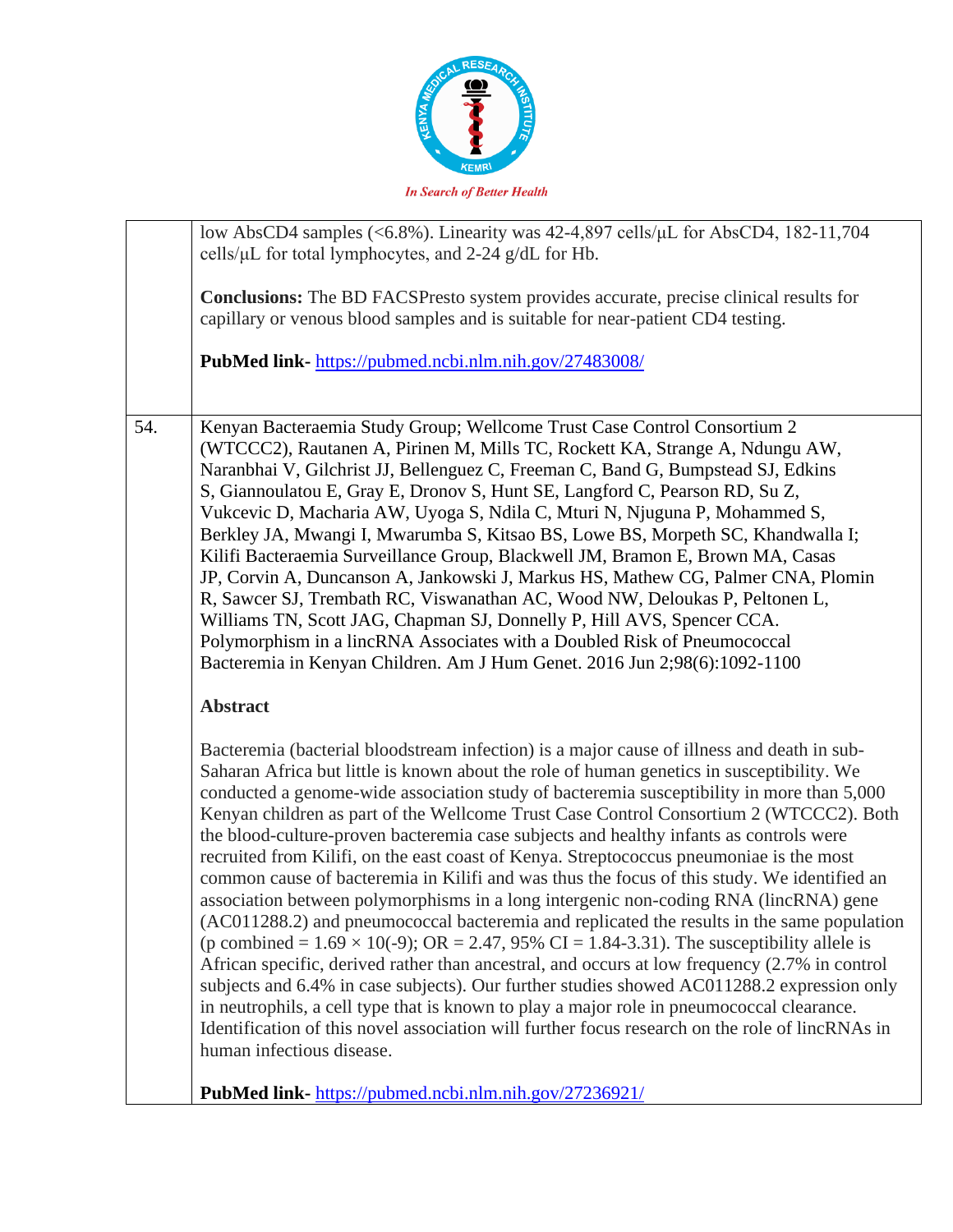|  |  |
|---|---|
|  | low AbsCD4 samples (<6.8%). Linearity was 42-4,897 cells/µL for AbsCD4, 182-11,704 cells/µL for total lymphocytes, and 2-24 g/dL for Hb.<br><br>**Conclusions:** The BD FACSPresto system provides accurate, precise clinical results for capillary or venous blood samples and is suitable for near-patient CD4 testing.<br><br>**PubMed link-** https://pubmed.ncbi.nlm.nih.gov/27483008/ |
| 54. | Kenyan Bacteraemia Study Group; Wellcome Trust Case Control Consortium 2 (WTCCC2), Rautanen A, Pirinen M, Mills TC, Rockett KA, Strange A, Ndungu AW, Naranbhai V, Gilchrist JJ, Bellenguez C, Freeman C, Band G, Bumpstead SJ, Edkins S, Giannoulatou E, Gray E, Dronov S, Hunt SE, Langford C, Pearson RD, Su Z, Vukcevic D, Macharia AW, Uyoga S, Ndila C, Mturi N, Njuguna P, Mohammed S, Berkley JA, Mwangi I, Mwarumba S, Kitsao BS, Lowe BS, Morpeth SC, Khandwalla I; Kilifi Bacteraemia Surveillance Group, Blackwell JM, Bramon E, Brown MA, Casas JP, Corvin A, Duncanson A, Jankowski J, Markus HS, Mathew CG, Palmer CNA, Plomin R, Sawcer SJ, Trembath RC, Viswanathan AC, Wood NW, Deloukas P, Peltonen L, Williams TN, Scott JAG, Chapman SJ, Donnelly P, Hill AVS, Spencer CCA. Polymorphism in a lincRNA Associates with a Doubled Risk of Pneumococcal Bacteremia in Kenyan Children. Am J Hum Genet. 2016 Jun 2;98(6):1092-1100<br><br>**Abstract**<br><br>Bacteremia (bacterial bloodstream infection) is a major cause of illness and death in sub-Saharan Africa but little is known about the role of human genetics in susceptibility. We conducted a genome-wide association study of bacteremia susceptibility in more than 5,000 Kenyan children as part of the Wellcome Trust Case Control Consortium 2 (WTCCC2). Both the blood-culture-proven bacteremia case subjects and healthy infants as controls were recruited from Kilifi, on the east coast of Kenya. Streptococcus pneumoniae is the most common cause of bacteremia in Kilifi and was thus the focus of this study. We identified an association between polymorphisms in a long intergenic non-coding RNA (lincRNA) gene (AC011288.2) and pneumococcal bacteremia and replicated the results in the same population (p combined = 1.69 × 10(-9); OR = 2.47, 95% CI = 1.84-3.31). The susceptibility allele is African specific, derived rather than ancestral, and occurs at low frequency (2.7% in control subjects and 6.4% in case subjects). Our further studies showed AC011288.2 expression only in neutrophils, a cell type that is known to play a major role in pneumococcal clearance. Identification of this novel association will further focus research on the role of lincRNAs in human infectious disease.<br><br>**PubMed link-** https://pubmed.ncbi.nlm.nih.gov/27236921/ |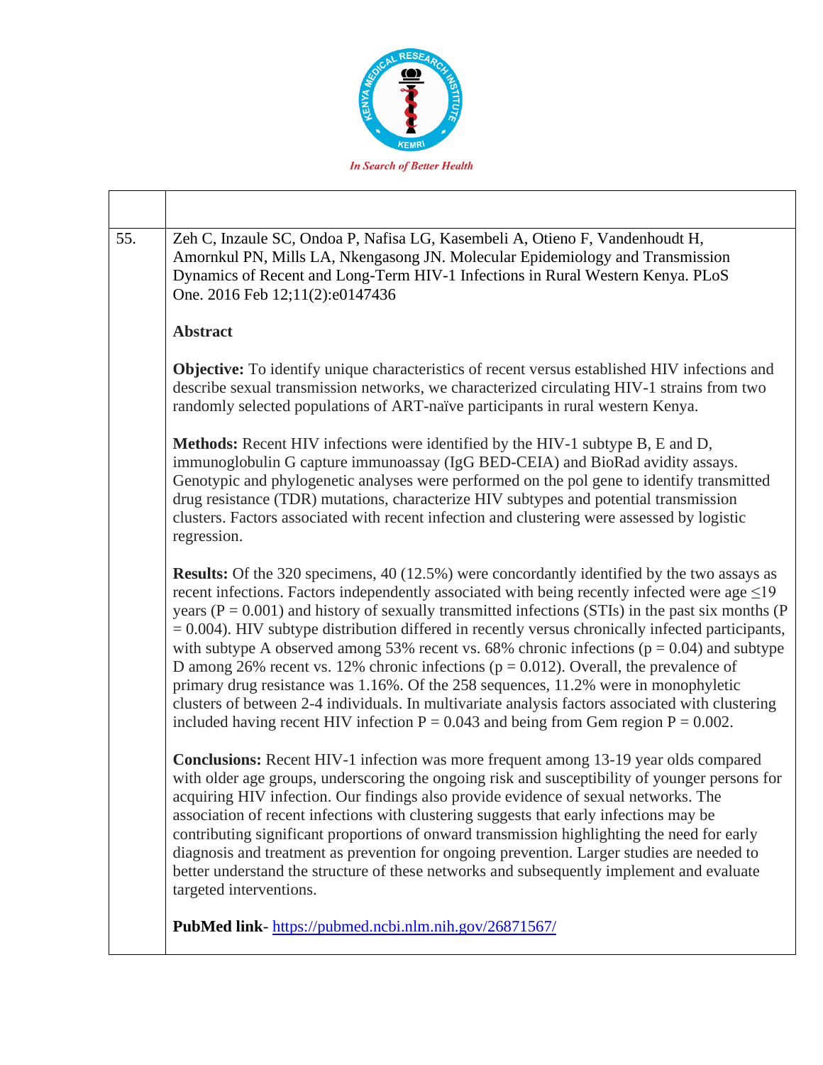| | |
|---|---|
| 55. | Zeh C, Inzaule SC, Ondoa P, Nafisa LG, Kasembeli A, Otieno F, Vandenhoudt H, Amornkul PN, Mills LA, Nkengasong JN. Molecular Epidemiology and Transmission Dynamics of Recent and Long-Term HIV-1 Infections in Rural Western Kenya. PLoS One. 2016 Feb 12;11(2):e0147436<br><br>**Abstract**<br><br>**Objective:** To identify unique characteristics of recent versus established HIV infections and describe sexual transmission networks, we characterized circulating HIV-1 strains from two randomly selected populations of ART-naïve participants in rural western Kenya.<br><br>**Methods:** Recent HIV infections were identified by the HIV-1 subtype B, E and D, immunoglobulin G capture immunoassay (IgG BED-CEIA) and BioRad avidity assays. Genotypic and phylogenetic analyses were performed on the pol gene to identify transmitted drug resistance (TDR) mutations, characterize HIV subtypes and potential transmission clusters. Factors associated with recent infection and clustering were assessed by logistic regression.<br><br>**Results:** Of the 320 specimens, 40 (12.5%) were concordantly identified by the two assays as recent infections. Factors independently associated with being recently infected were age ≤19 years ($P = 0.001$) and history of sexually transmitted infections (STIs) in the past six months ($P = 0.004$). HIV subtype distribution differed in recently versus chronically infected participants, with subtype A observed among 53% recent vs. 68% chronic infections ($p = 0.04$) and subtype D among 26% recent vs. 12% chronic infections ($p = 0.012$). Overall, the prevalence of primary drug resistance was 1.16%. Of the 258 sequences, 11.2% were in monophyletic clusters of between 2-4 individuals. In multivariate analysis factors associated with clustering included having recent HIV infection $P = 0.043$ and being from Gem region $P = 0.002$.<br><br>**Conclusions:** Recent HIV-1 infection was more frequent among 13-19 year olds compared with older age groups, underscoring the ongoing risk and susceptibility of younger persons for acquiring HIV infection. Our findings also provide evidence of sexual networks. The association of recent infections with clustering suggests that early infections may be contributing significant proportions of onward transmission highlighting the need for early diagnosis and treatment as prevention for ongoing prevention. Larger studies are needed to better understand the structure of these networks and subsequently implement and evaluate targeted interventions.<br><br>**PubMed link**- https://pubmed.ncbi.nlm.nih.gov/26871567/ |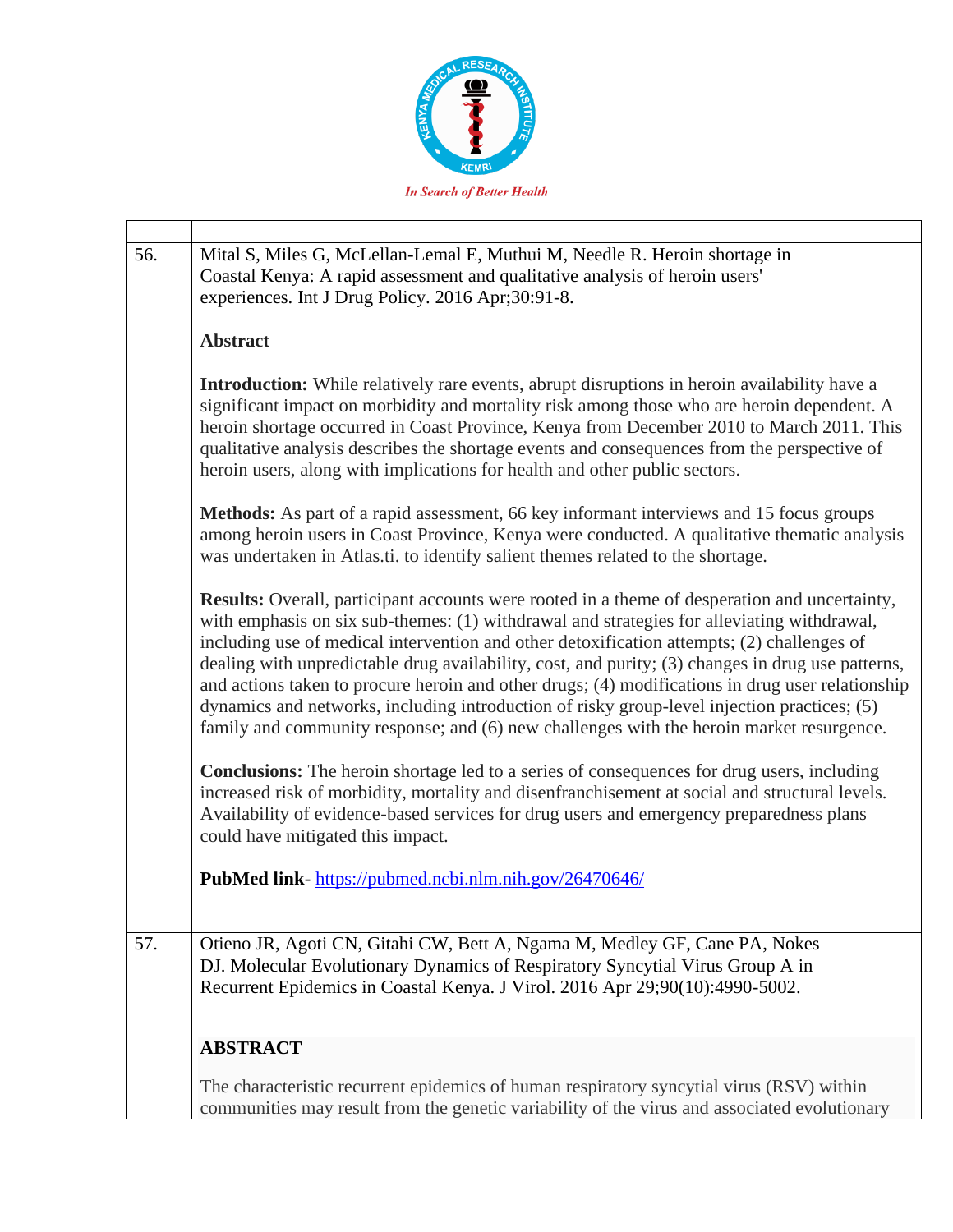| | |
|---|---|
| 56. | Mital S, Miles G, McLellan-Lemal E, Muthui M, Needle R. Heroin shortage in Coastal Kenya: A rapid assessment and qualitative analysis of heroin users' experiences. Int J Drug Policy. 2016 Apr;30:91-8.<br><br>**Abstract**<br><br>**Introduction:** While relatively rare events, abrupt disruptions in heroin availability have a significant impact on morbidity and mortality risk among those who are heroin dependent. A heroin shortage occurred in Coast Province, Kenya from December 2010 to March 2011. This qualitative analysis describes the shortage events and consequences from the perspective of heroin users, along with implications for health and other public sectors.<br><br>**Methods:** As part of a rapid assessment, 66 key informant interviews and 15 focus groups among heroin users in Coast Province, Kenya were conducted. A qualitative thematic analysis was undertaken in Atlas.ti. to identify salient themes related to the shortage.<br><br>**Results:** Overall, participant accounts were rooted in a theme of desperation and uncertainty, with emphasis on six sub-themes: (1) withdrawal and strategies for alleviating withdrawal, including use of medical intervention and other detoxification attempts; (2) challenges of dealing with unpredictable drug availability, cost, and purity; (3) changes in drug use patterns, and actions taken to procure heroin and other drugs; (4) modifications in drug user relationship dynamics and networks, including introduction of risky group-level injection practices; (5) family and community response; and (6) new challenges with the heroin market resurgence.<br><br>**Conclusions:** The heroin shortage led to a series of consequences for drug users, including increased risk of morbidity, mortality and disenfranchisement at social and structural levels. Availability of evidence-based services for drug users and emergency preparedness plans could have mitigated this impact.<br><br>**PubMed link**- https://pubmed.ncbi.nlm.nih.gov/26470646/ |
| 57. | Otieno JR, Agoti CN, Gitahi CW, Bett A, Ngama M, Medley GF, Cane PA, Nokes DJ. Molecular Evolutionary Dynamics of Respiratory Syncytial Virus Group A in Recurrent Epidemics in Coastal Kenya. J Virol. 2016 Apr 29;90(10):4990-5002.<br><br>**ABSTRACT**<br><br>The characteristic recurrent epidemics of human respiratory syncytial virus (RSV) within communities may result from the genetic variability of the virus and associated evolutionary |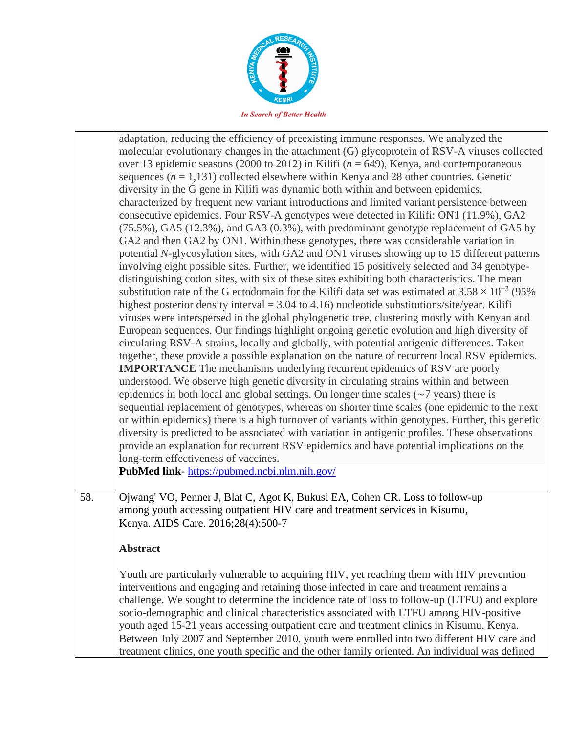| | |
|---|---|
| | adaptation, reducing the efficiency of preexisting immune responses. We analyzed the molecular evolutionary changes in the attachment (G) glycoprotein of RSV-A viruses collected over 13 epidemic seasons (2000 to 2012) in Kilifi (*n* = 649), Kenya, and contemporaneous sequences (*n* = 1,131) collected elsewhere within Kenya and 28 other countries. Genetic diversity in the G gene in Kilifi was dynamic both within and between epidemics, characterized by frequent new variant introductions and limited variant persistence between consecutive epidemics. Four RSV-A genotypes were detected in Kilifi: ON1 (11.9%), GA2 (75.5%), GA5 (12.3%), and GA3 (0.3%), with predominant genotype replacement of GA5 by GA2 and then GA2 by ON1. Within these genotypes, there was considerable variation in potential *N*-glycosylation sites, with GA2 and ON1 viruses showing up to 15 different patterns involving eight possible sites. Further, we identified 15 positively selected and 34 genotype-distinguishing codon sites, with six of these sites exhibiting both characteristics. The mean substitution rate of the G ectodomain for the Kilifi data set was estimated at $3.58 \times 10^{-3}$ (95% highest posterior density interval = 3.04 to 4.16) nucleotide substitutions/site/year. Kilifi viruses were interspersed in the global phylogenetic tree, clustering mostly with Kenyan and European sequences. Our findings highlight ongoing genetic evolution and high diversity of circulating RSV-A strains, locally and globally, with potential antigenic differences. Taken together, these provide a possible explanation on the nature of recurrent local RSV epidemics. **IMPORTANCE** The mechanisms underlying recurrent epidemics of RSV are poorly understood. We observe high genetic diversity in circulating strains within and between epidemics in both local and global settings. On longer time scales (∼7 years) there is sequential replacement of genotypes, whereas on shorter time scales (one epidemic to the next or within epidemics) there is a high turnover of variants within genotypes. Further, this genetic diversity is predicted to be associated with variation in antigenic profiles. These observations provide an explanation for recurrent RSV epidemics and have potential implications on the long-term effectiveness of vaccines.<br>**PubMed link**- https://pubmed.ncbi.nlm.nih.gov/ |
| 58. | Ojwang' VO, Penner J, Blat C, Agot K, Bukusi EA, Cohen CR. Loss to follow-up among youth accessing outpatient HIV care and treatment services in Kisumu, Kenya. AIDS Care. 2016;28(4):500-7<br><br>**Abstract**<br><br>Youth are particularly vulnerable to acquiring HIV, yet reaching them with HIV prevention interventions and engaging and retaining those infected in care and treatment remains a challenge. We sought to determine the incidence rate of loss to follow-up (LTFU) and explore socio-demographic and clinical characteristics associated with LTFU among HIV-positive youth aged 15-21 years accessing outpatient care and treatment clinics in Kisumu, Kenya. Between July 2007 and September 2010, youth were enrolled into two different HIV care and treatment clinics, one youth specific and the other family oriented. An individual was defined |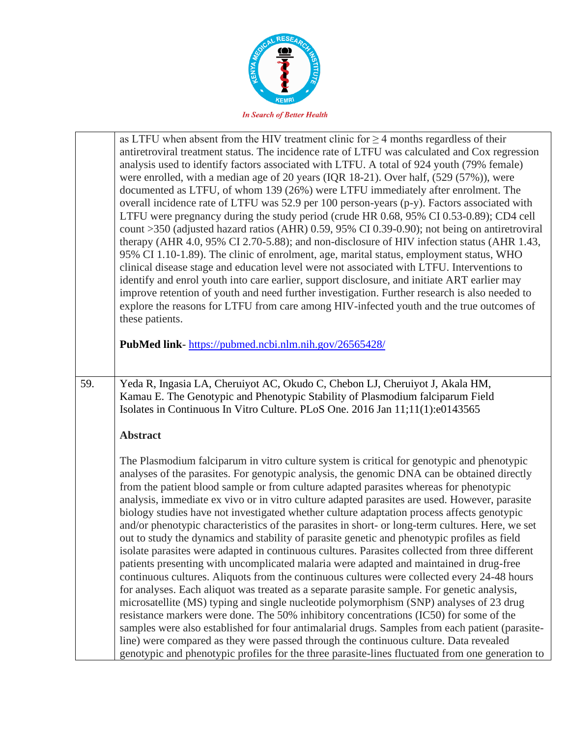| | |
|---|---|
| | as LTFU when absent from the HIV treatment clinic for ≥ 4 months regardless of their antiretroviral treatment status. The incidence rate of LTFU was calculated and Cox regression analysis used to identify factors associated with LTFU. A total of 924 youth (79% female) were enrolled, with a median age of 20 years (IQR 18-21). Over half, (529 (57%)), were documented as LTFU, of whom 139 (26%) were LTFU immediately after enrolment. The overall incidence rate of LTFU was 52.9 per 100 person-years (p-y). Factors associated with LTFU were pregnancy during the study period (crude HR 0.68, 95% CI 0.53-0.89); CD4 cell count >350 (adjusted hazard ratios (AHR) 0.59, 95% CI 0.39-0.90); not being on antiretroviral therapy (AHR 4.0, 95% CI 2.70-5.88); and non-disclosure of HIV infection status (AHR 1.43, 95% CI 1.10-1.89). The clinic of enrolment, age, marital status, employment status, WHO clinical disease stage and education level were not associated with LTFU. Interventions to identify and enrol youth into care earlier, support disclosure, and initiate ART earlier may improve retention of youth and need further investigation. Further research is also needed to explore the reasons for LTFU from care among HIV-infected youth and the true outcomes of these patients.<br><br>**PubMed link**- https://pubmed.ncbi.nlm.nih.gov/26565428/ |
| 59. | Yeda R, Ingasia LA, Cheruiyot AC, Okudo C, Chebon LJ, Cheruiyot J, Akala HM, Kamau E. The Genotypic and Phenotypic Stability of Plasmodium falciparum Field Isolates in Continuous In Vitro Culture. PLoS One. 2016 Jan 11;11(1):e0143565<br><br>**Abstract**<br><br>The Plasmodium falciparum in vitro culture system is critical for genotypic and phenotypic analyses of the parasites. For genotypic analysis, the genomic DNA can be obtained directly from the patient blood sample or from culture adapted parasites whereas for phenotypic analysis, immediate ex vivo or in vitro culture adapted parasites are used. However, parasite biology studies have not investigated whether culture adaptation process affects genotypic and/or phenotypic characteristics of the parasites in short- or long-term cultures. Here, we set out to study the dynamics and stability of parasite genetic and phenotypic profiles as field isolate parasites were adapted in continuous cultures. Parasites collected from three different patients presenting with uncomplicated malaria were adapted and maintained in drug-free continuous cultures. Aliquots from the continuous cultures were collected every 24-48 hours for analyses. Each aliquot was treated as a separate parasite sample. For genetic analysis, microsatellite (MS) typing and single nucleotide polymorphism (SNP) analyses of 23 drug resistance markers were done. The 50% inhibitory concentrations (IC50) for some of the samples were also established for four antimalarial drugs. Samples from each patient (parasite-line) were compared as they were passed through the continuous culture. Data revealed genotypic and phenotypic profiles for the three parasite-lines fluctuated from one generation to |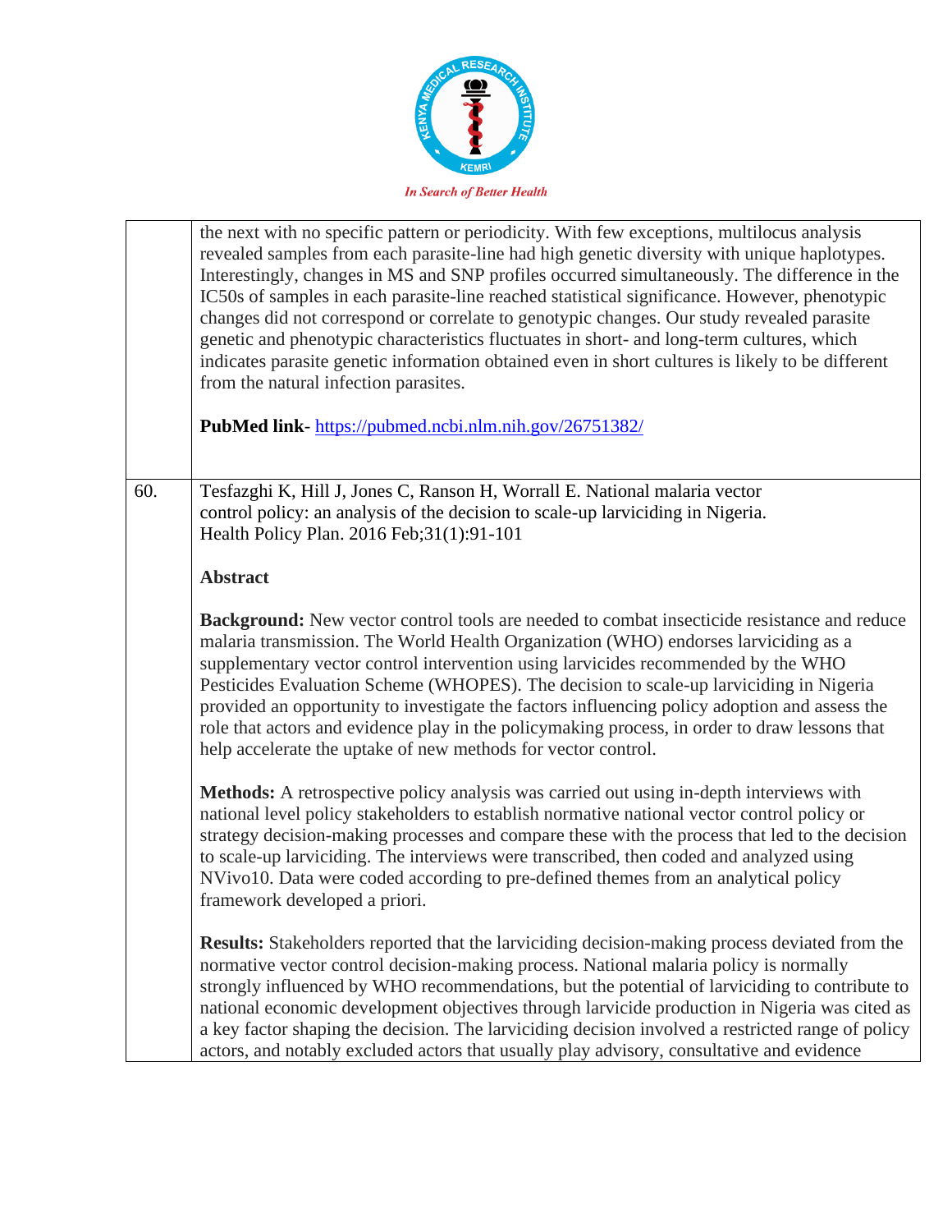| | |
|---|---|
| | the next with no specific pattern or periodicity. With few exceptions, multilocus analysis revealed samples from each parasite-line had high genetic diversity with unique haplotypes. Interestingly, changes in MS and SNP profiles occurred simultaneously. The difference in the IC50s of samples in each parasite-line reached statistical significance. However, phenotypic changes did not correspond or correlate to genotypic changes. Our study revealed parasite genetic and phenotypic characteristics fluctuates in short- and long-term cultures, which indicates parasite genetic information obtained even in short cultures is likely to be different from the natural infection parasites.<br><br>**PubMed link**- https://pubmed.ncbi.nlm.nih.gov/26751382/ |
| 60. | Tesfazghi K, Hill J, Jones C, Ranson H, Worrall E. National malaria vector control policy: an analysis of the decision to scale-up larviciding in Nigeria. Health Policy Plan. 2016 Feb;31(1):91-101<br><br>**Abstract**<br><br>**Background:** New vector control tools are needed to combat insecticide resistance and reduce malaria transmission. The World Health Organization (WHO) endorses larviciding as a supplementary vector control intervention using larvicides recommended by the WHO Pesticides Evaluation Scheme (WHOPES). The decision to scale-up larviciding in Nigeria provided an opportunity to investigate the factors influencing policy adoption and assess the role that actors and evidence play in the policymaking process, in order to draw lessons that help accelerate the uptake of new methods for vector control.<br><br>**Methods:** A retrospective policy analysis was carried out using in-depth interviews with national level policy stakeholders to establish normative national vector control policy or strategy decision-making processes and compare these with the process that led to the decision to scale-up larviciding. The interviews were transcribed, then coded and analyzed using NVivo10. Data were coded according to pre-defined themes from an analytical policy framework developed a priori.<br><br>**Results:** Stakeholders reported that the larviciding decision-making process deviated from the normative vector control decision-making process. National malaria policy is normally strongly influenced by WHO recommendations, but the potential of larviciding to contribute to national economic development objectives through larvicide production in Nigeria was cited as a key factor shaping the decision. The larviciding decision involved a restricted range of policy actors, and notably excluded actors that usually play advisory, consultative and evidence |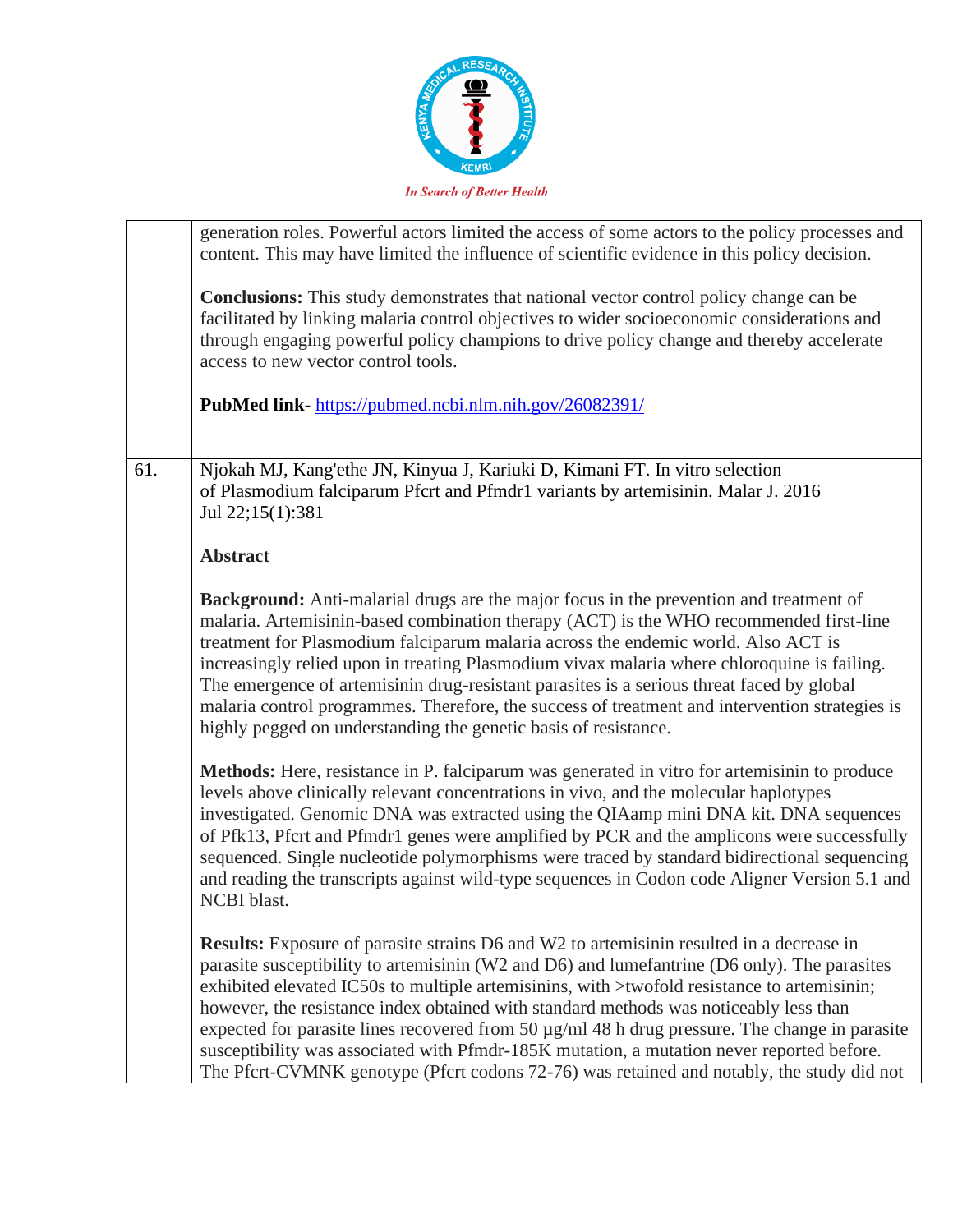| | |
|---|---|
| | generation roles. Powerful actors limited the access of some actors to the policy processes and content. This may have limited the influence of scientific evidence in this policy decision.<br><br>**Conclusions:** This study demonstrates that national vector control policy change can be facilitated by linking malaria control objectives to wider socioeconomic considerations and through engaging powerful policy champions to drive policy change and thereby accelerate access to new vector control tools.<br><br>**PubMed link**- https://pubmed.ncbi.nlm.nih.gov/26082391/ |
| 61. | Njokah MJ, Kang'ethe JN, Kinyua J, Kariuki D, Kimani FT. In vitro selection of Plasmodium falciparum Pfcrt and Pfmdr1 variants by artemisinin. Malar J. 2016 Jul 22;15(1):381<br><br>**Abstract**<br><br>**Background:** Anti-malarial drugs are the major focus in the prevention and treatment of malaria. Artemisinin-based combination therapy (ACT) is the WHO recommended first-line treatment for Plasmodium falciparum malaria across the endemic world. Also ACT is increasingly relied upon in treating Plasmodium vivax malaria where chloroquine is failing. The emergence of artemisinin drug-resistant parasites is a serious threat faced by global malaria control programmes. Therefore, the success of treatment and intervention strategies is highly pegged on understanding the genetic basis of resistance.<br><br>**Methods:** Here, resistance in P. falciparum was generated in vitro for artemisinin to produce levels above clinically relevant concentrations in vivo, and the molecular haplotypes investigated. Genomic DNA was extracted using the QIAamp mini DNA kit. DNA sequences of Pfk13, Pfcrt and Pfmdr1 genes were amplified by PCR and the amplicons were successfully sequenced. Single nucleotide polymorphisms were traced by standard bidirectional sequencing and reading the transcripts against wild-type sequences in Codon code Aligner Version 5.1 and NCBI blast.<br><br>**Results:** Exposure of parasite strains D6 and W2 to artemisinin resulted in a decrease in parasite susceptibility to artemisinin (W2 and D6) and lumefantrine (D6 only). The parasites exhibited elevated IC50s to multiple artemisinins, with >twofold resistance to artemisinin; however, the resistance index obtained with standard methods was noticeably less than expected for parasite lines recovered from 50 µg/ml 48 h drug pressure. The change in parasite susceptibility was associated with Pfmdr-185K mutation, a mutation never reported before. The Pfcrt-CVMNK genotype (Pfcrt codons 72-76) was retained and notably, the study did not |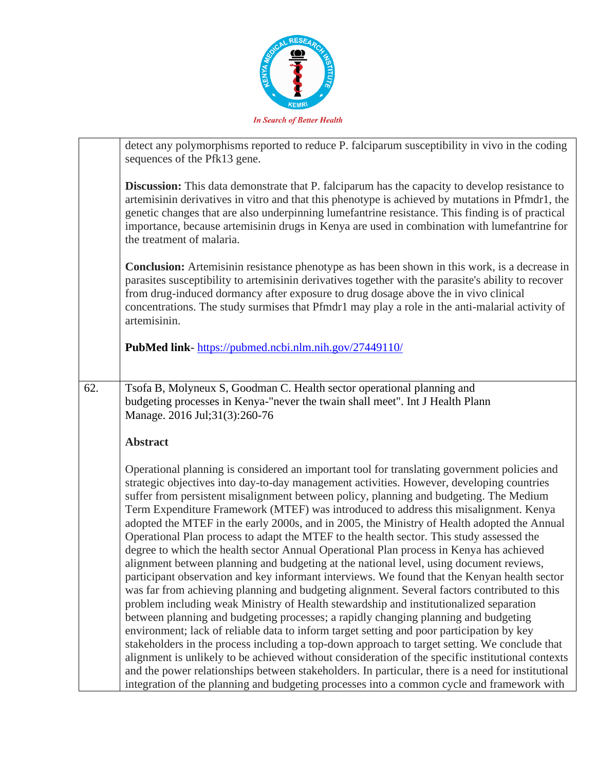| | |
|---|---|
| | detect any polymorphisms reported to reduce P. falciparum susceptibility in vivo in the coding sequences of the Pfk13 gene.<br><br>**Discussion:** This data demonstrate that P. falciparum has the capacity to develop resistance to artemisinin derivatives in vitro and that this phenotype is achieved by mutations in Pfmdr1, the genetic changes that are also underpinning lumefantrine resistance. This finding is of practical importance, because artemisinin drugs in Kenya are used in combination with lumefantrine for the treatment of malaria.<br><br>**Conclusion:** Artemisinin resistance phenotype as has been shown in this work, is a decrease in parasites susceptibility to artemisinin derivatives together with the parasite's ability to recover from drug-induced dormancy after exposure to drug dosage above the in vivo clinical concentrations. The study surmises that Pfmdr1 may play a role in the anti-malarial activity of artemisinin.<br><br>**PubMed link**- https://pubmed.ncbi.nlm.nih.gov/27449110/ |
| 62. | Tsofa B, Molyneux S, Goodman C. Health sector operational planning and budgeting processes in Kenya-"never the twain shall meet". Int J Health Plann Manage. 2016 Jul;31(3):260-76<br><br>**Abstract**<br><br>Operational planning is considered an important tool for translating government policies and strategic objectives into day-to-day management activities. However, developing countries suffer from persistent misalignment between policy, planning and budgeting. The Medium Term Expenditure Framework (MTEF) was introduced to address this misalignment. Kenya adopted the MTEF in the early 2000s, and in 2005, the Ministry of Health adopted the Annual Operational Plan process to adapt the MTEF to the health sector. This study assessed the degree to which the health sector Annual Operational Plan process in Kenya has achieved alignment between planning and budgeting at the national level, using document reviews, participant observation and key informant interviews. We found that the Kenyan health sector was far from achieving planning and budgeting alignment. Several factors contributed to this problem including weak Ministry of Health stewardship and institutionalized separation between planning and budgeting processes; a rapidly changing planning and budgeting environment; lack of reliable data to inform target setting and poor participation by key stakeholders in the process including a top-down approach to target setting. We conclude that alignment is unlikely to be achieved without consideration of the specific institutional contexts and the power relationships between stakeholders. In particular, there is a need for institutional integration of the planning and budgeting processes into a common cycle and framework with |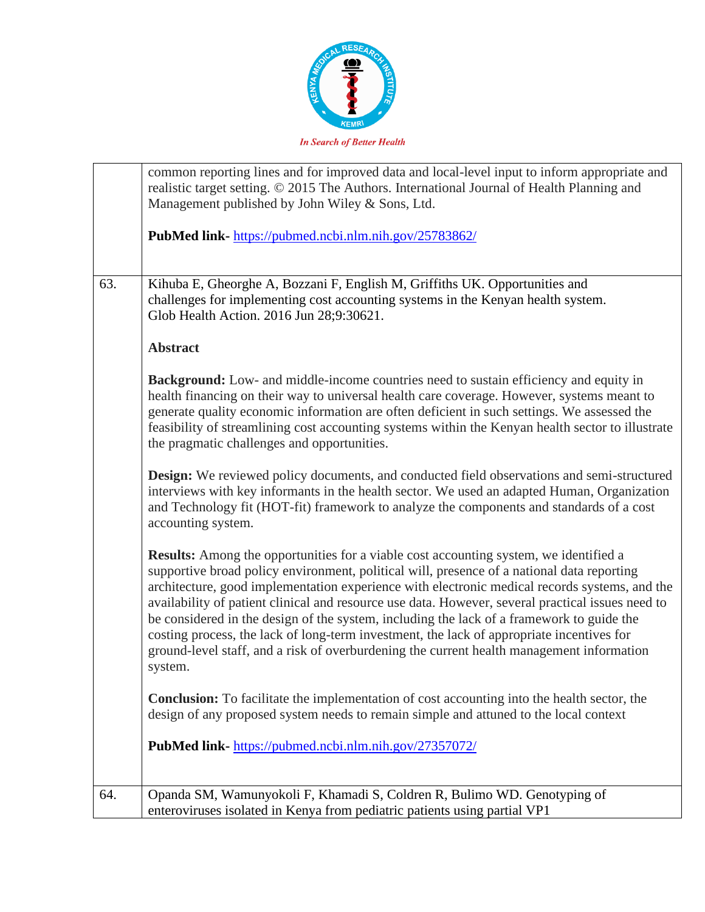| | |
|---|---|
| | common reporting lines and for improved data and local-level input to inform appropriate and realistic target setting. © 2015 The Authors. International Journal of Health Planning and Management published by John Wiley & Sons, Ltd.<br><br>**PubMed link-** https://pubmed.ncbi.nlm.nih.gov/25783862/ |
| 63. | Kihuba E, Gheorghe A, Bozzani F, English M, Griffiths UK. Opportunities and challenges for implementing cost accounting systems in the Kenyan health system. Glob Health Action. 2016 Jun 28;9:30621.<br><br>**Abstract**<br><br>**Background:** Low- and middle-income countries need to sustain efficiency and equity in health financing on their way to universal health care coverage. However, systems meant to generate quality economic information are often deficient in such settings. We assessed the feasibility of streamlining cost accounting systems within the Kenyan health sector to illustrate the pragmatic challenges and opportunities.<br><br>**Design:** We reviewed policy documents, and conducted field observations and semi-structured interviews with key informants in the health sector. We used an adapted Human, Organization and Technology fit (HOT-fit) framework to analyze the components and standards of a cost accounting system.<br><br>**Results:** Among the opportunities for a viable cost accounting system, we identified a supportive broad policy environment, political will, presence of a national data reporting architecture, good implementation experience with electronic medical records systems, and the availability of patient clinical and resource use data. However, several practical issues need to be considered in the design of the system, including the lack of a framework to guide the costing process, the lack of long-term investment, the lack of appropriate incentives for ground-level staff, and a risk of overburdening the current health management information system.<br><br>**Conclusion:** To facilitate the implementation of cost accounting into the health sector, the design of any proposed system needs to remain simple and attuned to the local context<br><br>**PubMed link-** https://pubmed.ncbi.nlm.nih.gov/27357072/ |
| 64. | Opanda SM, Wamunyokoli F, Khamadi S, Coldren R, Bulimo WD. Genotyping of enteroviruses isolated in Kenya from pediatric patients using partial VP1 |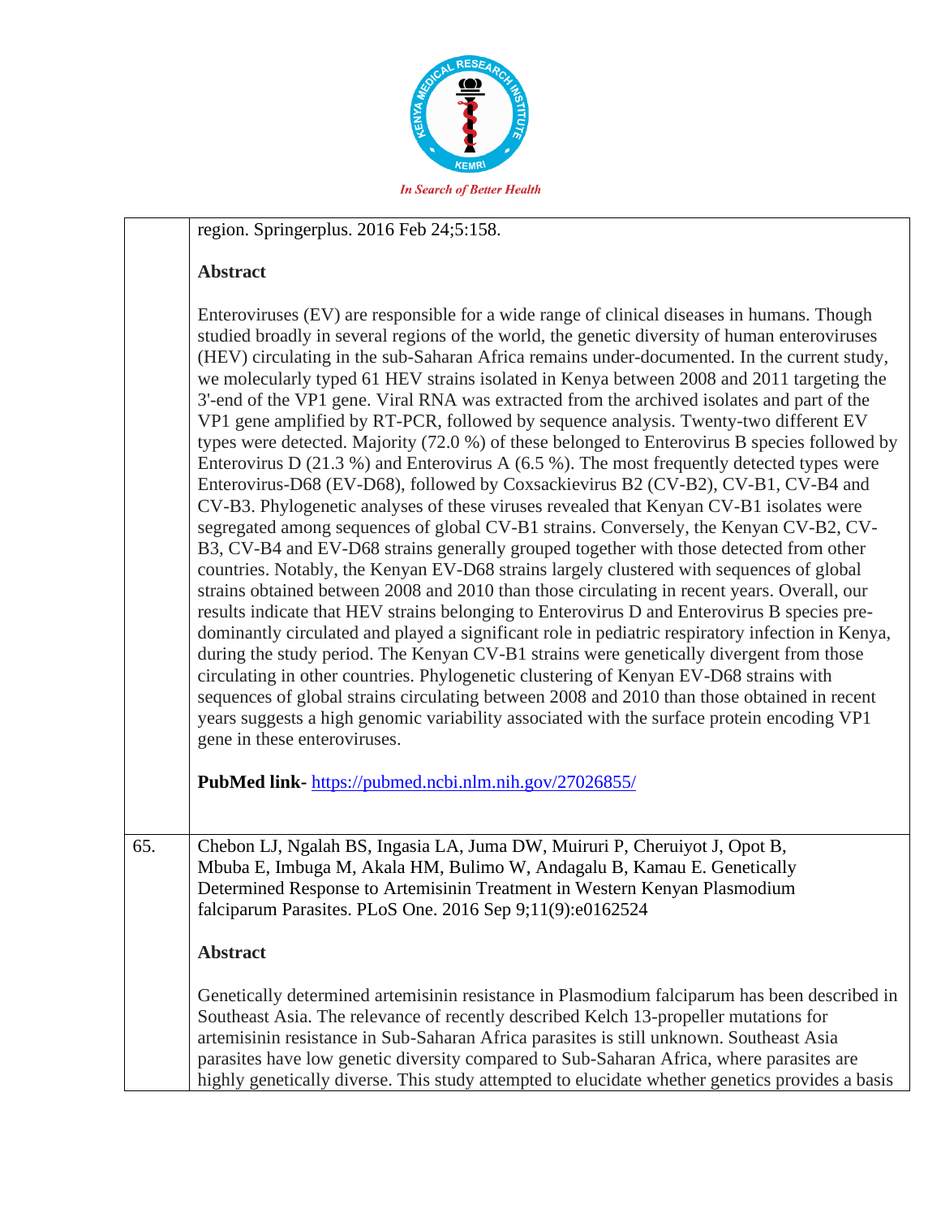|  |  |
|---|---|
|  | region. Springerplus. 2016 Feb 24;5:158.<br><br>**Abstract**<br><br>Enteroviruses (EV) are responsible for a wide range of clinical diseases in humans. Though studied broadly in several regions of the world, the genetic diversity of human enteroviruses (HEV) circulating in the sub-Saharan Africa remains under-documented. In the current study, we molecularly typed 61 HEV strains isolated in Kenya between 2008 and 2011 targeting the 3'-end of the VP1 gene. Viral RNA was extracted from the archived isolates and part of the VP1 gene amplified by RT-PCR, followed by sequence analysis. Twenty-two different EV types were detected. Majority (72.0 %) of these belonged to Enterovirus B species followed by Enterovirus D (21.3 %) and Enterovirus A (6.5 %). The most frequently detected types were Enterovirus-D68 (EV-D68), followed by Coxsackievirus B2 (CV-B2), CV-B1, CV-B4 and CV-B3. Phylogenetic analyses of these viruses revealed that Kenyan CV-B1 isolates were segregated among sequences of global CV-B1 strains. Conversely, the Kenyan CV-B2, CV-B3, CV-B4 and EV-D68 strains generally grouped together with those detected from other countries. Notably, the Kenyan EV-D68 strains largely clustered with sequences of global strains obtained between 2008 and 2010 than those circulating in recent years. Overall, our results indicate that HEV strains belonging to Enterovirus D and Enterovirus B species pre-dominantly circulated and played a significant role in pediatric respiratory infection in Kenya, during the study period. The Kenyan CV-B1 strains were genetically divergent from those circulating in other countries. Phylogenetic clustering of Kenyan EV-D68 strains with sequences of global strains circulating between 2008 and 2010 than those obtained in recent years suggests a high genomic variability associated with the surface protein encoding VP1 gene in these enteroviruses.<br><br>**PubMed link-** https://pubmed.ncbi.nlm.nih.gov/27026855/ |
| 65. | Chebon LJ, Ngalah BS, Ingasia LA, Juma DW, Muiruri P, Cheruiyot J, Opot B, Mbuba E, Imbuga M, Akala HM, Bulimo W, Andagalu B, Kamau E. Genetically Determined Response to Artemisinin Treatment in Western Kenyan Plasmodium falciparum Parasites. PLoS One. 2016 Sep 9;11(9):e0162524<br><br>**Abstract**<br><br>Genetically determined artemisinin resistance in Plasmodium falciparum has been described in Southeast Asia. The relevance of recently described Kelch 13-propeller mutations for artemisinin resistance in Sub-Saharan Africa parasites is still unknown. Southeast Asia parasites have low genetic diversity compared to Sub-Saharan Africa, where parasites are highly genetically diverse. This study attempted to elucidate whether genetics provides a basis |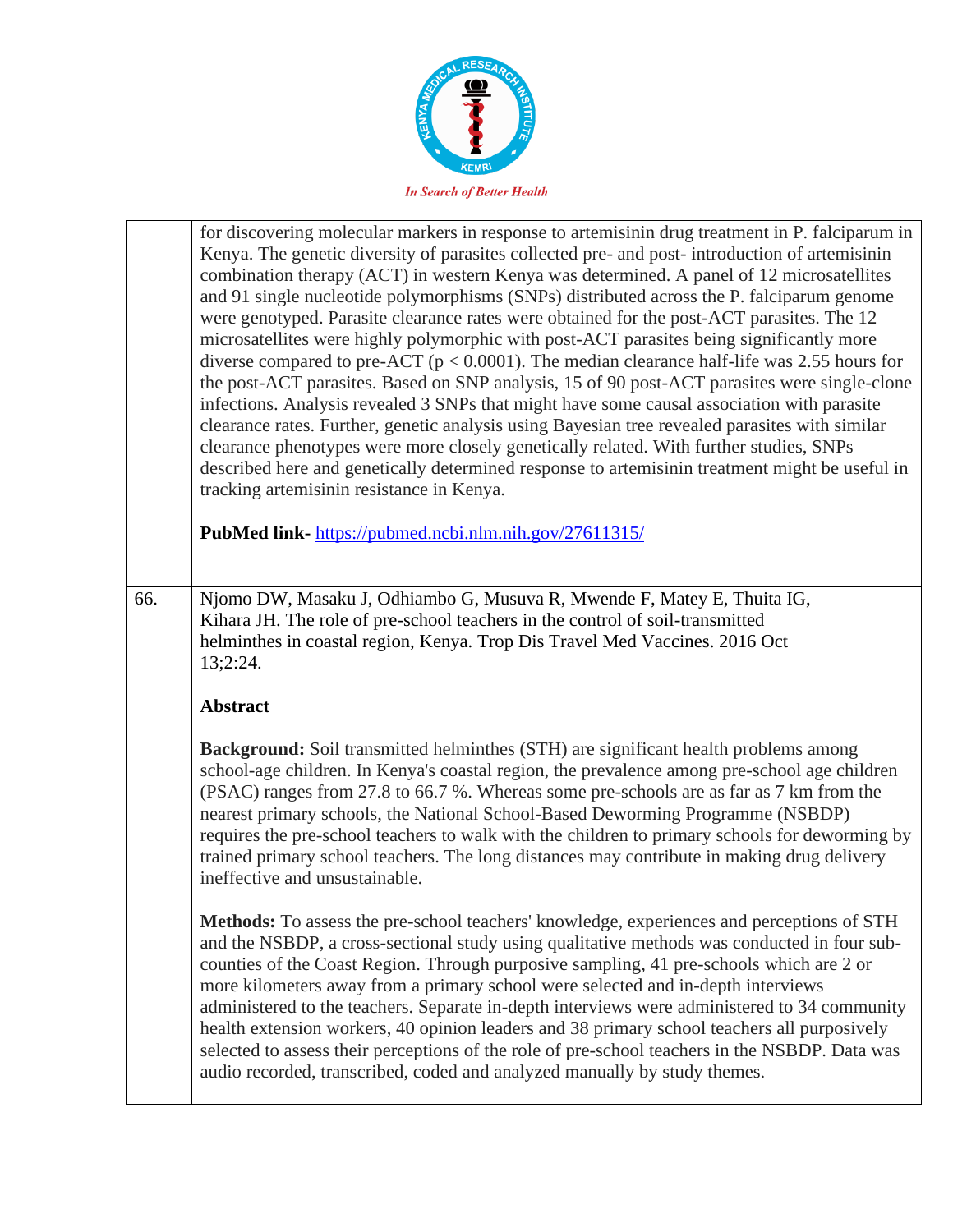| | |
|---|---|
| | for discovering molecular markers in response to artemisinin drug treatment in P. falciparum in Kenya. The genetic diversity of parasites collected pre- and post- introduction of artemisinin combination therapy (ACT) in western Kenya was determined. A panel of 12 microsatellites and 91 single nucleotide polymorphisms (SNPs) distributed across the P. falciparum genome were genotyped. Parasite clearance rates were obtained for the post-ACT parasites. The 12 microsatellites were highly polymorphic with post-ACT parasites being significantly more diverse compared to pre-ACT ($p < 0.0001$). The median clearance half-life was 2.55 hours for the post-ACT parasites. Based on SNP analysis, 15 of 90 post-ACT parasites were single-clone infections. Analysis revealed 3 SNPs that might have some causal association with parasite clearance rates. Further, genetic analysis using Bayesian tree revealed parasites with similar clearance phenotypes were more closely genetically related. With further studies, SNPs described here and genetically determined response to artemisinin treatment might be useful in tracking artemisinin resistance in Kenya.<br><br>**PubMed link-** https://pubmed.ncbi.nlm.nih.gov/27611315/ |
| 66. | Njomo DW, Masaku J, Odhiambo G, Musuva R, Mwende F, Matey E, Thuita IG, Kihara JH. The role of pre-school teachers in the control of soil-transmitted helminthes in coastal region, Kenya. Trop Dis Travel Med Vaccines. 2016 Oct 13;2:24.<br><br>**Abstract**<br><br>**Background:** Soil transmitted helminthes (STH) are significant health problems among school-age children. In Kenya's coastal region, the prevalence among pre-school age children (PSAC) ranges from 27.8 to 66.7 %. Whereas some pre-schools are as far as 7 km from the nearest primary schools, the National School-Based Deworming Programme (NSBDP) requires the pre-school teachers to walk with the children to primary schools for deworming by trained primary school teachers. The long distances may contribute in making drug delivery ineffective and unsustainable.<br><br>**Methods:** To assess the pre-school teachers' knowledge, experiences and perceptions of STH and the NSBDP, a cross-sectional study using qualitative methods was conducted in four sub-counties of the Coast Region. Through purposive sampling, 41 pre-schools which are 2 or more kilometers away from a primary school were selected and in-depth interviews administered to the teachers. Separate in-depth interviews were administered to 34 community health extension workers, 40 opinion leaders and 38 primary school teachers all purposively selected to assess their perceptions of the role of pre-school teachers in the NSBDP. Data was audio recorded, transcribed, coded and analyzed manually by study themes. |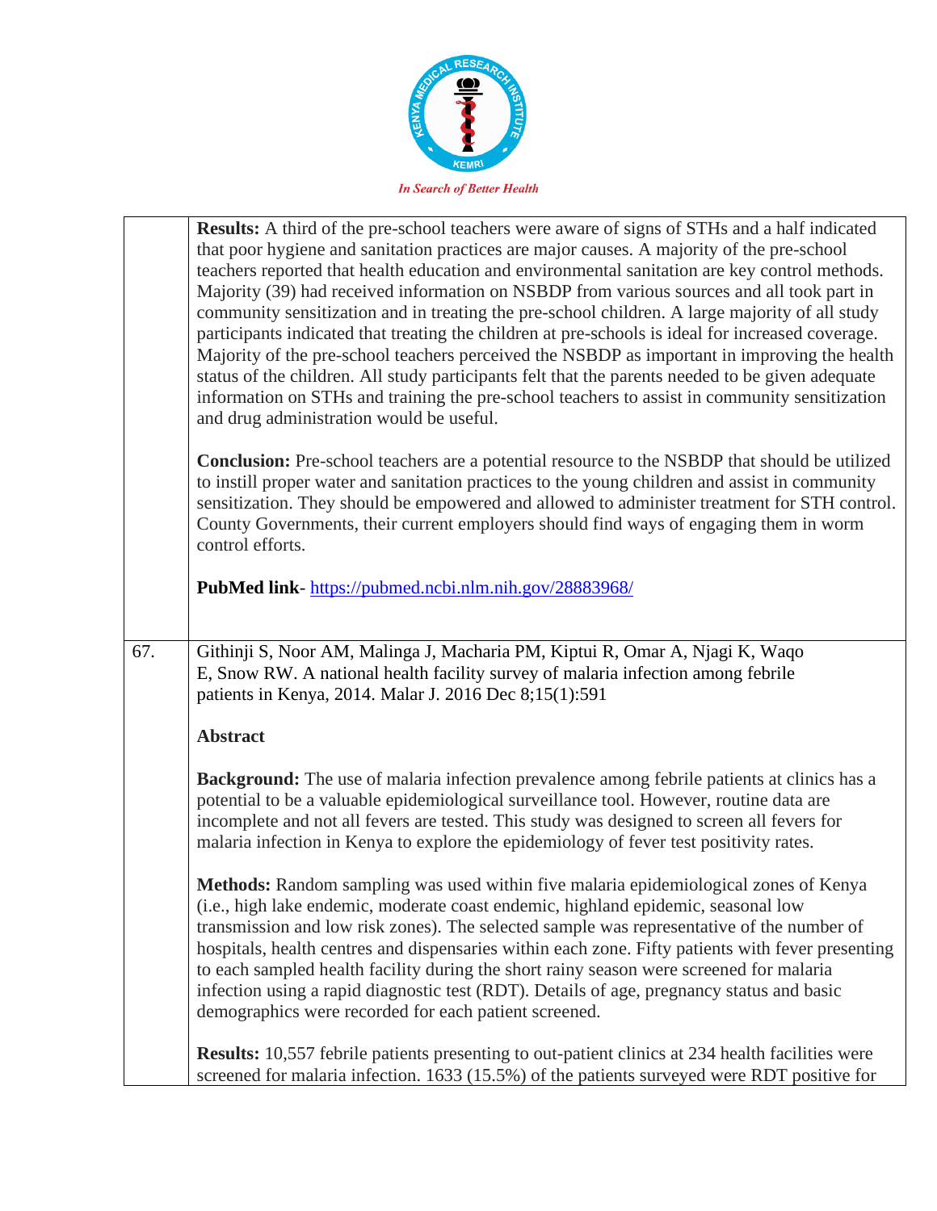| | |
|---|---|
| | **Results:** A third of the pre-school teachers were aware of signs of STHs and a half indicated that poor hygiene and sanitation practices are major causes. A majority of the pre-school teachers reported that health education and environmental sanitation are key control methods. Majority (39) had received information on NSBDP from various sources and all took part in community sensitization and in treating the pre-school children. A large majority of all study participants indicated that treating the children at pre-schools is ideal for increased coverage. Majority of the pre-school teachers perceived the NSBDP as important in improving the health status of the children. All study participants felt that the parents needed to be given adequate information on STHs and training the pre-school teachers to assist in community sensitization and drug administration would be useful.<br><br>**Conclusion:** Pre-school teachers are a potential resource to the NSBDP that should be utilized to instill proper water and sanitation practices to the young children and assist in community sensitization. They should be empowered and allowed to administer treatment for STH control. County Governments, their current employers should find ways of engaging them in worm control efforts.<br><br>**PubMed link**- https://pubmed.ncbi.nlm.nih.gov/28883968/ |
| 67. | Githinji S, Noor AM, Malinga J, Macharia PM, Kiptui R, Omar A, Njagi K, Waqo E, Snow RW. A national health facility survey of malaria infection among febrile patients in Kenya, 2014. Malar J. 2016 Dec 8;15(1):591<br><br>**Abstract**<br><br>**Background:** The use of malaria infection prevalence among febrile patients at clinics has a potential to be a valuable epidemiological surveillance tool. However, routine data are incomplete and not all fevers are tested. This study was designed to screen all fevers for malaria infection in Kenya to explore the epidemiology of fever test positivity rates.<br><br>**Methods:** Random sampling was used within five malaria epidemiological zones of Kenya (i.e., high lake endemic, moderate coast endemic, highland epidemic, seasonal low transmission and low risk zones). The selected sample was representative of the number of hospitals, health centres and dispensaries within each zone. Fifty patients with fever presenting to each sampled health facility during the short rainy season were screened for malaria infection using a rapid diagnostic test (RDT). Details of age, pregnancy status and basic demographics were recorded for each patient screened.<br><br>**Results:** 10,557 febrile patients presenting to out-patient clinics at 234 health facilities were screened for malaria infection. 1633 (15.5%) of the patients surveyed were RDT positive for |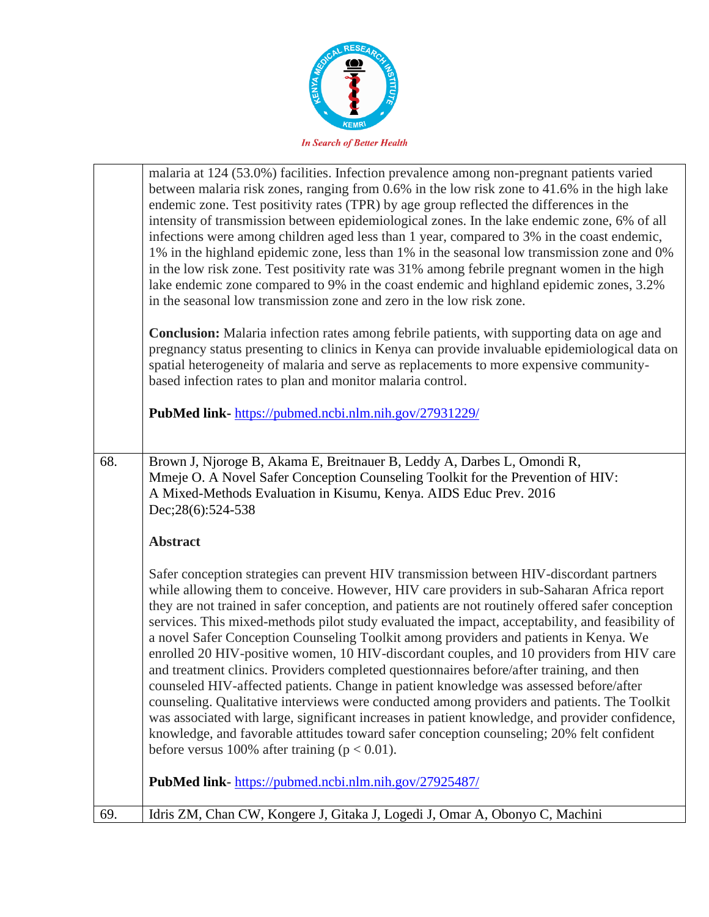| | |
|---|---|
| | malaria at 124 (53.0%) facilities. Infection prevalence among non-pregnant patients varied between malaria risk zones, ranging from 0.6% in the low risk zone to 41.6% in the high lake endemic zone. Test positivity rates (TPR) by age group reflected the differences in the intensity of transmission between epidemiological zones. In the lake endemic zone, 6% of all infections were among children aged less than 1 year, compared to 3% in the coast endemic, 1% in the highland epidemic zone, less than 1% in the seasonal low transmission zone and 0% in the low risk zone. Test positivity rate was 31% among febrile pregnant women in the high lake endemic zone compared to 9% in the coast endemic and highland epidemic zones, 3.2% in the seasonal low transmission zone and zero in the low risk zone.<br><br>**Conclusion:** Malaria infection rates among febrile patients, with supporting data on age and pregnancy status presenting to clinics in Kenya can provide invaluable epidemiological data on spatial heterogeneity of malaria and serve as replacements to more expensive community-based infection rates to plan and monitor malaria control.<br><br>**PubMed link-** https://pubmed.ncbi.nlm.nih.gov/27931229/ |
| 68. | Brown J, Njoroge B, Akama E, Breitnauer B, Leddy A, Darbes L, Omondi R, Mmeje O. A Novel Safer Conception Counseling Toolkit for the Prevention of HIV: A Mixed-Methods Evaluation in Kisumu, Kenya. AIDS Educ Prev. 2016 Dec;28(6):524-538<br><br>**Abstract**<br><br>Safer conception strategies can prevent HIV transmission between HIV-discordant partners while allowing them to conceive. However, HIV care providers in sub-Saharan Africa report they are not trained in safer conception, and patients are not routinely offered safer conception services. This mixed-methods pilot study evaluated the impact, acceptability, and feasibility of a novel Safer Conception Counseling Toolkit among providers and patients in Kenya. We enrolled 20 HIV-positive women, 10 HIV-discordant couples, and 10 providers from HIV care and treatment clinics. Providers completed questionnaires before/after training, and then counseled HIV-affected patients. Change in patient knowledge was assessed before/after counseling. Qualitative interviews were conducted among providers and patients. The Toolkit was associated with large, significant increases in patient knowledge, and provider confidence, knowledge, and favorable attitudes toward safer conception counseling; 20% felt confident before versus 100% after training ($p < 0.01$).<br><br>**PubMed link**- https://pubmed.ncbi.nlm.nih.gov/27925487/ |
| 69. | Idris ZM, Chan CW, Kongere J, Gitaka J, Logedi J, Omar A, Obonyo C, Machini |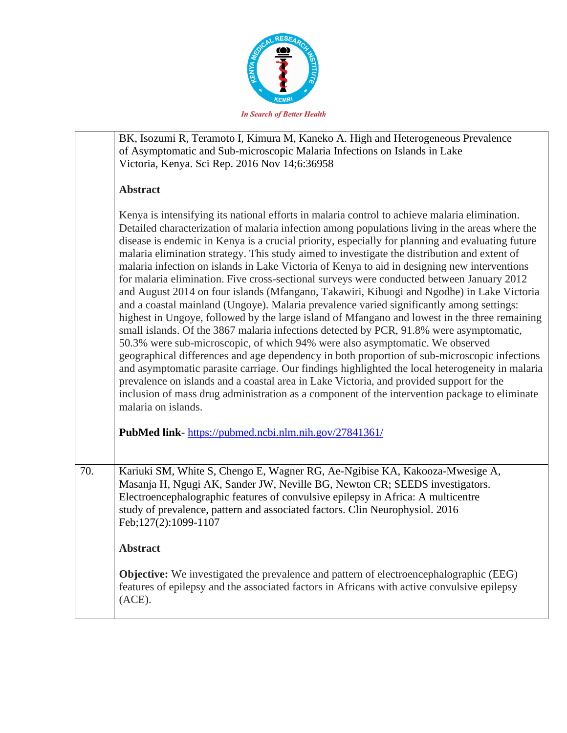| | |
|---|---|
| | BK, Isozumi R, Teramoto I, Kimura M, Kaneko A. High and Heterogeneous Prevalence of Asymptomatic and Sub-microscopic Malaria Infections on Islands in Lake Victoria, Kenya. Sci Rep. 2016 Nov 14;6:36958<br><br>**Abstract**<br><br>Kenya is intensifying its national efforts in malaria control to achieve malaria elimination. Detailed characterization of malaria infection among populations living in the areas where the disease is endemic in Kenya is a crucial priority, especially for planning and evaluating future malaria elimination strategy. This study aimed to investigate the distribution and extent of malaria infection on islands in Lake Victoria of Kenya to aid in designing new interventions for malaria elimination. Five cross-sectional surveys were conducted between January 2012 and August 2014 on four islands (Mfangano, Takawiri, Kibuogi and Ngodhe) in Lake Victoria and a coastal mainland (Ungoye). Malaria prevalence varied significantly among settings: highest in Ungoye, followed by the large island of Mfangano and lowest in the three remaining small islands. Of the 3867 malaria infections detected by PCR, 91.8% were asymptomatic, 50.3% were sub-microscopic, of which 94% were also asymptomatic. We observed geographical differences and age dependency in both proportion of sub-microscopic infections and asymptomatic parasite carriage. Our findings highlighted the local heterogeneity in malaria prevalence on islands and a coastal area in Lake Victoria, and provided support for the inclusion of mass drug administration as a component of the intervention package to eliminate malaria on islands.<br><br>**PubMed link**- https://pubmed.ncbi.nlm.nih.gov/27841361/ |
| 70. | Kariuki SM, White S, Chengo E, Wagner RG, Ae-Ngibise KA, Kakooza-Mwesige A, Masanja H, Ngugi AK, Sander JW, Neville BG, Newton CR; SEEDS investigators. Electroencephalographic features of convulsive epilepsy in Africa: A multicentre study of prevalence, pattern and associated factors. Clin Neurophysiol. 2016 Feb;127(2):1099-1107<br><br>**Abstract**<br><br>**Objective:** We investigated the prevalence and pattern of electroencephalographic (EEG) features of epilepsy and the associated factors in Africans with active convulsive epilepsy (ACE). |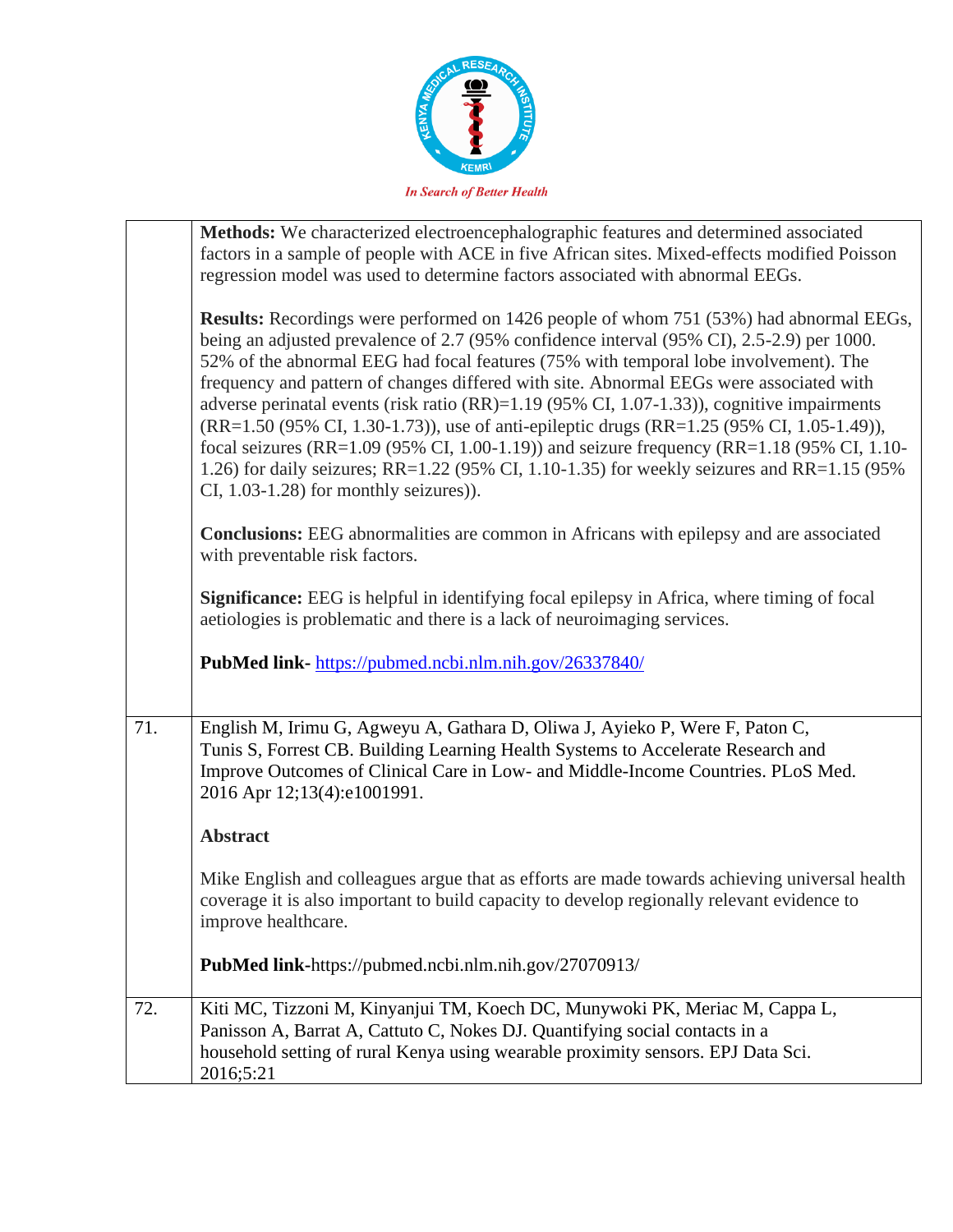| | |
|---|---|
| | **Methods:** We characterized electroencephalographic features and determined associated factors in a sample of people with ACE in five African sites. Mixed-effects modified Poisson regression model was used to determine factors associated with abnormal EEGs.<br><br>**Results:** Recordings were performed on 1426 people of whom 751 (53%) had abnormal EEGs, being an adjusted prevalence of 2.7 (95% confidence interval (95% CI), 2.5-2.9) per 1000. 52% of the abnormal EEG had focal features (75% with temporal lobe involvement). The frequency and pattern of changes differed with site. Abnormal EEGs were associated with adverse perinatal events (risk ratio (RR)=1.19 (95% CI, 1.07-1.33)), cognitive impairments (RR=1.50 (95% CI, 1.30-1.73)), use of anti-epileptic drugs (RR=1.25 (95% CI, 1.05-1.49)), focal seizures (RR=1.09 (95% CI, 1.00-1.19)) and seizure frequency (RR=1.18 (95% CI, 1.10-1.26) for daily seizures; RR=1.22 (95% CI, 1.10-1.35) for weekly seizures and RR=1.15 (95% CI, 1.03-1.28) for monthly seizures)).<br><br>**Conclusions:** EEG abnormalities are common in Africans with epilepsy and are associated with preventable risk factors.<br><br>**Significance:** EEG is helpful in identifying focal epilepsy in Africa, where timing of focal aetiologies is problematic and there is a lack of neuroimaging services.<br><br>**PubMed link-** https://pubmed.ncbi.nlm.nih.gov/26337840/ |
| 71. | English M, Irimu G, Agweyu A, Gathara D, Oliwa J, Ayieko P, Were F, Paton C, Tunis S, Forrest CB. Building Learning Health Systems to Accelerate Research and Improve Outcomes of Clinical Care in Low- and Middle-Income Countries. PLoS Med. 2016 Apr 12;13(4):e1001991.<br><br>**Abstract**<br><br>Mike English and colleagues argue that as efforts are made towards achieving universal health coverage it is also important to build capacity to develop regionally relevant evidence to improve healthcare.<br><br>**PubMed link**-https://pubmed.ncbi.nlm.nih.gov/27070913/ |
| 72. | Kiti MC, Tizzoni M, Kinyanjui TM, Koech DC, Munywoki PK, Meriac M, Cappa L, Panisson A, Barrat A, Cattuto C, Nokes DJ. Quantifying social contacts in a household setting of rural Kenya using wearable proximity sensors. EPJ Data Sci. 2016;5:21 |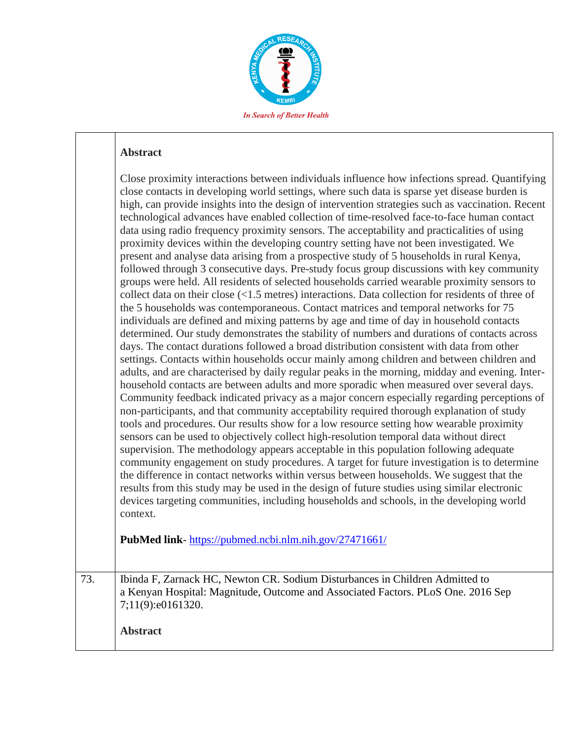**Abstract**

Close proximity interactions between individuals influence how infections spread. Quantifying close contacts in developing world settings, where such data is sparse yet disease burden is high, can provide insights into the design of intervention strategies such as vaccination. Recent technological advances have enabled collection of time-resolved face-to-face human contact data using radio frequency proximity sensors. The acceptability and practicalities of using proximity devices within the developing country setting have not been investigated. We present and analyse data arising from a prospective study of 5 households in rural Kenya, followed through 3 consecutive days. Pre-study focus group discussions with key community groups were held. All residents of selected households carried wearable proximity sensors to collect data on their close (<1.5 metres) interactions. Data collection for residents of three of the 5 households was contemporaneous. Contact matrices and temporal networks for 75 individuals are defined and mixing patterns by age and time of day in household contacts determined. Our study demonstrates the stability of numbers and durations of contacts across days. The contact durations followed a broad distribution consistent with data from other settings. Contacts within households occur mainly among children and between children and adults, and are characterised by daily regular peaks in the morning, midday and evening. Inter-household contacts are between adults and more sporadic when measured over several days. Community feedback indicated privacy as a major concern especially regarding perceptions of non-participants, and that community acceptability required thorough explanation of study tools and procedures. Our results show for a low resource setting how wearable proximity sensors can be used to objectively collect high-resolution temporal data without direct supervision. The methodology appears acceptable in this population following adequate community engagement on study procedures. A target for future investigation is to determine the difference in contact networks within versus between households. We suggest that the results from this study may be used in the design of future studies using similar electronic devices targeting communities, including households and schools, in the developing world context.

**PubMed link**- https://pubmed.ncbi.nlm.nih.gov/27471661/

73. Ibinda F, Zarnack HC, Newton CR. Sodium Disturbances in Children Admitted to a Kenyan Hospital: Magnitude, Outcome and Associated Factors. PLoS One. 2016 Sep 7;11(9):e0161320.

**Abstract**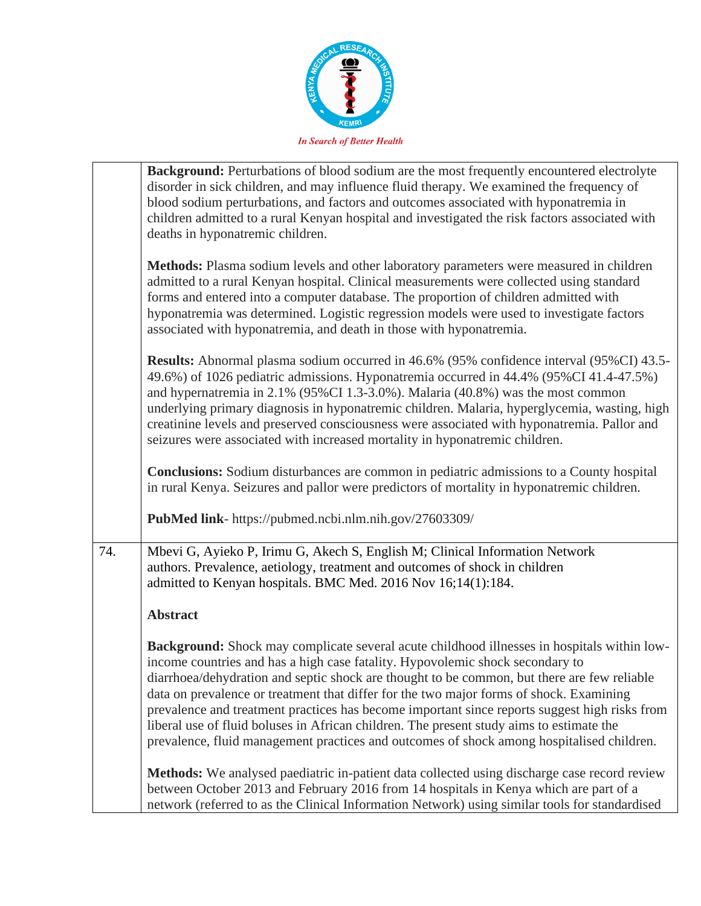| | **Background:** Perturbations of blood sodium are the most frequently encountered electrolyte disorder in sick children, and may influence fluid therapy. We examined the frequency of blood sodium perturbations, and factors and outcomes associated with hyponatremia in children admitted to a rural Kenyan hospital and investigated the risk factors associated with deaths in hyponatremic children.<br><br>**Methods:** Plasma sodium levels and other laboratory parameters were measured in children admitted to a rural Kenyan hospital. Clinical measurements were collected using standard forms and entered into a computer database. The proportion of children admitted with hyponatremia was determined. Logistic regression models were used to investigate factors associated with hyponatremia, and death in those with hyponatremia.<br><br>**Results:** Abnormal plasma sodium occurred in 46.6% (95% confidence interval (95%CI) 43.5-49.6%) of 1026 pediatric admissions. Hyponatremia occurred in 44.4% (95%CI 41.4-47.5%) and hypernatremia in 2.1% (95%CI 1.3-3.0%). Malaria (40.8%) was the most common underlying primary diagnosis in hyponatremic children. Malaria, hyperglycemia, wasting, high creatinine levels and preserved consciousness were associated with hyponatremia. Pallor and seizures were associated with increased mortality in hyponatremic children.<br><br>**Conclusions:** Sodium disturbances are common in pediatric admissions to a County hospital in rural Kenya. Seizures and pallor were predictors of mortality in hyponatremic children.<br><br>**PubMed link**- https://pubmed.ncbi.nlm.nih.gov/27603309/ |
|---|---|
| 74. | Mbevi G, Ayieko P, Irimu G, Akech S, English M; Clinical Information Network authors. Prevalence, aetiology, treatment and outcomes of shock in children admitted to Kenyan hospitals. BMC Med. 2016 Nov 16;14(1):184.<br><br>**Abstract**<br><br>**Background:** Shock may complicate several acute childhood illnesses in hospitals within low-income countries and has a high case fatality. Hypovolemic shock secondary to diarrhoea/dehydration and septic shock are thought to be common, but there are few reliable data on prevalence or treatment that differ for the two major forms of shock. Examining prevalence and treatment practices has become important since reports suggest high risks from liberal use of fluid boluses in African children. The present study aims to estimate the prevalence, fluid management practices and outcomes of shock among hospitalised children.<br><br>**Methods:** We analysed paediatric in-patient data collected using discharge case record review between October 2013 and February 2016 from 14 hospitals in Kenya which are part of a network (referred to as the Clinical Information Network) using similar tools for standardised |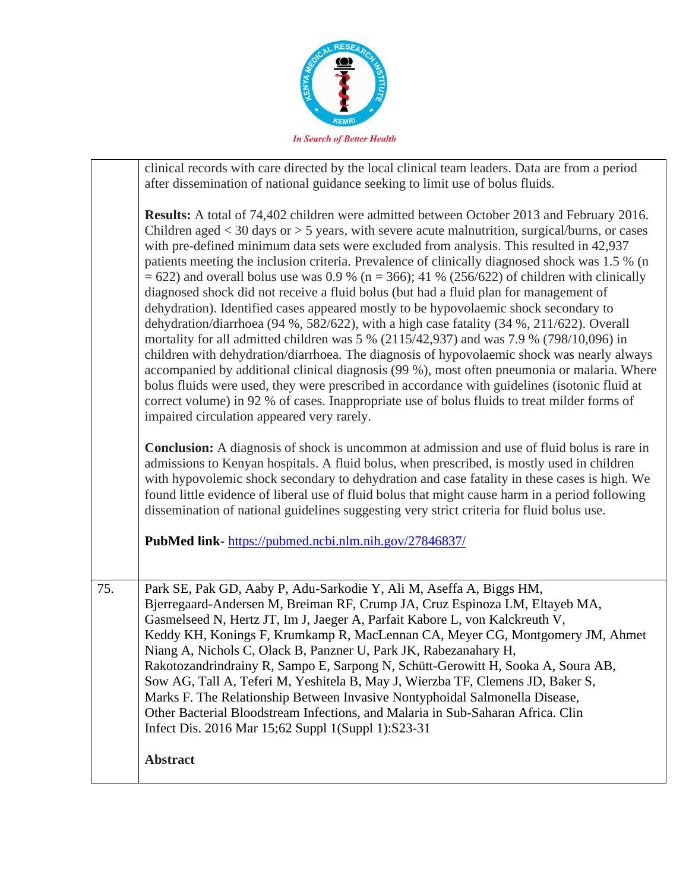| | |
|---|---|
| | clinical records with care directed by the local clinical team leaders. Data are from a period after dissemination of national guidance seeking to limit use of bolus fluids.<br><br>**Results:** A total of 74,402 children were admitted between October 2013 and February 2016. Children aged < 30 days or > 5 years, with severe acute malnutrition, surgical/burns, or cases with pre-defined minimum data sets were excluded from analysis. This resulted in 42,937 patients meeting the inclusion criteria. Prevalence of clinically diagnosed shock was 1.5 % (n = 622) and overall bolus use was 0.9 % (n = 366); 41 % (256/622) of children with clinically diagnosed shock did not receive a fluid bolus (but had a fluid plan for management of dehydration). Identified cases appeared mostly to be hypovolaemic shock secondary to dehydration/diarrhoea (94 %, 582/622), with a high case fatality (34 %, 211/622). Overall mortality for all admitted children was 5 % (2115/42,937) and was 7.9 % (798/10,096) in children with dehydration/diarrhoea. The diagnosis of hypovolaemic shock was nearly always accompanied by additional clinical diagnosis (99 %), most often pneumonia or malaria. Where bolus fluids were used, they were prescribed in accordance with guidelines (isotonic fluid at correct volume) in 92 % of cases. Inappropriate use of bolus fluids to treat milder forms of impaired circulation appeared very rarely.<br><br>**Conclusion:** A diagnosis of shock is uncommon at admission and use of fluid bolus is rare in admissions to Kenyan hospitals. A fluid bolus, when prescribed, is mostly used in children with hypovolemic shock secondary to dehydration and case fatality in these cases is high. We found little evidence of liberal use of fluid bolus that might cause harm in a period following dissemination of national guidelines suggesting very strict criteria for fluid bolus use.<br><br>**PubMed link-** https://pubmed.ncbi.nlm.nih.gov/27846837/ |
| 75. | Park SE, Pak GD, Aaby P, Adu-Sarkodie Y, Ali M, Aseffa A, Biggs HM, Bjerregaard-Andersen M, Breiman RF, Crump JA, Cruz Espinoza LM, Eltayeb MA, Gasmelseed N, Hertz JT, Im J, Jaeger A, Parfait Kabore L, von Kalckreuth V, Keddy KH, Konings F, Krumkamp R, MacLennan CA, Meyer CG, Montgomery JM, Ahmet Niang A, Nichols C, Olack B, Panzner U, Park JK, Rabezanahary H, Rakotozandrindrainy R, Sampo E, Sarpong N, Schütt-Gerowitt H, Sooka A, Soura AB, Sow AG, Tall A, Teferi M, Yeshitela B, May J, Wierzba TF, Clemens JD, Baker S, Marks F. The Relationship Between Invasive Nontyphoidal Salmonella Disease, Other Bacterial Bloodstream Infections, and Malaria in Sub-Saharan Africa. Clin Infect Dis. 2016 Mar 15;62 Suppl 1(Suppl 1):S23-31<br><br>**Abstract** |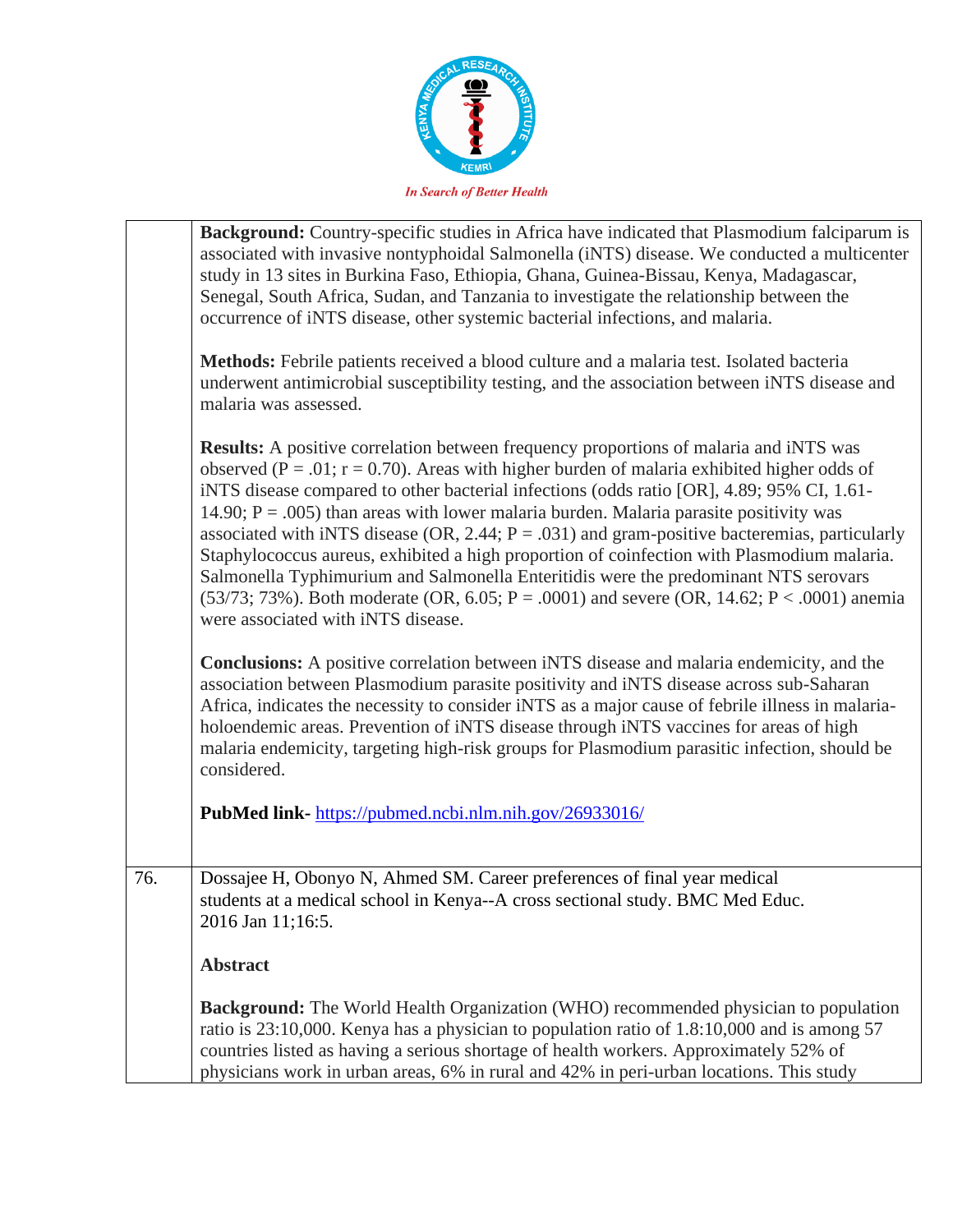| | |
|---|---|
| | **Background:** Country-specific studies in Africa have indicated that Plasmodium falciparum is associated with invasive nontyphoidal Salmonella (iNTS) disease. We conducted a multicenter study in 13 sites in Burkina Faso, Ethiopia, Ghana, Guinea-Bissau, Kenya, Madagascar, Senegal, South Africa, Sudan, and Tanzania to investigate the relationship between the occurrence of iNTS disease, other systemic bacterial infections, and malaria.<br><br>**Methods:** Febrile patients received a blood culture and a malaria test. Isolated bacteria underwent antimicrobial susceptibility testing, and the association between iNTS disease and malaria was assessed.<br><br>**Results:** A positive correlation between frequency proportions of malaria and iNTS was observed (P = .01; r = 0.70). Areas with higher burden of malaria exhibited higher odds of iNTS disease compared to other bacterial infections (odds ratio [OR], 4.89; 95% CI, 1.61-14.90; P = .005) than areas with lower malaria burden. Malaria parasite positivity was associated with iNTS disease (OR, 2.44; P = .031) and gram-positive bacteremias, particularly Staphylococcus aureus, exhibited a high proportion of coinfection with Plasmodium malaria. Salmonella Typhimurium and Salmonella Enteritidis were the predominant NTS serovars (53/73; 73%). Both moderate (OR, 6.05; P = .0001) and severe (OR, 14.62; P < .0001) anemia were associated with iNTS disease.<br><br>**Conclusions:** A positive correlation between iNTS disease and malaria endemicity, and the association between Plasmodium parasite positivity and iNTS disease across sub-Saharan Africa, indicates the necessity to consider iNTS as a major cause of febrile illness in malaria-holoendemic areas. Prevention of iNTS disease through iNTS vaccines for areas of high malaria endemicity, targeting high-risk groups for Plasmodium parasitic infection, should be considered.<br><br>**PubMed link-** [https://pubmed.ncbi.nlm.nih.gov/26933016/](https://pubmed.ncbi.nlm.nih.gov/26933016/) |
| 76. | Dossajee H, Obonyo N, Ahmed SM. Career preferences of final year medical students at a medical school in Kenya--A cross sectional study. BMC Med Educ. 2016 Jan 11;16:5.<br><br>**Abstract**<br><br>**Background:** The World Health Organization (WHO) recommended physician to population ratio is 23:10,000. Kenya has a physician to population ratio of 1.8:10,000 and is among 57 countries listed as having a serious shortage of health workers. Approximately 52% of physicians work in urban areas, 6% in rural and 42% in peri-urban locations. This study |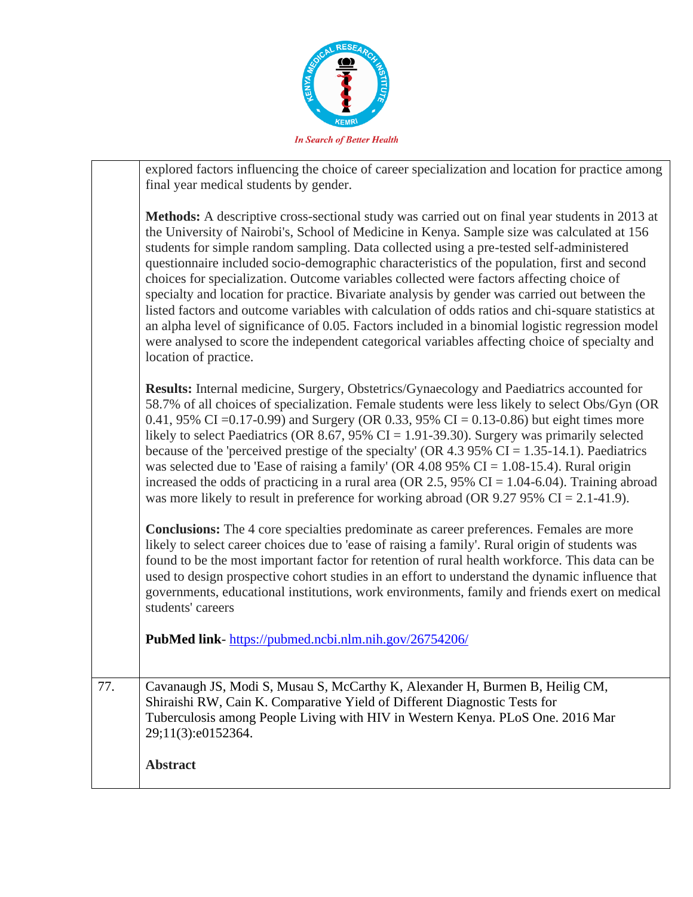| | |
|---|---|
| | explored factors influencing the choice of career specialization and location for practice among final year medical students by gender.<br><br>**Methods:** A descriptive cross-sectional study was carried out on final year students in 2013 at the University of Nairobi's, School of Medicine in Kenya. Sample size was calculated at 156 students for simple random sampling. Data collected using a pre-tested self-administered questionnaire included socio-demographic characteristics of the population, first and second choices for specialization. Outcome variables collected were factors affecting choice of specialty and location for practice. Bivariate analysis by gender was carried out between the listed factors and outcome variables with calculation of odds ratios and chi-square statistics at an alpha level of significance of 0.05. Factors included in a binomial logistic regression model were analysed to score the independent categorical variables affecting choice of specialty and location of practice.<br><br>**Results:** Internal medicine, Surgery, Obstetrics/Gynaecology and Paediatrics accounted for 58.7% of all choices of specialization. Female students were less likely to select Obs/Gyn (OR 0.41, 95% CI =0.17-0.99) and Surgery (OR 0.33, 95% CI = 0.13-0.86) but eight times more likely to select Paediatrics (OR 8.67, 95% CI = 1.91-39.30). Surgery was primarily selected because of the 'perceived prestige of the specialty' (OR 4.3 95% CI = 1.35-14.1). Paediatrics was selected due to 'Ease of raising a family' (OR 4.08 95% CI = 1.08-15.4). Rural origin increased the odds of practicing in a rural area (OR 2.5, 95% CI = 1.04-6.04). Training abroad was more likely to result in preference for working abroad (OR 9.27 95% CI = 2.1-41.9).<br><br>**Conclusions:** The 4 core specialties predominate as career preferences. Females are more likely to select career choices due to 'ease of raising a family'. Rural origin of students was found to be the most important factor for retention of rural health workforce. This data can be used to design prospective cohort studies in an effort to understand the dynamic influence that governments, educational institutions, work environments, family and friends exert on medical students' careers<br><br>**PubMed link**- https://pubmed.ncbi.nlm.nih.gov/26754206/ |
| 77. | Cavanaugh JS, Modi S, Musau S, McCarthy K, Alexander H, Burmen B, Heilig CM, Shiraishi RW, Cain K. Comparative Yield of Different Diagnostic Tests for Tuberculosis among People Living with HIV in Western Kenya. PLoS One. 2016 Mar 29;11(3):e0152364.<br><br>**Abstract** |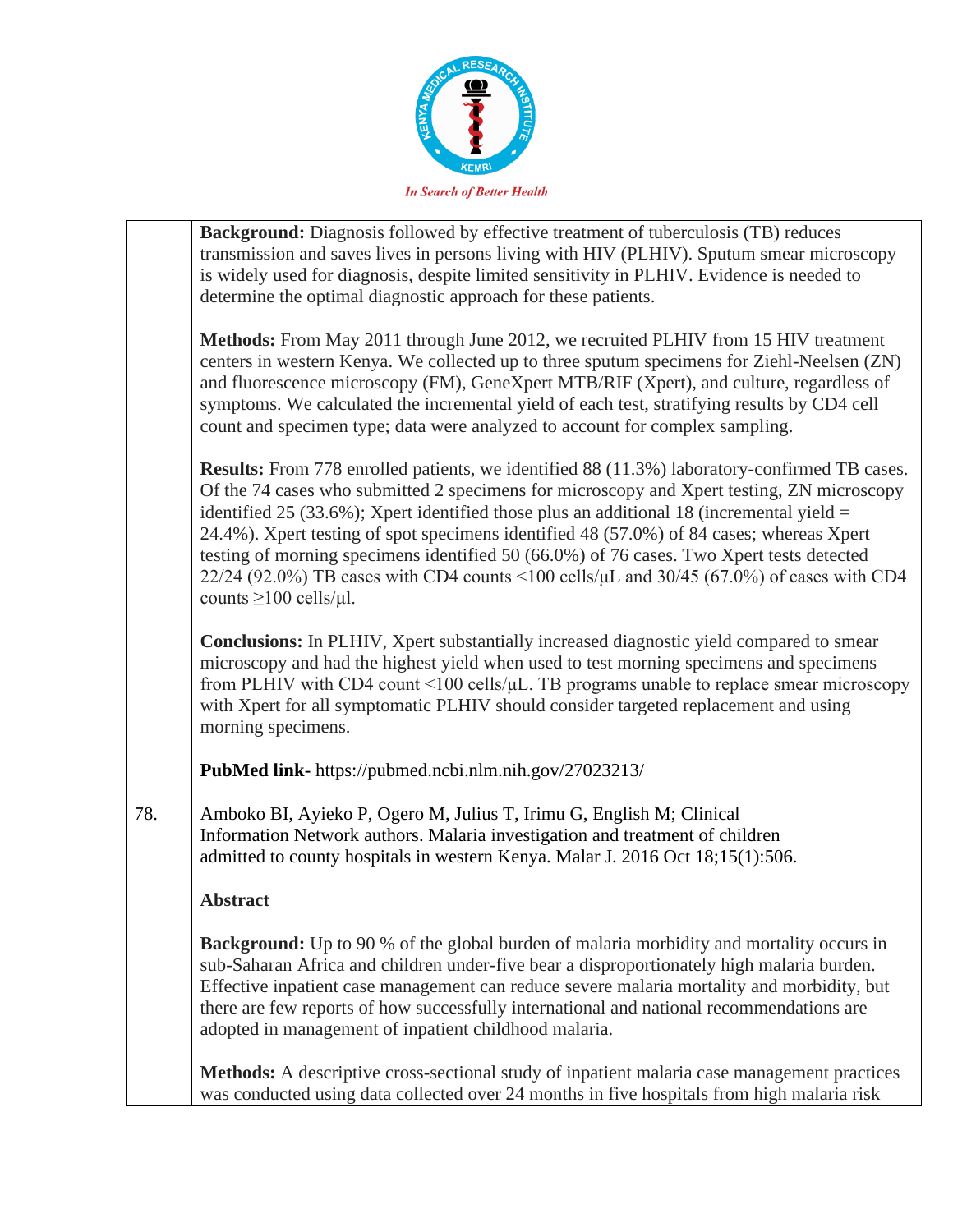**Background:** Diagnosis followed by effective treatment of tuberculosis (TB) reduces transmission and saves lives in persons living with HIV (PLHIV). Sputum smear microscopy is widely used for diagnosis, despite limited sensitivity in PLHIV. Evidence is needed to determine the optimal diagnostic approach for these patients.

**Methods:** From May 2011 through June 2012, we recruited PLHIV from 15 HIV treatment centers in western Kenya. We collected up to three sputum specimens for Ziehl-Neelsen (ZN) and fluorescence microscopy (FM), GeneXpert MTB/RIF (Xpert), and culture, regardless of symptoms. We calculated the incremental yield of each test, stratifying results by CD4 cell count and specimen type; data were analyzed to account for complex sampling.

**Results:** From 778 enrolled patients, we identified 88 (11.3%) laboratory-confirmed TB cases. Of the 74 cases who submitted 2 specimens for microscopy and Xpert testing, ZN microscopy identified 25 (33.6%); Xpert identified those plus an additional 18 (incremental yield = 24.4%). Xpert testing of spot specimens identified 48 (57.0%) of 84 cases; whereas Xpert testing of morning specimens identified 50 (66.0%) of 76 cases. Two Xpert tests detected 22/24 (92.0%) TB cases with CD4 counts <100 cells/μL and 30/45 (67.0%) of cases with CD4 counts ≥100 cells/μl.

**Conclusions:** In PLHIV, Xpert substantially increased diagnostic yield compared to smear microscopy and had the highest yield when used to test morning specimens and specimens from PLHIV with CD4 count <100 cells/μL. TB programs unable to replace smear microscopy with Xpert for all symptomatic PLHIV should consider targeted replacement and using morning specimens.

**PubMed link-** https://pubmed.ncbi.nlm.nih.gov/27023213/

78. Amboko BI, Ayieko P, Ogero M, Julius T, Irimu G, English M; Clinical Information Network authors. Malaria investigation and treatment of children admitted to county hospitals in western Kenya. Malar J. 2016 Oct 18;15(1):506.

**Abstract**

**Background:** Up to 90 % of the global burden of malaria morbidity and mortality occurs in sub-Saharan Africa and children under-five bear a disproportionately high malaria burden. Effective inpatient case management can reduce severe malaria mortality and morbidity, but there are few reports of how successfully international and national recommendations are adopted in management of inpatient childhood malaria.

**Methods:** A descriptive cross-sectional study of inpatient malaria case management practices was conducted using data collected over 24 months in five hospitals from high malaria risk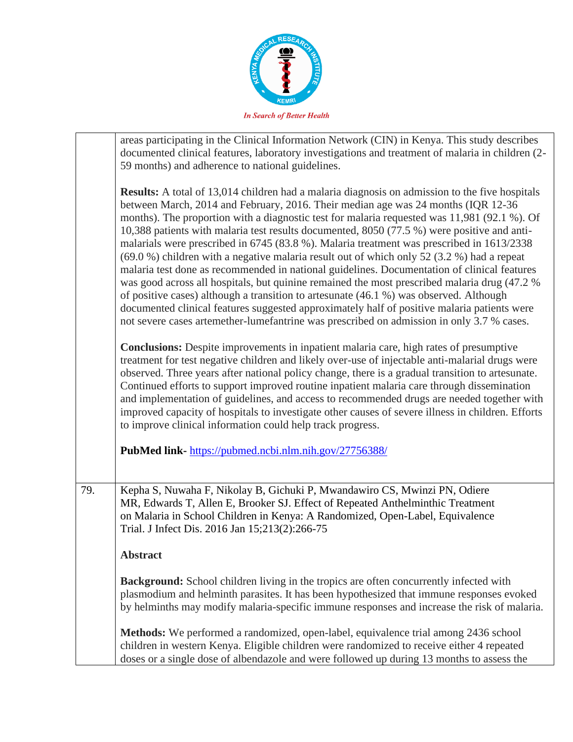| | |
|---|---|
| | areas participating in the Clinical Information Network (CIN) in Kenya. This study describes documented clinical features, laboratory investigations and treatment of malaria in children (2-59 months) and adherence to national guidelines.<br><br>**Results:** A total of 13,014 children had a malaria diagnosis on admission to the five hospitals between March, 2014 and February, 2016. Their median age was 24 months (IQR 12-36 months). The proportion with a diagnostic test for malaria requested was 11,981 (92.1 %). Of 10,388 patients with malaria test results documented, 8050 (77.5 %) were positive and anti-malarials were prescribed in 6745 (83.8 %). Malaria treatment was prescribed in 1613/2338 (69.0 %) children with a negative malaria result out of which only 52 (3.2 %) had a repeat malaria test done as recommended in national guidelines. Documentation of clinical features was good across all hospitals, but quinine remained the most prescribed malaria drug (47.2 % of positive cases) although a transition to artesunate (46.1 %) was observed. Although documented clinical features suggested approximately half of positive malaria patients were not severe cases artemether-lumefantrine was prescribed on admission in only 3.7 % cases.<br><br>**Conclusions:** Despite improvements in inpatient malaria care, high rates of presumptive treatment for test negative children and likely over-use of injectable anti-malarial drugs were observed. Three years after national policy change, there is a gradual transition to artesunate. Continued efforts to support improved routine inpatient malaria care through dissemination and implementation of guidelines, and access to recommended drugs are needed together with improved capacity of hospitals to investigate other causes of severe illness in children. Efforts to improve clinical information could help track progress.<br><br>**PubMed link**- https://pubmed.ncbi.nlm.nih.gov/27756388/ |
| 79. | Kepha S, Nuwaha F, Nikolay B, Gichuki P, Mwandawiro CS, Mwinzi PN, Odiere MR, Edwards T, Allen E, Brooker SJ. Effect of Repeated Anthelminthic Treatment on Malaria in School Children in Kenya: A Randomized, Open-Label, Equivalence Trial. J Infect Dis. 2016 Jan 15;213(2):266-75<br><br>**Abstract**<br><br>**Background:** School children living in the tropics are often concurrently infected with plasmodium and helminth parasites. It has been hypothesized that immune responses evoked by helminths may modify malaria-specific immune responses and increase the risk of malaria.<br><br>**Methods:** We performed a randomized, open-label, equivalence trial among 2436 school children in western Kenya. Eligible children were randomized to receive either 4 repeated doses or a single dose of albendazole and were followed up during 13 months to assess the |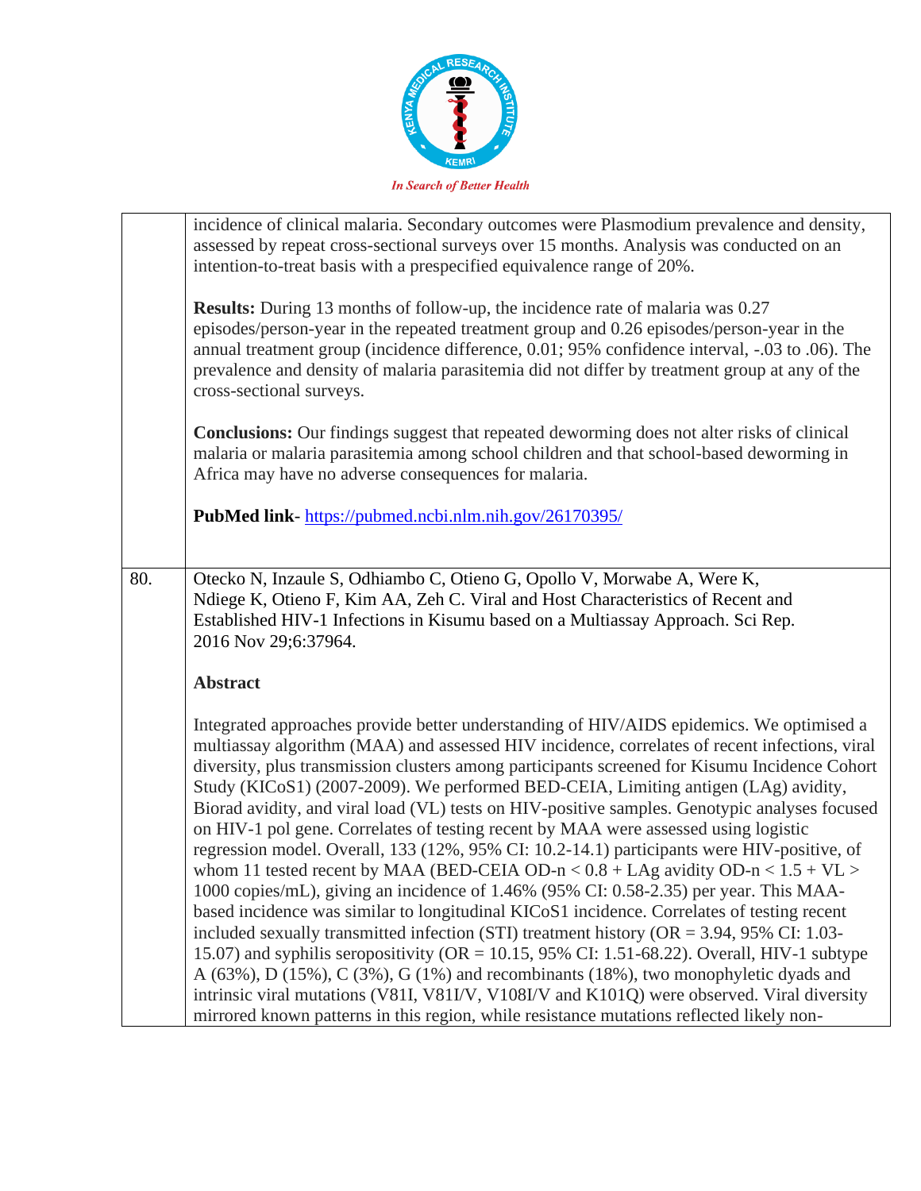| | |
|---|---|
| | incidence of clinical malaria. Secondary outcomes were Plasmodium prevalence and density, assessed by repeat cross-sectional surveys over 15 months. Analysis was conducted on an intention-to-treat basis with a prespecified equivalence range of 20%.<br><br>**Results:** During 13 months of follow-up, the incidence rate of malaria was 0.27 episodes/person-year in the repeated treatment group and 0.26 episodes/person-year in the annual treatment group (incidence difference, 0.01; 95% confidence interval, -.03 to .06). The prevalence and density of malaria parasitemia did not differ by treatment group at any of the cross-sectional surveys.<br><br>**Conclusions:** Our findings suggest that repeated deworming does not alter risks of clinical malaria or malaria parasitemia among school children and that school-based deworming in Africa may have no adverse consequences for malaria.<br><br>**PubMed link**- https://pubmed.ncbi.nlm.nih.gov/26170395/ |
| 80. | Otecko N, Inzaule S, Odhiambo C, Otieno G, Opollo V, Morwabe A, Were K, Ndiege K, Otieno F, Kim AA, Zeh C. Viral and Host Characteristics of Recent and Established HIV-1 Infections in Kisumu based on a Multiassay Approach. Sci Rep. 2016 Nov 29;6:37964.<br><br>**Abstract**<br><br>Integrated approaches provide better understanding of HIV/AIDS epidemics. We optimised a multiassay algorithm (MAA) and assessed HIV incidence, correlates of recent infections, viral diversity, plus transmission clusters among participants screened for Kisumu Incidence Cohort Study (KICoS1) (2007-2009). We performed BED-CEIA, Limiting antigen (LAg) avidity, Biorad avidity, and viral load (VL) tests on HIV-positive samples. Genotypic analyses focused on HIV-1 pol gene. Correlates of testing recent by MAA were assessed using logistic regression model. Overall, 133 (12%, 95% CI: 10.2-14.1) participants were HIV-positive, of whom 11 tested recent by MAA (BED-CEIA OD-n < 0.8 + LAg avidity OD-n < 1.5 + VL > 1000 copies/mL), giving an incidence of 1.46% (95% CI: 0.58-2.35) per year. This MAA-based incidence was similar to longitudinal KICoS1 incidence. Correlates of testing recent included sexually transmitted infection (STI) treatment history (OR = 3.94, 95% CI: 1.03-15.07) and syphilis seropositivity (OR = 10.15, 95% CI: 1.51-68.22). Overall, HIV-1 subtype A (63%), D (15%), C (3%), G (1%) and recombinants (18%), two monophyletic dyads and intrinsic viral mutations (V81I, V81I/V, V108I/V and K101Q) were observed. Viral diversity mirrored known patterns in this region, while resistance mutations reflected likely non- |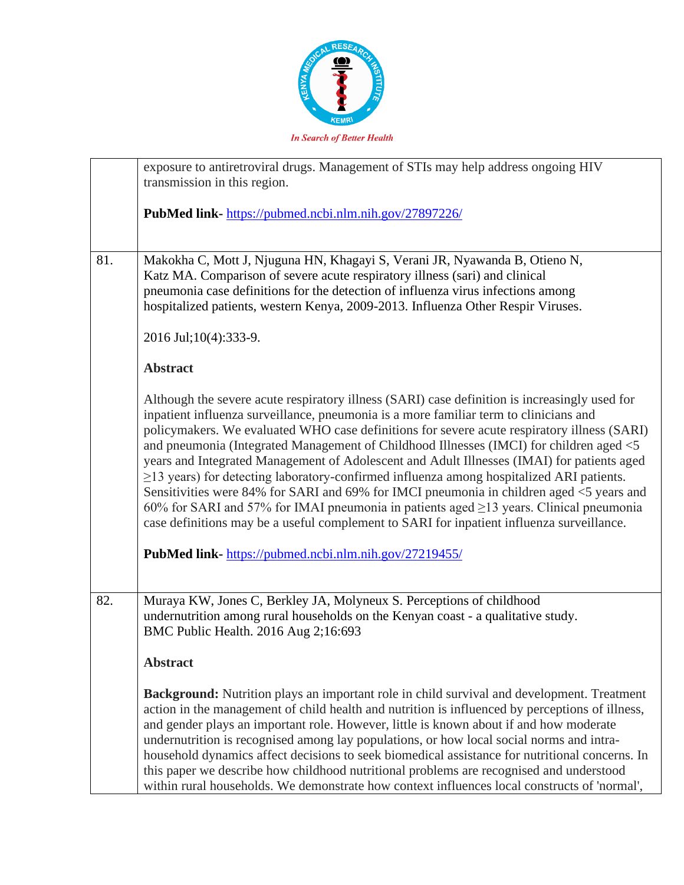| | |
|---|---|
| | exposure to antiretroviral drugs. Management of STIs may help address ongoing HIV transmission in this region.<br><br>**PubMed link-** https://pubmed.ncbi.nlm.nih.gov/27897226/ |
| 81. | Makokha C, Mott J, Njuguna HN, Khagayi S, Verani JR, Nyawanda B, Otieno N, Katz MA. Comparison of severe acute respiratory illness (sari) and clinical pneumonia case definitions for the detection of influenza virus infections among hospitalized patients, western Kenya, 2009-2013. Influenza Other Respir Viruses.<br><br>2016 Jul;10(4):333-9.<br><br>**Abstract**<br><br>Although the severe acute respiratory illness (SARI) case definition is increasingly used for inpatient influenza surveillance, pneumonia is a more familiar term to clinicians and policymakers. We evaluated WHO case definitions for severe acute respiratory illness (SARI) and pneumonia (Integrated Management of Childhood Illnesses (IMCI) for children aged <5 years and Integrated Management of Adolescent and Adult Illnesses (IMAI) for patients aged ≥13 years) for detecting laboratory-confirmed influenza among hospitalized ARI patients. Sensitivities were 84% for SARI and 69% for IMCI pneumonia in children aged <5 years and 60% for SARI and 57% for IMAI pneumonia in patients aged ≥13 years. Clinical pneumonia case definitions may be a useful complement to SARI for inpatient influenza surveillance.<br><br>**PubMed link-** https://pubmed.ncbi.nlm.nih.gov/27219455/ |
| 82. | Muraya KW, Jones C, Berkley JA, Molyneux S. Perceptions of childhood undernutrition among rural households on the Kenyan coast - a qualitative study. BMC Public Health. 2016 Aug 2;16:693<br><br>**Abstract**<br><br>**Background:** Nutrition plays an important role in child survival and development. Treatment action in the management of child health and nutrition is influenced by perceptions of illness, and gender plays an important role. However, little is known about if and how moderate undernutrition is recognised among lay populations, or how local social norms and intra-household dynamics affect decisions to seek biomedical assistance for nutritional concerns. In this paper we describe how childhood nutritional problems are recognised and understood within rural households. We demonstrate how context influences local constructs of 'normal', |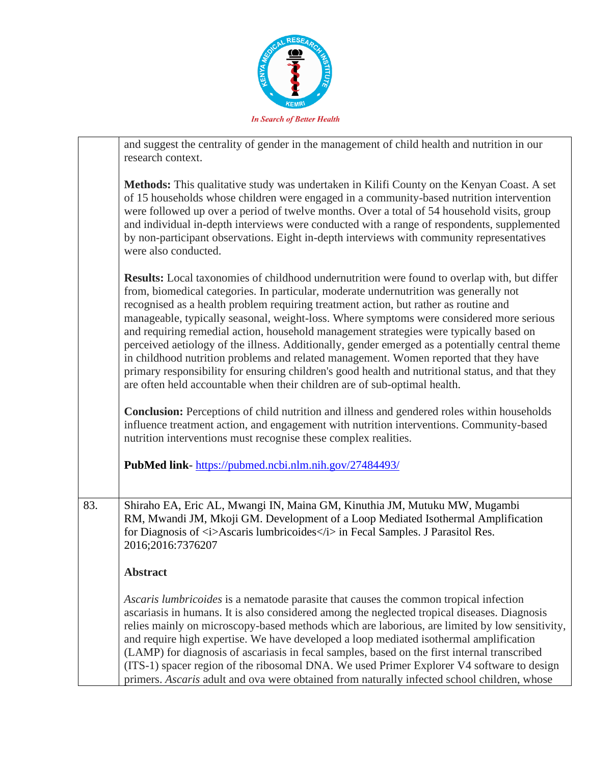| | |
|---|---|
| | and suggest the centrality of gender in the management of child health and nutrition in our research context.<br><br>**Methods:** This qualitative study was undertaken in Kilifi County on the Kenyan Coast. A set of 15 households whose children were engaged in a community-based nutrition intervention were followed up over a period of twelve months. Over a total of 54 household visits, group and individual in-depth interviews were conducted with a range of respondents, supplemented by non-participant observations. Eight in-depth interviews with community representatives were also conducted.<br><br>**Results:** Local taxonomies of childhood undernutrition were found to overlap with, but differ from, biomedical categories. In particular, moderate undernutrition was generally not recognised as a health problem requiring treatment action, but rather as routine and manageable, typically seasonal, weight-loss. Where symptoms were considered more serious and requiring remedial action, household management strategies were typically based on perceived aetiology of the illness. Additionally, gender emerged as a potentially central theme in childhood nutrition problems and related management. Women reported that they have primary responsibility for ensuring children's good health and nutritional status, and that they are often held accountable when their children are of sub-optimal health.<br><br>**Conclusion:** Perceptions of child nutrition and illness and gendered roles within households influence treatment action, and engagement with nutrition interventions. Community-based nutrition interventions must recognise these complex realities.<br><br>**PubMed link**- https://pubmed.ncbi.nlm.nih.gov/27484493/ |
| 83. | Shiraho EA, Eric AL, Mwangi IN, Maina GM, Kinuthia JM, Mutuku MW, Mugambi RM, Mwandi JM, Mkoji GM. Development of a Loop Mediated Isothermal Amplification for Diagnosis of <i>Ascaris lumbricoides</i> in Fecal Samples. J Parasitol Res. 2016;2016:7376207<br><br>**Abstract**<br><br>*Ascaris lumbricoides* is a nematode parasite that causes the common tropical infection ascariasis in humans. It is also considered among the neglected tropical diseases. Diagnosis relies mainly on microscopy-based methods which are laborious, are limited by low sensitivity, and require high expertise. We have developed a loop mediated isothermal amplification (LAMP) for diagnosis of ascariasis in fecal samples, based on the first internal transcribed (ITS-1) spacer region of the ribosomal DNA. We used Primer Explorer V4 software to design primers. *Ascaris* adult and ova were obtained from naturally infected school children, whose |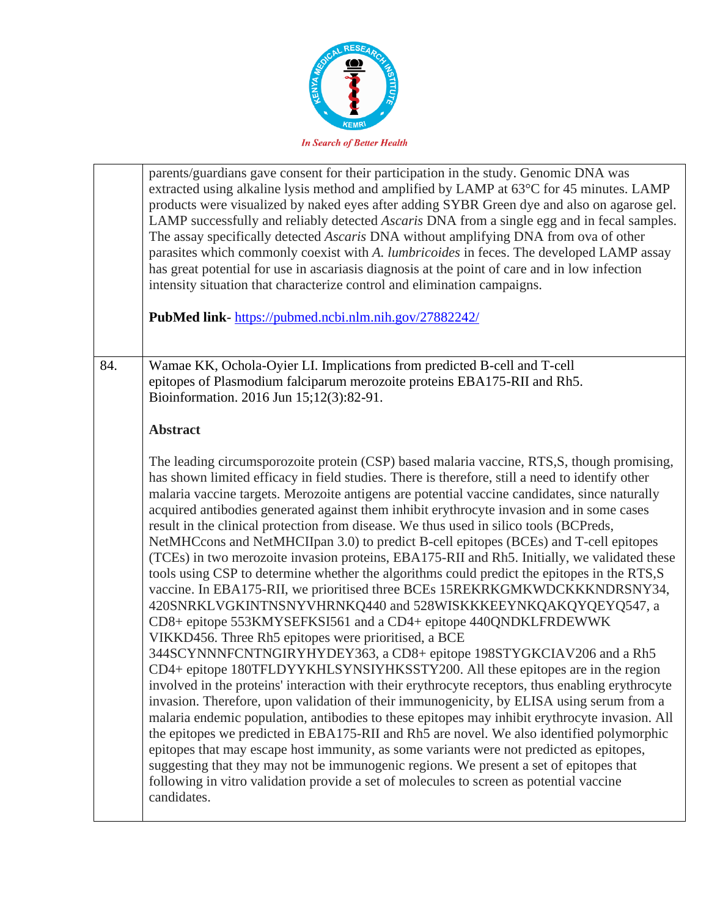| | |
|---|---|
| | parents/guardians gave consent for their participation in the study. Genomic DNA was extracted using alkaline lysis method and amplified by LAMP at 63°C for 45 minutes. LAMP products were visualized by naked eyes after adding SYBR Green dye and also on agarose gel. LAMP successfully and reliably detected *Ascaris* DNA from a single egg and in fecal samples. The assay specifically detected *Ascaris* DNA without amplifying DNA from ova of other parasites which commonly coexist with *A. lumbricoides* in feces. The developed LAMP assay has great potential for use in ascariasis diagnosis at the point of care and in low infection intensity situation that characterize control and elimination campaigns.<br><br>**PubMed link**- https://pubmed.ncbi.nlm.nih.gov/27882242/ |
| 84. | Wamae KK, Ochola-Oyier LI. Implications from predicted B-cell and T-cell epitopes of Plasmodium falciparum merozoite proteins EBA175-RII and Rh5. Bioinformation. 2016 Jun 15;12(3):82-91.<br><br>**Abstract**<br><br>The leading circumsporozoite protein (CSP) based malaria vaccine, RTS,S, though promising, has shown limited efficacy in field studies. There is therefore, still a need to identify other malaria vaccine targets. Merozoite antigens are potential vaccine candidates, since naturally acquired antibodies generated against them inhibit erythrocyte invasion and in some cases result in the clinical protection from disease. We thus used in silico tools (BCPreds, NetMHCcons and NetMHCIIpan 3.0) to predict B-cell epitopes (BCEs) and T-cell epitopes (TCEs) in two merozoite invasion proteins, EBA175-RII and Rh5. Initially, we validated these tools using CSP to determine whether the algorithms could predict the epitopes in the RTS,S vaccine. In EBA175-RII, we prioritised three BCEs 15REKRKGMKWDCKKKNDRSNY34, 420SNRKLVGKINTNSNYVHRNKQ440 and 528WISKKKEEYNKQAKQYQEYQ547, a CD8+ epitope 553KMYSEFKSI561 and a CD4+ epitope 440QNDKLFRDEWWK VIKKD456. Three Rh5 epitopes were prioritised, a BCE 344SCYNNNFCNTNGIRYHYDEY363, a CD8+ epitope 198STYGKCIAV206 and a Rh5 CD4+ epitope 180TFLDYYKHLSYNSIYHKSSTY200. All these epitopes are in the region involved in the proteins' interaction with their erythrocyte receptors, thus enabling erythrocyte invasion. Therefore, upon validation of their immunogenicity, by ELISA using serum from a malaria endemic population, antibodies to these epitopes may inhibit erythrocyte invasion. All the epitopes we predicted in EBA175-RII and Rh5 are novel. We also identified polymorphic epitopes that may escape host immunity, as some variants were not predicted as epitopes, suggesting that they may not be immunogenic regions. We present a set of epitopes that following in vitro validation provide a set of molecules to screen as potential vaccine candidates. |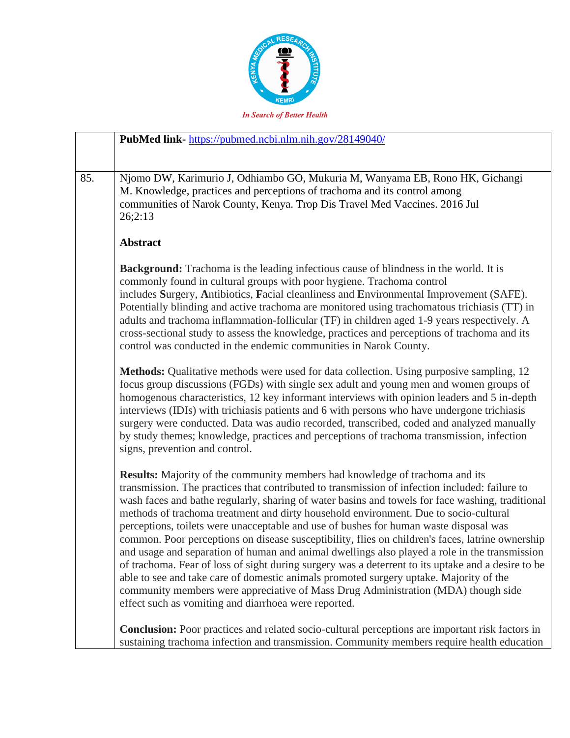| | |
|---|---|
| | **PubMed link-** https://pubmed.ncbi.nlm.nih.gov/28149040/ |
| 85. | Njomo DW, Karimurio J, Odhiambo GO, Mukuria M, Wanyama EB, Rono HK, Gichangi M. Knowledge, practices and perceptions of trachoma and its control among communities of Narok County, Kenya. Trop Dis Travel Med Vaccines. 2016 Jul 26;2:13<br><br>**Abstract**<br><br>**Background:** Trachoma is the leading infectious cause of blindness in the world. It is commonly found in cultural groups with poor hygiene. Trachoma control includes **S**urgery, **A**ntibiotics, **F**acial cleanliness and **E**nvironmental Improvement (SAFE). Potentially blinding and active trachoma are monitored using trachomatous trichiasis (TT) in adults and trachoma inflammation-follicular (TF) in children aged 1-9 years respectively. A cross-sectional study to assess the knowledge, practices and perceptions of trachoma and its control was conducted in the endemic communities in Narok County.<br><br>**Methods:** Qualitative methods were used for data collection. Using purposive sampling, 12 focus group discussions (FGDs) with single sex adult and young men and women groups of homogenous characteristics, 12 key informant interviews with opinion leaders and 5 in-depth interviews (IDIs) with trichiasis patients and 6 with persons who have undergone trichiasis surgery were conducted. Data was audio recorded, transcribed, coded and analyzed manually by study themes; knowledge, practices and perceptions of trachoma transmission, infection signs, prevention and control.<br><br>**Results:** Majority of the community members had knowledge of trachoma and its transmission. The practices that contributed to transmission of infection included: failure to wash faces and bathe regularly, sharing of water basins and towels for face washing, traditional methods of trachoma treatment and dirty household environment. Due to socio-cultural perceptions, toilets were unacceptable and use of bushes for human waste disposal was common. Poor perceptions on disease susceptibility, flies on children's faces, latrine ownership and usage and separation of human and animal dwellings also played a role in the transmission of trachoma. Fear of loss of sight during surgery was a deterrent to its uptake and a desire to be able to see and take care of domestic animals promoted surgery uptake. Majority of the community members were appreciative of Mass Drug Administration (MDA) though side effect such as vomiting and diarrhoea were reported.<br><br>**Conclusion:** Poor practices and related socio-cultural perceptions are important risk factors in sustaining trachoma infection and transmission. Community members require health education |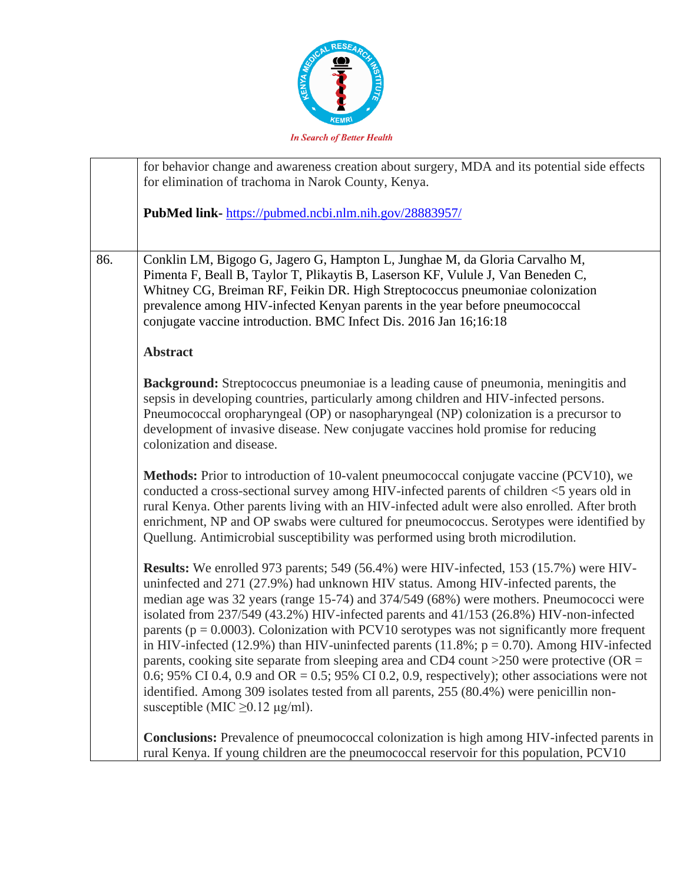| | |
|---|---|
| | for behavior change and awareness creation about surgery, MDA and its potential side effects for elimination of trachoma in Narok County, Kenya.<br><br>**PubMed link-** https://pubmed.ncbi.nlm.nih.gov/28883957/ |
| 86. | Conklin LM, Bigogo G, Jagero G, Hampton L, Junghae M, da Gloria Carvalho M, Pimenta F, Beall B, Taylor T, Plikaytis B, Laserson KF, Vulule J, Van Beneden C, Whitney CG, Breiman RF, Feikin DR. High Streptococcus pneumoniae colonization prevalence among HIV-infected Kenyan parents in the year before pneumococcal conjugate vaccine introduction. BMC Infect Dis. 2016 Jan 16;16:18<br><br>**Abstract**<br><br>**Background:** Streptococcus pneumoniae is a leading cause of pneumonia, meningitis and sepsis in developing countries, particularly among children and HIV-infected persons. Pneumococcal oropharyngeal (OP) or nasopharyngeal (NP) colonization is a precursor to development of invasive disease. New conjugate vaccines hold promise for reducing colonization and disease.<br><br>**Methods:** Prior to introduction of 10-valent pneumococcal conjugate vaccine (PCV10), we conducted a cross-sectional survey among HIV-infected parents of children <5 years old in rural Kenya. Other parents living with an HIV-infected adult were also enrolled. After broth enrichment, NP and OP swabs were cultured for pneumococcus. Serotypes were identified by Quellung. Antimicrobial susceptibility was performed using broth microdilution.<br><br>**Results:** We enrolled 973 parents; 549 (56.4%) were HIV-infected, 153 (15.7%) were HIV-uninfected and 271 (27.9%) had unknown HIV status. Among HIV-infected parents, the median age was 32 years (range 15-74) and 374/549 (68%) were mothers. Pneumococci were isolated from 237/549 (43.2%) HIV-infected parents and 41/153 (26.8%) HIV-non-infected parents ($p = 0.0003$). Colonization with PCV10 serotypes was not significantly more frequent in HIV-infected (12.9%) than HIV-uninfected parents (11.8%; $p = 0.70$). Among HIV-infected parents, cooking site separate from sleeping area and CD4 count >250 were protective (OR = 0.6; 95% CI 0.4, 0.9 and OR = 0.5; 95% CI 0.2, 0.9, respectively); other associations were not identified. Among 309 isolates tested from all parents, 255 (80.4%) were penicillin non-susceptible (MIC $\geq$0.12 μg/ml).<br><br>**Conclusions:** Prevalence of pneumococcal colonization is high among HIV-infected parents in rural Kenya. If young children are the pneumococcal reservoir for this population, PCV10 |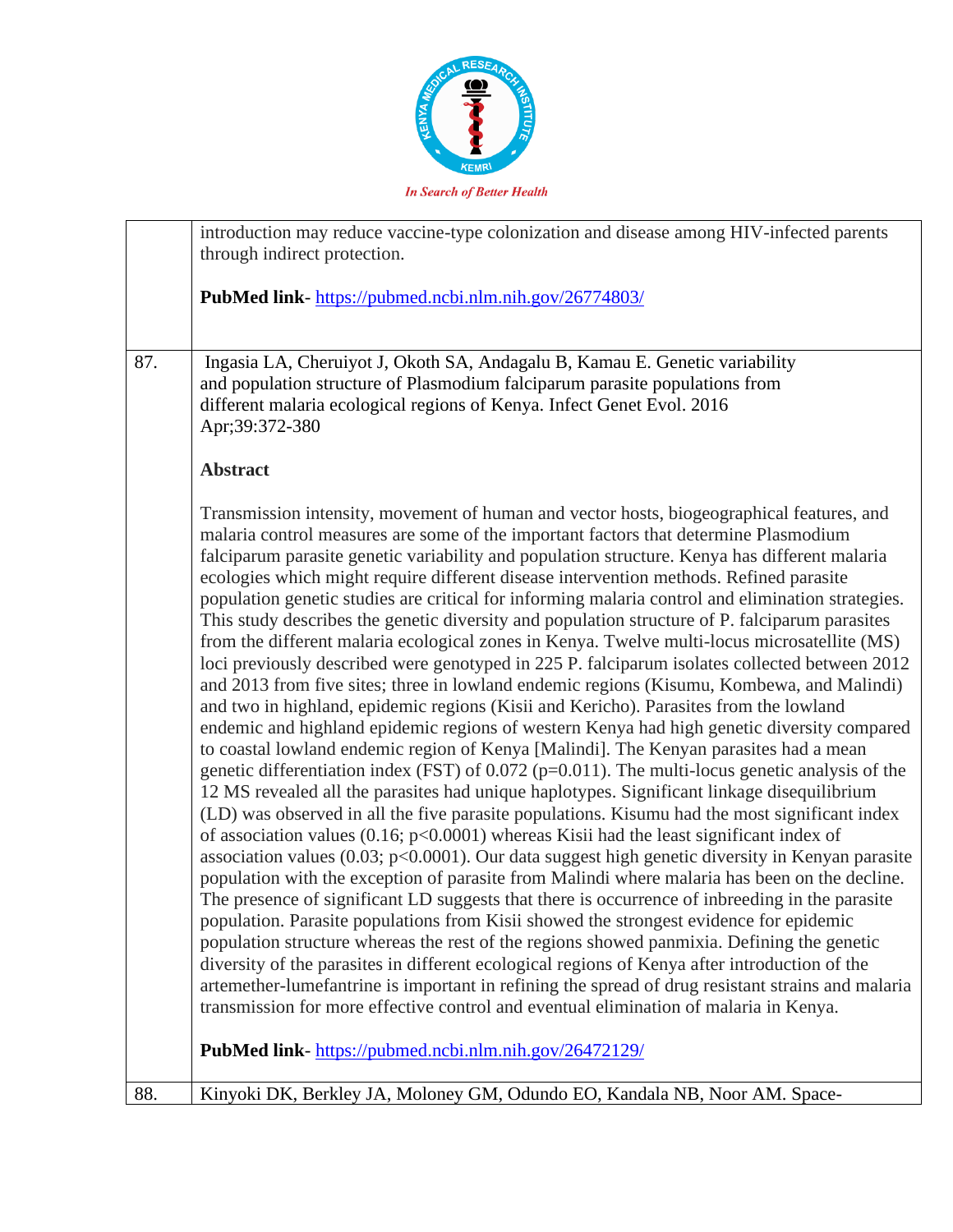| | |
|---|---|
| | introduction may reduce vaccine-type colonization and disease among HIV-infected parents through indirect protection.<br><br>**PubMed link**- https://pubmed.ncbi.nlm.nih.gov/26774803/ |
| 87. | Ingasia LA, Cheruiyot J, Okoth SA, Andagalu B, Kamau E. Genetic variability and population structure of Plasmodium falciparum parasite populations from different malaria ecological regions of Kenya. Infect Genet Evol. 2016 Apr;39:372-380<br><br>**Abstract**<br><br>Transmission intensity, movement of human and vector hosts, biogeographical features, and malaria control measures are some of the important factors that determine Plasmodium falciparum parasite genetic variability and population structure. Kenya has different malaria ecologies which might require different disease intervention methods. Refined parasite population genetic studies are critical for informing malaria control and elimination strategies. This study describes the genetic diversity and population structure of P. falciparum parasites from the different malaria ecological zones in Kenya. Twelve multi-locus microsatellite (MS) loci previously described were genotyped in 225 P. falciparum isolates collected between 2012 and 2013 from five sites; three in lowland endemic regions (Kisumu, Kombewa, and Malindi) and two in highland, epidemic regions (Kisii and Kericho). Parasites from the lowland endemic and highland epidemic regions of western Kenya had high genetic diversity compared to coastal lowland endemic region of Kenya [Malindi]. The Kenyan parasites had a mean genetic differentiation index (FST) of 0.072 (p=0.011). The multi-locus genetic analysis of the 12 MS revealed all the parasites had unique haplotypes. Significant linkage disequilibrium (LD) was observed in all the five parasite populations. Kisumu had the most significant index of association values (0.16; p<0.0001) whereas Kisii had the least significant index of association values (0.03; p<0.0001). Our data suggest high genetic diversity in Kenyan parasite population with the exception of parasite from Malindi where malaria has been on the decline. The presence of significant LD suggests that there is occurrence of inbreeding in the parasite population. Parasite populations from Kisii showed the strongest evidence for epidemic population structure whereas the rest of the regions showed panmixia. Defining the genetic diversity of the parasites in different ecological regions of Kenya after introduction of the artemether-lumefantrine is important in refining the spread of drug resistant strains and malaria transmission for more effective control and eventual elimination of malaria in Kenya.<br><br>**PubMed link**- https://pubmed.ncbi.nlm.nih.gov/26472129/ |
| 88. | Kinyoki DK, Berkley JA, Moloney GM, Odundo EO, Kandala NB, Noor AM. Space- |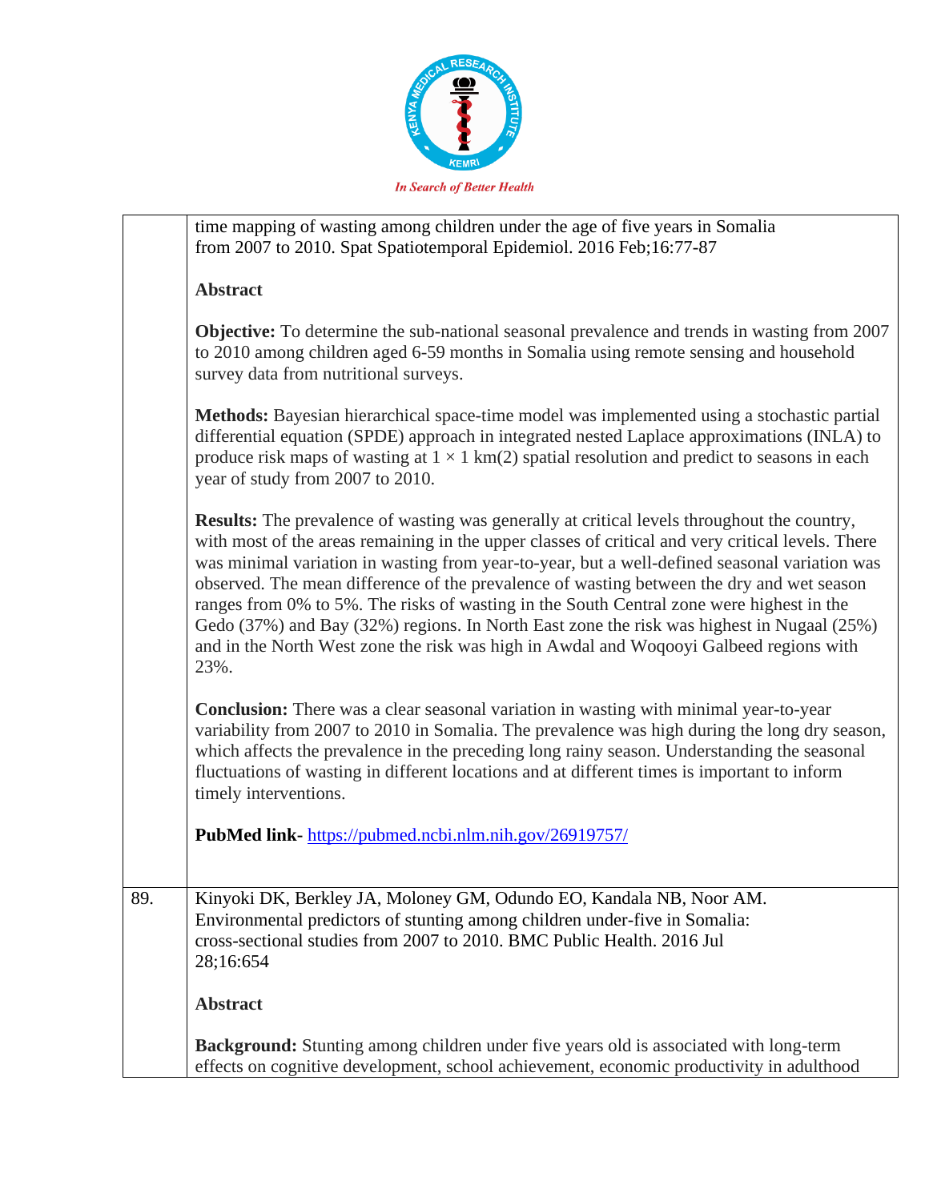| | |
|---|---|
| | time mapping of wasting among children under the age of five years in Somalia from 2007 to 2010. Spat Spatiotemporal Epidemiol. 2016 Feb;16:77-87<br><br>**Abstract**<br><br>**Objective:** To determine the sub-national seasonal prevalence and trends in wasting from 2007 to 2010 among children aged 6-59 months in Somalia using remote sensing and household survey data from nutritional surveys.<br><br>**Methods:** Bayesian hierarchical space-time model was implemented using a stochastic partial differential equation (SPDE) approach in integrated nested Laplace approximations (INLA) to produce risk maps of wasting at $1 \times 1$ km(2) spatial resolution and predict to seasons in each year of study from 2007 to 2010.<br><br>**Results:** The prevalence of wasting was generally at critical levels throughout the country, with most of the areas remaining in the upper classes of critical and very critical levels. There was minimal variation in wasting from year-to-year, but a well-defined seasonal variation was observed. The mean difference of the prevalence of wasting between the dry and wet season ranges from 0% to 5%. The risks of wasting in the South Central zone were highest in the Gedo (37%) and Bay (32%) regions. In North East zone the risk was highest in Nugaal (25%) and in the North West zone the risk was high in Awdal and Woqooyi Galbeed regions with 23%.<br><br>**Conclusion:** There was a clear seasonal variation in wasting with minimal year-to-year variability from 2007 to 2010 in Somalia. The prevalence was high during the long dry season, which affects the prevalence in the preceding long rainy season. Understanding the seasonal fluctuations of wasting in different locations and at different times is important to inform timely interventions.<br><br>**PubMed link-** [https://pubmed.ncbi.nlm.nih.gov/26919757/](https://pubmed.ncbi.nlm.nih.gov/26919757/) |
| 89. | Kinyoki DK, Berkley JA, Moloney GM, Odundo EO, Kandala NB, Noor AM. Environmental predictors of stunting among children under-five in Somalia: cross-sectional studies from 2007 to 2010. BMC Public Health. 2016 Jul 28;16:654<br><br>**Abstract**<br><br>**Background:** Stunting among children under five years old is associated with long-term effects on cognitive development, school achievement, economic productivity in adulthood |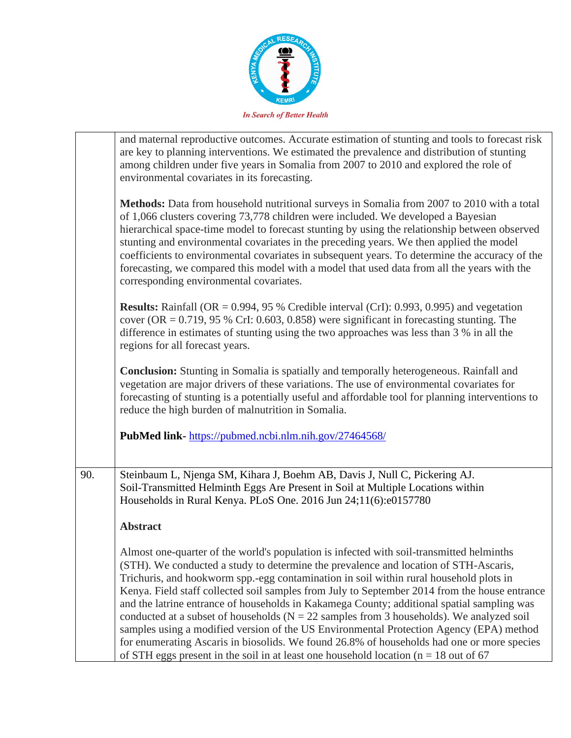| | |
|---|---|
| | and maternal reproductive outcomes. Accurate estimation of stunting and tools to forecast risk are key to planning interventions. We estimated the prevalence and distribution of stunting among children under five years in Somalia from 2007 to 2010 and explored the role of environmental covariates in its forecasting.<br><br>**Methods:** Data from household nutritional surveys in Somalia from 2007 to 2010 with a total of 1,066 clusters covering 73,778 children were included. We developed a Bayesian hierarchical space-time model to forecast stunting by using the relationship between observed stunting and environmental covariates in the preceding years. We then applied the model coefficients to environmental covariates in subsequent years. To determine the accuracy of the forecasting, we compared this model with a model that used data from all the years with the corresponding environmental covariates.<br><br>**Results:** Rainfall (OR = 0.994, 95 % Credible interval (CrI): 0.993, 0.995) and vegetation cover (OR = 0.719, 95 % CrI: 0.603, 0.858) were significant in forecasting stunting. The difference in estimates of stunting using the two approaches was less than 3 % in all the regions for all forecast years.<br><br>**Conclusion:** Stunting in Somalia is spatially and temporally heterogeneous. Rainfall and vegetation are major drivers of these variations. The use of environmental covariates for forecasting of stunting is a potentially useful and affordable tool for planning interventions to reduce the high burden of malnutrition in Somalia.<br><br>**PubMed link-** https://pubmed.ncbi.nlm.nih.gov/27464568/ |
| 90. | Steinbaum L, Njenga SM, Kihara J, Boehm AB, Davis J, Null C, Pickering AJ. Soil-Transmitted Helminth Eggs Are Present in Soil at Multiple Locations within Households in Rural Kenya. PLoS One. 2016 Jun 24;11(6):e0157780<br><br>**Abstract**<br><br>Almost one-quarter of the world's population is infected with soil-transmitted helminths (STH). We conducted a study to determine the prevalence and location of STH-Ascaris, Trichuris, and hookworm spp.-egg contamination in soil within rural household plots in Kenya. Field staff collected soil samples from July to September 2014 from the house entrance and the latrine entrance of households in Kakamega County; additional spatial sampling was conducted at a subset of households (N = 22 samples from 3 households). We analyzed soil samples using a modified version of the US Environmental Protection Agency (EPA) method for enumerating Ascaris in biosolids. We found 26.8% of households had one or more species of STH eggs present in the soil in at least one household location (n = 18 out of 67 |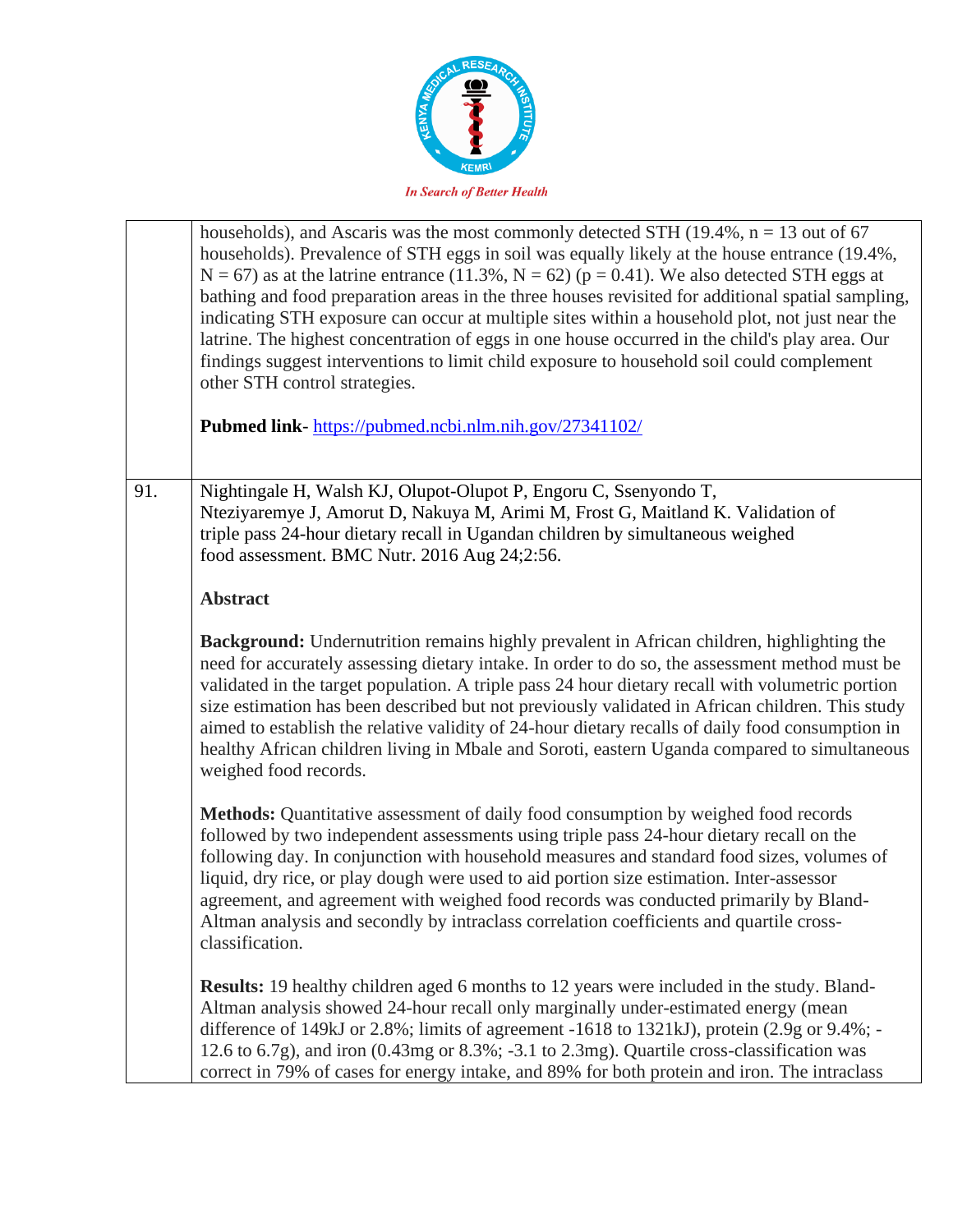| | |
|---|---|
| | households), and Ascaris was the most commonly detected STH (19.4%, n = 13 out of 67 households). Prevalence of STH eggs in soil was equally likely at the house entrance (19.4%, N = 67) as at the latrine entrance (11.3%, N = 62) (p = 0.41). We also detected STH eggs at bathing and food preparation areas in the three houses revisited for additional spatial sampling, indicating STH exposure can occur at multiple sites within a household plot, not just near the latrine. The highest concentration of eggs in one house occurred in the child's play area. Our findings suggest interventions to limit child exposure to household soil could complement other STH control strategies.<br><br>**Pubmed link**- https://pubmed.ncbi.nlm.nih.gov/27341102/ |
| 91. | Nightingale H, Walsh KJ, Olupot-Olupot P, Engoru C, Ssenyondo T, Nteziyaremye J, Amorut D, Nakuya M, Arimi M, Frost G, Maitland K. Validation of triple pass 24-hour dietary recall in Ugandan children by simultaneous weighed food assessment. BMC Nutr. 2016 Aug 24;2:56.<br><br>**Abstract**<br><br>**Background:** Undernutrition remains highly prevalent in African children, highlighting the need for accurately assessing dietary intake. In order to do so, the assessment method must be validated in the target population. A triple pass 24 hour dietary recall with volumetric portion size estimation has been described but not previously validated in African children. This study aimed to establish the relative validity of 24-hour dietary recalls of daily food consumption in healthy African children living in Mbale and Soroti, eastern Uganda compared to simultaneous weighed food records.<br><br>**Methods:** Quantitative assessment of daily food consumption by weighed food records followed by two independent assessments using triple pass 24-hour dietary recall on the following day. In conjunction with household measures and standard food sizes, volumes of liquid, dry rice, or play dough were used to aid portion size estimation. Inter-assessor agreement, and agreement with weighed food records was conducted primarily by Bland-Altman analysis and secondly by intraclass correlation coefficients and quartile cross-classification.<br><br>**Results:** 19 healthy children aged 6 months to 12 years were included in the study. Bland-Altman analysis showed 24-hour recall only marginally under-estimated energy (mean difference of 149kJ or 2.8%; limits of agreement -1618 to 1321kJ), protein (2.9g or 9.4%; -12.6 to 6.7g), and iron (0.43mg or 8.3%; -3.1 to 2.3mg). Quartile cross-classification was correct in 79% of cases for energy intake, and 89% for both protein and iron. The intraclass |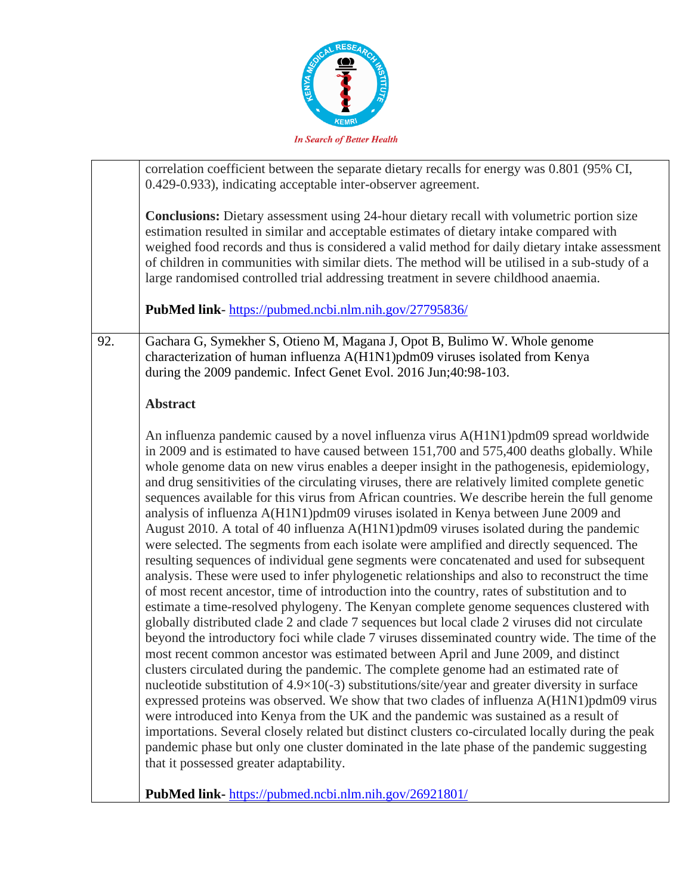| | |
|---|---|
| | correlation coefficient between the separate dietary recalls for energy was 0.801 (95% CI, 0.429-0.933), indicating acceptable inter-observer agreement.<br><br>**Conclusions:** Dietary assessment using 24-hour dietary recall with volumetric portion size estimation resulted in similar and acceptable estimates of dietary intake compared with weighed food records and thus is considered a valid method for daily dietary intake assessment of children in communities with similar diets. The method will be utilised in a sub-study of a large randomised controlled trial addressing treatment in severe childhood anaemia.<br><br>**PubMed link**- https://pubmed.ncbi.nlm.nih.gov/27795836/ |
| 92. | Gachara G, Symekher S, Otieno M, Magana J, Opot B, Bulimo W. Whole genome characterization of human influenza A(H1N1)pdm09 viruses isolated from Kenya during the 2009 pandemic. Infect Genet Evol. 2016 Jun;40:98-103.<br><br>**Abstract**<br><br>An influenza pandemic caused by a novel influenza virus A(H1N1)pdm09 spread worldwide in 2009 and is estimated to have caused between 151,700 and 575,400 deaths globally. While whole genome data on new virus enables a deeper insight in the pathogenesis, epidemiology, and drug sensitivities of the circulating viruses, there are relatively limited complete genetic sequences available for this virus from African countries. We describe herein the full genome analysis of influenza A(H1N1)pdm09 viruses isolated in Kenya between June 2009 and August 2010. A total of 40 influenza A(H1N1)pdm09 viruses isolated during the pandemic were selected. The segments from each isolate were amplified and directly sequenced. The resulting sequences of individual gene segments were concatenated and used for subsequent analysis. These were used to infer phylogenetic relationships and also to reconstruct the time of most recent ancestor, time of introduction into the country, rates of substitution and to estimate a time-resolved phylogeny. The Kenyan complete genome sequences clustered with globally distributed clade 2 and clade 7 sequences but local clade 2 viruses did not circulate beyond the introductory foci while clade 7 viruses disseminated country wide. The time of the most recent common ancestor was estimated between April and June 2009, and distinct clusters circulated during the pandemic. The complete genome had an estimated rate of nucleotide substitution of $4.9\times10^{-3}$ substitutions/site/year and greater diversity in surface expressed proteins was observed. We show that two clades of influenza A(H1N1)pdm09 virus were introduced into Kenya from the UK and the pandemic was sustained as a result of importations. Several closely related but distinct clusters co-circulated locally during the peak pandemic phase but only one cluster dominated in the late phase of the pandemic suggesting that it possessed greater adaptability.<br><br>**PubMed link-** https://pubmed.ncbi.nlm.nih.gov/26921801/ |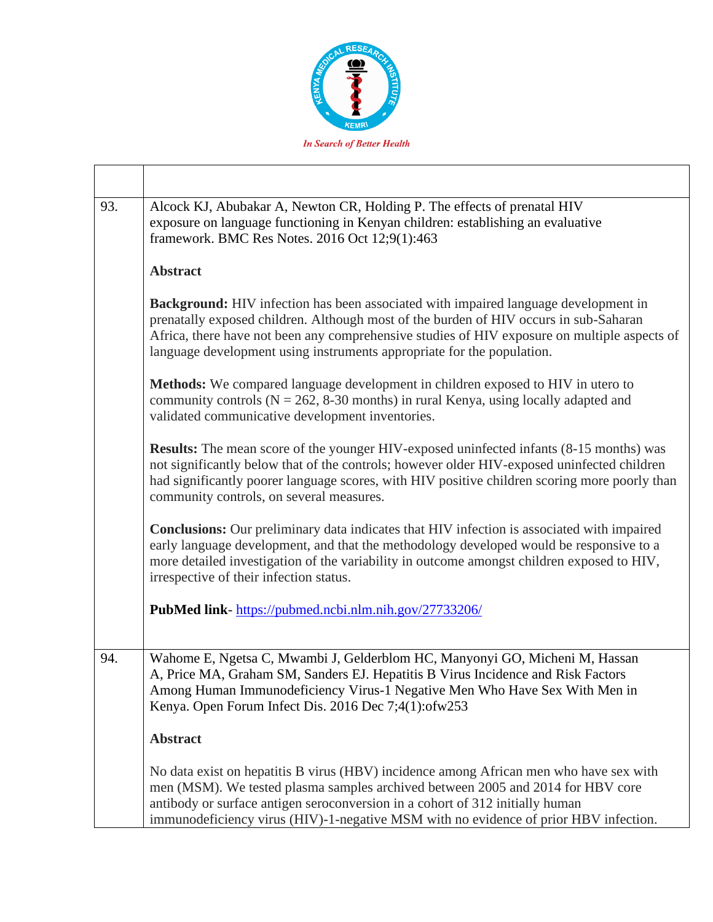| | |
|---|---|
| 93. | Alcock KJ, Abubakar A, Newton CR, Holding P. The effects of prenatal HIV exposure on language functioning in Kenyan children: establishing an evaluative framework. BMC Res Notes. 2016 Oct 12;9(1):463<br><br>**Abstract**<br><br>**Background:** HIV infection has been associated with impaired language development in prenatally exposed children. Although most of the burden of HIV occurs in sub-Saharan Africa, there have not been any comprehensive studies of HIV exposure on multiple aspects of language development using instruments appropriate for the population.<br><br>**Methods:** We compared language development in children exposed to HIV in utero to community controls (N = 262, 8-30 months) in rural Kenya, using locally adapted and validated communicative development inventories.<br><br>**Results:** The mean score of the younger HIV-exposed uninfected infants (8-15 months) was not significantly below that of the controls; however older HIV-exposed uninfected children had significantly poorer language scores, with HIV positive children scoring more poorly than community controls, on several measures.<br><br>**Conclusions:** Our preliminary data indicates that HIV infection is associated with impaired early language development, and that the methodology developed would be responsive to a more detailed investigation of the variability in outcome amongst children exposed to HIV, irrespective of their infection status.<br><br>**PubMed link**- https://pubmed.ncbi.nlm.nih.gov/27733206/ |
| 94. | Wahome E, Ngetsa C, Mwambi J, Gelderblom HC, Manyonyi GO, Micheni M, Hassan A, Price MA, Graham SM, Sanders EJ. Hepatitis B Virus Incidence and Risk Factors Among Human Immunodeficiency Virus-1 Negative Men Who Have Sex With Men in Kenya. Open Forum Infect Dis. 2016 Dec 7;4(1):ofw253<br><br>**Abstract**<br><br>No data exist on hepatitis B virus (HBV) incidence among African men who have sex with men (MSM). We tested plasma samples archived between 2005 and 2014 for HBV core antibody or surface antigen seroconversion in a cohort of 312 initially human immunodeficiency virus (HIV)-1-negative MSM with no evidence of prior HBV infection. |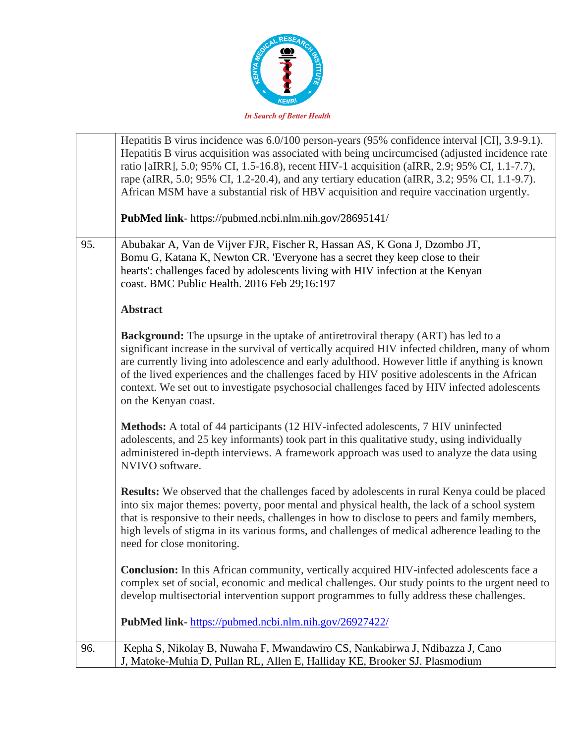| | |
|---|---|
| | Hepatitis B virus incidence was 6.0/100 person-years (95% confidence interval [CI], 3.9-9.1). Hepatitis B virus acquisition was associated with being uncircumcised (adjusted incidence rate ratio [aIRR], 5.0; 95% CI, 1.5-16.8), recent HIV-1 acquisition (aIRR, 2.9; 95% CI, 1.1-7.7), rape (aIRR, 5.0; 95% CI, 1.2-20.4), and any tertiary education (aIRR, 3.2; 95% CI, 1.1-9.7). African MSM have a substantial risk of HBV acquisition and require vaccination urgently.<br><br>**PubMed link**- https://pubmed.ncbi.nlm.nih.gov/28695141/ |
| 95. | Abubakar A, Van de Vijver FJR, Fischer R, Hassan AS, K Gona J, Dzombo JT, Bomu G, Katana K, Newton CR. 'Everyone has a secret they keep close to their hearts': challenges faced by adolescents living with HIV infection at the Kenyan coast. BMC Public Health. 2016 Feb 29;16:197<br><br>**Abstract**<br><br>**Background:** The upsurge in the uptake of antiretroviral therapy (ART) has led to a significant increase in the survival of vertically acquired HIV infected children, many of whom are currently living into adolescence and early adulthood. However little if anything is known of the lived experiences and the challenges faced by HIV positive adolescents in the African context. We set out to investigate psychosocial challenges faced by HIV infected adolescents on the Kenyan coast.<br><br>**Methods:** A total of 44 participants (12 HIV-infected adolescents, 7 HIV uninfected adolescents, and 25 key informants) took part in this qualitative study, using individually administered in-depth interviews. A framework approach was used to analyze the data using NVIVO software.<br><br>**Results:** We observed that the challenges faced by adolescents in rural Kenya could be placed into six major themes: poverty, poor mental and physical health, the lack of a school system that is responsive to their needs, challenges in how to disclose to peers and family members, high levels of stigma in its various forms, and challenges of medical adherence leading to the need for close monitoring.<br><br>**Conclusion:** In this African community, vertically acquired HIV-infected adolescents face a complex set of social, economic and medical challenges. Our study points to the urgent need to develop multisectorial intervention support programmes to fully address these challenges.<br><br>**PubMed link**- https://pubmed.ncbi.nlm.nih.gov/26927422/ |
| 96. | Kepha S, Nikolay B, Nuwaha F, Mwandawiro CS, Nankabirwa J, Ndibazza J, Cano J, Matoke-Muhia D, Pullan RL, Allen E, Halliday KE, Brooker SJ. Plasmodium |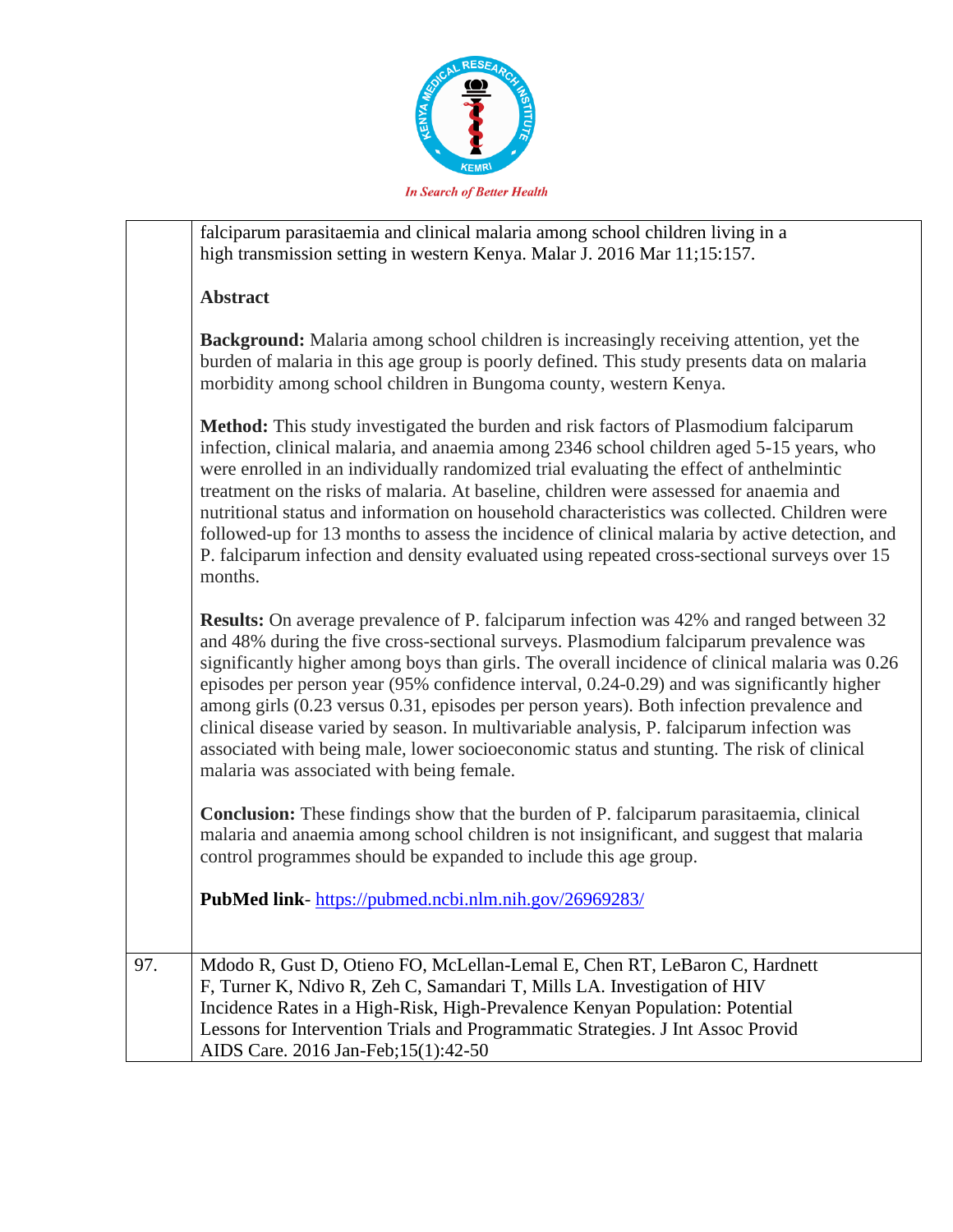| | |
|---|---|
| | falciparum parasitaemia and clinical malaria among school children living in a high transmission setting in western Kenya. Malar J. 2016 Mar 11;15:157.<br><br>**Abstract**<br><br>**Background:** Malaria among school children is increasingly receiving attention, yet the burden of malaria in this age group is poorly defined. This study presents data on malaria morbidity among school children in Bungoma county, western Kenya.<br><br>**Method:** This study investigated the burden and risk factors of Plasmodium falciparum infection, clinical malaria, and anaemia among 2346 school children aged 5-15 years, who were enrolled in an individually randomized trial evaluating the effect of anthelmintic treatment on the risks of malaria. At baseline, children were assessed for anaemia and nutritional status and information on household characteristics was collected. Children were followed-up for 13 months to assess the incidence of clinical malaria by active detection, and P. falciparum infection and density evaluated using repeated cross-sectional surveys over 15 months.<br><br>**Results:** On average prevalence of P. falciparum infection was 42% and ranged between 32 and 48% during the five cross-sectional surveys. Plasmodium falciparum prevalence was significantly higher among boys than girls. The overall incidence of clinical malaria was 0.26 episodes per person year (95% confidence interval, 0.24-0.29) and was significantly higher among girls (0.23 versus 0.31, episodes per person years). Both infection prevalence and clinical disease varied by season. In multivariable analysis, P. falciparum infection was associated with being male, lower socioeconomic status and stunting. The risk of clinical malaria was associated with being female.<br><br>**Conclusion:** These findings show that the burden of P. falciparum parasitaemia, clinical malaria and anaemia among school children is not insignificant, and suggest that malaria control programmes should be expanded to include this age group.<br><br>**PubMed link**- https://pubmed.ncbi.nlm.nih.gov/26969283/ |
| 97. | Mdodo R, Gust D, Otieno FO, McLellan-Lemal E, Chen RT, LeBaron C, Hardnett F, Turner K, Ndivo R, Zeh C, Samandari T, Mills LA. Investigation of HIV Incidence Rates in a High-Risk, High-Prevalence Kenyan Population: Potential Lessons for Intervention Trials and Programmatic Strategies. J Int Assoc Provid AIDS Care. 2016 Jan-Feb;15(1):42-50 |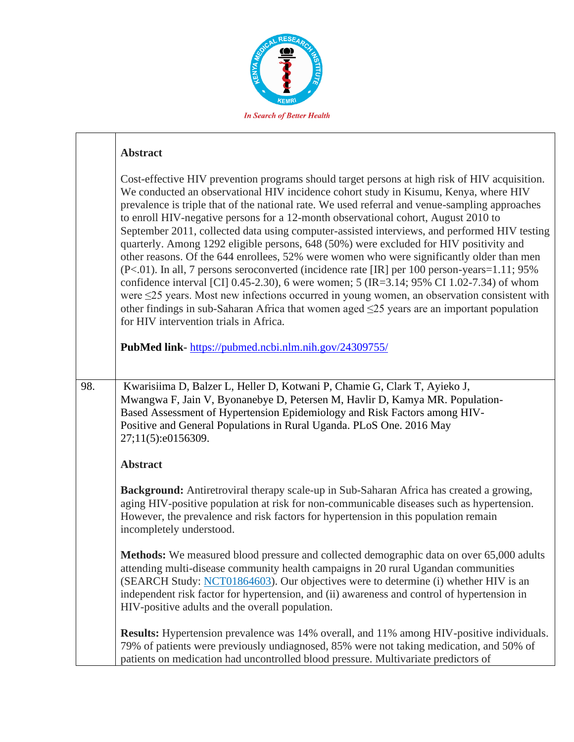| | |
|---|---|
| | **Abstract**<br><br>Cost-effective HIV prevention programs should target persons at high risk of HIV acquisition. We conducted an observational HIV incidence cohort study in Kisumu, Kenya, where HIV prevalence is triple that of the national rate. We used referral and venue-sampling approaches to enroll HIV-negative persons for a 12-month observational cohort, August 2010 to September 2011, collected data using computer-assisted interviews, and performed HIV testing quarterly. Among 1292 eligible persons, 648 (50%) were excluded for HIV positivity and other reasons. Of the 644 enrollees, 52% were women who were significantly older than men (P<.01). In all, 7 persons seroconverted (incidence rate [IR] per 100 person-years=1.11; 95% confidence interval [CI] 0.45-2.30), 6 were women; 5 (IR=3.14; 95% CI 1.02-7.34) of whom were ≤25 years. Most new infections occurred in young women, an observation consistent with other findings in sub-Saharan Africa that women aged ≤25 years are an important population for HIV intervention trials in Africa.<br><br>**PubMed link**- https://pubmed.ncbi.nlm.nih.gov/24309755/ |
| 98. | Kwarisiima D, Balzer L, Heller D, Kotwani P, Chamie G, Clark T, Ayieko J, Mwangwa F, Jain V, Byonanebye D, Petersen M, Havlir D, Kamya MR. Population-Based Assessment of Hypertension Epidemiology and Risk Factors among HIV-Positive and General Populations in Rural Uganda. PLoS One. 2016 May 27;11(5):e0156309.<br><br>**Abstract**<br><br>**Background:** Antiretroviral therapy scale-up in Sub-Saharan Africa has created a growing, aging HIV-positive population at risk for non-communicable diseases such as hypertension. However, the prevalence and risk factors for hypertension in this population remain incompletely understood.<br><br>**Methods:** We measured blood pressure and collected demographic data on over 65,000 adults attending multi-disease community health campaigns in 20 rural Ugandan communities (SEARCH Study: NCT01864603). Our objectives were to determine (i) whether HIV is an independent risk factor for hypertension, and (ii) awareness and control of hypertension in HIV-positive adults and the overall population.<br><br>**Results:** Hypertension prevalence was 14% overall, and 11% among HIV-positive individuals. 79% of patients were previously undiagnosed, 85% were not taking medication, and 50% of patients on medication had uncontrolled blood pressure. Multivariate predictors of |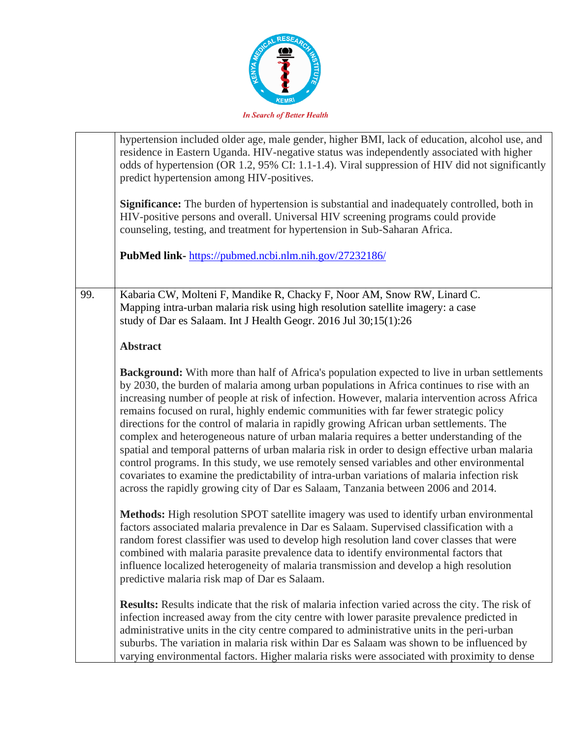| | |
|---|---|
| | hypertension included older age, male gender, higher BMI, lack of education, alcohol use, and residence in Eastern Uganda. HIV-negative status was independently associated with higher odds of hypertension (OR 1.2, 95% CI: 1.1-1.4). Viral suppression of HIV did not significantly predict hypertension among HIV-positives.<br><br>**Significance:** The burden of hypertension is substantial and inadequately controlled, both in HIV-positive persons and overall. Universal HIV screening programs could provide counseling, testing, and treatment for hypertension in Sub-Saharan Africa.<br><br>**PubMed link-** https://pubmed.ncbi.nlm.nih.gov/27232186/ |
| 99. | Kabaria CW, Molteni F, Mandike R, Chacky F, Noor AM, Snow RW, Linard C. Mapping intra-urban malaria risk using high resolution satellite imagery: a case study of Dar es Salaam. Int J Health Geogr. 2016 Jul 30;15(1):26<br><br>**Abstract**<br><br>**Background:** With more than half of Africa's population expected to live in urban settlements by 2030, the burden of malaria among urban populations in Africa continues to rise with an increasing number of people at risk of infection. However, malaria intervention across Africa remains focused on rural, highly endemic communities with far fewer strategic policy directions for the control of malaria in rapidly growing African urban settlements. The complex and heterogeneous nature of urban malaria requires a better understanding of the spatial and temporal patterns of urban malaria risk in order to design effective urban malaria control programs. In this study, we use remotely sensed variables and other environmental covariates to examine the predictability of intra-urban variations of malaria infection risk across the rapidly growing city of Dar es Salaam, Tanzania between 2006 and 2014.<br><br>**Methods:** High resolution SPOT satellite imagery was used to identify urban environmental factors associated malaria prevalence in Dar es Salaam. Supervised classification with a random forest classifier was used to develop high resolution land cover classes that were combined with malaria parasite prevalence data to identify environmental factors that influence localized heterogeneity of malaria transmission and develop a high resolution predictive malaria risk map of Dar es Salaam.<br><br>**Results:** Results indicate that the risk of malaria infection varied across the city. The risk of infection increased away from the city centre with lower parasite prevalence predicted in administrative units in the city centre compared to administrative units in the peri-urban suburbs. The variation in malaria risk within Dar es Salaam was shown to be influenced by varying environmental factors. Higher malaria risks were associated with proximity to dense |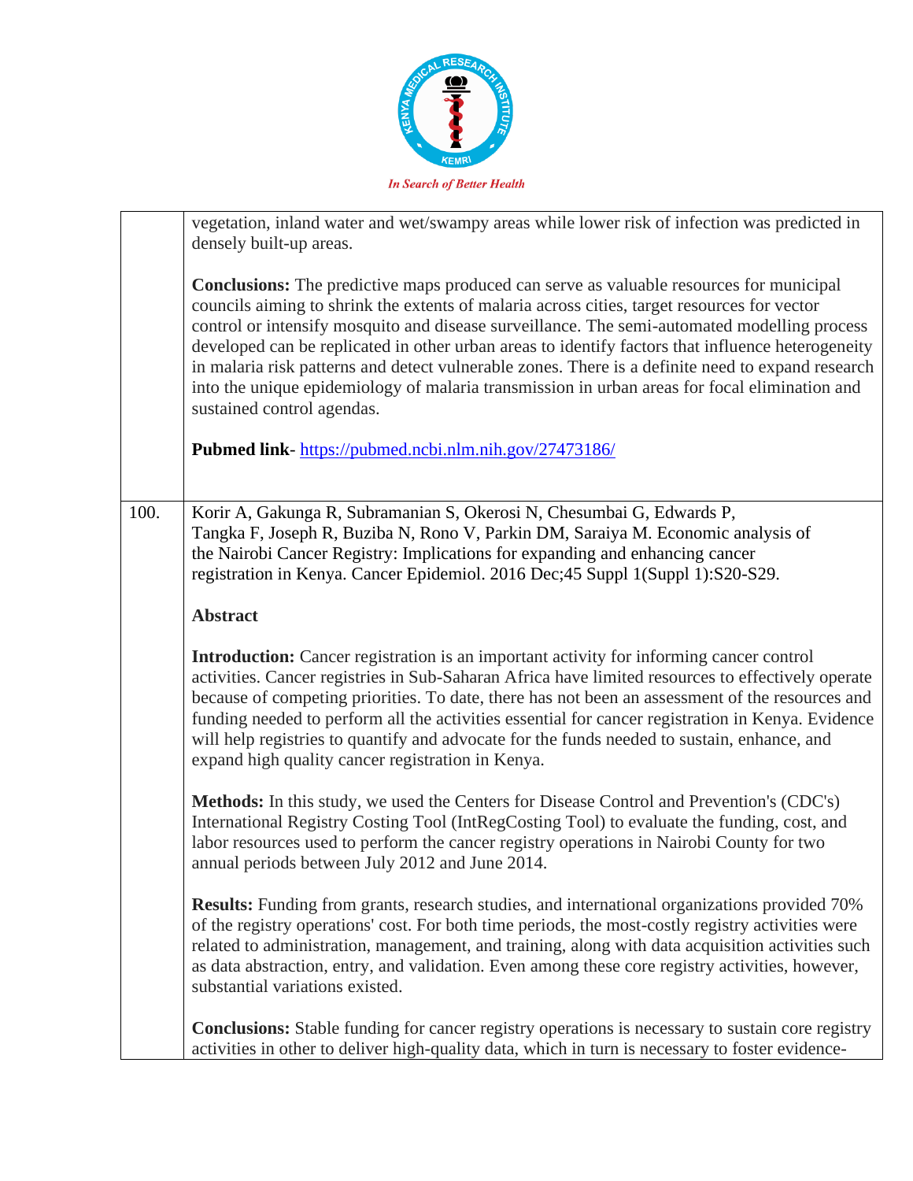| | |
|---|---|
| | vegetation, inland water and wet/swampy areas while lower risk of infection was predicted in densely built-up areas.<br><br>**Conclusions:** The predictive maps produced can serve as valuable resources for municipal councils aiming to shrink the extents of malaria across cities, target resources for vector control or intensify mosquito and disease surveillance. The semi-automated modelling process developed can be replicated in other urban areas to identify factors that influence heterogeneity in malaria risk patterns and detect vulnerable zones. There is a definite need to expand research into the unique epidemiology of malaria transmission in urban areas for focal elimination and sustained control agendas.<br><br>**Pubmed link**- https://pubmed.ncbi.nlm.nih.gov/27473186/ |
| 100. | Korir A, Gakunga R, Subramanian S, Okerosi N, Chesumbai G, Edwards P, Tangka F, Joseph R, Buziba N, Rono V, Parkin DM, Saraiya M. Economic analysis of the Nairobi Cancer Registry: Implications for expanding and enhancing cancer registration in Kenya. Cancer Epidemiol. 2016 Dec;45 Suppl 1(Suppl 1):S20-S29.<br><br>**Abstract**<br><br>**Introduction:** Cancer registration is an important activity for informing cancer control activities. Cancer registries in Sub-Saharan Africa have limited resources to effectively operate because of competing priorities. To date, there has not been an assessment of the resources and funding needed to perform all the activities essential for cancer registration in Kenya. Evidence will help registries to quantify and advocate for the funds needed to sustain, enhance, and expand high quality cancer registration in Kenya.<br><br>**Methods:** In this study, we used the Centers for Disease Control and Prevention's (CDC's) International Registry Costing Tool (IntRegCosting Tool) to evaluate the funding, cost, and labor resources used to perform the cancer registry operations in Nairobi County for two annual periods between July 2012 and June 2014.<br><br>**Results:** Funding from grants, research studies, and international organizations provided 70% of the registry operations' cost. For both time periods, the most-costly registry activities were related to administration, management, and training, along with data acquisition activities such as data abstraction, entry, and validation. Even among these core registry activities, however, substantial variations existed.<br><br>**Conclusions:** Stable funding for cancer registry operations is necessary to sustain core registry activities in other to deliver high-quality data, which in turn is necessary to foster evidence- |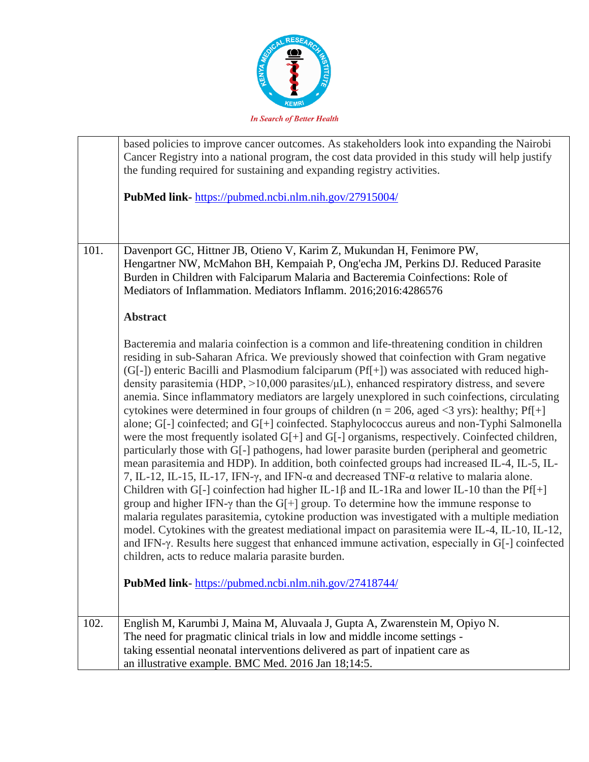| | |
|---|---|
| | based policies to improve cancer outcomes. As stakeholders look into expanding the Nairobi Cancer Registry into a national program, the cost data provided in this study will help justify the funding required for sustaining and expanding registry activities.<br><br>**PubMed link-** https://pubmed.ncbi.nlm.nih.gov/27915004/ |
| 101. | Davenport GC, Hittner JB, Otieno V, Karim Z, Mukundan H, Fenimore PW, Hengartner NW, McMahon BH, Kempaiah P, Ong'echa JM, Perkins DJ. Reduced Parasite Burden in Children with Falciparum Malaria and Bacteremia Coinfections: Role of Mediators of Inflammation. Mediators Inflamm. 2016;2016:4286576<br><br>**Abstract**<br><br>Bacteremia and malaria coinfection is a common and life-threatening condition in children residing in sub-Saharan Africa. We previously showed that coinfection with Gram negative (G[-]) enteric Bacilli and Plasmodium falciparum (Pf[+]) was associated with reduced high-density parasitemia (HDP, >10,000 parasites/μL), enhanced respiratory distress, and severe anemia. Since inflammatory mediators are largely unexplored in such coinfections, circulating cytokines were determined in four groups of children (n = 206, aged <3 yrs): healthy; Pf[+] alone; G[-] coinfected; and G[+] coinfected. Staphylococcus aureus and non-Typhi Salmonella were the most frequently isolated G[+] and G[-] organisms, respectively. Coinfected children, particularly those with G[-] pathogens, had lower parasite burden (peripheral and geometric mean parasitemia and HDP). In addition, both coinfected groups had increased IL-4, IL-5, IL-7, IL-12, IL-15, IL-17, IFN-γ, and IFN-α and decreased TNF-α relative to malaria alone. Children with G[-] coinfection had higher IL-1β and IL-1Ra and lower IL-10 than the Pf[+] group and higher IFN-γ than the G[+] group. To determine how the immune response to malaria regulates parasitemia, cytokine production was investigated with a multiple mediation model. Cytokines with the greatest mediational impact on parasitemia were IL-4, IL-10, IL-12, and IFN-γ. Results here suggest that enhanced immune activation, especially in G[-] coinfected children, acts to reduce malaria parasite burden.<br><br>**PubMed link**- https://pubmed.ncbi.nlm.nih.gov/27418744/ |
| 102. | English M, Karumbi J, Maina M, Aluvaala J, Gupta A, Zwarenstein M, Opiyo N. The need for pragmatic clinical trials in low and middle income settings - taking essential neonatal interventions delivered as part of inpatient care as an illustrative example. BMC Med. 2016 Jan 18;14:5. |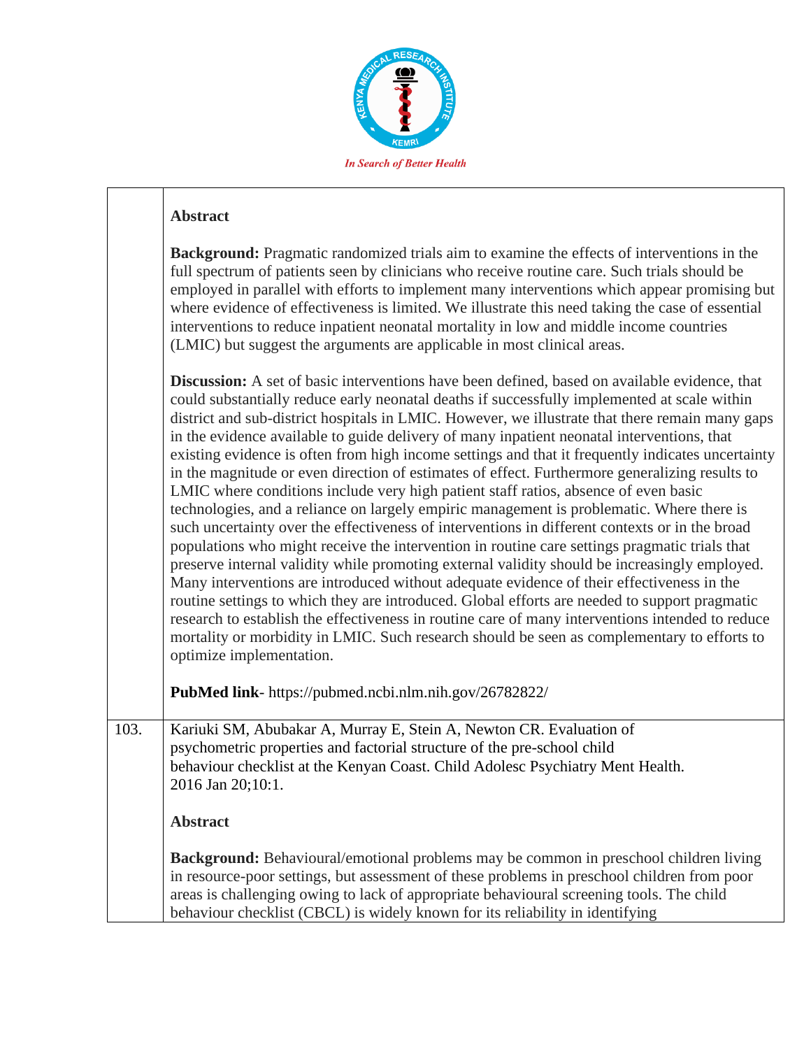| | |
|---|---|
| | **Abstract**<br><br>**Background:** Pragmatic randomized trials aim to examine the effects of interventions in the full spectrum of patients seen by clinicians who receive routine care. Such trials should be employed in parallel with efforts to implement many interventions which appear promising but where evidence of effectiveness is limited. We illustrate this need taking the case of essential interventions to reduce inpatient neonatal mortality in low and middle income countries (LMIC) but suggest the arguments are applicable in most clinical areas.<br><br>**Discussion:** A set of basic interventions have been defined, based on available evidence, that could substantially reduce early neonatal deaths if successfully implemented at scale within district and sub-district hospitals in LMIC. However, we illustrate that there remain many gaps in the evidence available to guide delivery of many inpatient neonatal interventions, that existing evidence is often from high income settings and that it frequently indicates uncertainty in the magnitude or even direction of estimates of effect. Furthermore generalizing results to LMIC where conditions include very high patient staff ratios, absence of even basic technologies, and a reliance on largely empiric management is problematic. Where there is such uncertainty over the effectiveness of interventions in different contexts or in the broad populations who might receive the intervention in routine care settings pragmatic trials that preserve internal validity while promoting external validity should be increasingly employed. Many interventions are introduced without adequate evidence of their effectiveness in the routine settings to which they are introduced. Global efforts are needed to support pragmatic research to establish the effectiveness in routine care of many interventions intended to reduce mortality or morbidity in LMIC. Such research should be seen as complementary to efforts to optimize implementation.<br><br>**PubMed link**- https://pubmed.ncbi.nlm.nih.gov/26782822/ |
| 103. | Kariuki SM, Abubakar A, Murray E, Stein A, Newton CR. Evaluation of psychometric properties and factorial structure of the pre-school child behaviour checklist at the Kenyan Coast. Child Adolesc Psychiatry Ment Health. 2016 Jan 20;10:1.<br><br>**Abstract**<br><br>**Background:** Behavioural/emotional problems may be common in preschool children living in resource-poor settings, but assessment of these problems in preschool children from poor areas is challenging owing to lack of appropriate behavioural screening tools. The child behaviour checklist (CBCL) is widely known for its reliability in identifying |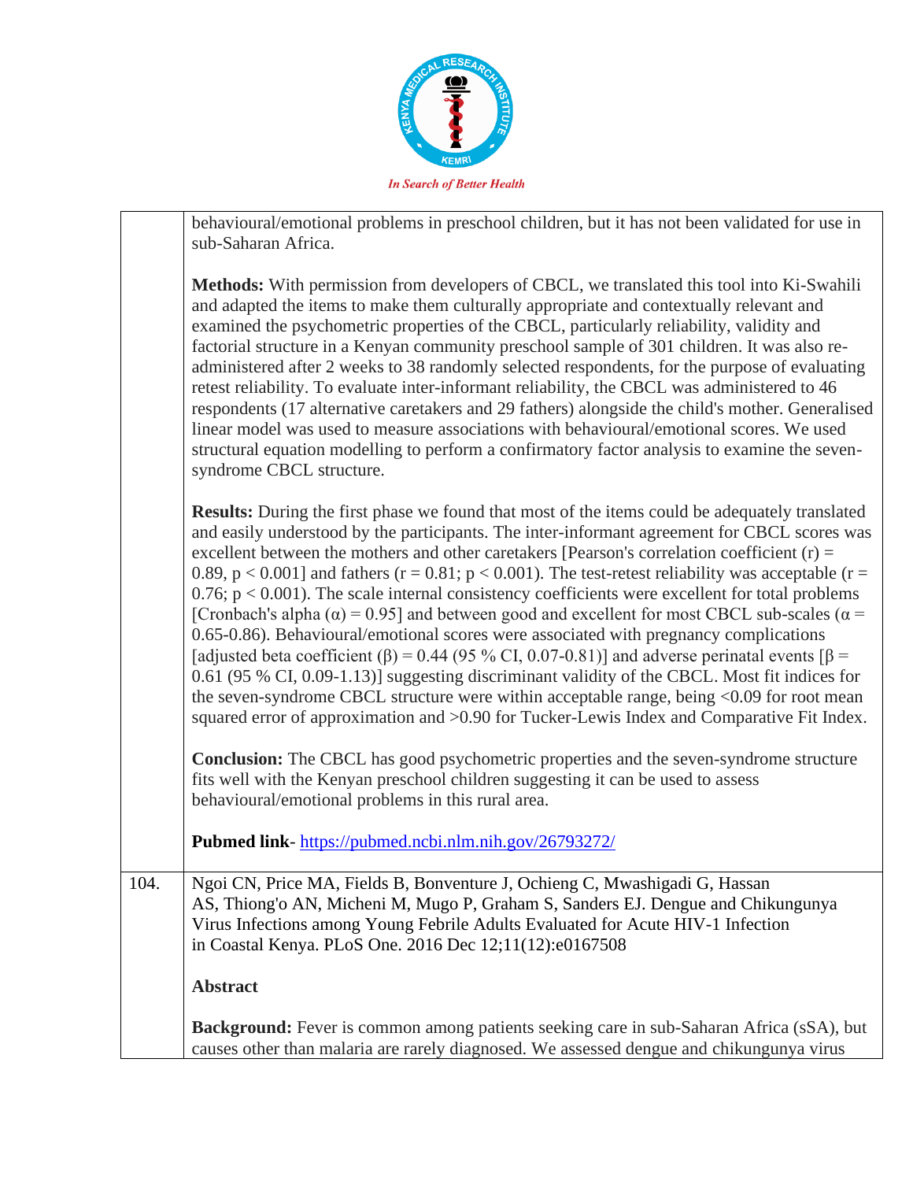| | |
|---|---|
| | behavioural/emotional problems in preschool children, but it has not been validated for use in sub-Saharan Africa.<br><br>**Methods:** With permission from developers of CBCL, we translated this tool into Ki-Swahili and adapted the items to make them culturally appropriate and contextually relevant and examined the psychometric properties of the CBCL, particularly reliability, validity and factorial structure in a Kenyan community preschool sample of 301 children. It was also re-administered after 2 weeks to 38 randomly selected respondents, for the purpose of evaluating retest reliability. To evaluate inter-informant reliability, the CBCL was administered to 46 respondents (17 alternative caretakers and 29 fathers) alongside the child's mother. Generalised linear model was used to measure associations with behavioural/emotional scores. We used structural equation modelling to perform a confirmatory factor analysis to examine the seven-syndrome CBCL structure.<br><br>**Results:** During the first phase we found that most of the items could be adequately translated and easily understood by the participants. The inter-informant agreement for CBCL scores was excellent between the mothers and other caretakers [Pearson's correlation coefficient (r) = 0.89, $p < 0.001$] and fathers (r = 0.81; $p < 0.001$). The test-retest reliability was acceptable (r = 0.76; $p < 0.001$). The scale internal consistency coefficients were excellent for total problems [Cronbach's alpha (α) = 0.95] and between good and excellent for most CBCL sub-scales (α = 0.65-0.86). Behavioural/emotional scores were associated with pregnancy complications [adjusted beta coefficient (β) = 0.44 (95 % CI, 0.07-0.81)] and adverse perinatal events [β = 0.61 (95 % CI, 0.09-1.13)] suggesting discriminant validity of the CBCL. Most fit indices for the seven-syndrome CBCL structure were within acceptable range, being <0.09 for root mean squared error of approximation and >0.90 for Tucker-Lewis Index and Comparative Fit Index.<br><br>**Conclusion:** The CBCL has good psychometric properties and the seven-syndrome structure fits well with the Kenyan preschool children suggesting it can be used to assess behavioural/emotional problems in this rural area.<br><br>**Pubmed link**- https://pubmed.ncbi.nlm.nih.gov/26793272/ |
| 104. | Ngoi CN, Price MA, Fields B, Bonventure J, Ochieng C, Mwashigadi G, Hassan AS, Thiong'o AN, Micheni M, Mugo P, Graham S, Sanders EJ. Dengue and Chikungunya Virus Infections among Young Febrile Adults Evaluated for Acute HIV-1 Infection in Coastal Kenya. PLoS One. 2016 Dec 12;11(12):e0167508<br><br>**Abstract**<br><br>**Background:** Fever is common among patients seeking care in sub-Saharan Africa (sSA), but causes other than malaria are rarely diagnosed. We assessed dengue and chikungunya virus |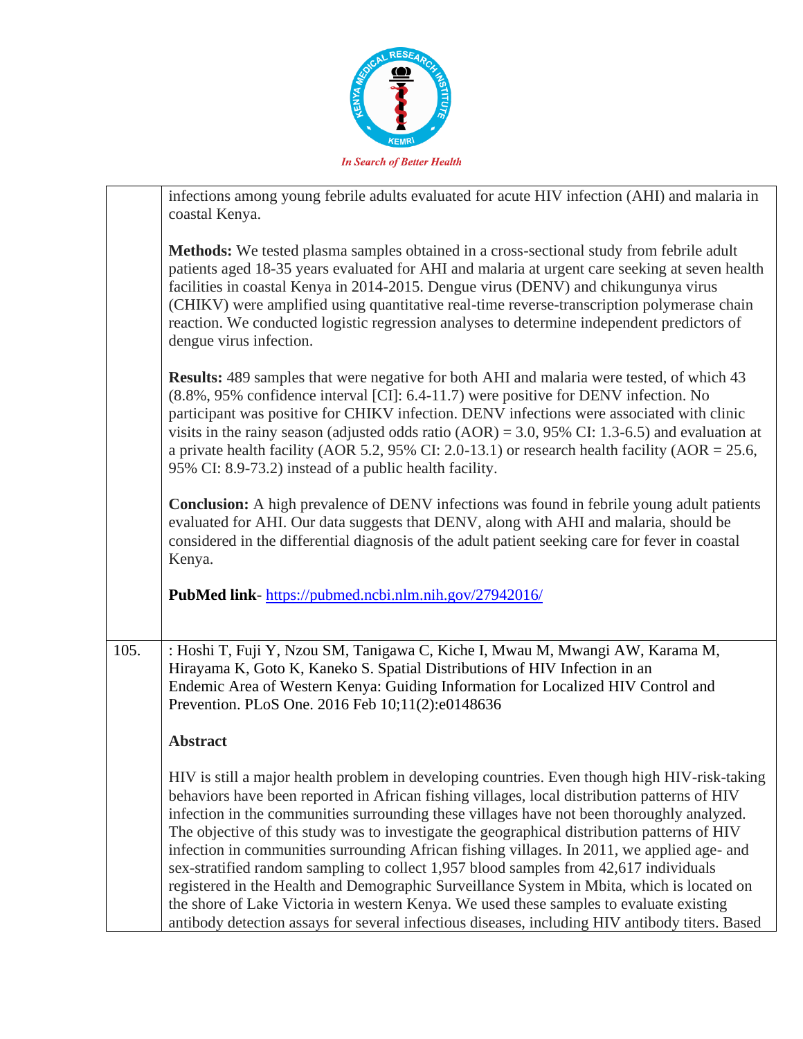| | |
|---|---|
| | infections among young febrile adults evaluated for acute HIV infection (AHI) and malaria in coastal Kenya.<br><br>**Methods:** We tested plasma samples obtained in a cross-sectional study from febrile adult patients aged 18-35 years evaluated for AHI and malaria at urgent care seeking at seven health facilities in coastal Kenya in 2014-2015. Dengue virus (DENV) and chikungunya virus (CHIKV) were amplified using quantitative real-time reverse-transcription polymerase chain reaction. We conducted logistic regression analyses to determine independent predictors of dengue virus infection.<br><br>**Results:** 489 samples that were negative for both AHI and malaria were tested, of which 43 (8.8%, 95% confidence interval [CI]: 6.4-11.7) were positive for DENV infection. No participant was positive for CHIKV infection. DENV infections were associated with clinic visits in the rainy season (adjusted odds ratio (AOR) = 3.0, 95% CI: 1.3-6.5) and evaluation at a private health facility (AOR 5.2, 95% CI: 2.0-13.1) or research health facility (AOR = 25.6, 95% CI: 8.9-73.2) instead of a public health facility.<br><br>**Conclusion:** A high prevalence of DENV infections was found in febrile young adult patients evaluated for AHI. Our data suggests that DENV, along with AHI and malaria, should be considered in the differential diagnosis of the adult patient seeking care for fever in coastal Kenya.<br><br>**PubMed link**- https://pubmed.ncbi.nlm.nih.gov/27942016/ |
| 105. | : Hoshi T, Fuji Y, Nzou SM, Tanigawa C, Kiche I, Mwau M, Mwangi AW, Karama M, Hirayama K, Goto K, Kaneko S. Spatial Distributions of HIV Infection in an Endemic Area of Western Kenya: Guiding Information for Localized HIV Control and Prevention. PLoS One. 2016 Feb 10;11(2):e0148636<br><br>**Abstract**<br><br>HIV is still a major health problem in developing countries. Even though high HIV-risk-taking behaviors have been reported in African fishing villages, local distribution patterns of HIV infection in the communities surrounding these villages have not been thoroughly analyzed. The objective of this study was to investigate the geographical distribution patterns of HIV infection in communities surrounding African fishing villages. In 2011, we applied age- and sex-stratified random sampling to collect 1,957 blood samples from 42,617 individuals registered in the Health and Demographic Surveillance System in Mbita, which is located on the shore of Lake Victoria in western Kenya. We used these samples to evaluate existing antibody detection assays for several infectious diseases, including HIV antibody titers. Based |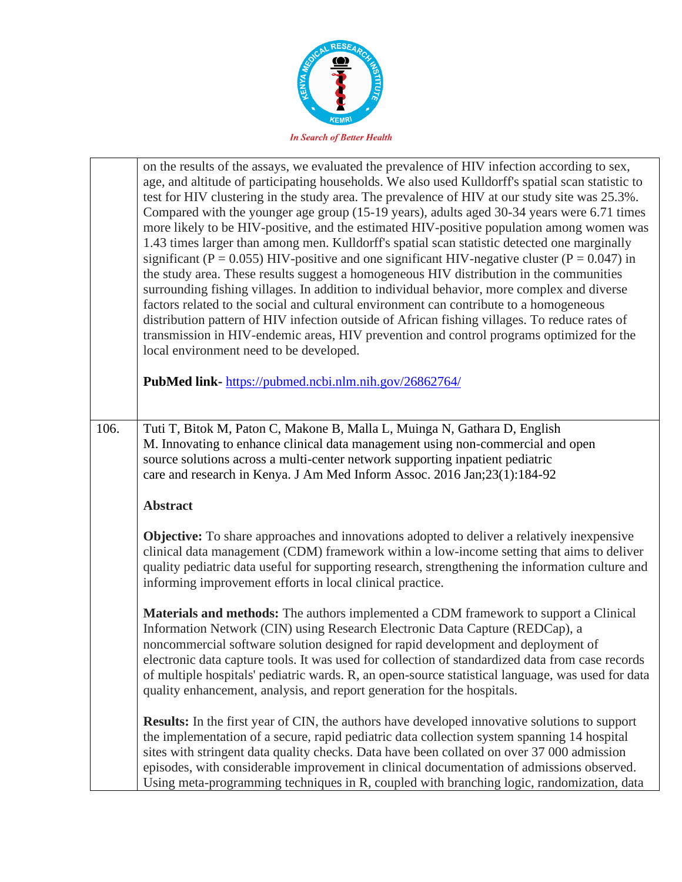| | |
|---|---|
| | on the results of the assays, we evaluated the prevalence of HIV infection according to sex, age, and altitude of participating households. We also used Kulldorff's spatial scan statistic to test for HIV clustering in the study area. The prevalence of HIV at our study site was 25.3%. Compared with the younger age group (15-19 years), adults aged 30-34 years were 6.71 times more likely to be HIV-positive, and the estimated HIV-positive population among women was 1.43 times larger than among men. Kulldorff's spatial scan statistic detected one marginally significant (P = 0.055) HIV-positive and one significant HIV-negative cluster (P = 0.047) in the study area. These results suggest a homogeneous HIV distribution in the communities surrounding fishing villages. In addition to individual behavior, more complex and diverse factors related to the social and cultural environment can contribute to a homogeneous distribution pattern of HIV infection outside of African fishing villages. To reduce rates of transmission in HIV-endemic areas, HIV prevention and control programs optimized for the local environment need to be developed.<br><br>**PubMed link-** https://pubmed.ncbi.nlm.nih.gov/26862764/ |
| 106. | Tuti T, Bitok M, Paton C, Makone B, Malla L, Muinga N, Gathara D, English M. Innovating to enhance clinical data management using non-commercial and open source solutions across a multi-center network supporting inpatient pediatric care and research in Kenya. J Am Med Inform Assoc. 2016 Jan;23(1):184-92<br><br>**Abstract**<br><br>**Objective:** To share approaches and innovations adopted to deliver a relatively inexpensive clinical data management (CDM) framework within a low-income setting that aims to deliver quality pediatric data useful for supporting research, strengthening the information culture and informing improvement efforts in local clinical practice.<br><br>**Materials and methods:** The authors implemented a CDM framework to support a Clinical Information Network (CIN) using Research Electronic Data Capture (REDCap), a noncommercial software solution designed for rapid development and deployment of electronic data capture tools. It was used for collection of standardized data from case records of multiple hospitals' pediatric wards. R, an open-source statistical language, was used for data quality enhancement, analysis, and report generation for the hospitals.<br><br>**Results:** In the first year of CIN, the authors have developed innovative solutions to support the implementation of a secure, rapid pediatric data collection system spanning 14 hospital sites with stringent data quality checks. Data have been collated on over 37 000 admission episodes, with considerable improvement in clinical documentation of admissions observed. Using meta-programming techniques in R, coupled with branching logic, randomization, data |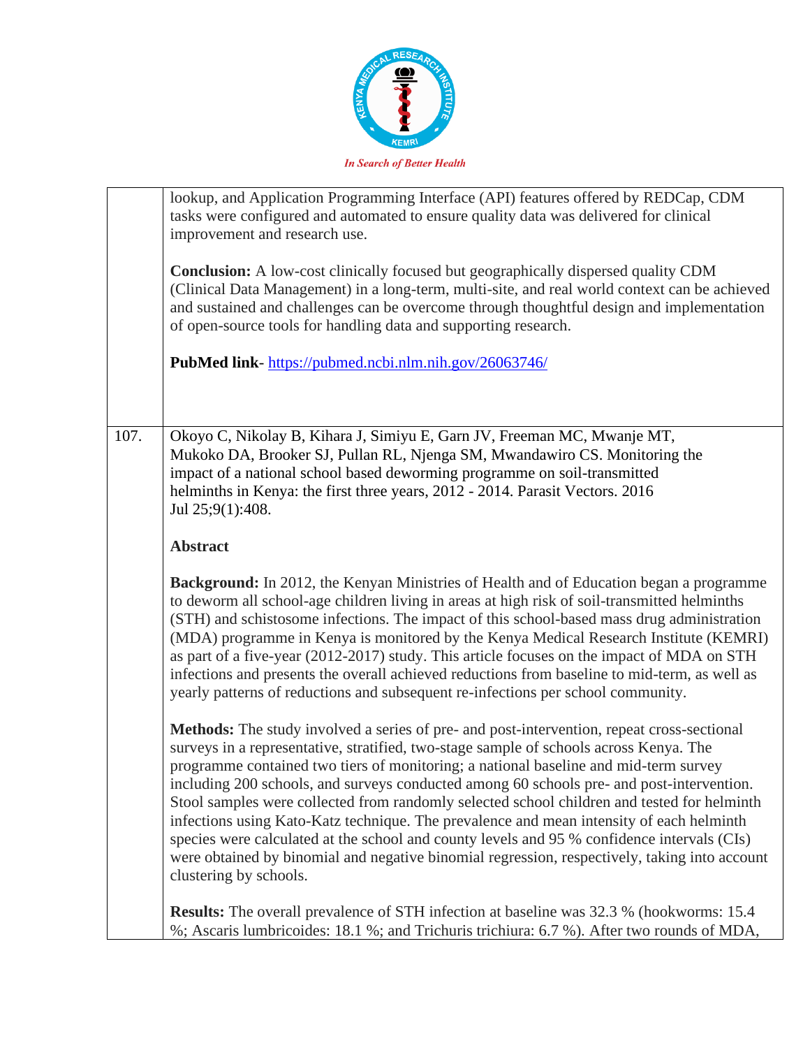lookup, and Application Programming Interface (API) features offered by REDCap, CDM tasks were configured and automated to ensure quality data was delivered for clinical improvement and research use.

**Conclusion:** A low-cost clinically focused but geographically dispersed quality CDM (Clinical Data Management) in a long-term, multi-site, and real world context can be achieved and sustained and challenges can be overcome through thoughtful design and implementation of open-source tools for handling data and supporting research.

**PubMed link**- https://pubmed.ncbi.nlm.nih.gov/26063746/

107. Okoyo C, Nikolay B, Kihara J, Simiyu E, Garn JV, Freeman MC, Mwanje MT, Mukoko DA, Brooker SJ, Pullan RL, Njenga SM, Mwandawiro CS. Monitoring the impact of a national school based deworming programme on soil-transmitted helminths in Kenya: the first three years, 2012 - 2014. Parasit Vectors. 2016 Jul 25;9(1):408.

**Abstract**

**Background:** In 2012, the Kenyan Ministries of Health and of Education began a programme to deworm all school-age children living in areas at high risk of soil-transmitted helminths (STH) and schistosome infections. The impact of this school-based mass drug administration (MDA) programme in Kenya is monitored by the Kenya Medical Research Institute (KEMRI) as part of a five-year (2012-2017) study. This article focuses on the impact of MDA on STH infections and presents the overall achieved reductions from baseline to mid-term, as well as yearly patterns of reductions and subsequent re-infections per school community.

**Methods:** The study involved a series of pre- and post-intervention, repeat cross-sectional surveys in a representative, stratified, two-stage sample of schools across Kenya. The programme contained two tiers of monitoring; a national baseline and mid-term survey including 200 schools, and surveys conducted among 60 schools pre- and post-intervention. Stool samples were collected from randomly selected school children and tested for helminth infections using Kato-Katz technique. The prevalence and mean intensity of each helminth species were calculated at the school and county levels and 95 % confidence intervals (CIs) were obtained by binomial and negative binomial regression, respectively, taking into account clustering by schools.

**Results:** The overall prevalence of STH infection at baseline was 32.3 % (hookworms: 15.4 %; Ascaris lumbricoides: 18.1 %; and Trichuris trichiura: 6.7 %). After two rounds of MDA,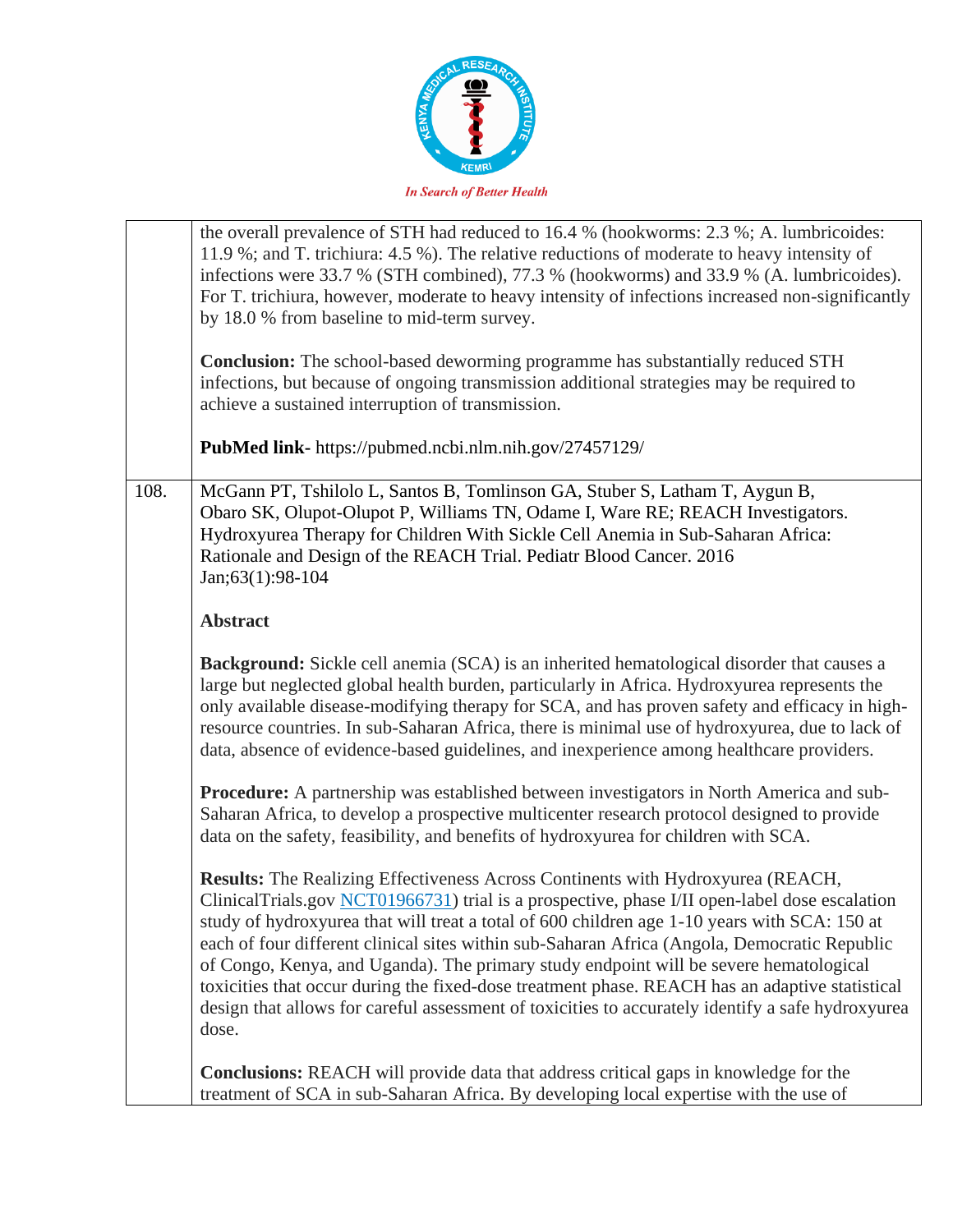| | |
|---|---|
| | the overall prevalence of STH had reduced to 16.4 % (hookworms: 2.3 %; A. lumbricoides: 11.9 %; and T. trichiura: 4.5 %). The relative reductions of moderate to heavy intensity of infections were 33.7 % (STH combined), 77.3 % (hookworms) and 33.9 % (A. lumbricoides). For T. trichiura, however, moderate to heavy intensity of infections increased non-significantly by 18.0 % from baseline to mid-term survey.<br><br>**Conclusion:** The school-based deworming programme has substantially reduced STH infections, but because of ongoing transmission additional strategies may be required to achieve a sustained interruption of transmission.<br><br>**PubMed link-** https://pubmed.ncbi.nlm.nih.gov/27457129/ |
| 108. | McGann PT, Tshilolo L, Santos B, Tomlinson GA, Stuber S, Latham T, Aygun B, Obaro SK, Olupot-Olupot P, Williams TN, Odame I, Ware RE; REACH Investigators. Hydroxyurea Therapy for Children With Sickle Cell Anemia in Sub-Saharan Africa: Rationale and Design of the REACH Trial. Pediatr Blood Cancer. 2016 Jan;63(1):98-104<br><br>**Abstract**<br><br>**Background:** Sickle cell anemia (SCA) is an inherited hematological disorder that causes a large but neglected global health burden, particularly in Africa. Hydroxyurea represents the only available disease-modifying therapy for SCA, and has proven safety and efficacy in high-resource countries. In sub-Saharan Africa, there is minimal use of hydroxyurea, due to lack of data, absence of evidence-based guidelines, and inexperience among healthcare providers.<br><br>**Procedure:** A partnership was established between investigators in North America and sub-Saharan Africa, to develop a prospective multicenter research protocol designed to provide data on the safety, feasibility, and benefits of hydroxyurea for children with SCA.<br><br>**Results:** The Realizing Effectiveness Across Continents with Hydroxyurea (REACH, ClinicalTrials.gov NCT01966731) trial is a prospective, phase I/II open-label dose escalation study of hydroxyurea that will treat a total of 600 children age 1-10 years with SCA: 150 at each of four different clinical sites within sub-Saharan Africa (Angola, Democratic Republic of Congo, Kenya, and Uganda). The primary study endpoint will be severe hematological toxicities that occur during the fixed-dose treatment phase. REACH has an adaptive statistical design that allows for careful assessment of toxicities to accurately identify a safe hydroxyurea dose.<br><br>**Conclusions:** REACH will provide data that address critical gaps in knowledge for the treatment of SCA in sub-Saharan Africa. By developing local expertise with the use of |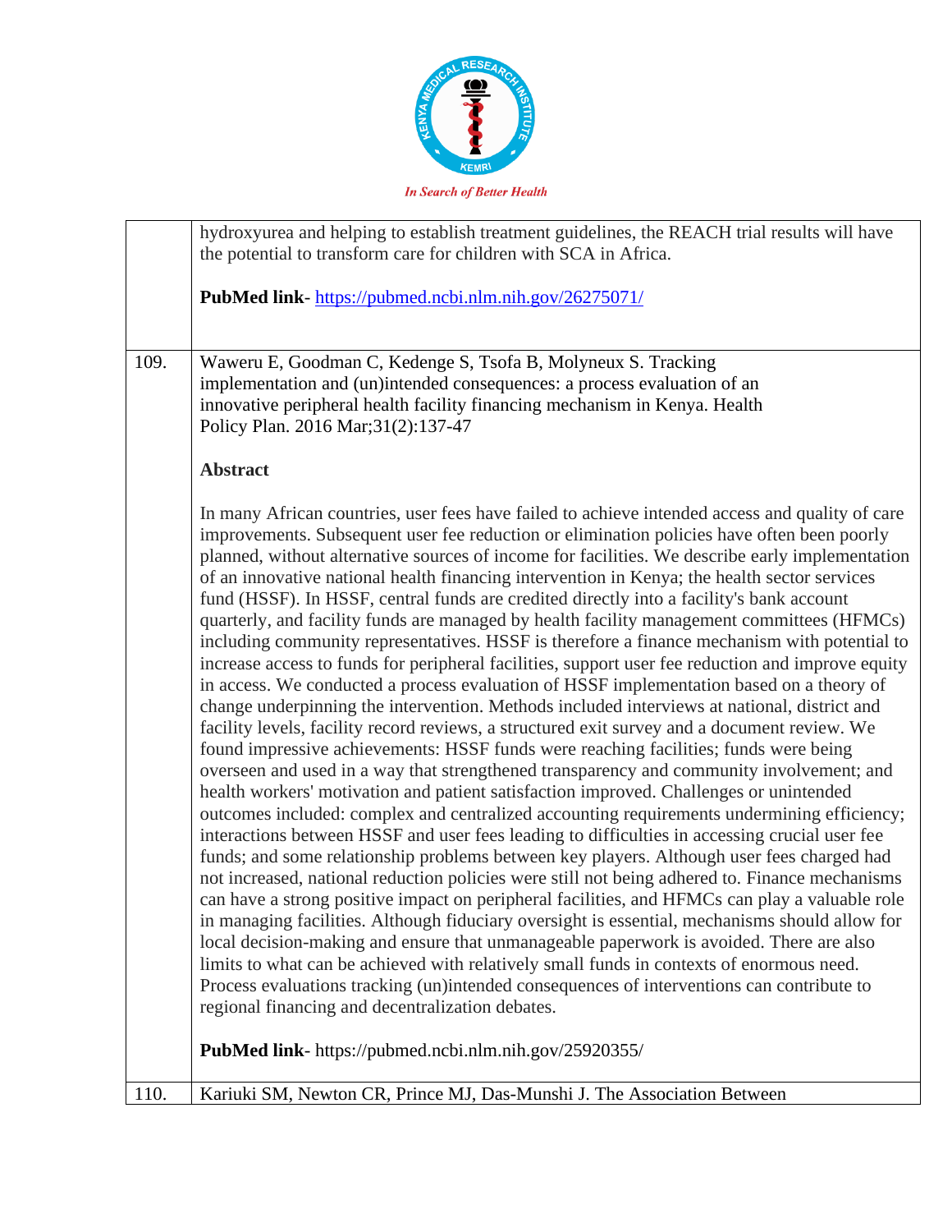| | |
|---|---|
| | hydroxyurea and helping to establish treatment guidelines, the REACH trial results will have the potential to transform care for children with SCA in Africa.<br><br>**PubMed link**- https://pubmed.ncbi.nlm.nih.gov/26275071/ |
| 109. | Waweru E, Goodman C, Kedenge S, Tsofa B, Molyneux S. Tracking implementation and (un)intended consequences: a process evaluation of an innovative peripheral health facility financing mechanism in Kenya. Health Policy Plan. 2016 Mar;31(2):137-47<br><br>**Abstract**<br><br>In many African countries, user fees have failed to achieve intended access and quality of care improvements. Subsequent user fee reduction or elimination policies have often been poorly planned, without alternative sources of income for facilities. We describe early implementation of an innovative national health financing intervention in Kenya; the health sector services fund (HSSF). In HSSF, central funds are credited directly into a facility's bank account quarterly, and facility funds are managed by health facility management committees (HFMCs) including community representatives. HSSF is therefore a finance mechanism with potential to increase access to funds for peripheral facilities, support user fee reduction and improve equity in access. We conducted a process evaluation of HSSF implementation based on a theory of change underpinning the intervention. Methods included interviews at national, district and facility levels, facility record reviews, a structured exit survey and a document review. We found impressive achievements: HSSF funds were reaching facilities; funds were being overseen and used in a way that strengthened transparency and community involvement; and health workers' motivation and patient satisfaction improved. Challenges or unintended outcomes included: complex and centralized accounting requirements undermining efficiency; interactions between HSSF and user fees leading to difficulties in accessing crucial user fee funds; and some relationship problems between key players. Although user fees charged had not increased, national reduction policies were still not being adhered to. Finance mechanisms can have a strong positive impact on peripheral facilities, and HFMCs can play a valuable role in managing facilities. Although fiduciary oversight is essential, mechanisms should allow for local decision-making and ensure that unmanageable paperwork is avoided. There are also limits to what can be achieved with relatively small funds in contexts of enormous need. Process evaluations tracking (un)intended consequences of interventions can contribute to regional financing and decentralization debates.<br><br>**PubMed link**- https://pubmed.ncbi.nlm.nih.gov/25920355/ |
| 110. | Kariuki SM, Newton CR, Prince MJ, Das-Munshi J. The Association Between |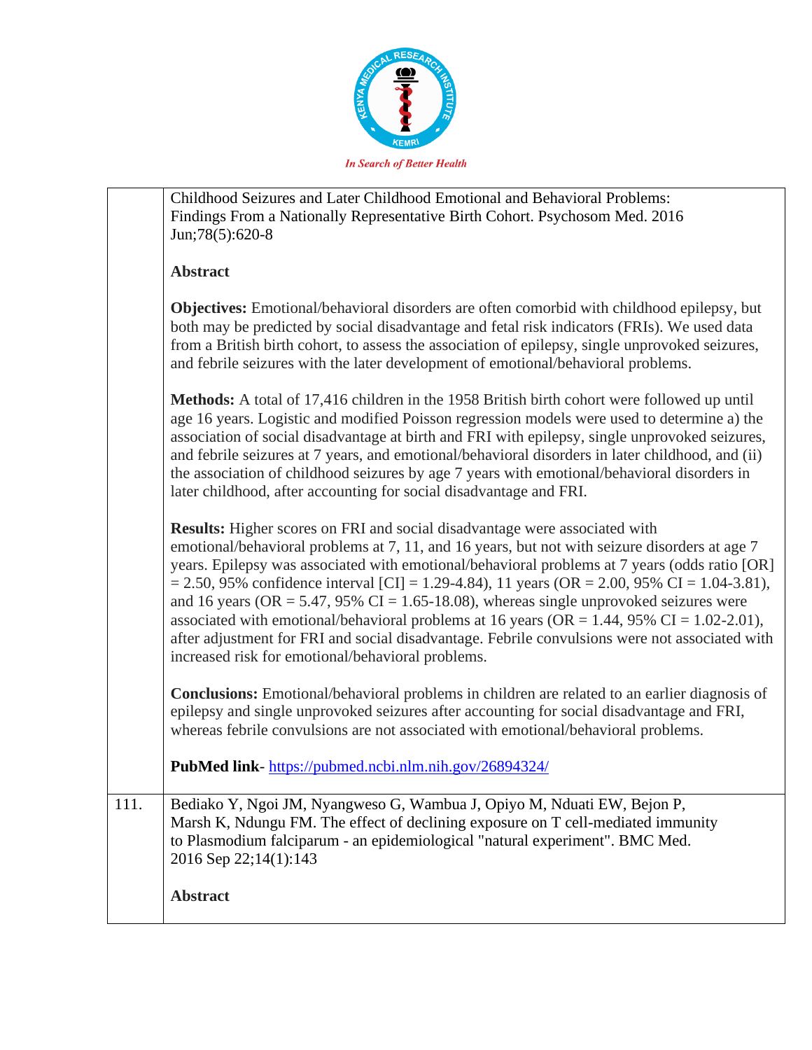| | |
|---|---|
| | Childhood Seizures and Later Childhood Emotional and Behavioral Problems: Findings From a Nationally Representative Birth Cohort. Psychosom Med. 2016 Jun;78(5):620-8<br><br>**Abstract**<br><br>**Objectives:** Emotional/behavioral disorders are often comorbid with childhood epilepsy, but both may be predicted by social disadvantage and fetal risk indicators (FRIs). We used data from a British birth cohort, to assess the association of epilepsy, single unprovoked seizures, and febrile seizures with the later development of emotional/behavioral problems.<br><br>**Methods:** A total of 17,416 children in the 1958 British birth cohort were followed up until age 16 years. Logistic and modified Poisson regression models were used to determine a) the association of social disadvantage at birth and FRI with epilepsy, single unprovoked seizures, and febrile seizures at 7 years, and emotional/behavioral disorders in later childhood, and (ii) the association of childhood seizures by age 7 years with emotional/behavioral disorders in later childhood, after accounting for social disadvantage and FRI.<br><br>**Results:** Higher scores on FRI and social disadvantage were associated with emotional/behavioral problems at 7, 11, and 16 years, but not with seizure disorders at age 7 years. Epilepsy was associated with emotional/behavioral problems at 7 years (odds ratio [OR] = 2.50, 95% confidence interval [CI] = 1.29-4.84), 11 years (OR = 2.00, 95% CI = 1.04-3.81), and 16 years (OR = 5.47, 95% CI = 1.65-18.08), whereas single unprovoked seizures were associated with emotional/behavioral problems at 16 years (OR = 1.44, 95% CI = 1.02-2.01), after adjustment for FRI and social disadvantage. Febrile convulsions were not associated with increased risk for emotional/behavioral problems.<br><br>**Conclusions:** Emotional/behavioral problems in children are related to an earlier diagnosis of epilepsy and single unprovoked seizures after accounting for social disadvantage and FRI, whereas febrile convulsions are not associated with emotional/behavioral problems.<br><br>**PubMed link**- https://pubmed.ncbi.nlm.nih.gov/26894324/ |
| 111. | Bediako Y, Ngoi JM, Nyangweso G, Wambua J, Opiyo M, Nduati EW, Bejon P, Marsh K, Ndungu FM. The effect of declining exposure on T cell-mediated immunity to Plasmodium falciparum - an epidemiological "natural experiment". BMC Med. 2016 Sep 22;14(1):143<br><br>**Abstract** |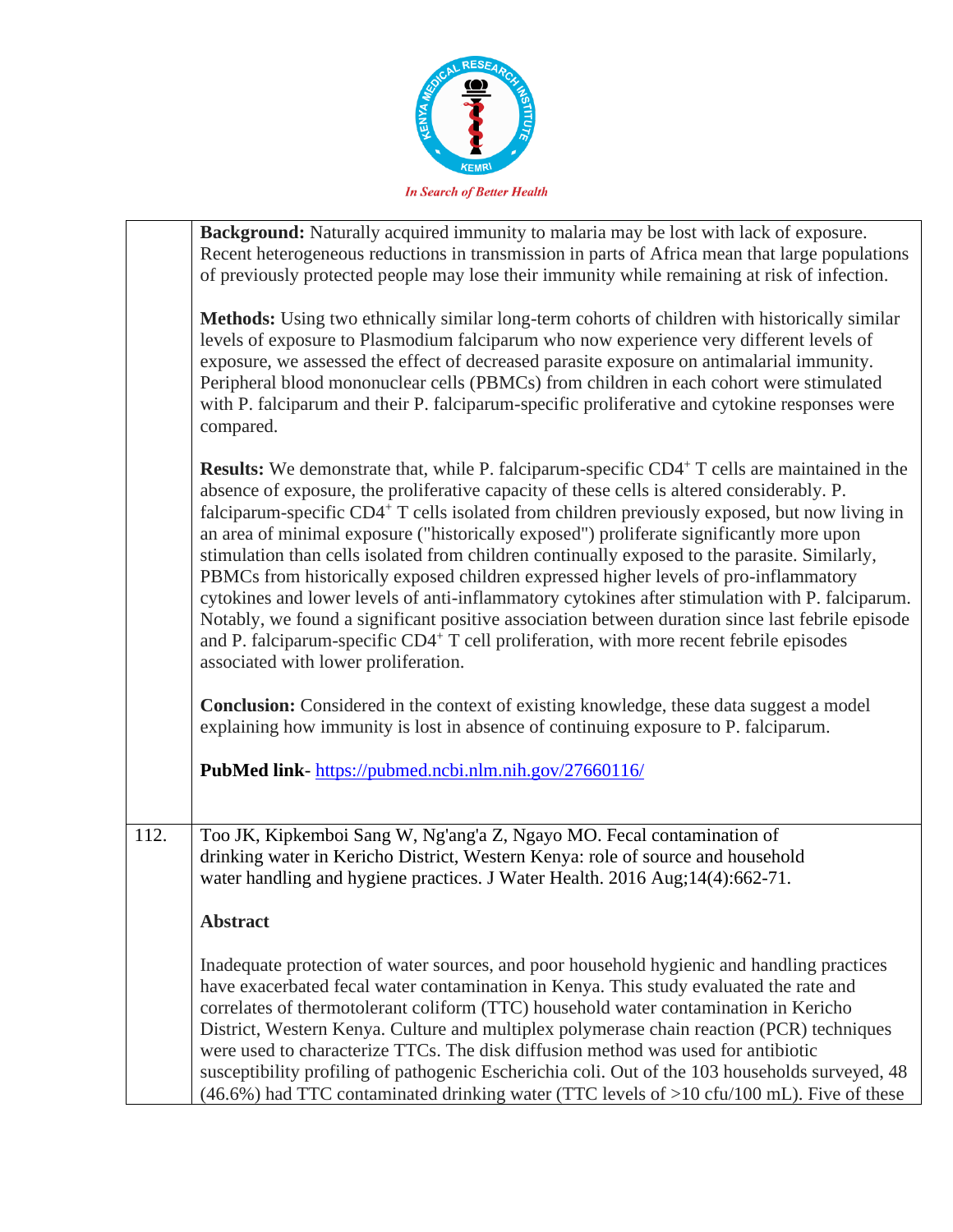| | |
|---|---|
| | **Background:** Naturally acquired immunity to malaria may be lost with lack of exposure. Recent heterogeneous reductions in transmission in parts of Africa mean that large populations of previously protected people may lose their immunity while remaining at risk of infection.<br><br>**Methods:** Using two ethnically similar long-term cohorts of children with historically similar levels of exposure to Plasmodium falciparum who now experience very different levels of exposure, we assessed the effect of decreased parasite exposure on antimalarial immunity. Peripheral blood mononuclear cells (PBMCs) from children in each cohort were stimulated with P. falciparum and their P. falciparum-specific proliferative and cytokine responses were compared.<br><br>**Results:** We demonstrate that, while P. falciparum-specific $CD4^+$ T cells are maintained in the absence of exposure, the proliferative capacity of these cells is altered considerably. P. falciparum-specific $CD4^+$ T cells isolated from children previously exposed, but now living in an area of minimal exposure ("historically exposed") proliferate significantly more upon stimulation than cells isolated from children continually exposed to the parasite. Similarly, PBMCs from historically exposed children expressed higher levels of pro-inflammatory cytokines and lower levels of anti-inflammatory cytokines after stimulation with P. falciparum. Notably, we found a significant positive association between duration since last febrile episode and P. falciparum-specific $CD4^+$ T cell proliferation, with more recent febrile episodes associated with lower proliferation.<br><br>**Conclusion:** Considered in the context of existing knowledge, these data suggest a model explaining how immunity is lost in absence of continuing exposure to P. falciparum.<br><br>**PubMed link**- https://pubmed.ncbi.nlm.nih.gov/27660116/ |
| 112. | Too JK, Kipkemboi Sang W, Ng'ang'a Z, Ngayo MO. Fecal contamination of drinking water in Kericho District, Western Kenya: role of source and household water handling and hygiene practices. J Water Health. 2016 Aug;14(4):662-71.<br><br>**Abstract**<br><br>Inadequate protection of water sources, and poor household hygienic and handling practices have exacerbated fecal water contamination in Kenya. This study evaluated the rate and correlates of thermotolerant coliform (TTC) household water contamination in Kericho District, Western Kenya. Culture and multiplex polymerase chain reaction (PCR) techniques were used to characterize TTCs. The disk diffusion method was used for antibiotic susceptibility profiling of pathogenic Escherichia coli. Out of the 103 households surveyed, 48 (46.6%) had TTC contaminated drinking water (TTC levels of >10 cfu/100 mL). Five of these |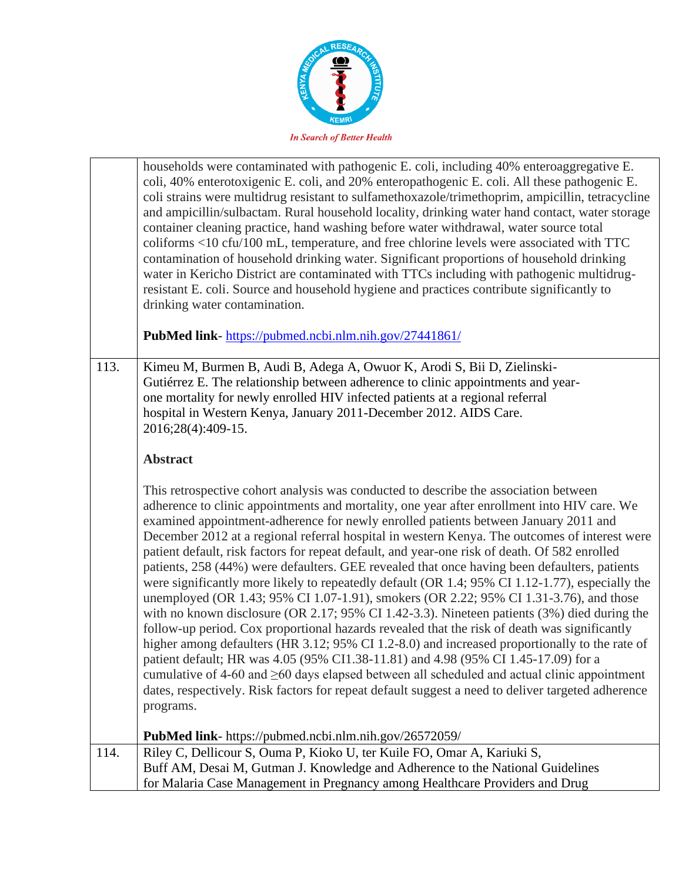| | |
|---|---|
| | households were contaminated with pathogenic E. coli, including 40% enteroaggregative E. coli, 40% enterotoxigenic E. coli, and 20% enteropathogenic E. coli. All these pathogenic E. coli strains were multidrug resistant to sulfamethoxazole/trimethoprim, ampicillin, tetracycline and ampicillin/sulbactam. Rural household locality, drinking water hand contact, water storage container cleaning practice, hand washing before water withdrawal, water source total coliforms <10 cfu/100 mL, temperature, and free chlorine levels were associated with TTC contamination of household drinking water. Significant proportions of household drinking water in Kericho District are contaminated with TTCs including with pathogenic multidrug-resistant E. coli. Source and household hygiene and practices contribute significantly to drinking water contamination.<br><br>**PubMed link**- https://pubmed.ncbi.nlm.nih.gov/27441861/ |
| 113. | Kimeu M, Burmen B, Audi B, Adega A, Owuor K, Arodi S, Bii D, Zielinski-Gutiérrez E. The relationship between adherence to clinic appointments and year-one mortality for newly enrolled HIV infected patients at a regional referral hospital in Western Kenya, January 2011-December 2012. AIDS Care. 2016;28(4):409-15.<br><br>**Abstract**<br><br>This retrospective cohort analysis was conducted to describe the association between adherence to clinic appointments and mortality, one year after enrollment into HIV care. We examined appointment-adherence for newly enrolled patients between January 2011 and December 2012 at a regional referral hospital in western Kenya. The outcomes of interest were patient default, risk factors for repeat default, and year-one risk of death. Of 582 enrolled patients, 258 (44%) were defaulters. GEE revealed that once having been defaulters, patients were significantly more likely to repeatedly default (OR 1.4; 95% CI 1.12-1.77), especially the unemployed (OR 1.43; 95% CI 1.07-1.91), smokers (OR 2.22; 95% CI 1.31-3.76), and those with no known disclosure (OR 2.17; 95% CI 1.42-3.3). Nineteen patients (3%) died during the follow-up period. Cox proportional hazards revealed that the risk of death was significantly higher among defaulters (HR 3.12; 95% CI 1.2-8.0) and increased proportionally to the rate of patient default; HR was 4.05 (95% CI1.38-11.81) and 4.98 (95% CI 1.45-17.09) for a cumulative of 4-60 and ≥60 days elapsed between all scheduled and actual clinic appointment dates, respectively. Risk factors for repeat default suggest a need to deliver targeted adherence programs.<br><br>**PubMed link**- https://pubmed.ncbi.nlm.nih.gov/26572059/ |
| 114. | Riley C, Dellicour S, Ouma P, Kioko U, ter Kuile FO, Omar A, Kariuki S, Buff AM, Desai M, Gutman J. Knowledge and Adherence to the National Guidelines for Malaria Case Management in Pregnancy among Healthcare Providers and Drug |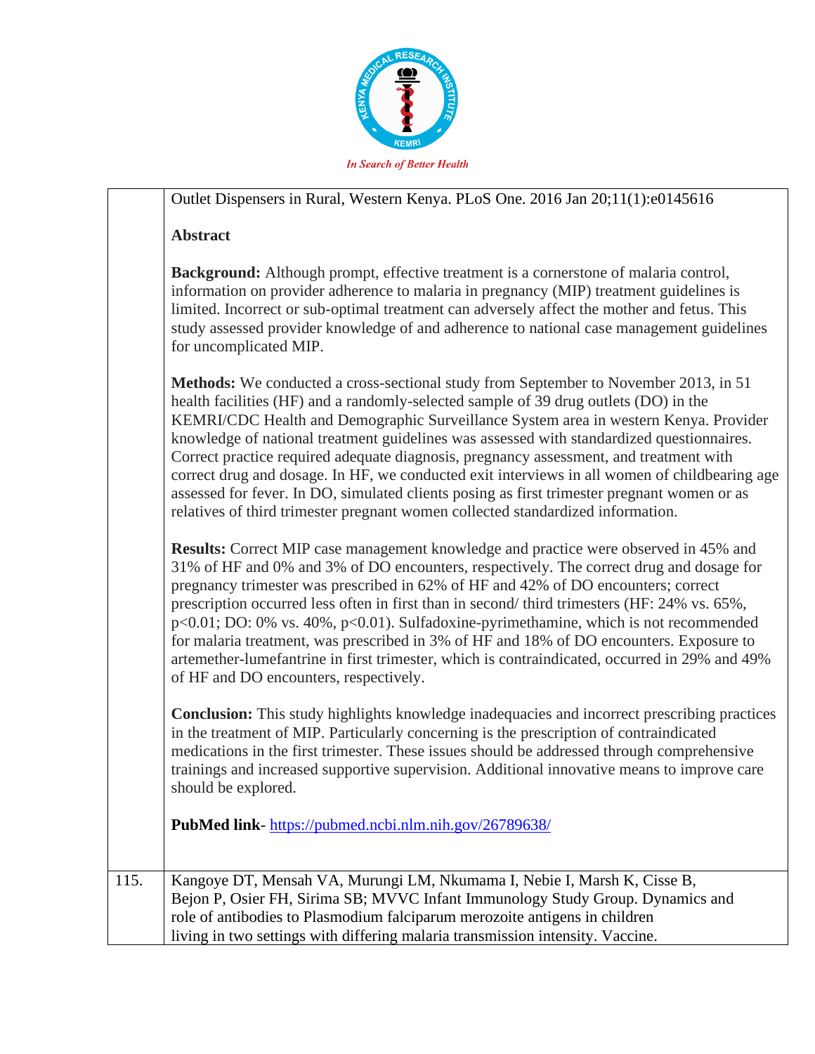| | |
|---|---|
| | Outlet Dispensers in Rural, Western Kenya. PLoS One. 2016 Jan 20;11(1):e0145616<br><br>**Abstract**<br><br>**Background:** Although prompt, effective treatment is a cornerstone of malaria control, information on provider adherence to malaria in pregnancy (MIP) treatment guidelines is limited. Incorrect or sub-optimal treatment can adversely affect the mother and fetus. This study assessed provider knowledge of and adherence to national case management guidelines for uncomplicated MIP.<br><br>**Methods:** We conducted a cross-sectional study from September to November 2013, in 51 health facilities (HF) and a randomly-selected sample of 39 drug outlets (DO) in the KEMRI/CDC Health and Demographic Surveillance System area in western Kenya. Provider knowledge of national treatment guidelines was assessed with standardized questionnaires. Correct practice required adequate diagnosis, pregnancy assessment, and treatment with correct drug and dosage. In HF, we conducted exit interviews in all women of childbearing age assessed for fever. In DO, simulated clients posing as first trimester pregnant women or as relatives of third trimester pregnant women collected standardized information.<br><br>**Results:** Correct MIP case management knowledge and practice were observed in 45% and 31% of HF and 0% and 3% of DO encounters, respectively. The correct drug and dosage for pregnancy trimester was prescribed in 62% of HF and 42% of DO encounters; correct prescription occurred less often in first than in second/ third trimesters (HF: 24% vs. 65%, $p<0.01$; DO: 0% vs. 40%, $p<0.01$). Sulfadoxine-pyrimethamine, which is not recommended for malaria treatment, was prescribed in 3% of HF and 18% of DO encounters. Exposure to artemether-lumefantrine in first trimester, which is contraindicated, occurred in 29% and 49% of HF and DO encounters, respectively.<br><br>**Conclusion:** This study highlights knowledge inadequacies and incorrect prescribing practices in the treatment of MIP. Particularly concerning is the prescription of contraindicated medications in the first trimester. These issues should be addressed through comprehensive trainings and increased supportive supervision. Additional innovative means to improve care should be explored.<br><br>**PubMed link**- https://pubmed.ncbi.nlm.nih.gov/26789638/ |
| 115. | Kangoye DT, Mensah VA, Murungi LM, Nkumama I, Nebie I, Marsh K, Cisse B, Bejon P, Osier FH, Sirima SB; MVVC Infant Immunology Study Group. Dynamics and role of antibodies to Plasmodium falciparum merozoite antigens in children living in two settings with differing malaria transmission intensity. Vaccine. |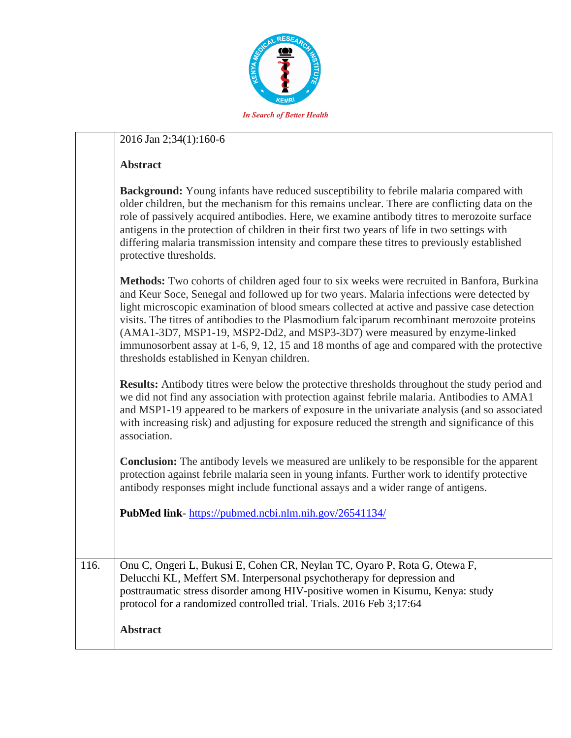| | |
|---|---|
| | 2016 Jan 2;34(1):160-6<br><br>**Abstract**<br><br>**Background:** Young infants have reduced susceptibility to febrile malaria compared with older children, but the mechanism for this remains unclear. There are conflicting data on the role of passively acquired antibodies. Here, we examine antibody titres to merozoite surface antigens in the protection of children in their first two years of life in two settings with differing malaria transmission intensity and compare these titres to previously established protective thresholds.<br><br>**Methods:** Two cohorts of children aged four to six weeks were recruited in Banfora, Burkina and Keur Soce, Senegal and followed up for two years. Malaria infections were detected by light microscopic examination of blood smears collected at active and passive case detection visits. The titres of antibodies to the Plasmodium falciparum recombinant merozoite proteins (AMA1-3D7, MSP1-19, MSP2-Dd2, and MSP3-3D7) were measured by enzyme-linked immunosorbent assay at 1-6, 9, 12, 15 and 18 months of age and compared with the protective thresholds established in Kenyan children.<br><br>**Results:** Antibody titres were below the protective thresholds throughout the study period and we did not find any association with protection against febrile malaria. Antibodies to AMA1 and MSP1-19 appeared to be markers of exposure in the univariate analysis (and so associated with increasing risk) and adjusting for exposure reduced the strength and significance of this association.<br><br>**Conclusion:** The antibody levels we measured are unlikely to be responsible for the apparent protection against febrile malaria seen in young infants. Further work to identify protective antibody responses might include functional assays and a wider range of antigens.<br><br>**PubMed link**- https://pubmed.ncbi.nlm.nih.gov/26541134/ |
| 116. | Onu C, Ongeri L, Bukusi E, Cohen CR, Neylan TC, Oyaro P, Rota G, Otewa F, Delucchi KL, Meffert SM. Interpersonal psychotherapy for depression and posttraumatic stress disorder among HIV-positive women in Kisumu, Kenya: study protocol for a randomized controlled trial. Trials. 2016 Feb 3;17:64<br><br>**Abstract** |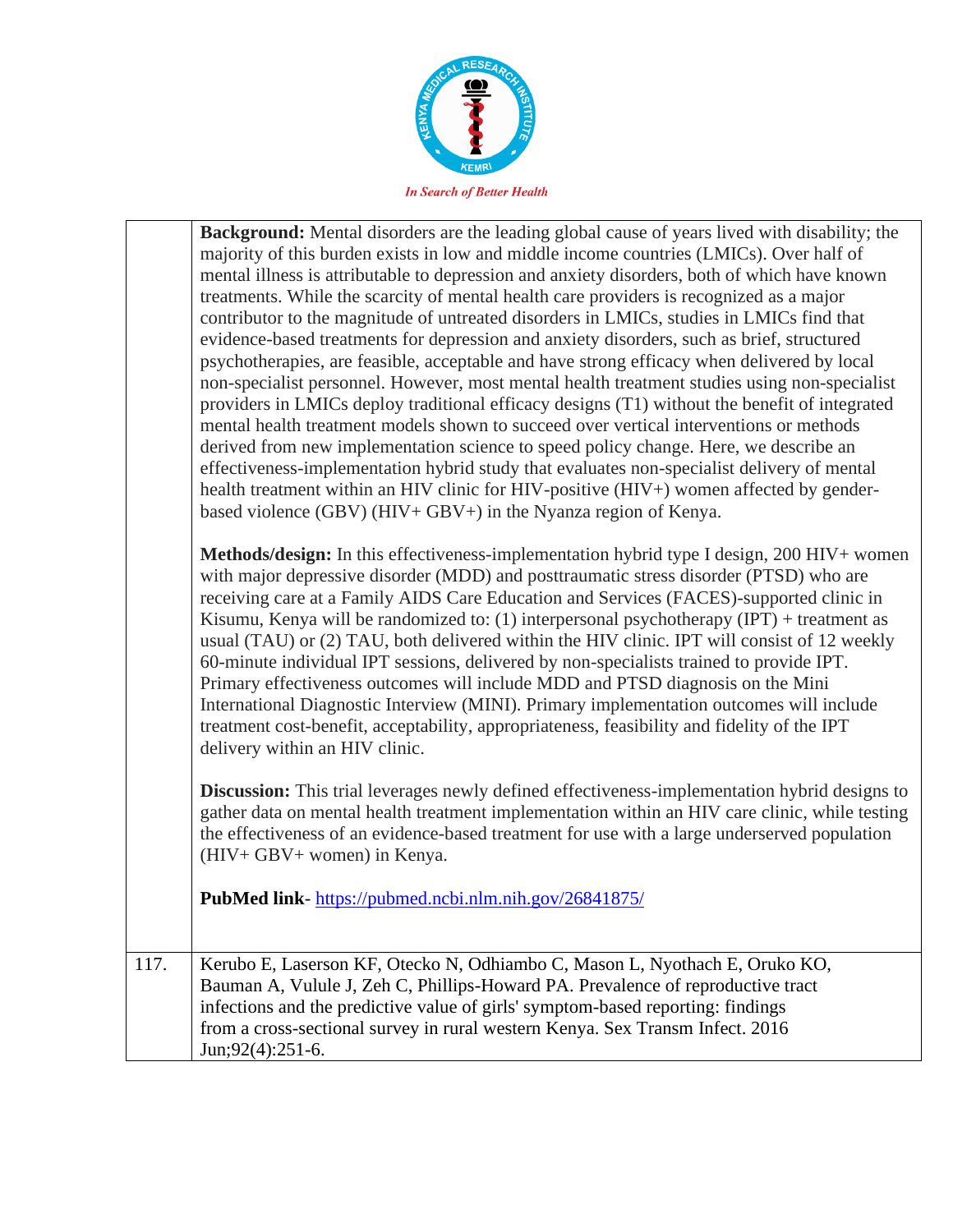| | |
|---|---|
| | **Background:** Mental disorders are the leading global cause of years lived with disability; the majority of this burden exists in low and middle income countries (LMICs). Over half of mental illness is attributable to depression and anxiety disorders, both of which have known treatments. While the scarcity of mental health care providers is recognized as a major contributor to the magnitude of untreated disorders in LMICs, studies in LMICs find that evidence-based treatments for depression and anxiety disorders, such as brief, structured psychotherapies, are feasible, acceptable and have strong efficacy when delivered by local non-specialist personnel. However, most mental health treatment studies using non-specialist providers in LMICs deploy traditional efficacy designs (T1) without the benefit of integrated mental health treatment models shown to succeed over vertical interventions or methods derived from new implementation science to speed policy change. Here, we describe an effectiveness-implementation hybrid study that evaluates non-specialist delivery of mental health treatment within an HIV clinic for HIV-positive (HIV+) women affected by gender-based violence (GBV) (HIV+ GBV+) in the Nyanza region of Kenya.<br><br>**Methods/design:** In this effectiveness-implementation hybrid type I design, 200 HIV+ women with major depressive disorder (MDD) and posttraumatic stress disorder (PTSD) who are receiving care at a Family AIDS Care Education and Services (FACES)-supported clinic in Kisumu, Kenya will be randomized to: (1) interpersonal psychotherapy (IPT) + treatment as usual (TAU) or (2) TAU, both delivered within the HIV clinic. IPT will consist of 12 weekly 60-minute individual IPT sessions, delivered by non-specialists trained to provide IPT. Primary effectiveness outcomes will include MDD and PTSD diagnosis on the Mini International Diagnostic Interview (MINI). Primary implementation outcomes will include treatment cost-benefit, acceptability, appropriateness, feasibility and fidelity of the IPT delivery within an HIV clinic.<br><br>**Discussion:** This trial leverages newly defined effectiveness-implementation hybrid designs to gather data on mental health treatment implementation within an HIV care clinic, while testing the effectiveness of an evidence-based treatment for use with a large underserved population (HIV+ GBV+ women) in Kenya.<br><br>**PubMed link**- https://pubmed.ncbi.nlm.nih.gov/26841875/ |
| 117. | Kerubo E, Laserson KF, Otecko N, Odhiambo C, Mason L, Nyothach E, Oruko KO, Bauman A, Vulule J, Zeh C, Phillips-Howard PA. Prevalence of reproductive tract infections and the predictive value of girls' symptom-based reporting: findings from a cross-sectional survey in rural western Kenya. Sex Transm Infect. 2016 Jun;92(4):251-6. |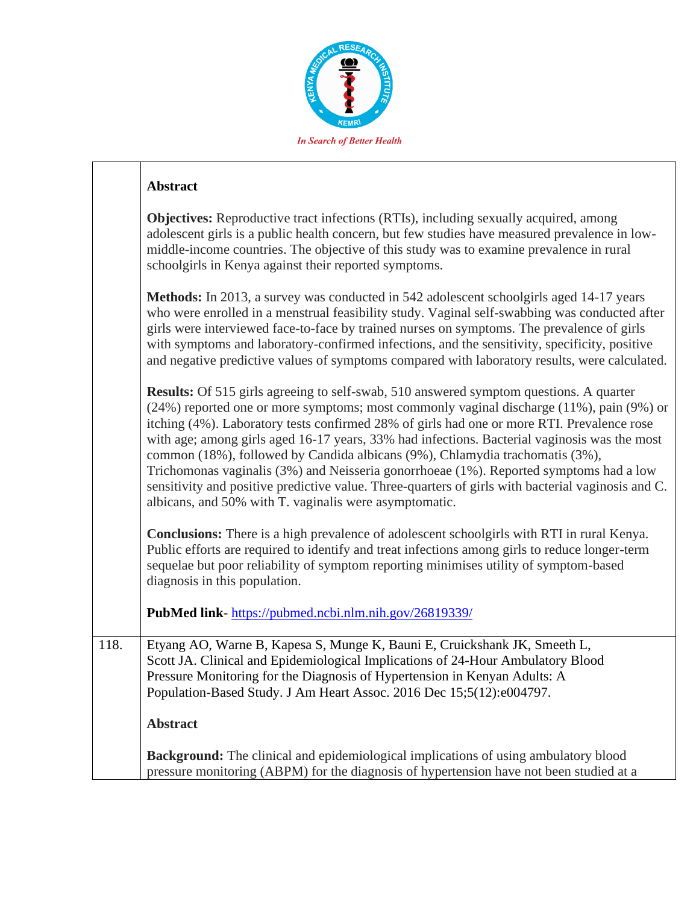**Abstract**

**Objectives:** Reproductive tract infections (RTIs), including sexually acquired, among adolescent girls is a public health concern, but few studies have measured prevalence in low-middle-income countries. The objective of this study was to examine prevalence in rural schoolgirls in Kenya against their reported symptoms.

**Methods:** In 2013, a survey was conducted in 542 adolescent schoolgirls aged 14-17 years who were enrolled in a menstrual feasibility study. Vaginal self-swabbing was conducted after girls were interviewed face-to-face by trained nurses on symptoms. The prevalence of girls with symptoms and laboratory-confirmed infections, and the sensitivity, specificity, positive and negative predictive values of symptoms compared with laboratory results, were calculated.

**Results:** Of 515 girls agreeing to self-swab, 510 answered symptom questions. A quarter (24%) reported one or more symptoms; most commonly vaginal discharge (11%), pain (9%) or itching (4%). Laboratory tests confirmed 28% of girls had one or more RTI. Prevalence rose with age; among girls aged 16-17 years, 33% had infections. Bacterial vaginosis was the most common (18%), followed by Candida albicans (9%), Chlamydia trachomatis (3%), Trichomonas vaginalis (3%) and Neisseria gonorrhoeae (1%). Reported symptoms had a low sensitivity and positive predictive value. Three-quarters of girls with bacterial vaginosis and C. albicans, and 50% with T. vaginalis were asymptomatic.

**Conclusions:** There is a high prevalence of adolescent schoolgirls with RTI in rural Kenya. Public efforts are required to identify and treat infections among girls to reduce longer-term sequelae but poor reliability of symptom reporting minimises utility of symptom-based diagnosis in this population.

**PubMed link**- https://pubmed.ncbi.nlm.nih.gov/26819339/

118. Etyang AO, Warne B, Kapesa S, Munge K, Bauni E, Cruickshank JK, Smeeth L, Scott JA. Clinical and Epidemiological Implications of 24-Hour Ambulatory Blood Pressure Monitoring for the Diagnosis of Hypertension in Kenyan Adults: A Population-Based Study. J Am Heart Assoc. 2016 Dec 15;5(12):e004797.

**Abstract**

**Background:** The clinical and epidemiological implications of using ambulatory blood pressure monitoring (ABPM) for the diagnosis of hypertension have not been studied at a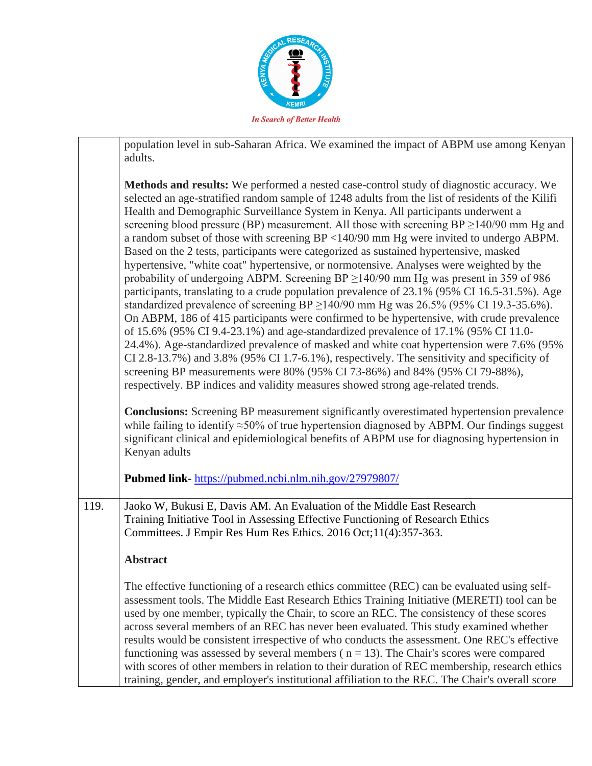| | |
|---|---|
| | population level in sub-Saharan Africa. We examined the impact of ABPM use among Kenyan adults.<br><br>**Methods and results:** We performed a nested case-control study of diagnostic accuracy. We selected an age-stratified random sample of 1248 adults from the list of residents of the Kilifi Health and Demographic Surveillance System in Kenya. All participants underwent a screening blood pressure (BP) measurement. All those with screening BP ≥140/90 mm Hg and a random subset of those with screening BP <140/90 mm Hg were invited to undergo ABPM. Based on the 2 tests, participants were categorized as sustained hypertensive, masked hypertensive, "white coat" hypertensive, or normotensive. Analyses were weighted by the probability of undergoing ABPM. Screening BP ≥140/90 mm Hg was present in 359 of 986 participants, translating to a crude population prevalence of 23.1% (95% CI 16.5-31.5%). Age standardized prevalence of screening BP ≥140/90 mm Hg was 26.5% (95% CI 19.3-35.6%). On ABPM, 186 of 415 participants were confirmed to be hypertensive, with crude prevalence of 15.6% (95% CI 9.4-23.1%) and age-standardized prevalence of 17.1% (95% CI 11.0-24.4%). Age-standardized prevalence of masked and white coat hypertension were 7.6% (95% CI 2.8-13.7%) and 3.8% (95% CI 1.7-6.1%), respectively. The sensitivity and specificity of screening BP measurements were 80% (95% CI 73-86%) and 84% (95% CI 79-88%), respectively. BP indices and validity measures showed strong age-related trends.<br><br>**Conclusions:** Screening BP measurement significantly overestimated hypertension prevalence while failing to identify ≈50% of true hypertension diagnosed by ABPM. Our findings suggest significant clinical and epidemiological benefits of ABPM use for diagnosing hypertension in Kenyan adults<br><br>**Pubmed link**- https://pubmed.ncbi.nlm.nih.gov/27979807/ |
| 119. | Jaoko W, Bukusi E, Davis AM. An Evaluation of the Middle East Research Training Initiative Tool in Assessing Effective Functioning of Research Ethics Committees. J Empir Res Hum Res Ethics. 2016 Oct;11(4):357-363.<br><br>**Abstract**<br><br>The effective functioning of a research ethics committee (REC) can be evaluated using self-assessment tools. The Middle East Research Ethics Training Initiative (MERETI) tool can be used by one member, typically the Chair, to score an REC. The consistency of these scores across several members of an REC has never been evaluated. This study examined whether results would be consistent irrespective of who conducts the assessment. One REC's effective functioning was assessed by several members ( n = 13). The Chair's scores were compared with scores of other members in relation to their duration of REC membership, research ethics training, gender, and employer's institutional affiliation to the REC. The Chair's overall score |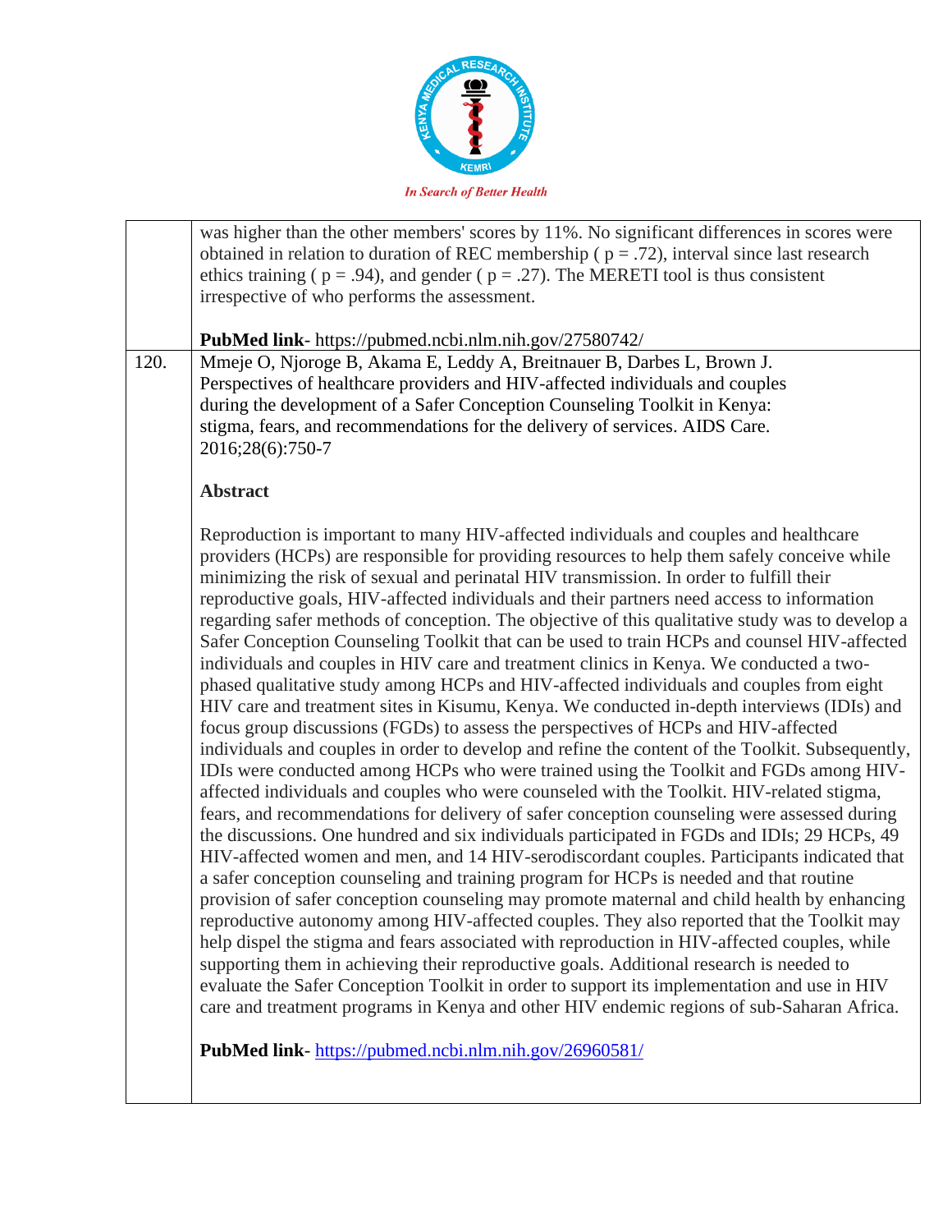| | |
|---|---|
| | was higher than the other members' scores by 11%. No significant differences in scores were obtained in relation to duration of REC membership ( $p = .72$), interval since last research ethics training ( $p = .94$), and gender ( $p = .27$). The MERETI tool is thus consistent irrespective of who performs the assessment.<br><br>**PubMed link**- https://pubmed.ncbi.nlm.nih.gov/27580742/ |
| 120. | Mmeje O, Njoroge B, Akama E, Leddy A, Breitnauer B, Darbes L, Brown J. Perspectives of healthcare providers and HIV-affected individuals and couples during the development of a Safer Conception Counseling Toolkit in Kenya: stigma, fears, and recommendations for the delivery of services. AIDS Care. 2016;28(6):750-7<br><br>**Abstract**<br><br>Reproduction is important to many HIV-affected individuals and couples and healthcare providers (HCPs) are responsible for providing resources to help them safely conceive while minimizing the risk of sexual and perinatal HIV transmission. In order to fulfill their reproductive goals, HIV-affected individuals and their partners need access to information regarding safer methods of conception. The objective of this qualitative study was to develop a Safer Conception Counseling Toolkit that can be used to train HCPs and counsel HIV-affected individuals and couples in HIV care and treatment clinics in Kenya. We conducted a two-phased qualitative study among HCPs and HIV-affected individuals and couples from eight HIV care and treatment sites in Kisumu, Kenya. We conducted in-depth interviews (IDIs) and focus group discussions (FGDs) to assess the perspectives of HCPs and HIV-affected individuals and couples in order to develop and refine the content of the Toolkit. Subsequently, IDIs were conducted among HCPs who were trained using the Toolkit and FGDs among HIV-affected individuals and couples who were counseled with the Toolkit. HIV-related stigma, fears, and recommendations for delivery of safer conception counseling were assessed during the discussions. One hundred and six individuals participated in FGDs and IDIs; 29 HCPs, 49 HIV-affected women and men, and 14 HIV-serodiscordant couples. Participants indicated that a safer conception counseling and training program for HCPs is needed and that routine provision of safer conception counseling may promote maternal and child health by enhancing reproductive autonomy among HIV-affected couples. They also reported that the Toolkit may help dispel the stigma and fears associated with reproduction in HIV-affected couples, while supporting them in achieving their reproductive goals. Additional research is needed to evaluate the Safer Conception Toolkit in order to support its implementation and use in HIV care and treatment programs in Kenya and other HIV endemic regions of sub-Saharan Africa.<br><br>**PubMed link**- https://pubmed.ncbi.nlm.nih.gov/26960581/ |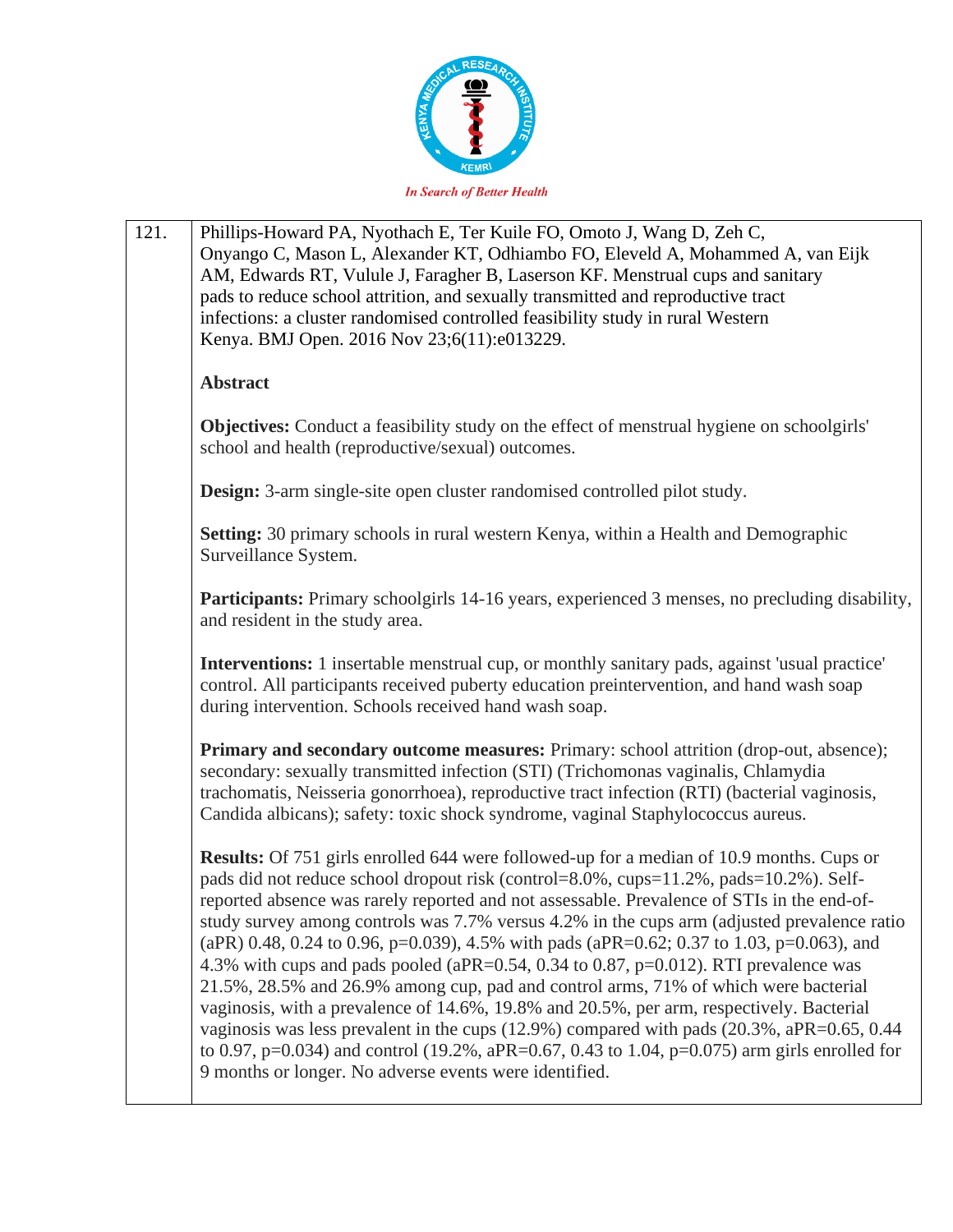121. Phillips-Howard PA, Nyothach E, Ter Kuile FO, Omoto J, Wang D, Zeh C, Onyango C, Mason L, Alexander KT, Odhiambo FO, Eleveld A, Mohammed A, van Eijk AM, Edwards RT, Vulule J, Faragher B, Laserson KF. Menstrual cups and sanitary pads to reduce school attrition, and sexually transmitted and reproductive tract infections: a cluster randomised controlled feasibility study in rural Western Kenya. BMJ Open. 2016 Nov 23;6(11):e013229.

**Abstract**

**Objectives:** Conduct a feasibility study on the effect of menstrual hygiene on schoolgirls' school and health (reproductive/sexual) outcomes.

**Design:** 3-arm single-site open cluster randomised controlled pilot study.

**Setting:** 30 primary schools in rural western Kenya, within a Health and Demographic Surveillance System.

**Participants:** Primary schoolgirls 14-16 years, experienced 3 menses, no precluding disability, and resident in the study area.

**Interventions:** 1 insertable menstrual cup, or monthly sanitary pads, against 'usual practice' control. All participants received puberty education preintervention, and hand wash soap during intervention. Schools received hand wash soap.

**Primary and secondary outcome measures:** Primary: school attrition (drop-out, absence); secondary: sexually transmitted infection (STI) (Trichomonas vaginalis, Chlamydia trachomatis, Neisseria gonorrhoea), reproductive tract infection (RTI) (bacterial vaginosis, Candida albicans); safety: toxic shock syndrome, vaginal Staphylococcus aureus.

**Results:** Of 751 girls enrolled 644 were followed-up for a median of 10.9 months. Cups or pads did not reduce school dropout risk (control=8.0%, cups=11.2%, pads=10.2%). Self-reported absence was rarely reported and not assessable. Prevalence of STIs in the end-of-study survey among controls was 7.7% versus 4.2% in the cups arm (adjusted prevalence ratio (aPR) 0.48, 0.24 to 0.96, p=0.039), 4.5% with pads (aPR=0.62; 0.37 to 1.03, p=0.063), and 4.3% with cups and pads pooled (aPR=0.54, 0.34 to 0.87, p=0.012). RTI prevalence was 21.5%, 28.5% and 26.9% among cup, pad and control arms, 71% of which were bacterial vaginosis, with a prevalence of 14.6%, 19.8% and 20.5%, per arm, respectively. Bacterial vaginosis was less prevalent in the cups (12.9%) compared with pads (20.3%, aPR=0.65, 0.44 to 0.97, p=0.034) and control (19.2%, aPR=0.67, 0.43 to 1.04, p=0.075) arm girls enrolled for 9 months or longer. No adverse events were identified.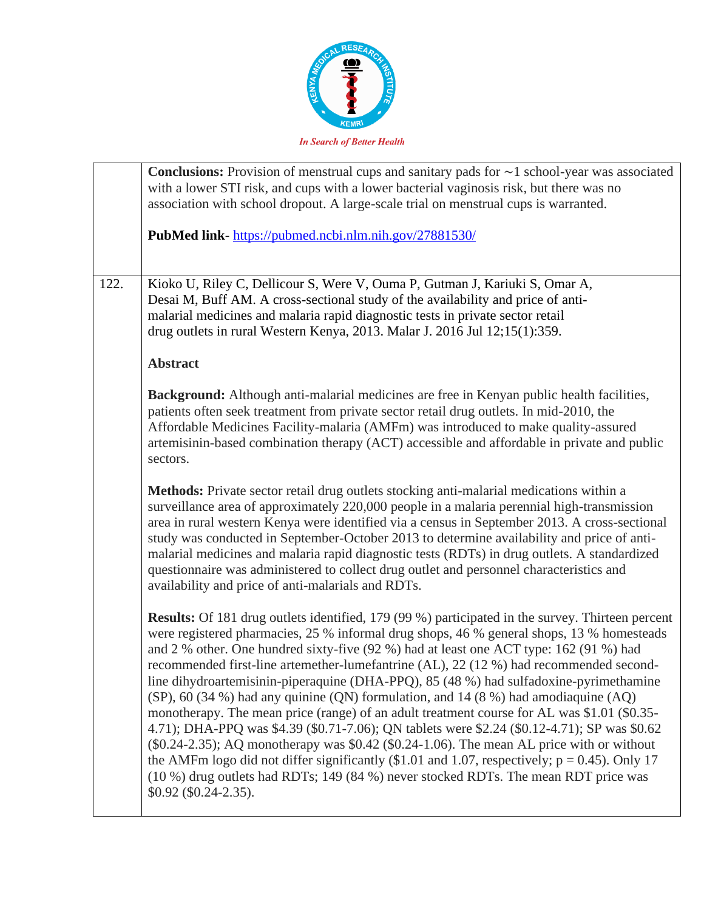**Conclusions:** Provision of menstrual cups and sanitary pads for ~1 school-year was associated with a lower STI risk, and cups with a lower bacterial vaginosis risk, but there was no association with school dropout. A large-scale trial on menstrual cups is warranted.

**PubMed link**- https://pubmed.ncbi.nlm.nih.gov/27881530/

122. Kioko U, Riley C, Dellicour S, Were V, Ouma P, Gutman J, Kariuki S, Omar A, Desai M, Buff AM. A cross-sectional study of the availability and price of anti-malarial medicines and malaria rapid diagnostic tests in private sector retail drug outlets in rural Western Kenya, 2013. Malar J. 2016 Jul 12;15(1):359.

**Abstract**

**Background:** Although anti-malarial medicines are free in Kenyan public health facilities, patients often seek treatment from private sector retail drug outlets. In mid-2010, the Affordable Medicines Facility-malaria (AMFm) was introduced to make quality-assured artemisinin-based combination therapy (ACT) accessible and affordable in private and public sectors.

**Methods:** Private sector retail drug outlets stocking anti-malarial medications within a surveillance area of approximately 220,000 people in a malaria perennial high-transmission area in rural western Kenya were identified via a census in September 2013. A cross-sectional study was conducted in September-October 2013 to determine availability and price of anti-malarial medicines and malaria rapid diagnostic tests (RDTs) in drug outlets. A standardized questionnaire was administered to collect drug outlet and personnel characteristics and availability and price of anti-malarials and RDTs.

**Results:** Of 181 drug outlets identified, 179 (99 %) participated in the survey. Thirteen percent were registered pharmacies, 25 % informal drug shops, 46 % general shops, 13 % homesteads and 2 % other. One hundred sixty-five (92 %) had at least one ACT type: 162 (91 %) had recommended first-line artemether-lumefantrine (AL), 22 (12 %) had recommended second-line dihydroartemisinin-piperaquine (DHA-PPQ), 85 (48 %) had sulfadoxine-pyrimethamine (SP), 60 (34 %) had any quinine (QN) formulation, and 14 (8 %) had amodiaquine (AQ) monotherapy. The mean price (range) of an adult treatment course for AL was $1.01 ($0.35-4.71); DHA-PPQ was $4.39 ($0.71-7.06); QN tablets were $2.24 ($0.12-4.71); SP was $0.62 ($0.24-2.35); AQ monotherapy was $0.42 ($0.24-1.06). The mean AL price with or without the AMFm logo did not differ significantly ($1.01 and 1.07, respectively; $p = 0.45$). Only 17 (10 %) drug outlets had RDTs; 149 (84 %) never stocked RDTs. The mean RDT price was $0.92 ($0.24-2.35).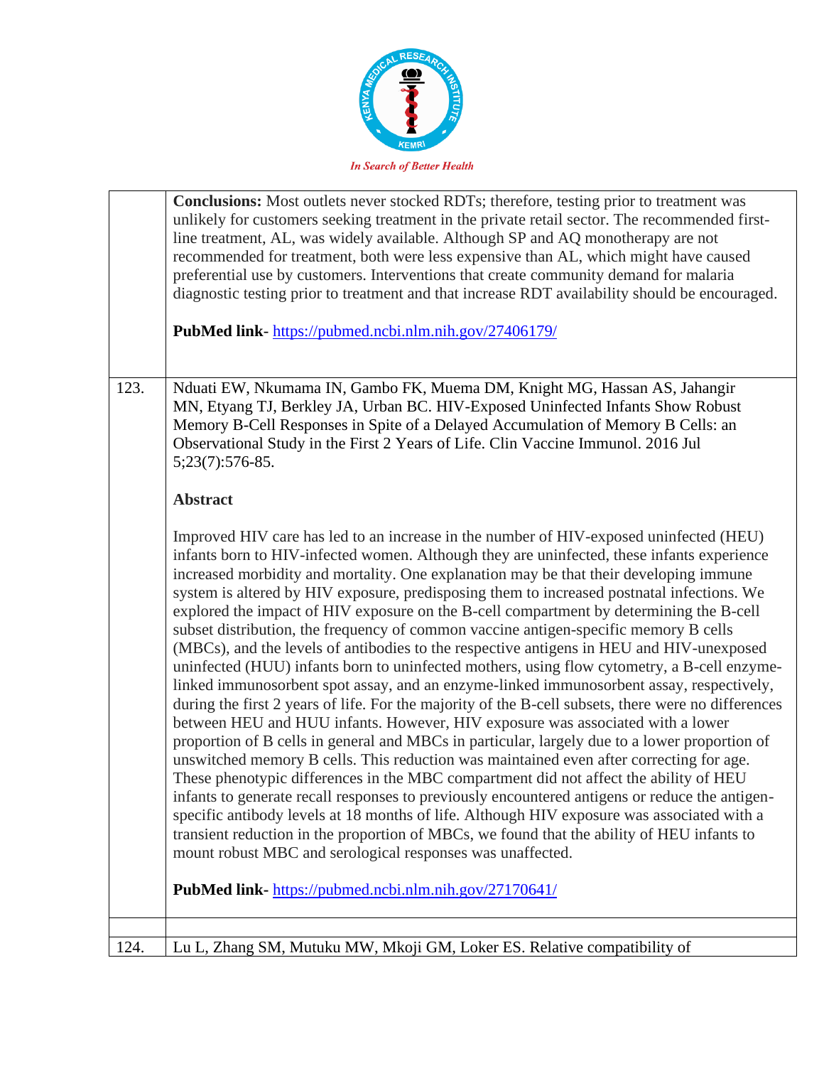**Conclusions:** Most outlets never stocked RDTs; therefore, testing prior to treatment was unlikely for customers seeking treatment in the private retail sector. The recommended first-line treatment, AL, was widely available. Although SP and AQ monotherapy are not recommended for treatment, both were less expensive than AL, which might have caused preferential use by customers. Interventions that create community demand for malaria diagnostic testing prior to treatment and that increase RDT availability should be encouraged.

**PubMed link**- https://pubmed.ncbi.nlm.nih.gov/27406179/

123. Nduati EW, Nkumama IN, Gambo FK, Muema DM, Knight MG, Hassan AS, Jahangir MN, Etyang TJ, Berkley JA, Urban BC. HIV-Exposed Uninfected Infants Show Robust Memory B-Cell Responses in Spite of a Delayed Accumulation of Memory B Cells: an Observational Study in the First 2 Years of Life. Clin Vaccine Immunol. 2016 Jul 5;23(7):576-85.

**Abstract**

Improved HIV care has led to an increase in the number of HIV-exposed uninfected (HEU) infants born to HIV-infected women. Although they are uninfected, these infants experience increased morbidity and mortality. One explanation may be that their developing immune system is altered by HIV exposure, predisposing them to increased postnatal infections. We explored the impact of HIV exposure on the B-cell compartment by determining the B-cell subset distribution, the frequency of common vaccine antigen-specific memory B cells (MBCs), and the levels of antibodies to the respective antigens in HEU and HIV-unexposed uninfected (HUU) infants born to uninfected mothers, using flow cytometry, a B-cell enzyme-linked immunosorbent spot assay, and an enzyme-linked immunosorbent assay, respectively, during the first 2 years of life. For the majority of the B-cell subsets, there were no differences between HEU and HUU infants. However, HIV exposure was associated with a lower proportion of B cells in general and MBCs in particular, largely due to a lower proportion of unswitched memory B cells. This reduction was maintained even after correcting for age. These phenotypic differences in the MBC compartment did not affect the ability of HEU infants to generate recall responses to previously encountered antigens or reduce the antigen-specific antibody levels at 18 months of life. Although HIV exposure was associated with a transient reduction in the proportion of MBCs, we found that the ability of HEU infants to mount robust MBC and serological responses was unaffected.

**PubMed link**- https://pubmed.ncbi.nlm.nih.gov/27170641/

124. Lu L, Zhang SM, Mutuku MW, Mkoji GM, Loker ES. Relative compatibility of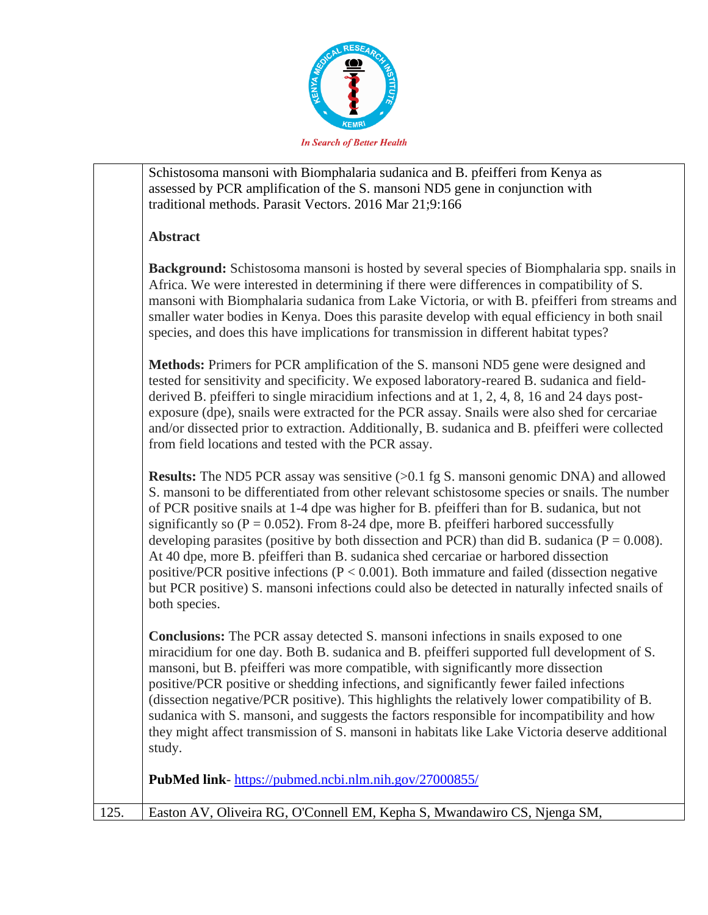| | |
|---|---|
| | Schistosoma mansoni with Biomphalaria sudanica and B. pfeifferi from Kenya as assessed by PCR amplification of the S. mansoni ND5 gene in conjunction with traditional methods. Parasit Vectors. 2016 Mar 21;9:166<br><br>**Abstract**<br><br>**Background:** Schistosoma mansoni is hosted by several species of Biomphalaria spp. snails in Africa. We were interested in determining if there were differences in compatibility of S. mansoni with Biomphalaria sudanica from Lake Victoria, or with B. pfeifferi from streams and smaller water bodies in Kenya. Does this parasite develop with equal efficiency in both snail species, and does this have implications for transmission in different habitat types?<br><br>**Methods:** Primers for PCR amplification of the S. mansoni ND5 gene were designed and tested for sensitivity and specificity. We exposed laboratory-reared B. sudanica and field-derived B. pfeifferi to single miracidium infections and at 1, 2, 4, 8, 16 and 24 days post-exposure (dpe), snails were extracted for the PCR assay. Snails were also shed for cercariae and/or dissected prior to extraction. Additionally, B. sudanica and B. pfeifferi were collected from field locations and tested with the PCR assay.<br><br>**Results:** The ND5 PCR assay was sensitive (>0.1 fg S. mansoni genomic DNA) and allowed S. mansoni to be differentiated from other relevant schistosome species or snails. The number of PCR positive snails at 1-4 dpe was higher for B. pfeifferi than for B. sudanica, but not significantly so ($P = 0.052$). From 8-24 dpe, more B. pfeifferi harbored successfully developing parasites (positive by both dissection and PCR) than did B. sudanica ($P = 0.008$). At 40 dpe, more B. pfeifferi than B. sudanica shed cercariae or harbored dissection positive/PCR positive infections ($P < 0.001$). Both immature and failed (dissection negative but PCR positive) S. mansoni infections could also be detected in naturally infected snails of both species.<br><br>**Conclusions:** The PCR assay detected S. mansoni infections in snails exposed to one miracidium for one day. Both B. sudanica and B. pfeifferi supported full development of S. mansoni, but B. pfeifferi was more compatible, with significantly more dissection positive/PCR positive or shedding infections, and significantly fewer failed infections (dissection negative/PCR positive). This highlights the relatively lower compatibility of B. sudanica with S. mansoni, and suggests the factors responsible for incompatibility and how they might affect transmission of S. mansoni in habitats like Lake Victoria deserve additional study.<br><br>**PubMed link**- https://pubmed.ncbi.nlm.nih.gov/27000855/ |
| 125. | Easton AV, Oliveira RG, O'Connell EM, Kepha S, Mwandawiro CS, Njenga SM, |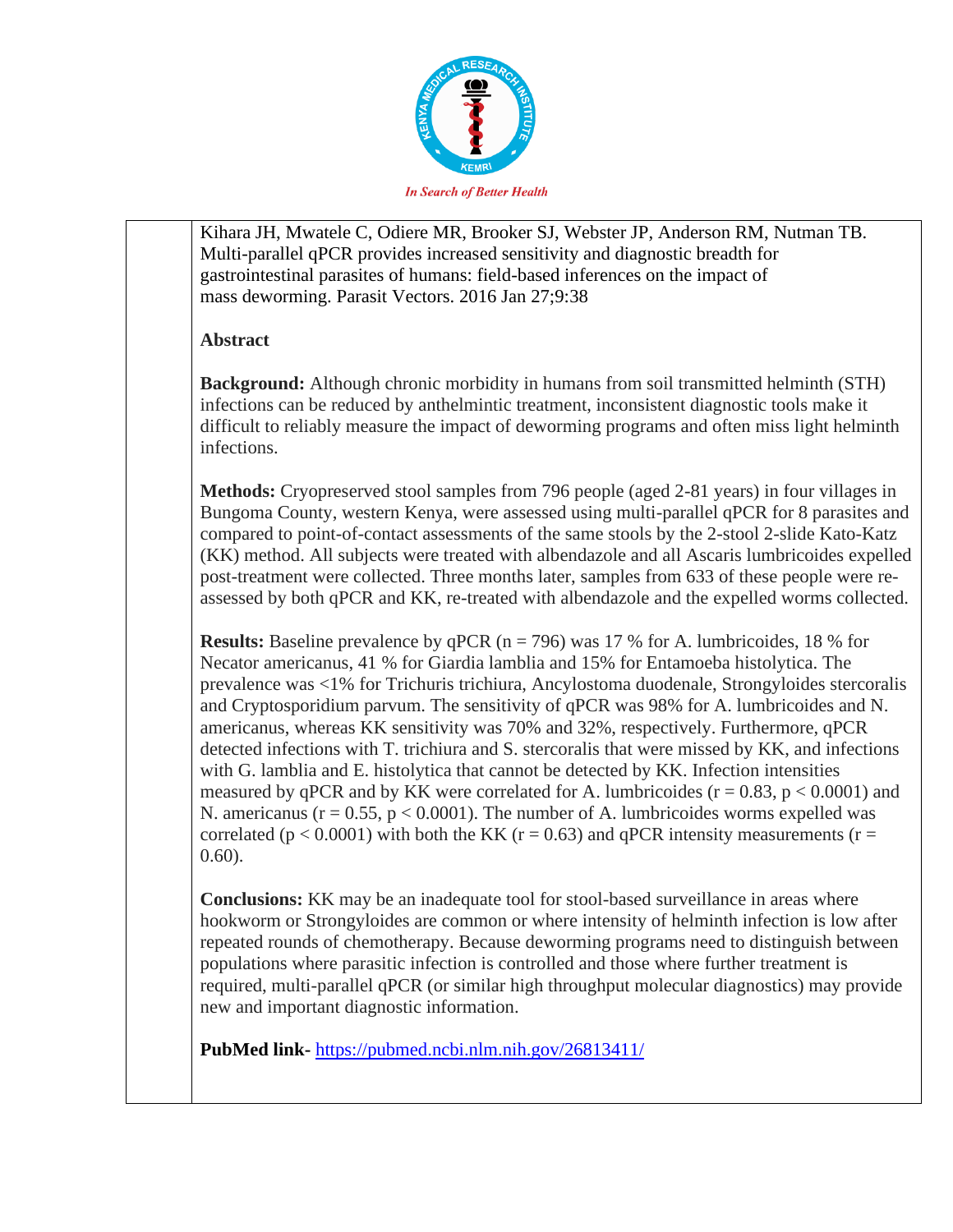Kihara JH, Mwatele C, Odiere MR, Brooker SJ, Webster JP, Anderson RM, Nutman TB. Multi-parallel qPCR provides increased sensitivity and diagnostic breadth for gastrointestinal parasites of humans: field-based inferences on the impact of mass deworming. Parasit Vectors. 2016 Jan 27;9:38

**Abstract**

**Background:** Although chronic morbidity in humans from soil transmitted helminth (STH) infections can be reduced by anthelmintic treatment, inconsistent diagnostic tools make it difficult to reliably measure the impact of deworming programs and often miss light helminth infections.

**Methods:** Cryopreserved stool samples from 796 people (aged 2-81 years) in four villages in Bungoma County, western Kenya, were assessed using multi-parallel qPCR for 8 parasites and compared to point-of-contact assessments of the same stools by the 2-stool 2-slide Kato-Katz (KK) method. All subjects were treated with albendazole and all Ascaris lumbricoides expelled post-treatment were collected. Three months later, samples from 633 of these people were re-assessed by both qPCR and KK, re-treated with albendazole and the expelled worms collected.

**Results:** Baseline prevalence by qPCR ($n = 796$) was 17 % for A. lumbricoides, 18 % for Necator americanus, 41 % for Giardia lamblia and 15% for Entamoeba histolytica. The prevalence was <1% for Trichuris trichiura, Ancylostoma duodenale, Strongyloides stercoralis and Cryptosporidium parvum. The sensitivity of qPCR was 98% for A. lumbricoides and N. americanus, whereas KK sensitivity was 70% and 32%, respectively. Furthermore, qPCR detected infections with T. trichiura and S. stercoralis that were missed by KK, and infections with G. lamblia and E. histolytica that cannot be detected by KK. Infection intensities measured by qPCR and by KK were correlated for A. lumbricoides ($r = 0.83$, $p < 0.0001$) and N. americanus ($r = 0.55$, $p < 0.0001$). The number of A. lumbricoides worms expelled was correlated ($p < 0.0001$) with both the KK ($r = 0.63$) and qPCR intensity measurements ($r = 0.60$).

**Conclusions:** KK may be an inadequate tool for stool-based surveillance in areas where hookworm or Strongyloides are common or where intensity of helminth infection is low after repeated rounds of chemotherapy. Because deworming programs need to distinguish between populations where parasitic infection is controlled and those where further treatment is required, multi-parallel qPCR (or similar high throughput molecular diagnostics) may provide new and important diagnostic information.

**PubMed link-** https://pubmed.ncbi.nlm.nih.gov/26813411/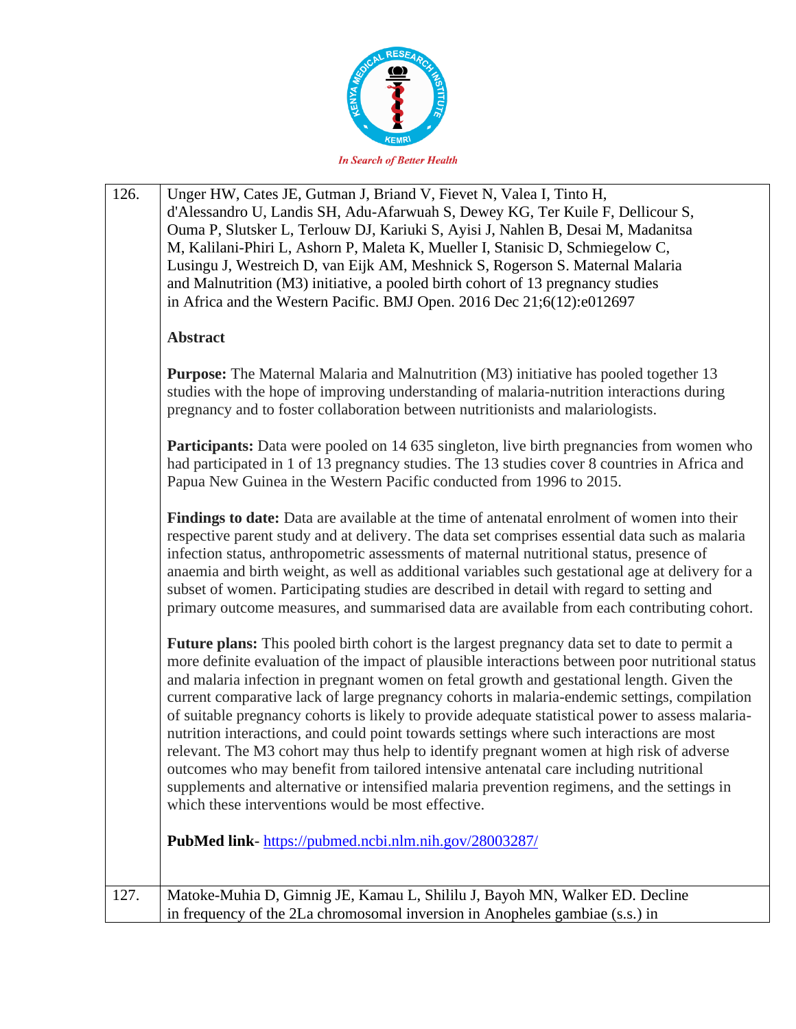| | |
|---|---|
| 126. | Unger HW, Cates JE, Gutman J, Briand V, Fievet N, Valea I, Tinto H, d'Alessandro U, Landis SH, Adu-Afarwuah S, Dewey KG, Ter Kuile F, Dellicour S, Ouma P, Slutsker L, Terlouw DJ, Kariuki S, Ayisi J, Nahlen B, Desai M, Madanitsa M, Kalilani-Phiri L, Ashorn P, Maleta K, Mueller I, Stanisic D, Schmiegelow C, Lusingu J, Westreich D, van Eijk AM, Meshnick S, Rogerson S. Maternal Malaria and Malnutrition (M3) initiative, a pooled birth cohort of 13 pregnancy studies in Africa and the Western Pacific. BMJ Open. 2016 Dec 21;6(12):e012697<br><br>**Abstract**<br><br>**Purpose:** The Maternal Malaria and Malnutrition (M3) initiative has pooled together 13 studies with the hope of improving understanding of malaria-nutrition interactions during pregnancy and to foster collaboration between nutritionists and malariologists.<br><br>**Participants:** Data were pooled on 14 635 singleton, live birth pregnancies from women who had participated in 1 of 13 pregnancy studies. The 13 studies cover 8 countries in Africa and Papua New Guinea in the Western Pacific conducted from 1996 to 2015.<br><br>**Findings to date:** Data are available at the time of antenatal enrolment of women into their respective parent study and at delivery. The data set comprises essential data such as malaria infection status, anthropometric assessments of maternal nutritional status, presence of anaemia and birth weight, as well as additional variables such gestational age at delivery for a subset of women. Participating studies are described in detail with regard to setting and primary outcome measures, and summarised data are available from each contributing cohort.<br><br>**Future plans:** This pooled birth cohort is the largest pregnancy data set to date to permit a more definite evaluation of the impact of plausible interactions between poor nutritional status and malaria infection in pregnant women on fetal growth and gestational length. Given the current comparative lack of large pregnancy cohorts in malaria-endemic settings, compilation of suitable pregnancy cohorts is likely to provide adequate statistical power to assess malaria-nutrition interactions, and could point towards settings where such interactions are most relevant. The M3 cohort may thus help to identify pregnant women at high risk of adverse outcomes who may benefit from tailored intensive antenatal care including nutritional supplements and alternative or intensified malaria prevention regimens, and the settings in which these interventions would be most effective.<br><br>**PubMed link**- https://pubmed.ncbi.nlm.nih.gov/28003287/ |
| 127. | Matoke-Muhia D, Gimnig JE, Kamau L, Shililu J, Bayoh MN, Walker ED. Decline in frequency of the 2La chromosomal inversion in Anopheles gambiae (s.s.) in |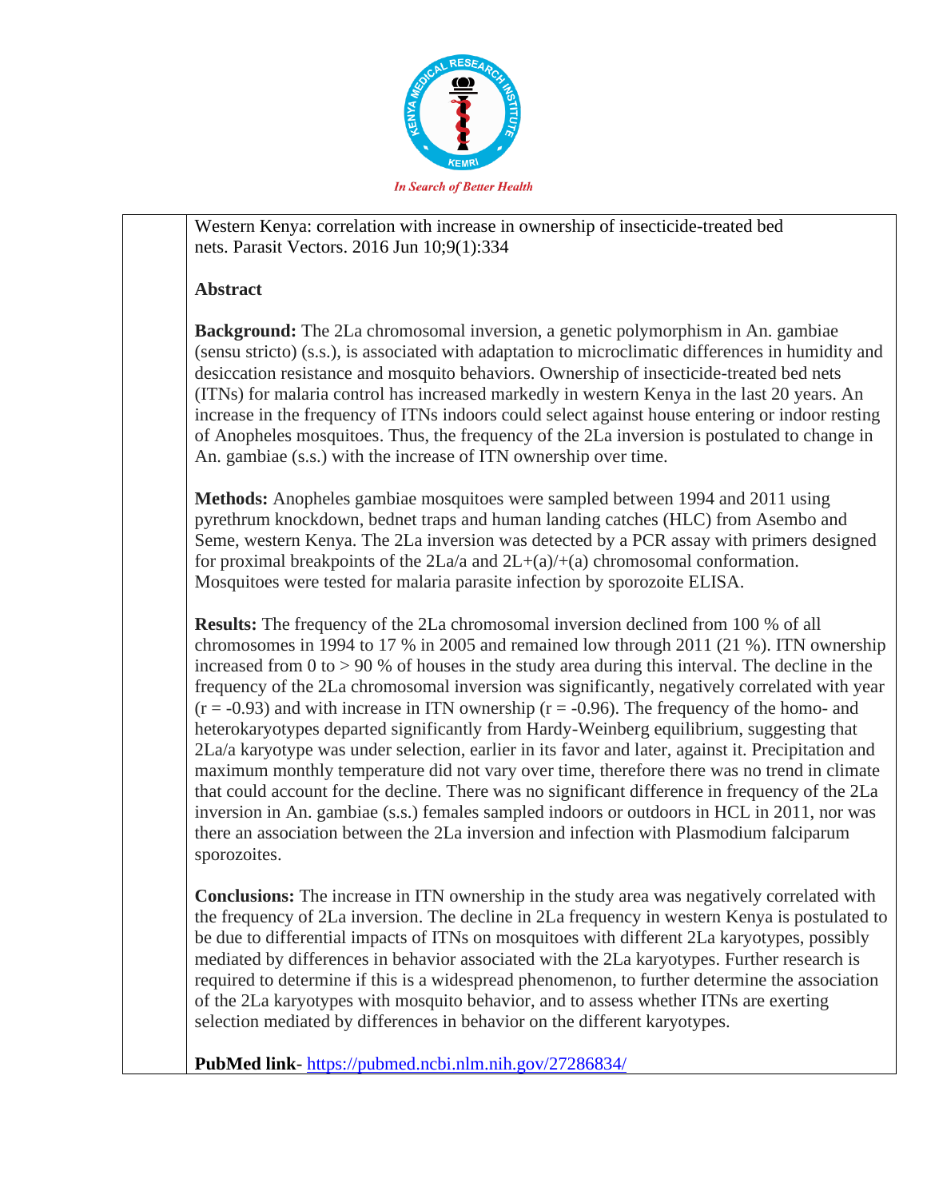Western Kenya: correlation with increase in ownership of insecticide-treated bed nets. Parasit Vectors. 2016 Jun 10;9(1):334

**Abstract**

**Background:** The 2La chromosomal inversion, a genetic polymorphism in An. gambiae (sensu stricto) (s.s.), is associated with adaptation to microclimatic differences in humidity and desiccation resistance and mosquito behaviors. Ownership of insecticide-treated bed nets (ITNs) for malaria control has increased markedly in western Kenya in the last 20 years. An increase in the frequency of ITNs indoors could select against house entering or indoor resting of Anopheles mosquitoes. Thus, the frequency of the 2La inversion is postulated to change in An. gambiae (s.s.) with the increase of ITN ownership over time.

**Methods:** Anopheles gambiae mosquitoes were sampled between 1994 and 2011 using pyrethrum knockdown, bednet traps and human landing catches (HLC) from Asembo and Seme, western Kenya. The 2La inversion was detected by a PCR assay with primers designed for proximal breakpoints of the 2La/a and 2L+(a)/+(a) chromosomal conformation. Mosquitoes were tested for malaria parasite infection by sporozoite ELISA.

**Results:** The frequency of the 2La chromosomal inversion declined from 100 % of all chromosomes in 1994 to 17 % in 2005 and remained low through 2011 (21 %). ITN ownership increased from 0 to > 90 % of houses in the study area during this interval. The decline in the frequency of the 2La chromosomal inversion was significantly, negatively correlated with year ($r = -0.93$) and with increase in ITN ownership ($r = -0.96$). The frequency of the homo- and heterokaryotypes departed significantly from Hardy-Weinberg equilibrium, suggesting that 2La/a karyotype was under selection, earlier in its favor and later, against it. Precipitation and maximum monthly temperature did not vary over time, therefore there was no trend in climate that could account for the decline. There was no significant difference in frequency of the 2La inversion in An. gambiae (s.s.) females sampled indoors or outdoors in HCL in 2011, nor was there an association between the 2La inversion and infection with Plasmodium falciparum sporozoites.

**Conclusions:** The increase in ITN ownership in the study area was negatively correlated with the frequency of 2La inversion. The decline in 2La frequency in western Kenya is postulated to be due to differential impacts of ITNs on mosquitoes with different 2La karyotypes, possibly mediated by differences in behavior associated with the 2La karyotypes. Further research is required to determine if this is a widespread phenomenon, to further determine the association of the 2La karyotypes with mosquito behavior, and to assess whether ITNs are exerting selection mediated by differences in behavior on the different karyotypes.

**PubMed link**- https://pubmed.ncbi.nlm.nih.gov/27286834/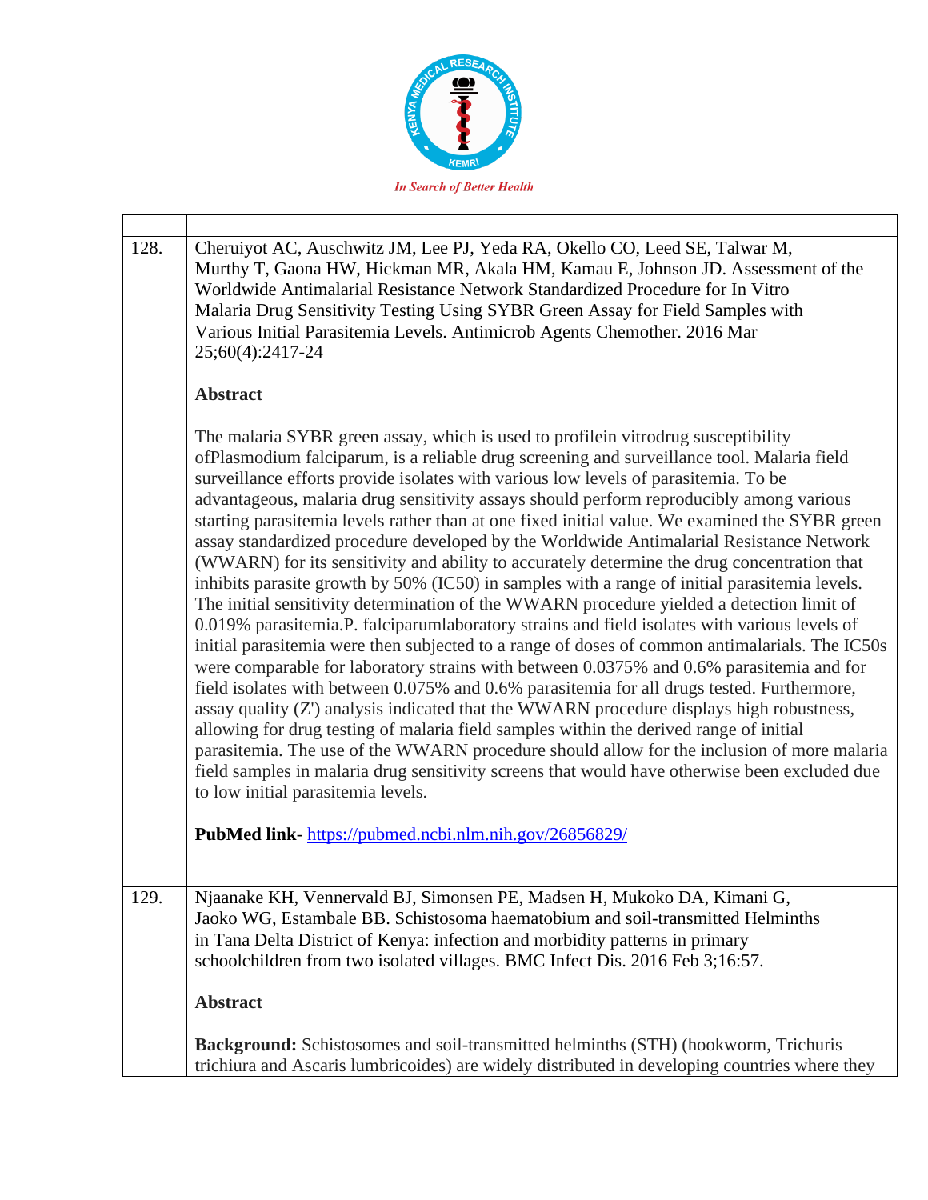| | |
|---|---|
| 128. | Cheruiyot AC, Auschwitz JM, Lee PJ, Yeda RA, Okello CO, Leed SE, Talwar M, Murthy T, Gaona HW, Hickman MR, Akala HM, Kamau E, Johnson JD. Assessment of the Worldwide Antimalarial Resistance Network Standardized Procedure for In Vitro Malaria Drug Sensitivity Testing Using SYBR Green Assay for Field Samples with Various Initial Parasitemia Levels. Antimicrob Agents Chemother. 2016 Mar 25;60(4):2417-24<br><br>**Abstract**<br><br>The malaria SYBR green assay, which is used to profilein vitrodrug susceptibility ofPlasmodium falciparum, is a reliable drug screening and surveillance tool. Malaria field surveillance efforts provide isolates with various low levels of parasitemia. To be advantageous, malaria drug sensitivity assays should perform reproducibly among various starting parasitemia levels rather than at one fixed initial value. We examined the SYBR green assay standardized procedure developed by the Worldwide Antimalarial Resistance Network (WWARN) for its sensitivity and ability to accurately determine the drug concentration that inhibits parasite growth by 50% (IC50) in samples with a range of initial parasitemia levels. The initial sensitivity determination of the WWARN procedure yielded a detection limit of 0.019% parasitemia.P. falciparumlaboratory strains and field isolates with various levels of initial parasitemia were then subjected to a range of doses of common antimalarials. The IC50s were comparable for laboratory strains with between 0.0375% and 0.6% parasitemia and for field isolates with between 0.075% and 0.6% parasitemia for all drugs tested. Furthermore, assay quality (Z') analysis indicated that the WWARN procedure displays high robustness, allowing for drug testing of malaria field samples within the derived range of initial parasitemia. The use of the WWARN procedure should allow for the inclusion of more malaria field samples in malaria drug sensitivity screens that would have otherwise been excluded due to low initial parasitemia levels.<br><br>**PubMed link**- https://pubmed.ncbi.nlm.nih.gov/26856829/ |
| 129. | Njaanake KH, Vennervald BJ, Simonsen PE, Madsen H, Mukoko DA, Kimani G, Jaoko WG, Estambale BB. Schistosoma haematobium and soil-transmitted Helminths in Tana Delta District of Kenya: infection and morbidity patterns in primary schoolchildren from two isolated villages. BMC Infect Dis. 2016 Feb 3;16:57.<br><br>**Abstract**<br><br>**Background:** Schistosomes and soil-transmitted helminths (STH) (hookworm, Trichuris trichiura and Ascaris lumbricoides) are widely distributed in developing countries where they |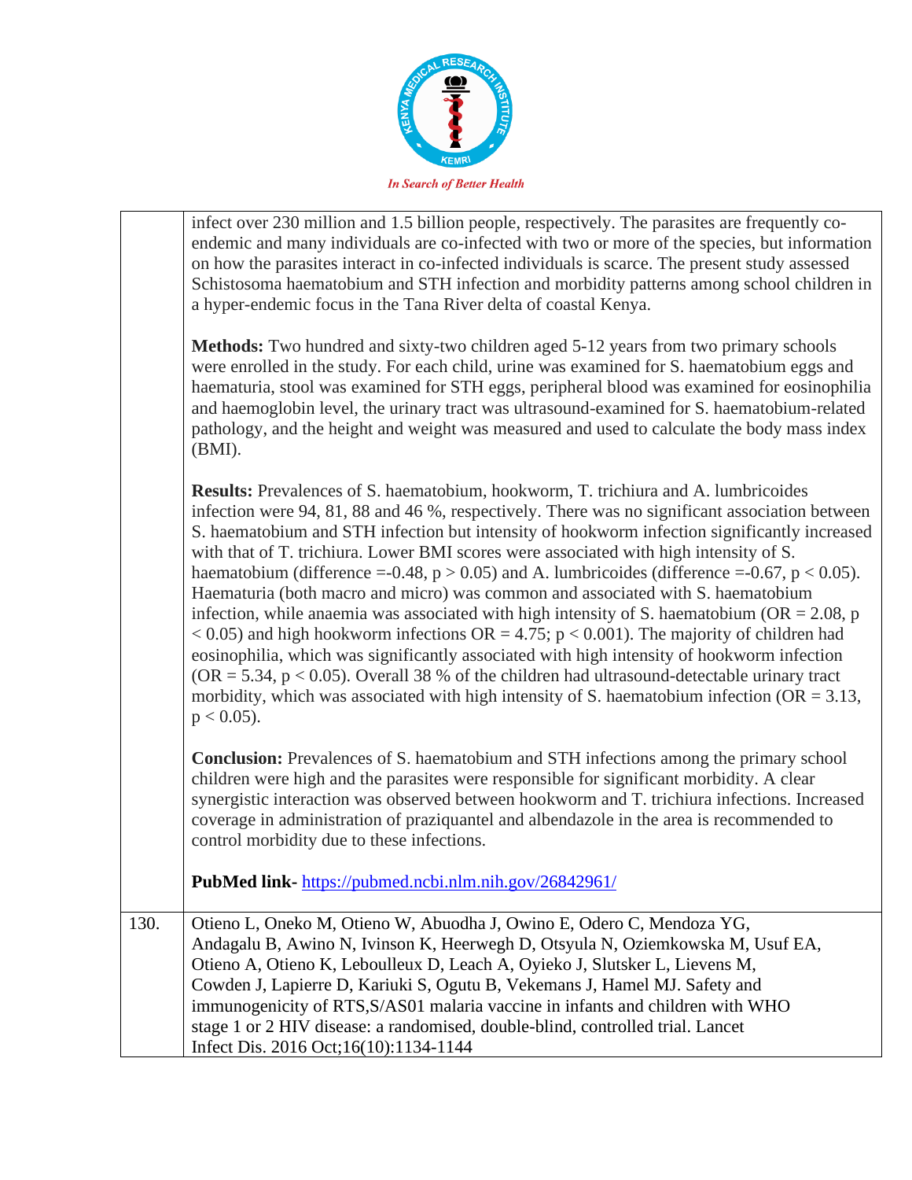| | |
|---|---|
| | infect over 230 million and 1.5 billion people, respectively. The parasites are frequently co-endemic and many individuals are co-infected with two or more of the species, but information on how the parasites interact in co-infected individuals is scarce. The present study assessed Schistosoma haematobium and STH infection and morbidity patterns among school children in a hyper-endemic focus in the Tana River delta of coastal Kenya.<br><br>**Methods:** Two hundred and sixty-two children aged 5-12 years from two primary schools were enrolled in the study. For each child, urine was examined for S. haematobium eggs and haematuria, stool was examined for STH eggs, peripheral blood was examined for eosinophilia and haemoglobin level, the urinary tract was ultrasound-examined for S. haematobium-related pathology, and the height and weight was measured and used to calculate the body mass index (BMI).<br><br>**Results:** Prevalences of S. haematobium, hookworm, T. trichiura and A. lumbricoides infection were 94, 81, 88 and 46 %, respectively. There was no significant association between S. haematobium and STH infection but intensity of hookworm infection significantly increased with that of T. trichiura. Lower BMI scores were associated with high intensity of S. haematobium (difference =-0.48, $p > 0.05$) and A. lumbricoides (difference =-0.67, $p < 0.05$). Haematuria (both macro and micro) was common and associated with S. haematobium infection, while anaemia was associated with high intensity of S. haematobium (OR = 2.08, $p < 0.05$) and high hookworm infections OR = 4.75; $p < 0.001$). The majority of children had eosinophilia, which was significantly associated with high intensity of hookworm infection (OR = 5.34, $p < 0.05$). Overall 38 % of the children had ultrasound-detectable urinary tract morbidity, which was associated with high intensity of S. haematobium infection (OR = 3.13, $p < 0.05$).<br><br>**Conclusion:** Prevalences of S. haematobium and STH infections among the primary school children were high and the parasites were responsible for significant morbidity. A clear synergistic interaction was observed between hookworm and T. trichiura infections. Increased coverage in administration of praziquantel and albendazole in the area is recommended to control morbidity due to these infections.<br><br>**PubMed link-** https://pubmed.ncbi.nlm.nih.gov/26842961/ |
| 130. | Otieno L, Oneko M, Otieno W, Abuodha J, Owino E, Odero C, Mendoza YG, Andagalu B, Awino N, Ivinson K, Heerwegh D, Otsyula N, Oziemkowska M, Usuf EA, Otieno A, Otieno K, Leboulleux D, Leach A, Oyieko J, Slutsker L, Lievens M, Cowden J, Lapierre D, Kariuki S, Ogutu B, Vekemans J, Hamel MJ. Safety and immunogenicity of RTS,S/AS01 malaria vaccine in infants and children with WHO stage 1 or 2 HIV disease: a randomised, double-blind, controlled trial. Lancet Infect Dis. 2016 Oct;16(10):1134-1144 |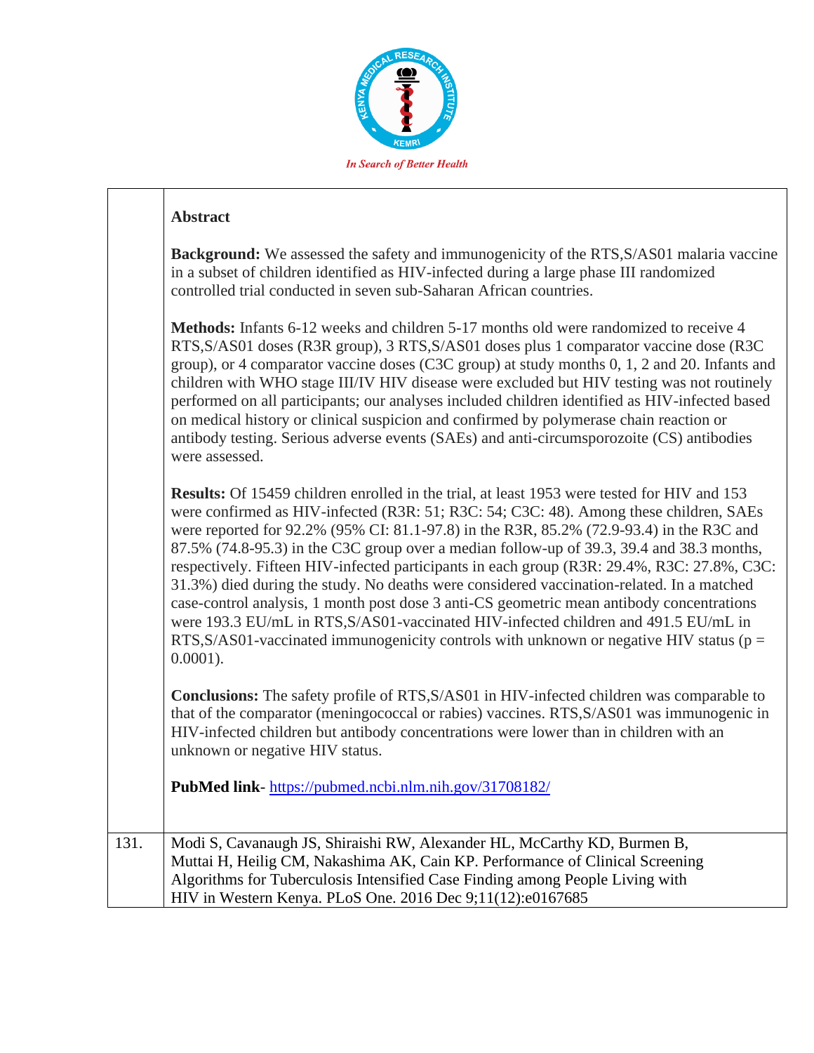"In Search of Better Health" is a header logo tagline — repeated on every page likely; omit.

| | |
|---|---|
| | **Abstract**<br><br>**Background:** We assessed the safety and immunogenicity of the RTS,S/AS01 malaria vaccine in a subset of children identified as HIV-infected during a large phase III randomized controlled trial conducted in seven sub-Saharan African countries.<br><br>**Methods:** Infants 6-12 weeks and children 5-17 months old were randomized to receive 4 RTS,S/AS01 doses (R3R group), 3 RTS,S/AS01 doses plus 1 comparator vaccine dose (R3C group), or 4 comparator vaccine doses (C3C group) at study months 0, 1, 2 and 20. Infants and children with WHO stage III/IV HIV disease were excluded but HIV testing was not routinely performed on all participants; our analyses included children identified as HIV-infected based on medical history or clinical suspicion and confirmed by polymerase chain reaction or antibody testing. Serious adverse events (SAEs) and anti-circumsporozoite (CS) antibodies were assessed.<br><br>**Results:** Of 15459 children enrolled in the trial, at least 1953 were tested for HIV and 153 were confirmed as HIV-infected (R3R: 51; R3C: 54; C3C: 48). Among these children, SAEs were reported for 92.2% (95% CI: 81.1-97.8) in the R3R, 85.2% (72.9-93.4) in the R3C and 87.5% (74.8-95.3) in the C3C group over a median follow-up of 39.3, 39.4 and 38.3 months, respectively. Fifteen HIV-infected participants in each group (R3R: 29.4%, R3C: 27.8%, C3C: 31.3%) died during the study. No deaths were considered vaccination-related. In a matched case-control analysis, 1 month post dose 3 anti-CS geometric mean antibody concentrations were 193.3 EU/mL in RTS,S/AS01-vaccinated HIV-infected children and 491.5 EU/mL in RTS,S/AS01-vaccinated immunogenicity controls with unknown or negative HIV status (p = 0.0001).<br><br>**Conclusions:** The safety profile of RTS,S/AS01 in HIV-infected children was comparable to that of the comparator (meningococcal or rabies) vaccines. RTS,S/AS01 was immunogenic in HIV-infected children but antibody concentrations were lower than in children with an unknown or negative HIV status.<br><br>**PubMed link**- https://pubmed.ncbi.nlm.nih.gov/31708182/ |
| 131. | Modi S, Cavanaugh JS, Shiraishi RW, Alexander HL, McCarthy KD, Burmen B, Muttai H, Heilig CM, Nakashima AK, Cain KP. Performance of Clinical Screening Algorithms for Tuberculosis Intensified Case Finding among People Living with HIV in Western Kenya. PLoS One. 2016 Dec 9;11(12):e0167685 |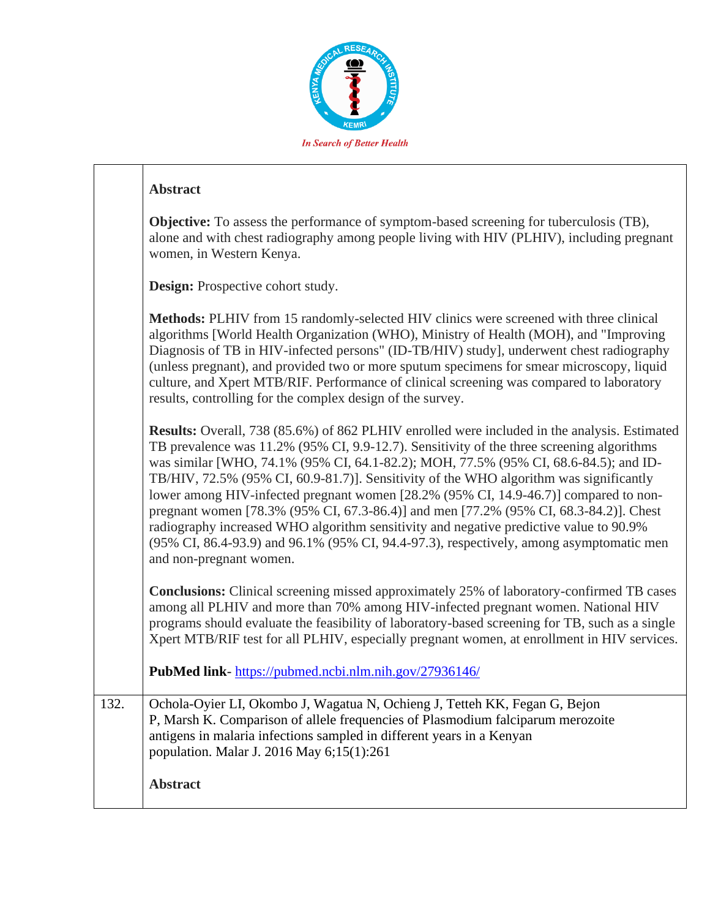| | |
|---|---|
| | **Abstract**<br><br>**Objective:** To assess the performance of symptom-based screening for tuberculosis (TB), alone and with chest radiography among people living with HIV (PLHIV), including pregnant women, in Western Kenya.<br><br>**Design:** Prospective cohort study.<br><br>**Methods:** PLHIV from 15 randomly-selected HIV clinics were screened with three clinical algorithms [World Health Organization (WHO), Ministry of Health (MOH), and "Improving Diagnosis of TB in HIV-infected persons" (ID-TB/HIV) study], underwent chest radiography (unless pregnant), and provided two or more sputum specimens for smear microscopy, liquid culture, and Xpert MTB/RIF. Performance of clinical screening was compared to laboratory results, controlling for the complex design of the survey.<br><br>**Results:** Overall, 738 (85.6%) of 862 PLHIV enrolled were included in the analysis. Estimated TB prevalence was 11.2% (95% CI, 9.9-12.7). Sensitivity of the three screening algorithms was similar [WHO, 74.1% (95% CI, 64.1-82.2); MOH, 77.5% (95% CI, 68.6-84.5); and ID-TB/HIV, 72.5% (95% CI, 60.9-81.7)]. Sensitivity of the WHO algorithm was significantly lower among HIV-infected pregnant women [28.2% (95% CI, 14.9-46.7)] compared to non-pregnant women [78.3% (95% CI, 67.3-86.4)] and men [77.2% (95% CI, 68.3-84.2)]. Chest radiography increased WHO algorithm sensitivity and negative predictive value to 90.9% (95% CI, 86.4-93.9) and 96.1% (95% CI, 94.4-97.3), respectively, among asymptomatic men and non-pregnant women.<br><br>**Conclusions:** Clinical screening missed approximately 25% of laboratory-confirmed TB cases among all PLHIV and more than 70% among HIV-infected pregnant women. National HIV programs should evaluate the feasibility of laboratory-based screening for TB, such as a single Xpert MTB/RIF test for all PLHIV, especially pregnant women, at enrollment in HIV services.<br><br>**PubMed link**- https://pubmed.ncbi.nlm.nih.gov/27936146/ |
| 132. | Ochola-Oyier LI, Okombo J, Wagatua N, Ochieng J, Tetteh KK, Fegan G, Bejon P, Marsh K. Comparison of allele frequencies of Plasmodium falciparum merozoite antigens in malaria infections sampled in different years in a Kenyan population. Malar J. 2016 May 6;15(1):261<br><br>**Abstract** |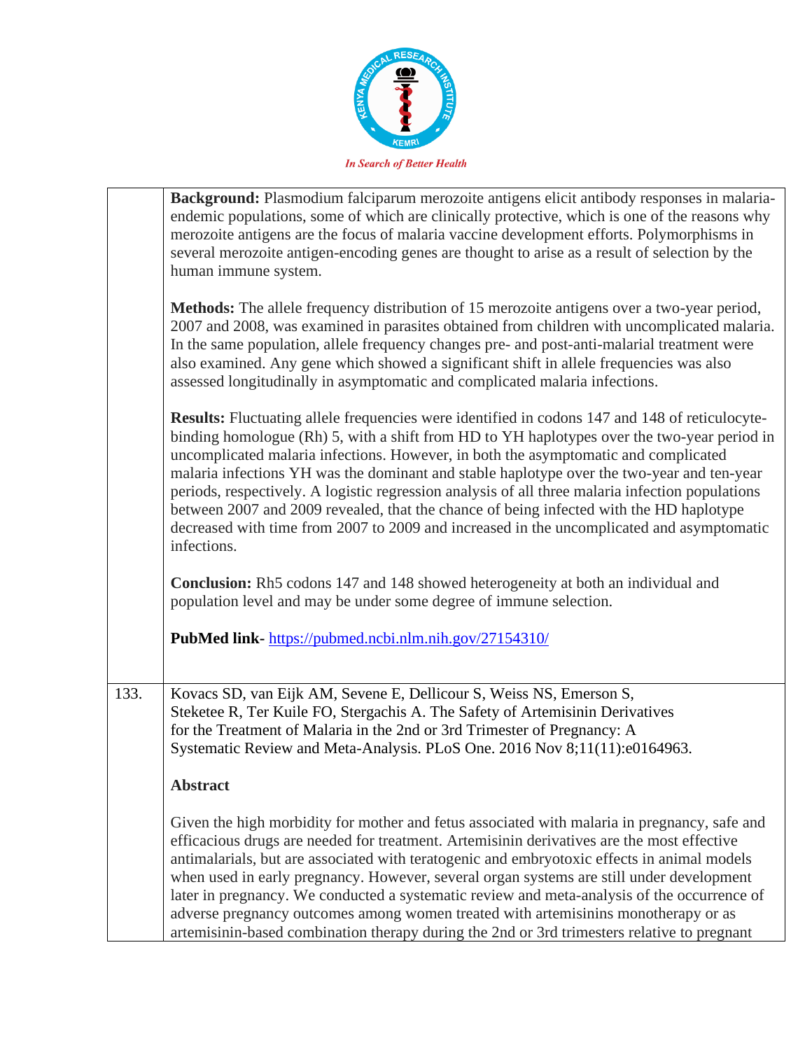| | |
|---|---|
| | **Background:** Plasmodium falciparum merozoite antigens elicit antibody responses in malaria-endemic populations, some of which are clinically protective, which is one of the reasons why merozoite antigens are the focus of malaria vaccine development efforts. Polymorphisms in several merozoite antigen-encoding genes are thought to arise as a result of selection by the human immune system.<br><br>**Methods:** The allele frequency distribution of 15 merozoite antigens over a two-year period, 2007 and 2008, was examined in parasites obtained from children with uncomplicated malaria. In the same population, allele frequency changes pre- and post-anti-malarial treatment were also examined. Any gene which showed a significant shift in allele frequencies was also assessed longitudinally in asymptomatic and complicated malaria infections.<br><br>**Results:** Fluctuating allele frequencies were identified in codons 147 and 148 of reticulocyte-binding homologue (Rh) 5, with a shift from HD to YH haplotypes over the two-year period in uncomplicated malaria infections. However, in both the asymptomatic and complicated malaria infections YH was the dominant and stable haplotype over the two-year and ten-year periods, respectively. A logistic regression analysis of all three malaria infection populations between 2007 and 2009 revealed, that the chance of being infected with the HD haplotype decreased with time from 2007 to 2009 and increased in the uncomplicated and asymptomatic infections.<br><br>**Conclusion:** Rh5 codons 147 and 148 showed heterogeneity at both an individual and population level and may be under some degree of immune selection.<br><br>**PubMed link-** [https://pubmed.ncbi.nlm.nih.gov/27154310/](https://pubmed.ncbi.nlm.nih.gov/27154310/) |
| 133. | Kovacs SD, van Eijk AM, Sevene E, Dellicour S, Weiss NS, Emerson S, Steketee R, Ter Kuile FO, Stergachis A. The Safety of Artemisinin Derivatives for the Treatment of Malaria in the 2nd or 3rd Trimester of Pregnancy: A Systematic Review and Meta-Analysis. PLoS One. 2016 Nov 8;11(11):e0164963.<br><br>**Abstract**<br><br>Given the high morbidity for mother and fetus associated with malaria in pregnancy, safe and efficacious drugs are needed for treatment. Artemisinin derivatives are the most effective antimalarials, but are associated with teratogenic and embryotoxic effects in animal models when used in early pregnancy. However, several organ systems are still under development later in pregnancy. We conducted a systematic review and meta-analysis of the occurrence of adverse pregnancy outcomes among women treated with artemisinins monotherapy or as artemisinin-based combination therapy during the 2nd or 3rd trimesters relative to pregnant |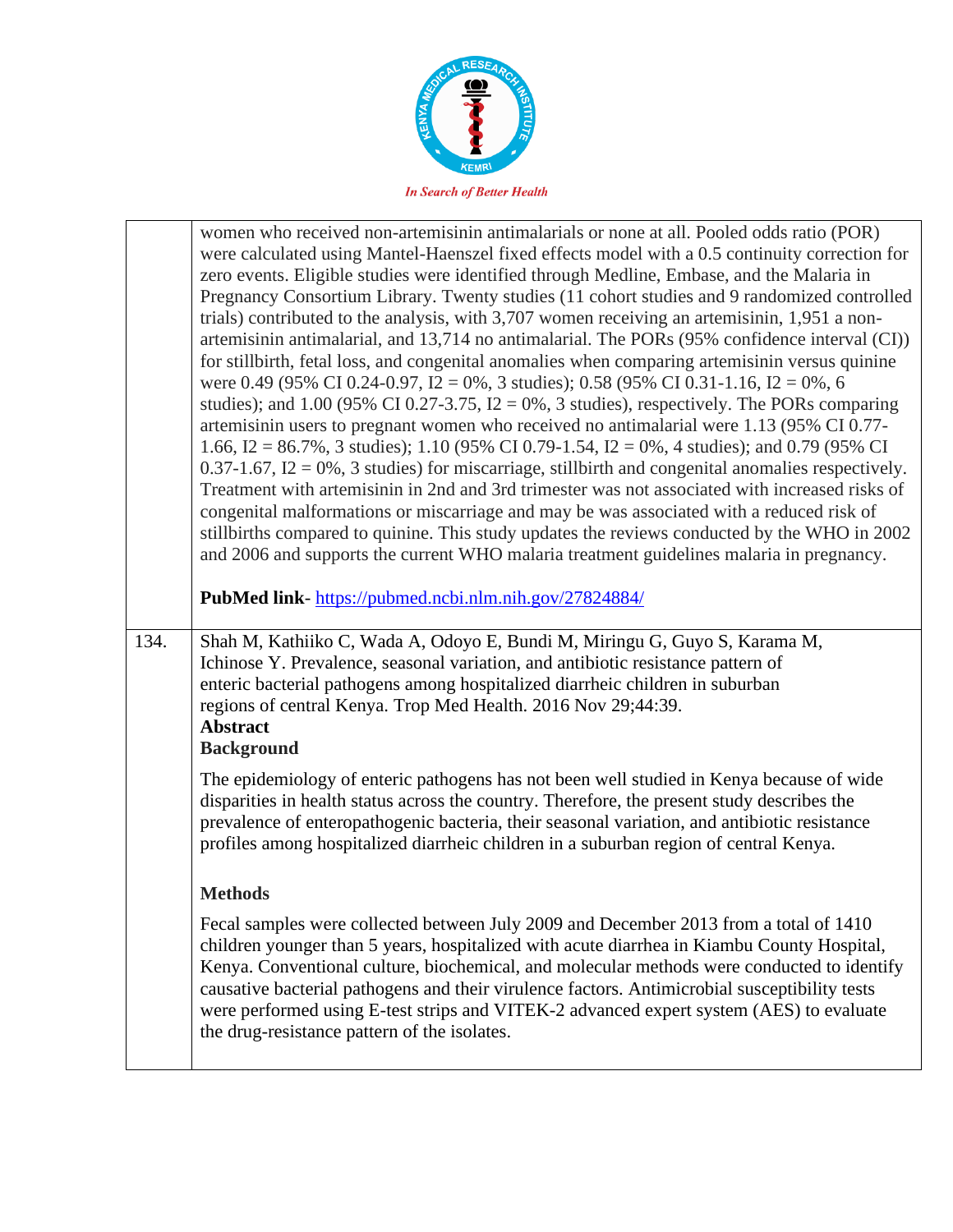|  |  |
|---|---|
|  | women who received non-artemisinin antimalarials or none at all. Pooled odds ratio (POR) were calculated using Mantel-Haenszel fixed effects model with a 0.5 continuity correction for zero events. Eligible studies were identified through Medline, Embase, and the Malaria in Pregnancy Consortium Library. Twenty studies (11 cohort studies and 9 randomized controlled trials) contributed to the analysis, with 3,707 women receiving an artemisinin, 1,951 a non-artemisinin antimalarial, and 13,714 no antimalarial. The PORs (95% confidence interval (CI)) for stillbirth, fetal loss, and congenital anomalies when comparing artemisinin versus quinine were 0.49 (95% CI 0.24-0.97, I2 = 0%, 3 studies); 0.58 (95% CI 0.31-1.16, I2 = 0%, 6 studies); and 1.00 (95% CI 0.27-3.75, I2 = 0%, 3 studies), respectively. The PORs comparing artemisinin users to pregnant women who received no antimalarial were 1.13 (95% CI 0.77-1.66, I2 = 86.7%, 3 studies); 1.10 (95% CI 0.79-1.54, I2 = 0%, 4 studies); and 0.79 (95% CI 0.37-1.67, I2 = 0%, 3 studies) for miscarriage, stillbirth and congenital anomalies respectively. Treatment with artemisinin in 2nd and 3rd trimester was not associated with increased risks of congenital malformations or miscarriage and may be was associated with a reduced risk of stillbirths compared to quinine. This study updates the reviews conducted by the WHO in 2002 and 2006 and supports the current WHO malaria treatment guidelines malaria in pregnancy.<br><br>**PubMed link**- https://pubmed.ncbi.nlm.nih.gov/27824884/ |
| 134. | Shah M, Kathiiko C, Wada A, Odoyo E, Bundi M, Miringu G, Guyo S, Karama M, Ichinose Y. Prevalence, seasonal variation, and antibiotic resistance pattern of enteric bacterial pathogens among hospitalized diarrheic children in suburban regions of central Kenya. Trop Med Health. 2016 Nov 29;44:39.<br>**Abstract**<br>**Background**<br>The epidemiology of enteric pathogens has not been well studied in Kenya because of wide disparities in health status across the country. Therefore, the present study describes the prevalence of enteropathogenic bacteria, their seasonal variation, and antibiotic resistance profiles among hospitalized diarrheic children in a suburban region of central Kenya.<br><br>**Methods**<br>Fecal samples were collected between July 2009 and December 2013 from a total of 1410 children younger than 5 years, hospitalized with acute diarrhea in Kiambu County Hospital, Kenya. Conventional culture, biochemical, and molecular methods were conducted to identify causative bacterial pathogens and their virulence factors. Antimicrobial susceptibility tests were performed using E-test strips and VITEK-2 advanced expert system (AES) to evaluate the drug-resistance pattern of the isolates. |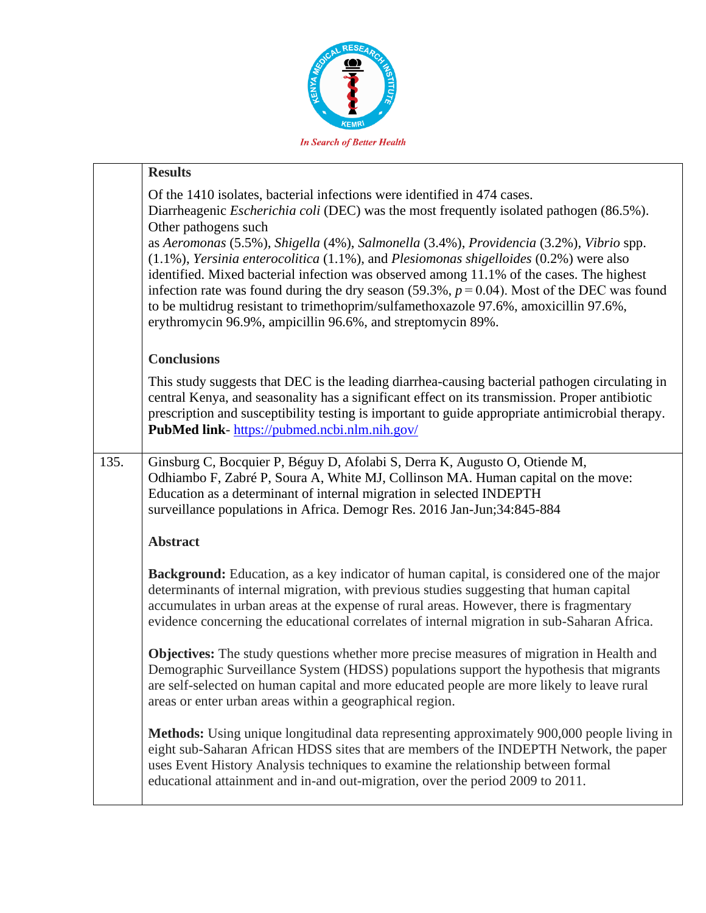**Results**

Of the 1410 isolates, bacterial infections were identified in 474 cases.
Diarrheagenic *Escherichia coli* (DEC) was the most frequently isolated pathogen (86.5%). Other pathogens such as *Aeromonas* (5.5%), *Shigella* (4%), *Salmonella* (3.4%), *Providencia* (3.2%), *Vibrio* spp. (1.1%), *Yersinia enterocolitica* (1.1%), and *Plesiomonas shigelloides* (0.2%) were also identified. Mixed bacterial infection was observed among 11.1% of the cases. The highest infection rate was found during the dry season (59.3%, $p = 0.04$). Most of the DEC was found to be multidrug resistant to trimethoprim/sulfamethoxazole 97.6%, amoxicillin 97.6%, erythromycin 96.9%, ampicillin 96.6%, and streptomycin 89%.

**Conclusions**

This study suggests that DEC is the leading diarrhea-causing bacterial pathogen circulating in central Kenya, and seasonality has a significant effect on its transmission. Proper antibiotic prescription and susceptibility testing is important to guide appropriate antimicrobial therapy.
**PubMed link**- https://pubmed.ncbi.nlm.nih.gov/

135. Ginsburg C, Bocquier P, Béguy D, Afolabi S, Derra K, Augusto O, Otiende M, Odhiambo F, Zabré P, Soura A, White MJ, Collinson MA. Human capital on the move: Education as a determinant of internal migration in selected INDEPTH surveillance populations in Africa. Demogr Res. 2016 Jan-Jun;34:845-884

**Abstract**

**Background:** Education, as a key indicator of human capital, is considered one of the major determinants of internal migration, with previous studies suggesting that human capital accumulates in urban areas at the expense of rural areas. However, there is fragmentary evidence concerning the educational correlates of internal migration in sub-Saharan Africa.

**Objectives:** The study questions whether more precise measures of migration in Health and Demographic Surveillance System (HDSS) populations support the hypothesis that migrants are self-selected on human capital and more educated people are more likely to leave rural areas or enter urban areas within a geographical region.

**Methods:** Using unique longitudinal data representing approximately 900,000 people living in eight sub-Saharan African HDSS sites that are members of the INDEPTH Network, the paper uses Event History Analysis techniques to examine the relationship between formal educational attainment and in-and out-migration, over the period 2009 to 2011.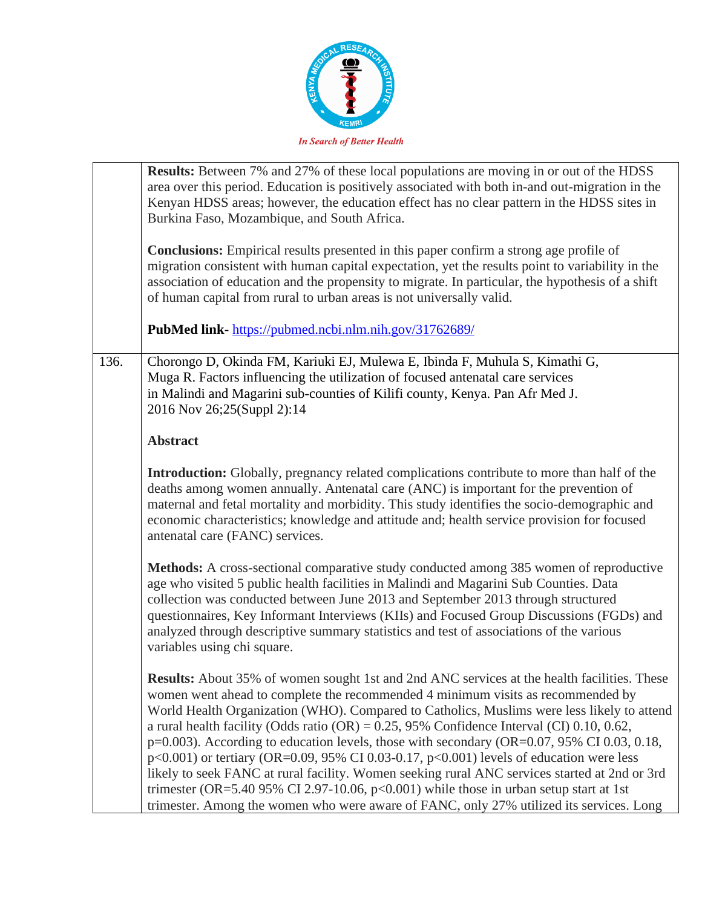**Results:** Between 7% and 27% of these local populations are moving in or out of the HDSS area over this period. Education is positively associated with both in-and out-migration in the Kenyan HDSS areas; however, the education effect has no clear pattern in the HDSS sites in Burkina Faso, Mozambique, and South Africa.

**Conclusions:** Empirical results presented in this paper confirm a strong age profile of migration consistent with human capital expectation, yet the results point to variability in the association of education and the propensity to migrate. In particular, the hypothesis of a shift of human capital from rural to urban areas is not universally valid.

**PubMed link-** https://pubmed.ncbi.nlm.nih.gov/31762689/

136. Chorongo D, Okinda FM, Kariuki EJ, Mulewa E, Ibinda F, Muhula S, Kimathi G, Muga R. Factors influencing the utilization of focused antenatal care services in Malindi and Magarini sub-counties of Kilifi county, Kenya. Pan Afr Med J. 2016 Nov 26;25(Suppl 2):14

**Abstract**

**Introduction:** Globally, pregnancy related complications contribute to more than half of the deaths among women annually. Antenatal care (ANC) is important for the prevention of maternal and fetal mortality and morbidity. This study identifies the socio-demographic and economic characteristics; knowledge and attitude and; health service provision for focused antenatal care (FANC) services.

**Methods:** A cross-sectional comparative study conducted among 385 women of reproductive age who visited 5 public health facilities in Malindi and Magarini Sub Counties. Data collection was conducted between June 2013 and September 2013 through structured questionnaires, Key Informant Interviews (KIIs) and Focused Group Discussions (FGDs) and analyzed through descriptive summary statistics and test of associations of the various variables using chi square.

**Results:** About 35% of women sought 1st and 2nd ANC services at the health facilities. These women went ahead to complete the recommended 4 minimum visits as recommended by World Health Organization (WHO). Compared to Catholics, Muslims were less likely to attend a rural health facility (Odds ratio (OR) = 0.25, 95% Confidence Interval (CI) 0.10, 0.62, $p=0.003$). According to education levels, those with secondary (OR=0.07, 95% CI 0.03, 0.18, $p<0.001$) or tertiary (OR=0.09, 95% CI 0.03-0.17, $p<0.001$) levels of education were less likely to seek FANC at rural facility. Women seeking rural ANC services started at 2nd or 3rd trimester (OR=5.40 95% CI 2.97-10.06, $p<0.001$) while those in urban setup start at 1st trimester. Among the women who were aware of FANC, only 27% utilized its services. Long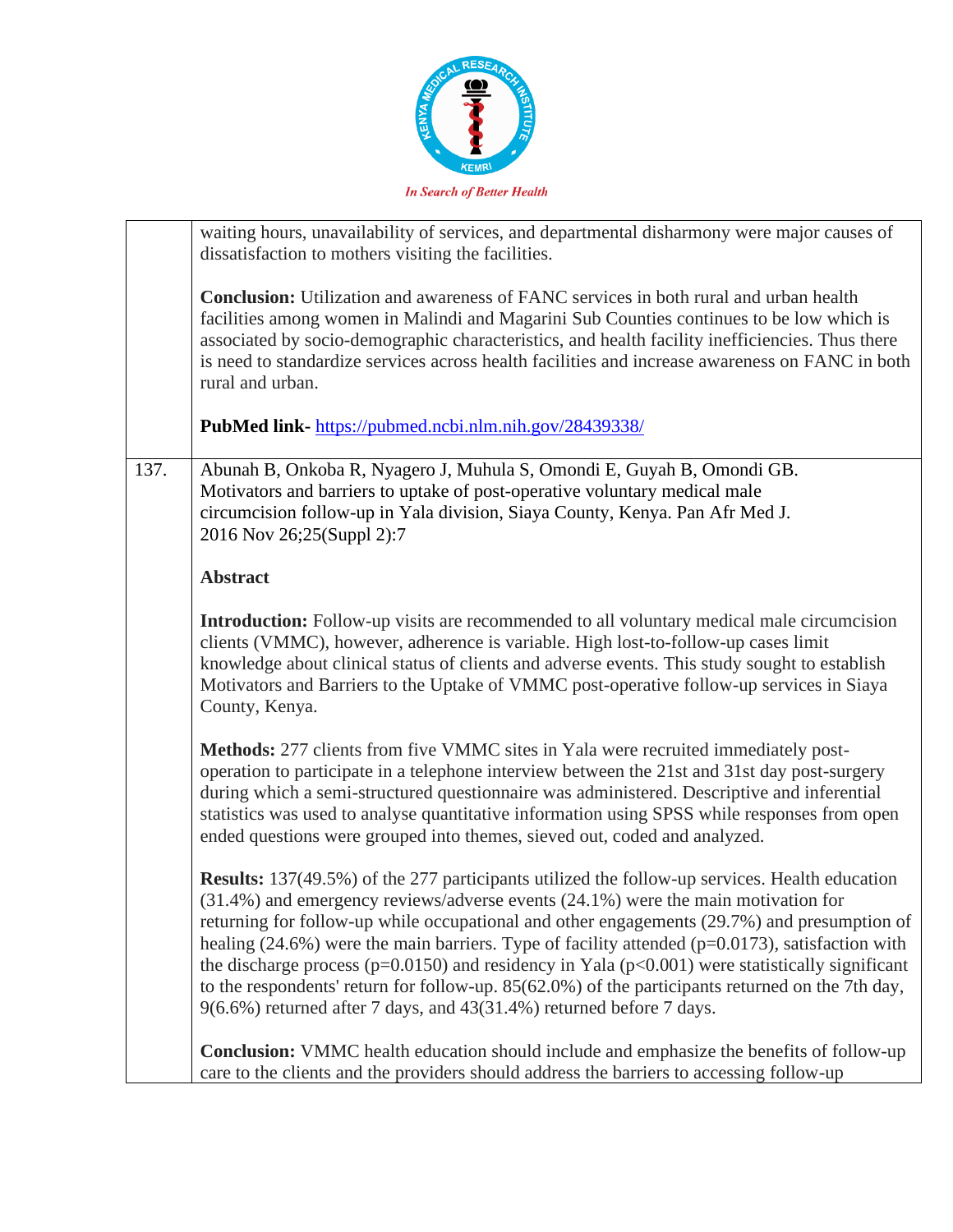| | |
|---|---|
| | waiting hours, unavailability of services, and departmental disharmony were major causes of dissatisfaction to mothers visiting the facilities.<br><br>**Conclusion:** Utilization and awareness of FANC services in both rural and urban health facilities among women in Malindi and Magarini Sub Counties continues to be low which is associated by socio-demographic characteristics, and health facility inefficiencies. Thus there is need to standardize services across health facilities and increase awareness on FANC in both rural and urban.<br><br>**PubMed link-** https://pubmed.ncbi.nlm.nih.gov/28439338/ |
| 137. | Abunah B, Onkoba R, Nyagero J, Muhula S, Omondi E, Guyah B, Omondi GB. Motivators and barriers to uptake of post-operative voluntary medical male circumcision follow-up in Yala division, Siaya County, Kenya. Pan Afr Med J. 2016 Nov 26;25(Suppl 2):7<br><br>**Abstract**<br><br>**Introduction:** Follow-up visits are recommended to all voluntary medical male circumcision clients (VMMC), however, adherence is variable. High lost-to-follow-up cases limit knowledge about clinical status of clients and adverse events. This study sought to establish Motivators and Barriers to the Uptake of VMMC post-operative follow-up services in Siaya County, Kenya.<br><br>**Methods:** 277 clients from five VMMC sites in Yala were recruited immediately post-operation to participate in a telephone interview between the 21st and 31st day post-surgery during which a semi-structured questionnaire was administered. Descriptive and inferential statistics was used to analyse quantitative information using SPSS while responses from open ended questions were grouped into themes, sieved out, coded and analyzed.<br><br>**Results:** 137(49.5%) of the 277 participants utilized the follow-up services. Health education (31.4%) and emergency reviews/adverse events (24.1%) were the main motivation for returning for follow-up while occupational and other engagements (29.7%) and presumption of healing (24.6%) were the main barriers. Type of facility attended ($p=0.0173$), satisfaction with the discharge process ($p=0.0150$) and residency in Yala ($p<0.001$) were statistically significant to the respondents' return for follow-up. 85(62.0%) of the participants returned on the 7th day, 9(6.6%) returned after 7 days, and 43(31.4%) returned before 7 days.<br><br>**Conclusion:** VMMC health education should include and emphasize the benefits of follow-up care to the clients and the providers should address the barriers to accessing follow-up |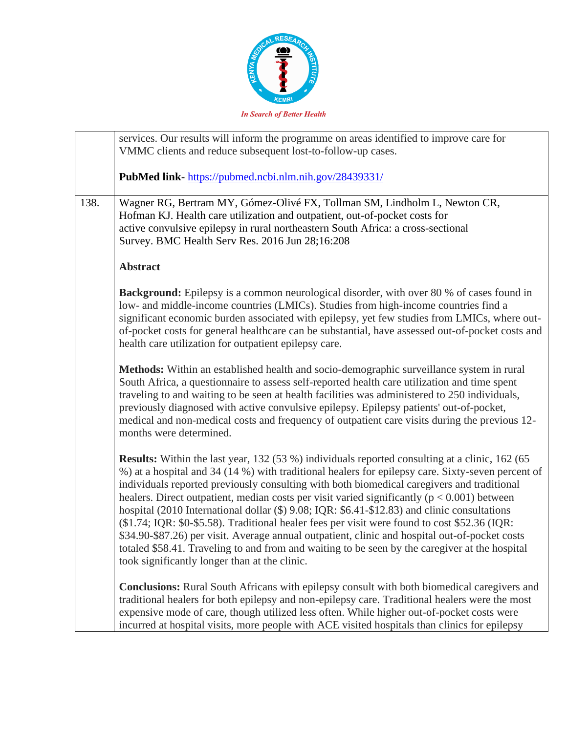| | |
|---|---|
| | services. Our results will inform the programme on areas identified to improve care for VMMC clients and reduce subsequent lost-to-follow-up cases.<br><br>**PubMed link**- https://pubmed.ncbi.nlm.nih.gov/28439331/ |
| 138. | Wagner RG, Bertram MY, Gómez-Olivé FX, Tollman SM, Lindholm L, Newton CR, Hofman KJ. Health care utilization and outpatient, out-of-pocket costs for active convulsive epilepsy in rural northeastern South Africa: a cross-sectional Survey. BMC Health Serv Res. 2016 Jun 28;16:208<br><br>**Abstract**<br><br>**Background:** Epilepsy is a common neurological disorder, with over 80 % of cases found in low- and middle-income countries (LMICs). Studies from high-income countries find a significant economic burden associated with epilepsy, yet few studies from LMICs, where out-of-pocket costs for general healthcare can be substantial, have assessed out-of-pocket costs and health care utilization for outpatient epilepsy care.<br><br>**Methods:** Within an established health and socio-demographic surveillance system in rural South Africa, a questionnaire to assess self-reported health care utilization and time spent traveling to and waiting to be seen at health facilities was administered to 250 individuals, previously diagnosed with active convulsive epilepsy. Epilepsy patients' out-of-pocket, medical and non-medical costs and frequency of outpatient care visits during the previous 12-months were determined.<br><br>**Results:** Within the last year, 132 (53 %) individuals reported consulting at a clinic, 162 (65 %) at a hospital and 34 (14 %) with traditional healers for epilepsy care. Sixty-seven percent of individuals reported previously consulting with both biomedical caregivers and traditional healers. Direct outpatient, median costs per visit varied significantly ($p < 0.001$) between hospital (2010 International dollar ($) 9.08; IQR: $6.41-$12.83) and clinic consultations ($1.74; IQR: $0-$5.58). Traditional healer fees per visit were found to cost $52.36 (IQR: $34.90-$87.26) per visit. Average annual outpatient, clinic and hospital out-of-pocket costs totaled $58.41. Traveling to and from and waiting to be seen by the caregiver at the hospital took significantly longer than at the clinic.<br><br>**Conclusions:** Rural South Africans with epilepsy consult with both biomedical caregivers and traditional healers for both epilepsy and non-epilepsy care. Traditional healers were the most expensive mode of care, though utilized less often. While higher out-of-pocket costs were incurred at hospital visits, more people with ACE visited hospitals than clinics for epilepsy |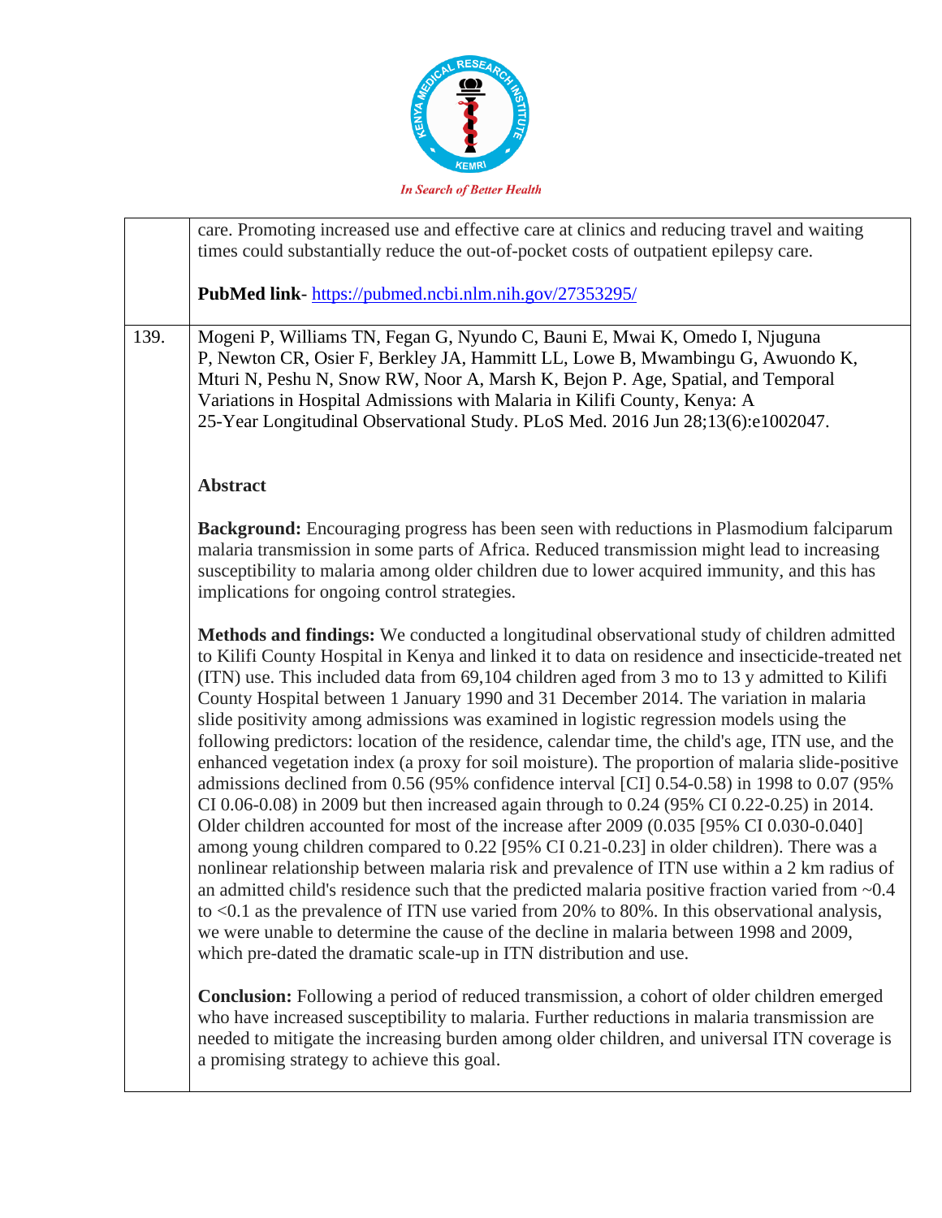| | |
|---|---|
| | care. Promoting increased use and effective care at clinics and reducing travel and waiting times could substantially reduce the out-of-pocket costs of outpatient epilepsy care.<br><br>**PubMed link**- https://pubmed.ncbi.nlm.nih.gov/27353295/ |
| 139. | Mogeni P, Williams TN, Fegan G, Nyundo C, Bauni E, Mwai K, Omedo I, Njuguna P, Newton CR, Osier F, Berkley JA, Hammitt LL, Lowe B, Mwambingu G, Awuondo K, Mturi N, Peshu N, Snow RW, Noor A, Marsh K, Bejon P. Age, Spatial, and Temporal Variations in Hospital Admissions with Malaria in Kilifi County, Kenya: A 25-Year Longitudinal Observational Study. PLoS Med. 2016 Jun 28;13(6):e1002047.<br><br>**Abstract**<br><br>**Background:** Encouraging progress has been seen with reductions in Plasmodium falciparum malaria transmission in some parts of Africa. Reduced transmission might lead to increasing susceptibility to malaria among older children due to lower acquired immunity, and this has implications for ongoing control strategies.<br><br>**Methods and findings:** We conducted a longitudinal observational study of children admitted to Kilifi County Hospital in Kenya and linked it to data on residence and insecticide-treated net (ITN) use. This included data from 69,104 children aged from 3 mo to 13 y admitted to Kilifi County Hospital between 1 January 1990 and 31 December 2014. The variation in malaria slide positivity among admissions was examined in logistic regression models using the following predictors: location of the residence, calendar time, the child's age, ITN use, and the enhanced vegetation index (a proxy for soil moisture). The proportion of malaria slide-positive admissions declined from 0.56 (95% confidence interval [CI] 0.54-0.58) in 1998 to 0.07 (95% CI 0.06-0.08) in 2009 but then increased again through to 0.24 (95% CI 0.22-0.25) in 2014. Older children accounted for most of the increase after 2009 (0.035 [95% CI 0.030-0.040] among young children compared to 0.22 [95% CI 0.21-0.23] in older children). There was a nonlinear relationship between malaria risk and prevalence of ITN use within a 2 km radius of an admitted child's residence such that the predicted malaria positive fraction varied from ~0.4 to <0.1 as the prevalence of ITN use varied from 20% to 80%. In this observational analysis, we were unable to determine the cause of the decline in malaria between 1998 and 2009, which pre-dated the dramatic scale-up in ITN distribution and use.<br><br>**Conclusion:** Following a period of reduced transmission, a cohort of older children emerged who have increased susceptibility to malaria. Further reductions in malaria transmission are needed to mitigate the increasing burden among older children, and universal ITN coverage is a promising strategy to achieve this goal. |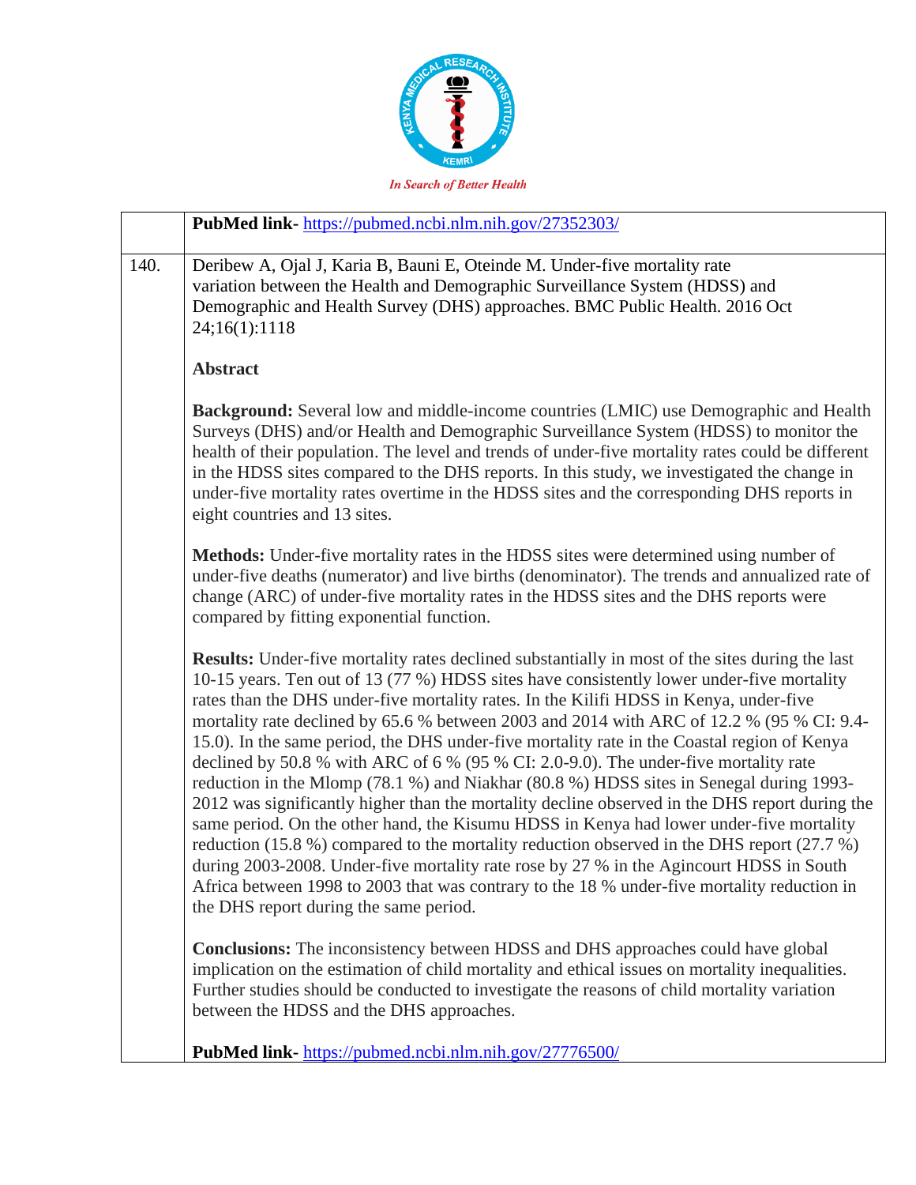**PubMed link-** https://pubmed.ncbi.nlm.nih.gov/27352303/

140. Deribew A, Ojal J, Karia B, Bauni E, Oteinde M. Under-five mortality rate variation between the Health and Demographic Surveillance System (HDSS) and Demographic and Health Survey (DHS) approaches. BMC Public Health. 2016 Oct 24;16(1):1118

**Abstract**

**Background:** Several low and middle-income countries (LMIC) use Demographic and Health Surveys (DHS) and/or Health and Demographic Surveillance System (HDSS) to monitor the health of their population. The level and trends of under-five mortality rates could be different in the HDSS sites compared to the DHS reports. In this study, we investigated the change in under-five mortality rates overtime in the HDSS sites and the corresponding DHS reports in eight countries and 13 sites.

**Methods:** Under-five mortality rates in the HDSS sites were determined using number of under-five deaths (numerator) and live births (denominator). The trends and annualized rate of change (ARC) of under-five mortality rates in the HDSS sites and the DHS reports were compared by fitting exponential function.

**Results:** Under-five mortality rates declined substantially in most of the sites during the last 10-15 years. Ten out of 13 (77 %) HDSS sites have consistently lower under-five mortality rates than the DHS under-five mortality rates. In the Kilifi HDSS in Kenya, under-five mortality rate declined by 65.6 % between 2003 and 2014 with ARC of 12.2 % (95 % CI: 9.4-15.0). In the same period, the DHS under-five mortality rate in the Coastal region of Kenya declined by 50.8 % with ARC of 6 % (95 % CI: 2.0-9.0). The under-five mortality rate reduction in the Mlomp (78.1 %) and Niakhar (80.8 %) HDSS sites in Senegal during 1993-2012 was significantly higher than the mortality decline observed in the DHS report during the same period. On the other hand, the Kisumu HDSS in Kenya had lower under-five mortality reduction (15.8 %) compared to the mortality reduction observed in the DHS report (27.7 %) during 2003-2008. Under-five mortality rate rose by 27 % in the Agincourt HDSS in South Africa between 1998 to 2003 that was contrary to the 18 % under-five mortality reduction in the DHS report during the same period.

**Conclusions:** The inconsistency between HDSS and DHS approaches could have global implication on the estimation of child mortality and ethical issues on mortality inequalities. Further studies should be conducted to investigate the reasons of child mortality variation between the HDSS and the DHS approaches.

**PubMed link-** https://pubmed.ncbi.nlm.nih.gov/27776500/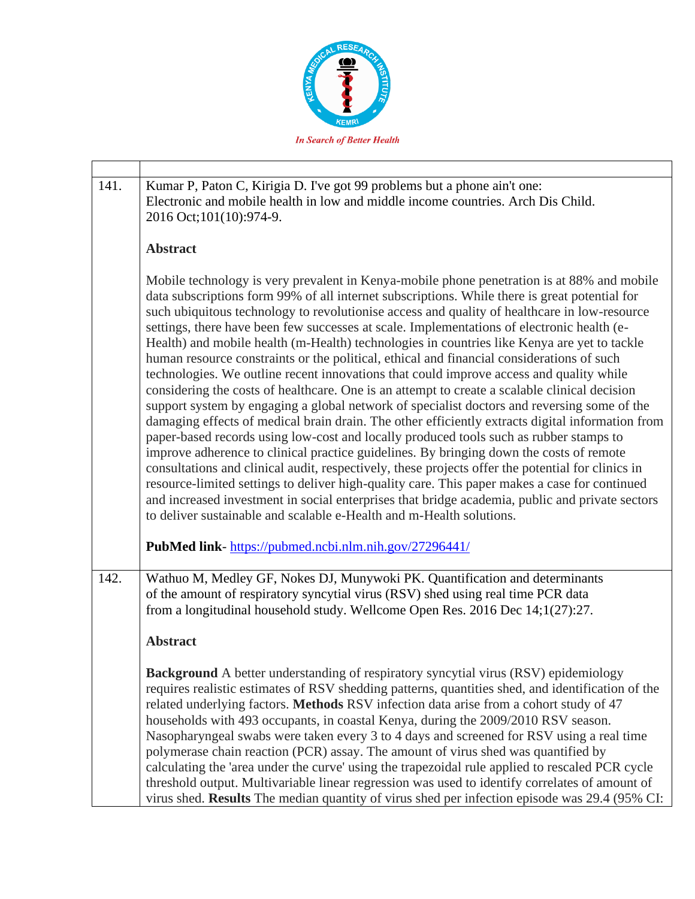| | |
|---|---|
| 141. | Kumar P, Paton C, Kirigia D. I've got 99 problems but a phone ain't one: Electronic and mobile health in low and middle income countries. Arch Dis Child. 2016 Oct;101(10):974-9.<br><br>**Abstract**<br><br>Mobile technology is very prevalent in Kenya-mobile phone penetration is at 88% and mobile data subscriptions form 99% of all internet subscriptions. While there is great potential for such ubiquitous technology to revolutionise access and quality of healthcare in low-resource settings, there have been few successes at scale. Implementations of electronic health (e-Health) and mobile health (m-Health) technologies in countries like Kenya are yet to tackle human resource constraints or the political, ethical and financial considerations of such technologies. We outline recent innovations that could improve access and quality while considering the costs of healthcare. One is an attempt to create a scalable clinical decision support system by engaging a global network of specialist doctors and reversing some of the damaging effects of medical brain drain. The other efficiently extracts digital information from paper-based records using low-cost and locally produced tools such as rubber stamps to improve adherence to clinical practice guidelines. By bringing down the costs of remote consultations and clinical audit, respectively, these projects offer the potential for clinics in resource-limited settings to deliver high-quality care. This paper makes a case for continued and increased investment in social enterprises that bridge academia, public and private sectors to deliver sustainable and scalable e-Health and m-Health solutions.<br><br>**PubMed link**- https://pubmed.ncbi.nlm.nih.gov/27296441/ |
| 142. | Wathuo M, Medley GF, Nokes DJ, Munywoki PK. Quantification and determinants of the amount of respiratory syncytial virus (RSV) shed using real time PCR data from a longitudinal household study. Wellcome Open Res. 2016 Dec 14;1(27):27.<br><br>**Abstract**<br><br>**Background** A better understanding of respiratory syncytial virus (RSV) epidemiology requires realistic estimates of RSV shedding patterns, quantities shed, and identification of the related underlying factors. **Methods** RSV infection data arise from a cohort study of 47 households with 493 occupants, in coastal Kenya, during the 2009/2010 RSV season. Nasopharyngeal swabs were taken every 3 to 4 days and screened for RSV using a real time polymerase chain reaction (PCR) assay. The amount of virus shed was quantified by calculating the 'area under the curve' using the trapezoidal rule applied to rescaled PCR cycle threshold output. Multivariable linear regression was used to identify correlates of amount of virus shed. **Results** The median quantity of virus shed per infection episode was 29.4 (95% CI: |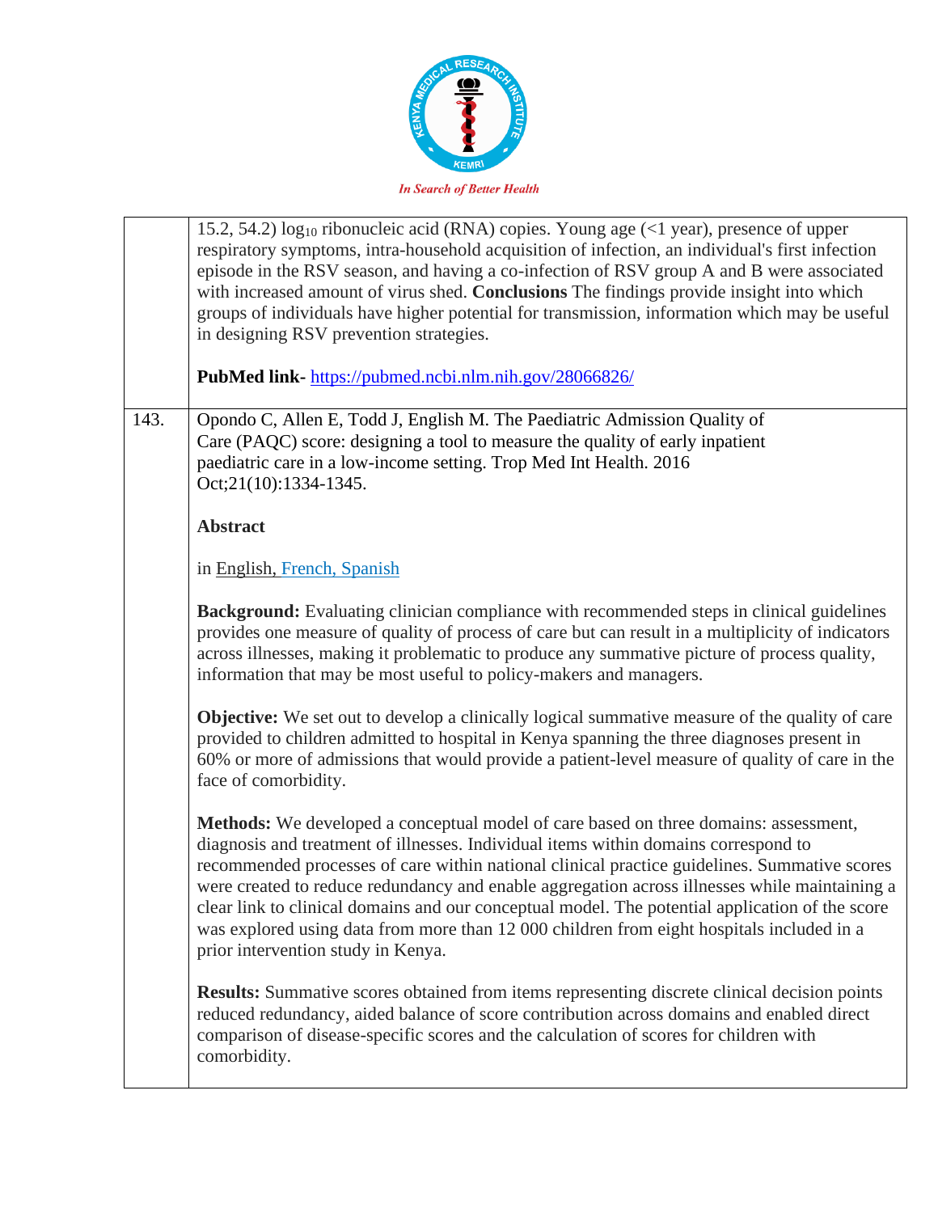| | |
|---|---|
| | 15.2, 54.2) $log_{10}$ ribonucleic acid (RNA) copies. Young age (<1 year), presence of upper respiratory symptoms, intra-household acquisition of infection, an individual's first infection episode in the RSV season, and having a co-infection of RSV group A and B were associated with increased amount of virus shed. **Conclusions** The findings provide insight into which groups of individuals have higher potential for transmission, information which may be useful in designing RSV prevention strategies.<br><br>**PubMed link-** https://pubmed.ncbi.nlm.nih.gov/28066826/ |
| 143. | Opondo C, Allen E, Todd J, English M. The Paediatric Admission Quality of Care (PAQC) score: designing a tool to measure the quality of early inpatient paediatric care in a low-income setting. Trop Med Int Health. 2016 Oct;21(10):1334-1345.<br><br>**Abstract**<br><br>in English, French, Spanish<br><br>**Background:** Evaluating clinician compliance with recommended steps in clinical guidelines provides one measure of quality of process of care but can result in a multiplicity of indicators across illnesses, making it problematic to produce any summative picture of process quality, information that may be most useful to policy-makers and managers.<br><br>**Objective:** We set out to develop a clinically logical summative measure of the quality of care provided to children admitted to hospital in Kenya spanning the three diagnoses present in 60% or more of admissions that would provide a patient-level measure of quality of care in the face of comorbidity.<br><br>**Methods:** We developed a conceptual model of care based on three domains: assessment, diagnosis and treatment of illnesses. Individual items within domains correspond to recommended processes of care within national clinical practice guidelines. Summative scores were created to reduce redundancy and enable aggregation across illnesses while maintaining a clear link to clinical domains and our conceptual model. The potential application of the score was explored using data from more than 12 000 children from eight hospitals included in a prior intervention study in Kenya.<br><br>**Results:** Summative scores obtained from items representing discrete clinical decision points reduced redundancy, aided balance of score contribution across domains and enabled direct comparison of disease-specific scores and the calculation of scores for children with comorbidity. |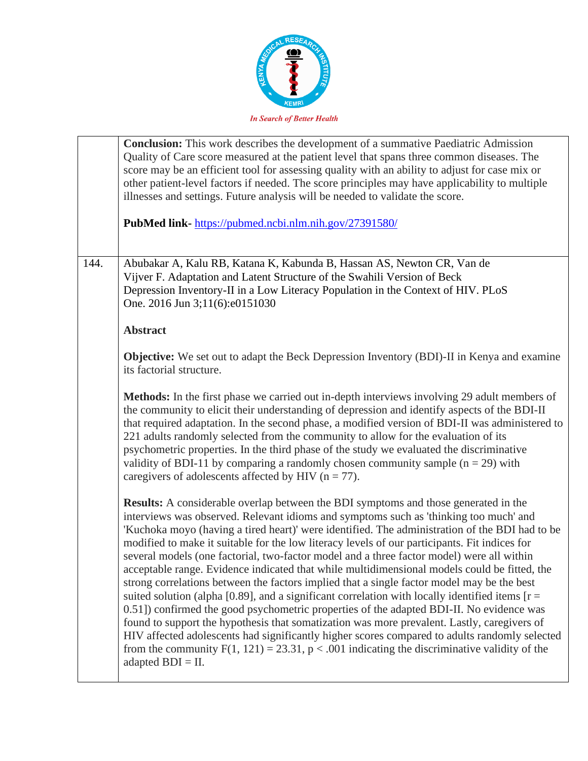| | |
|---|---|
| | **Conclusion:** This work describes the development of a summative Paediatric Admission Quality of Care score measured at the patient level that spans three common diseases. The score may be an efficient tool for assessing quality with an ability to adjust for case mix or other patient-level factors if needed. The score principles may have applicability to multiple illnesses and settings. Future analysis will be needed to validate the score.<br><br>**PubMed link-** https://pubmed.ncbi.nlm.nih.gov/27391580/ |
| 144. | Abubakar A, Kalu RB, Katana K, Kabunda B, Hassan AS, Newton CR, Van de Vijver F. Adaptation and Latent Structure of the Swahili Version of Beck Depression Inventory-II in a Low Literacy Population in the Context of HIV. PLoS One. 2016 Jun 3;11(6):e0151030<br><br>**Abstract**<br><br>**Objective:** We set out to adapt the Beck Depression Inventory (BDI)-II in Kenya and examine its factorial structure.<br><br>**Methods:** In the first phase we carried out in-depth interviews involving 29 adult members of the community to elicit their understanding of depression and identify aspects of the BDI-II that required adaptation. In the second phase, a modified version of BDI-II was administered to 221 adults randomly selected from the community to allow for the evaluation of its psychometric properties. In the third phase of the study we evaluated the discriminative validity of BDI-11 by comparing a randomly chosen community sample ($n = 29$) with caregivers of adolescents affected by HIV ($n = 77$).<br><br>**Results:** A considerable overlap between the BDI symptoms and those generated in the interviews was observed. Relevant idioms and symptoms such as 'thinking too much' and 'Kuchoka moyo (having a tired heart)' were identified. The administration of the BDI had to be modified to make it suitable for the low literacy levels of our participants. Fit indices for several models (one factorial, two-factor model and a three factor model) were all within acceptable range. Evidence indicated that while multidimensional models could be fitted, the strong correlations between the factors implied that a single factor model may be the best suited solution (alpha [0.89], and a significant correlation with locally identified items [$r = 0.51$]) confirmed the good psychometric properties of the adapted BDI-II. No evidence was found to support the hypothesis that somatization was more prevalent. Lastly, caregivers of HIV affected adolescents had significantly higher scores compared to adults randomly selected from the community $F(1, 121) = 23.31$, $p < .001$ indicating the discriminative validity of the adapted BDI = II. |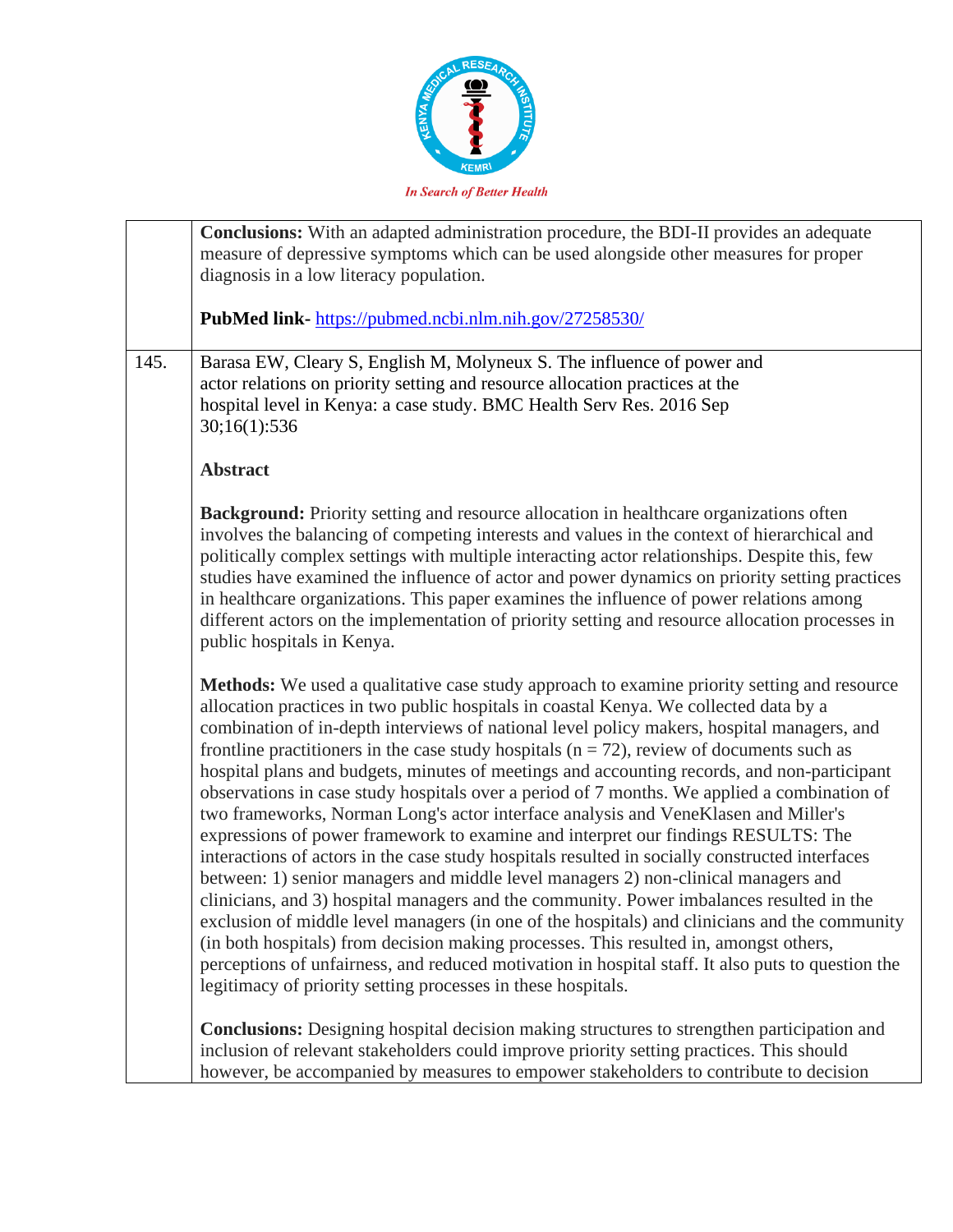|  |  |
|---|---|
|  | **Conclusions:** With an adapted administration procedure, the BDI-II provides an adequate measure of depressive symptoms which can be used alongside other measures for proper diagnosis in a low literacy population.<br><br>**PubMed link-** https://pubmed.ncbi.nlm.nih.gov/27258530/ |
| 145. | Barasa EW, Cleary S, English M, Molyneux S. The influence of power and actor relations on priority setting and resource allocation practices at the hospital level in Kenya: a case study. BMC Health Serv Res. 2016 Sep 30;16(1):536<br><br>**Abstract**<br><br>**Background:** Priority setting and resource allocation in healthcare organizations often involves the balancing of competing interests and values in the context of hierarchical and politically complex settings with multiple interacting actor relationships. Despite this, few studies have examined the influence of actor and power dynamics on priority setting practices in healthcare organizations. This paper examines the influence of power relations among different actors on the implementation of priority setting and resource allocation processes in public hospitals in Kenya.<br><br>**Methods:** We used a qualitative case study approach to examine priority setting and resource allocation practices in two public hospitals in coastal Kenya. We collected data by a combination of in-depth interviews of national level policy makers, hospital managers, and frontline practitioners in the case study hospitals (n = 72), review of documents such as hospital plans and budgets, minutes of meetings and accounting records, and non-participant observations in case study hospitals over a period of 7 months. We applied a combination of two frameworks, Norman Long's actor interface analysis and VeneKlasen and Miller's expressions of power framework to examine and interpret our findings RESULTS: The interactions of actors in the case study hospitals resulted in socially constructed interfaces between: 1) senior managers and middle level managers 2) non-clinical managers and clinicians, and 3) hospital managers and the community. Power imbalances resulted in the exclusion of middle level managers (in one of the hospitals) and clinicians and the community (in both hospitals) from decision making processes. This resulted in, amongst others, perceptions of unfairness, and reduced motivation in hospital staff. It also puts to question the legitimacy of priority setting processes in these hospitals.<br><br>**Conclusions:** Designing hospital decision making structures to strengthen participation and inclusion of relevant stakeholders could improve priority setting practices. This should however, be accompanied by measures to empower stakeholders to contribute to decision |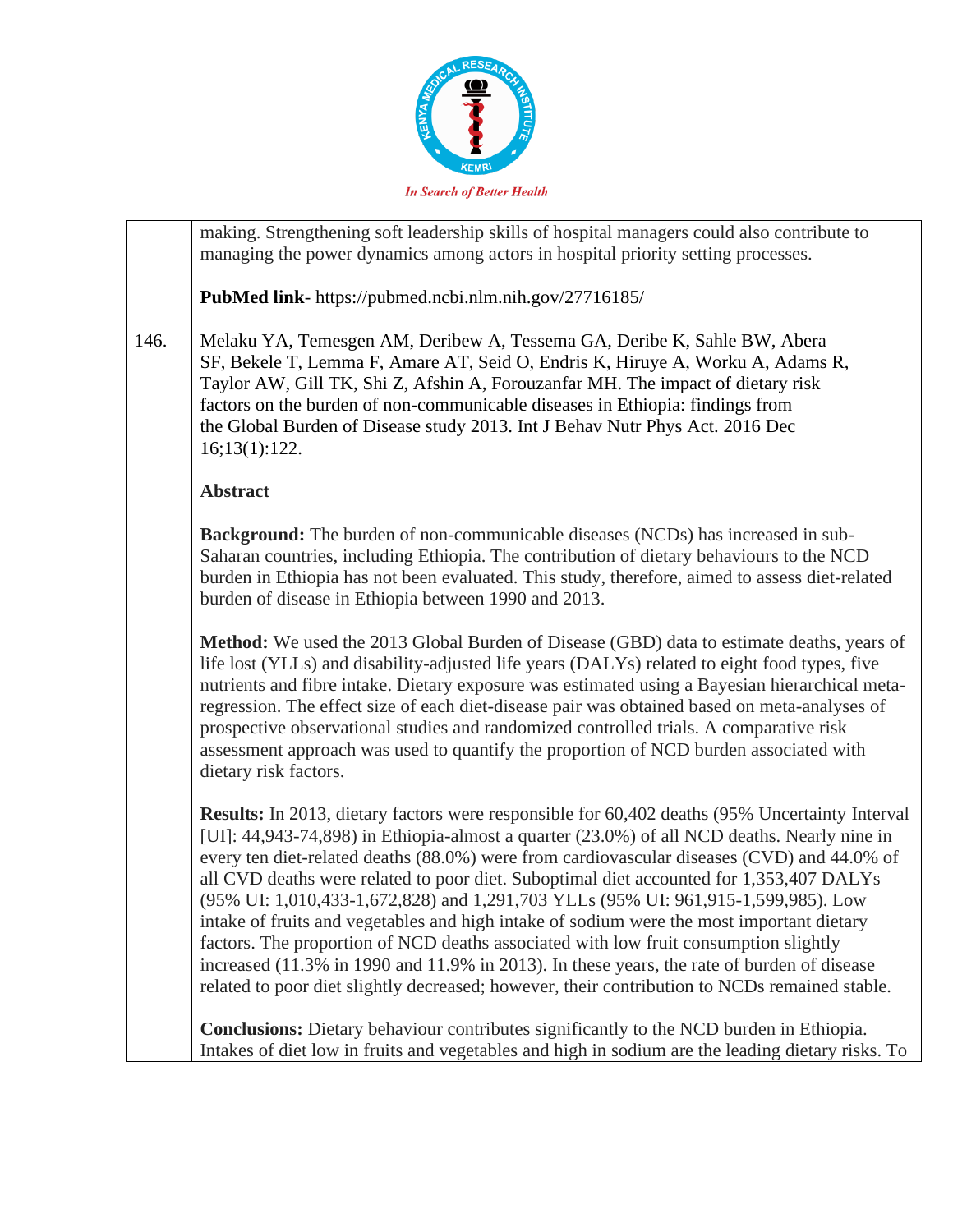| | |
|---|---|
| | making. Strengthening soft leadership skills of hospital managers could also contribute to managing the power dynamics among actors in hospital priority setting processes.<br><br>**PubMed link**- https://pubmed.ncbi.nlm.nih.gov/27716185/ |
| 146. | Melaku YA, Temesgen AM, Deribew A, Tessema GA, Deribe K, Sahle BW, Abera SF, Bekele T, Lemma F, Amare AT, Seid O, Endris K, Hiruye A, Worku A, Adams R, Taylor AW, Gill TK, Shi Z, Afshin A, Forouzanfar MH. The impact of dietary risk factors on the burden of non-communicable diseases in Ethiopia: findings from the Global Burden of Disease study 2013. Int J Behav Nutr Phys Act. 2016 Dec 16;13(1):122.<br><br>**Abstract**<br><br>**Background:** The burden of non-communicable diseases (NCDs) has increased in sub-Saharan countries, including Ethiopia. The contribution of dietary behaviours to the NCD burden in Ethiopia has not been evaluated. This study, therefore, aimed to assess diet-related burden of disease in Ethiopia between 1990 and 2013.<br><br>**Method:** We used the 2013 Global Burden of Disease (GBD) data to estimate deaths, years of life lost (YLLs) and disability-adjusted life years (DALYs) related to eight food types, five nutrients and fibre intake. Dietary exposure was estimated using a Bayesian hierarchical meta-regression. The effect size of each diet-disease pair was obtained based on meta-analyses of prospective observational studies and randomized controlled trials. A comparative risk assessment approach was used to quantify the proportion of NCD burden associated with dietary risk factors.<br><br>**Results:** In 2013, dietary factors were responsible for 60,402 deaths (95% Uncertainty Interval [UI]: 44,943-74,898) in Ethiopia-almost a quarter (23.0%) of all NCD deaths. Nearly nine in every ten diet-related deaths (88.0%) were from cardiovascular diseases (CVD) and 44.0% of all CVD deaths were related to poor diet. Suboptimal diet accounted for 1,353,407 DALYs (95% UI: 1,010,433-1,672,828) and 1,291,703 YLLs (95% UI: 961,915-1,599,985). Low intake of fruits and vegetables and high intake of sodium were the most important dietary factors. The proportion of NCD deaths associated with low fruit consumption slightly increased (11.3% in 1990 and 11.9% in 2013). In these years, the rate of burden of disease related to poor diet slightly decreased; however, their contribution to NCDs remained stable.<br><br>**Conclusions:** Dietary behaviour contributes significantly to the NCD burden in Ethiopia. Intakes of diet low in fruits and vegetables and high in sodium are the leading dietary risks. To |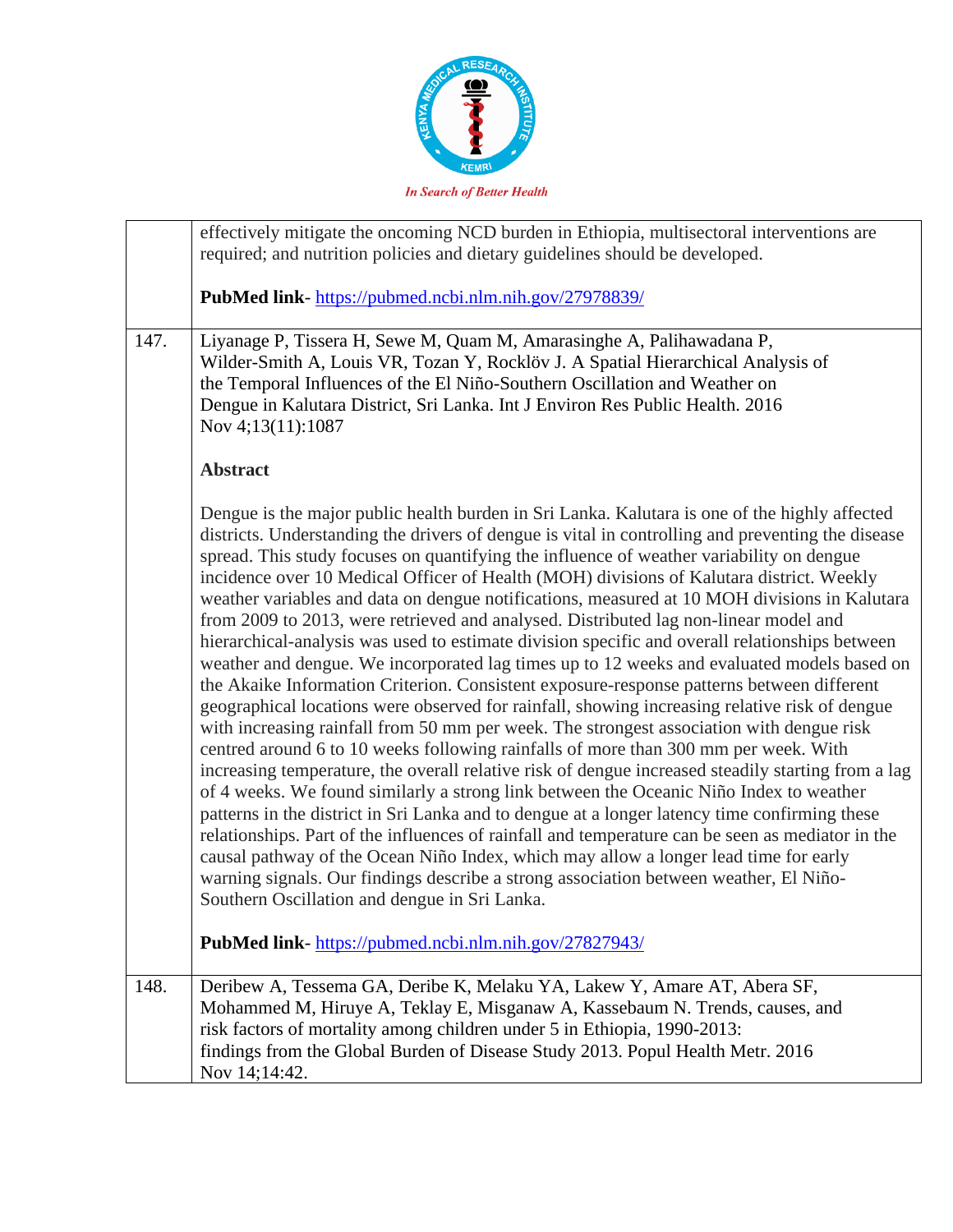| | |
|---|---|
| | effectively mitigate the oncoming NCD burden in Ethiopia, multisectoral interventions are required; and nutrition policies and dietary guidelines should be developed.<br><br>**PubMed link**- https://pubmed.ncbi.nlm.nih.gov/27978839/ |
| 147. | Liyanage P, Tissera H, Sewe M, Quam M, Amarasinghe A, Palihawadana P, Wilder-Smith A, Louis VR, Tozan Y, Rocklöv J. A Spatial Hierarchical Analysis of the Temporal Influences of the El Niño-Southern Oscillation and Weather on Dengue in Kalutara District, Sri Lanka. Int J Environ Res Public Health. 2016 Nov 4;13(11):1087<br><br>**Abstract**<br><br>Dengue is the major public health burden in Sri Lanka. Kalutara is one of the highly affected districts. Understanding the drivers of dengue is vital in controlling and preventing the disease spread. This study focuses on quantifying the influence of weather variability on dengue incidence over 10 Medical Officer of Health (MOH) divisions of Kalutara district. Weekly weather variables and data on dengue notifications, measured at 10 MOH divisions in Kalutara from 2009 to 2013, were retrieved and analysed. Distributed lag non-linear model and hierarchical-analysis was used to estimate division specific and overall relationships between weather and dengue. We incorporated lag times up to 12 weeks and evaluated models based on the Akaike Information Criterion. Consistent exposure-response patterns between different geographical locations were observed for rainfall, showing increasing relative risk of dengue with increasing rainfall from 50 mm per week. The strongest association with dengue risk centred around 6 to 10 weeks following rainfalls of more than 300 mm per week. With increasing temperature, the overall relative risk of dengue increased steadily starting from a lag of 4 weeks. We found similarly a strong link between the Oceanic Niño Index to weather patterns in the district in Sri Lanka and to dengue at a longer latency time confirming these relationships. Part of the influences of rainfall and temperature can be seen as mediator in the causal pathway of the Ocean Niño Index, which may allow a longer lead time for early warning signals. Our findings describe a strong association between weather, El Niño-Southern Oscillation and dengue in Sri Lanka.<br><br>**PubMed link**- https://pubmed.ncbi.nlm.nih.gov/27827943/ |
| 148. | Deribew A, Tessema GA, Deribe K, Melaku YA, Lakew Y, Amare AT, Abera SF, Mohammed M, Hiruye A, Teklay E, Misganaw A, Kassebaum N. Trends, causes, and risk factors of mortality among children under 5 in Ethiopia, 1990-2013: findings from the Global Burden of Disease Study 2013. Popul Health Metr. 2016 Nov 14;14:42. |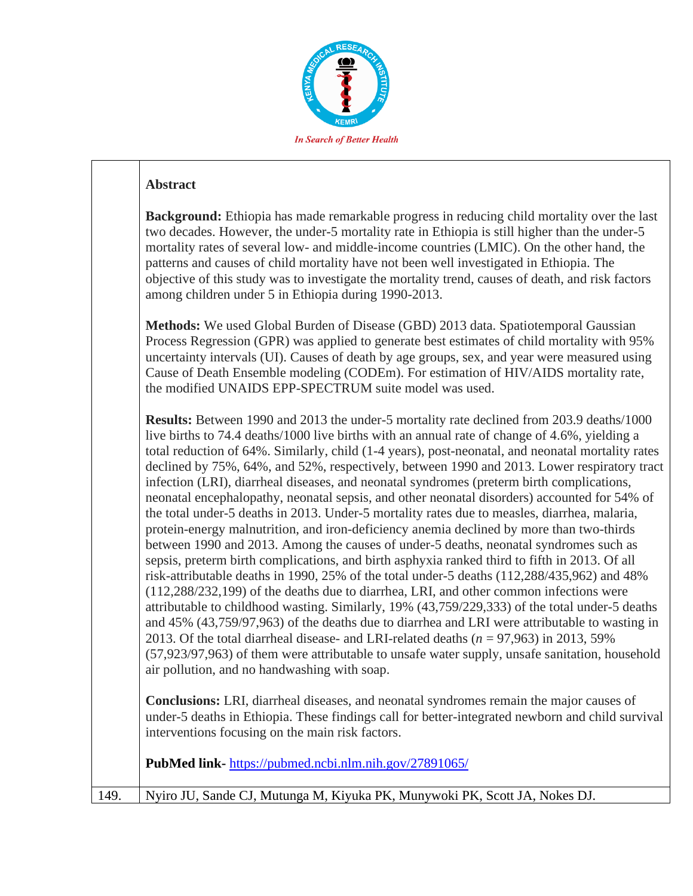| | |
|---|---|
| | **Abstract**<br><br>**Background:** Ethiopia has made remarkable progress in reducing child mortality over the last two decades. However, the under-5 mortality rate in Ethiopia is still higher than the under-5 mortality rates of several low- and middle-income countries (LMIC). On the other hand, the patterns and causes of child mortality have not been well investigated in Ethiopia. The objective of this study was to investigate the mortality trend, causes of death, and risk factors among children under 5 in Ethiopia during 1990-2013.<br><br>**Methods:** We used Global Burden of Disease (GBD) 2013 data. Spatiotemporal Gaussian Process Regression (GPR) was applied to generate best estimates of child mortality with 95% uncertainty intervals (UI). Causes of death by age groups, sex, and year were measured using Cause of Death Ensemble modeling (CODEm). For estimation of HIV/AIDS mortality rate, the modified UNAIDS EPP-SPECTRUM suite model was used.<br><br>**Results:** Between 1990 and 2013 the under-5 mortality rate declined from 203.9 deaths/1000 live births to 74.4 deaths/1000 live births with an annual rate of change of 4.6%, yielding a total reduction of 64%. Similarly, child (1-4 years), post-neonatal, and neonatal mortality rates declined by 75%, 64%, and 52%, respectively, between 1990 and 2013. Lower respiratory tract infection (LRI), diarrheal diseases, and neonatal syndromes (preterm birth complications, neonatal encephalopathy, neonatal sepsis, and other neonatal disorders) accounted for 54% of the total under-5 deaths in 2013. Under-5 mortality rates due to measles, diarrhea, malaria, protein-energy malnutrition, and iron-deficiency anemia declined by more than two-thirds between 1990 and 2013. Among the causes of under-5 deaths, neonatal syndromes such as sepsis, preterm birth complications, and birth asphyxia ranked third to fifth in 2013. Of all risk-attributable deaths in 1990, 25% of the total under-5 deaths (112,288/435,962) and 48% (112,288/232,199) of the deaths due to diarrhea, LRI, and other common infections were attributable to childhood wasting. Similarly, 19% (43,759/229,333) of the total under-5 deaths and 45% (43,759/97,963) of the deaths due to diarrhea and LRI were attributable to wasting in 2013. Of the total diarrheal disease- and LRI-related deaths ($n$ = 97,963) in 2013, 59% (57,923/97,963) of them were attributable to unsafe water supply, unsafe sanitation, household air pollution, and no handwashing with soap.<br><br>**Conclusions:** LRI, diarrheal diseases, and neonatal syndromes remain the major causes of under-5 deaths in Ethiopia. These findings call for better-integrated newborn and child survival interventions focusing on the main risk factors.<br><br>**PubMed link-** https://pubmed.ncbi.nlm.nih.gov/27891065/ |
| 149. | Nyiro JU, Sande CJ, Mutunga M, Kiyuka PK, Munywoki PK, Scott JA, Nokes DJ. |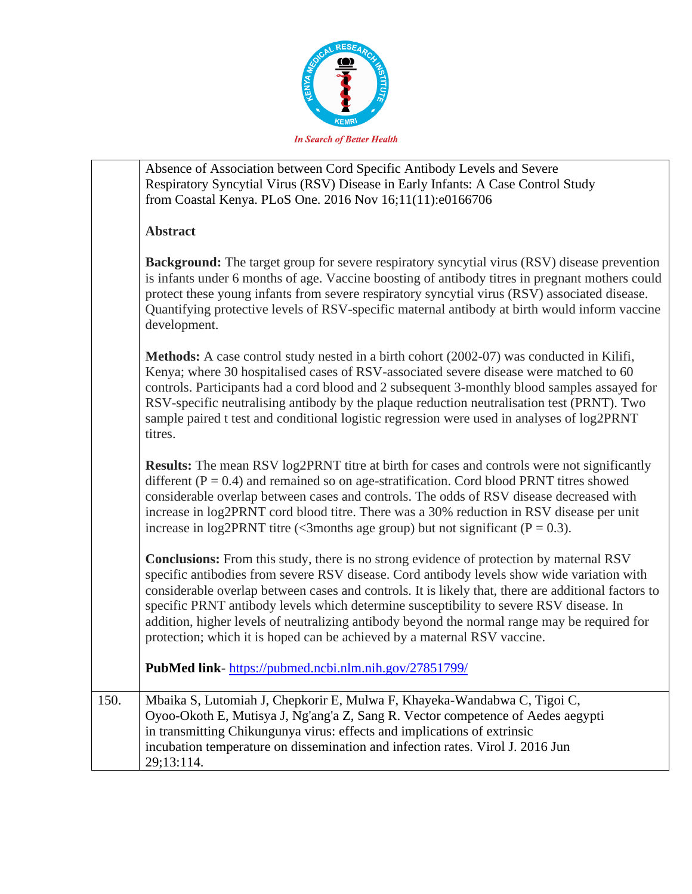| | Absence of Association between Cord Specific Antibody Levels and Severe Respiratory Syncytial Virus (RSV) Disease in Early Infants: A Case Control Study from Coastal Kenya. PLoS One. 2016 Nov 16;11(11):e0166706<br><br>**Abstract**<br><br>**Background:** The target group for severe respiratory syncytial virus (RSV) disease prevention is infants under 6 months of age. Vaccine boosting of antibody titres in pregnant mothers could protect these young infants from severe respiratory syncytial virus (RSV) associated disease. Quantifying protective levels of RSV-specific maternal antibody at birth would inform vaccine development.<br><br>**Methods:** A case control study nested in a birth cohort (2002-07) was conducted in Kilifi, Kenya; where 30 hospitalised cases of RSV-associated severe disease were matched to 60 controls. Participants had a cord blood and 2 subsequent 3-monthly blood samples assayed for RSV-specific neutralising antibody by the plaque reduction neutralisation test (PRNT). Two sample paired t test and conditional logistic regression were used in analyses of log2PRNT titres.<br><br>**Results:** The mean RSV log2PRNT titre at birth for cases and controls were not significantly different (P = 0.4) and remained so on age-stratification. Cord blood PRNT titres showed considerable overlap between cases and controls. The odds of RSV disease decreased with increase in log2PRNT cord blood titre. There was a 30% reduction in RSV disease per unit increase in log2PRNT titre (<3months age group) but not significant (P = 0.3).<br><br>**Conclusions:** From this study, there is no strong evidence of protection by maternal RSV specific antibodies from severe RSV disease. Cord antibody levels show wide variation with considerable overlap between cases and controls. It is likely that, there are additional factors to specific PRNT antibody levels which determine susceptibility to severe RSV disease. In addition, higher levels of neutralizing antibody beyond the normal range may be required for protection; which it is hoped can be achieved by a maternal RSV vaccine.<br><br>**PubMed link**- https://pubmed.ncbi.nlm.nih.gov/27851799/ |
|---|---|
| 150. | Mbaika S, Lutomiah J, Chepkorir E, Mulwa F, Khayeka-Wandabwa C, Tigoi C, Oyoo-Okoth E, Mutisya J, Ng'ang'a Z, Sang R. Vector competence of Aedes aegypti in transmitting Chikungunya virus: effects and implications of extrinsic incubation temperature on dissemination and infection rates. Virol J. 2016 Jun 29;13:114. |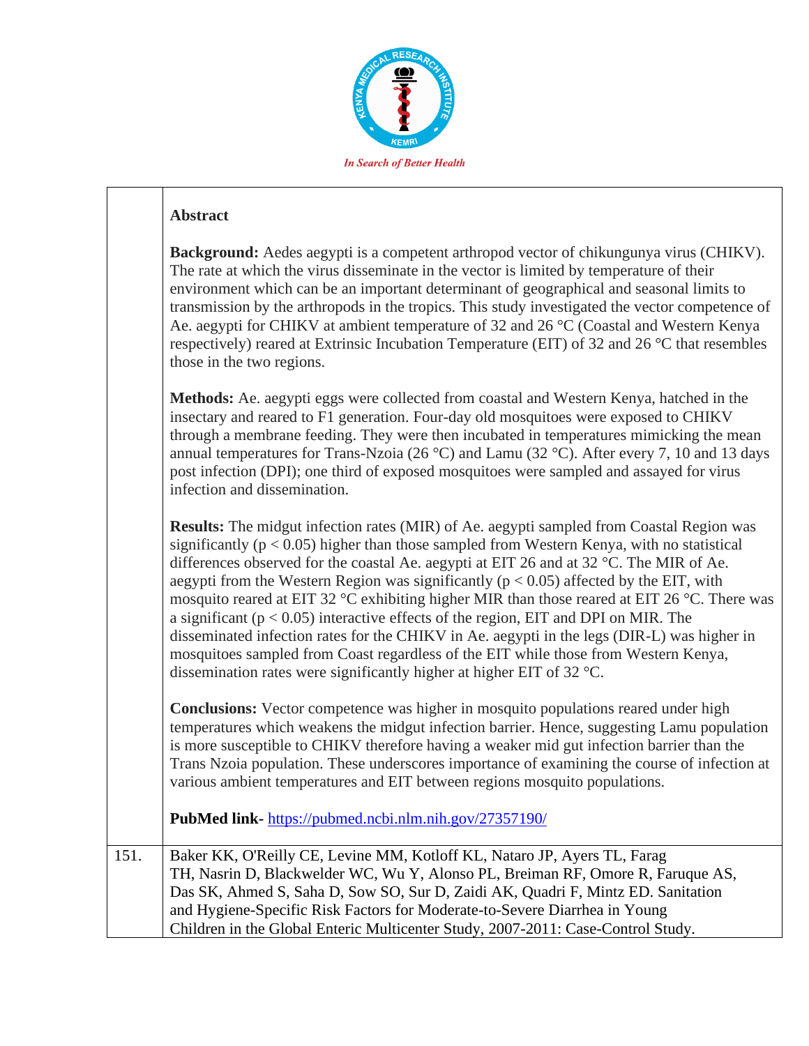| | |
|---|---|
| | **Abstract**<br><br>**Background:** Aedes aegypti is a competent arthropod vector of chikungunya virus (CHIKV). The rate at which the virus disseminate in the vector is limited by temperature of their environment which can be an important determinant of geographical and seasonal limits to transmission by the arthropods in the tropics. This study investigated the vector competence of Ae. aegypti for CHIKV at ambient temperature of 32 and 26 °C (Coastal and Western Kenya respectively) reared at Extrinsic Incubation Temperature (EIT) of 32 and 26 °C that resembles those in the two regions.<br><br>**Methods:** Ae. aegypti eggs were collected from coastal and Western Kenya, hatched in the insectary and reared to F1 generation. Four-day old mosquitoes were exposed to CHIKV through a membrane feeding. They were then incubated in temperatures mimicking the mean annual temperatures for Trans-Nzoia (26 °C) and Lamu (32 °C). After every 7, 10 and 13 days post infection (DPI); one third of exposed mosquitoes were sampled and assayed for virus infection and dissemination.<br><br>**Results:** The midgut infection rates (MIR) of Ae. aegypti sampled from Coastal Region was significantly ($p < 0.05$) higher than those sampled from Western Kenya, with no statistical differences observed for the coastal Ae. aegypti at EIT 26 and at 32 °C. The MIR of Ae. aegypti from the Western Region was significantly ($p < 0.05$) affected by the EIT, with mosquito reared at EIT 32 °C exhibiting higher MIR than those reared at EIT 26 °C. There was a significant ($p < 0.05$) interactive effects of the region, EIT and DPI on MIR. The disseminated infection rates for the CHIKV in Ae. aegypti in the legs (DIR-L) was higher in mosquitoes sampled from Coast regardless of the EIT while those from Western Kenya, dissemination rates were significantly higher at higher EIT of 32 °C.<br><br>**Conclusions:** Vector competence was higher in mosquito populations reared under high temperatures which weakens the midgut infection barrier. Hence, suggesting Lamu population is more susceptible to CHIKV therefore having a weaker mid gut infection barrier than the Trans Nzoia population. These underscores importance of examining the course of infection at various ambient temperatures and EIT between regions mosquito populations.<br><br>**PubMed link-** [https://pubmed.ncbi.nlm.nih.gov/27357190/](https://pubmed.ncbi.nlm.nih.gov/27357190/) |
| 151. | Baker KK, O'Reilly CE, Levine MM, Kotloff KL, Nataro JP, Ayers TL, Farag TH, Nasrin D, Blackwelder WC, Wu Y, Alonso PL, Breiman RF, Omore R, Faruque AS, Das SK, Ahmed S, Saha D, Sow SO, Sur D, Zaidi AK, Quadri F, Mintz ED. Sanitation and Hygiene-Specific Risk Factors for Moderate-to-Severe Diarrhea in Young Children in the Global Enteric Multicenter Study, 2007-2011: Case-Control Study. |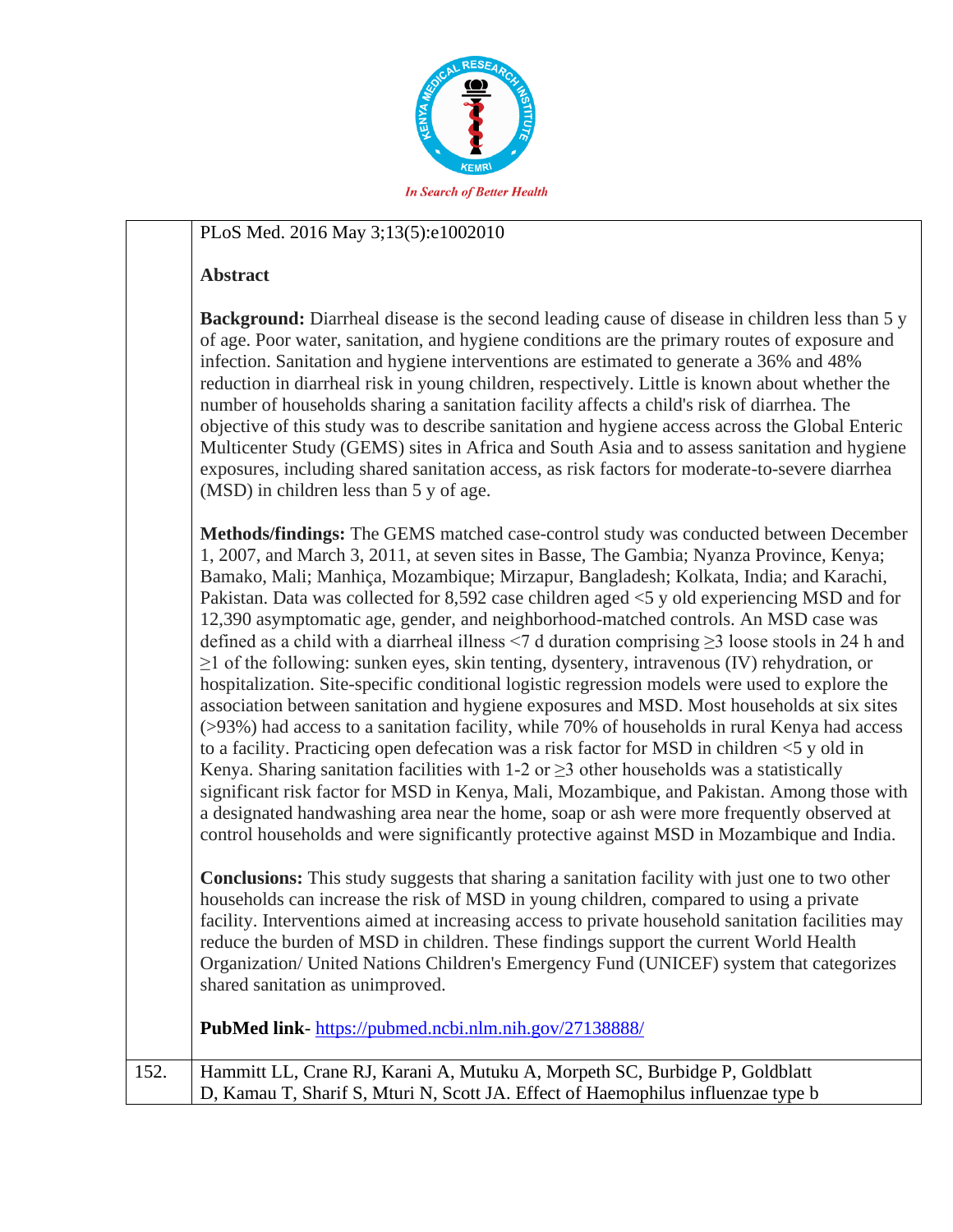*In Search of Better Health*

| | |
|---|---|
| | PLoS Med. 2016 May 3;13(5):e1002010<br><br>**Abstract**<br><br>**Background:** Diarrheal disease is the second leading cause of disease in children less than 5 y of age. Poor water, sanitation, and hygiene conditions are the primary routes of exposure and infection. Sanitation and hygiene interventions are estimated to generate a 36% and 48% reduction in diarrheal risk in young children, respectively. Little is known about whether the number of households sharing a sanitation facility affects a child's risk of diarrhea. The objective of this study was to describe sanitation and hygiene access across the Global Enteric Multicenter Study (GEMS) sites in Africa and South Asia and to assess sanitation and hygiene exposures, including shared sanitation access, as risk factors for moderate-to-severe diarrhea (MSD) in children less than 5 y of age.<br><br>**Methods/findings:** The GEMS matched case-control study was conducted between December 1, 2007, and March 3, 2011, at seven sites in Basse, The Gambia; Nyanza Province, Kenya; Bamako, Mali; Manhiça, Mozambique; Mirzapur, Bangladesh; Kolkata, India; and Karachi, Pakistan. Data was collected for 8,592 case children aged <5 y old experiencing MSD and for 12,390 asymptomatic age, gender, and neighborhood-matched controls. An MSD case was defined as a child with a diarrheal illness <7 d duration comprising ≥3 loose stools in 24 h and ≥1 of the following: sunken eyes, skin tenting, dysentery, intravenous (IV) rehydration, or hospitalization. Site-specific conditional logistic regression models were used to explore the association between sanitation and hygiene exposures and MSD. Most households at six sites (>93%) had access to a sanitation facility, while 70% of households in rural Kenya had access to a facility. Practicing open defecation was a risk factor for MSD in children <5 y old in Kenya. Sharing sanitation facilities with 1-2 or ≥3 other households was a statistically significant risk factor for MSD in Kenya, Mali, Mozambique, and Pakistan. Among those with a designated handwashing area near the home, soap or ash were more frequently observed at control households and were significantly protective against MSD in Mozambique and India.<br><br>**Conclusions:** This study suggests that sharing a sanitation facility with just one to two other households can increase the risk of MSD in young children, compared to using a private facility. Interventions aimed at increasing access to private household sanitation facilities may reduce the burden of MSD in children. These findings support the current World Health Organization/ United Nations Children's Emergency Fund (UNICEF) system that categorizes shared sanitation as unimproved.<br><br>**PubMed link**- https://pubmed.ncbi.nlm.nih.gov/27138888/ |
| 152. | Hammitt LL, Crane RJ, Karani A, Mutuku A, Morpeth SC, Burbidge P, Goldblatt D, Kamau T, Sharif S, Mturi N, Scott JA. Effect of Haemophilus influenzae type b |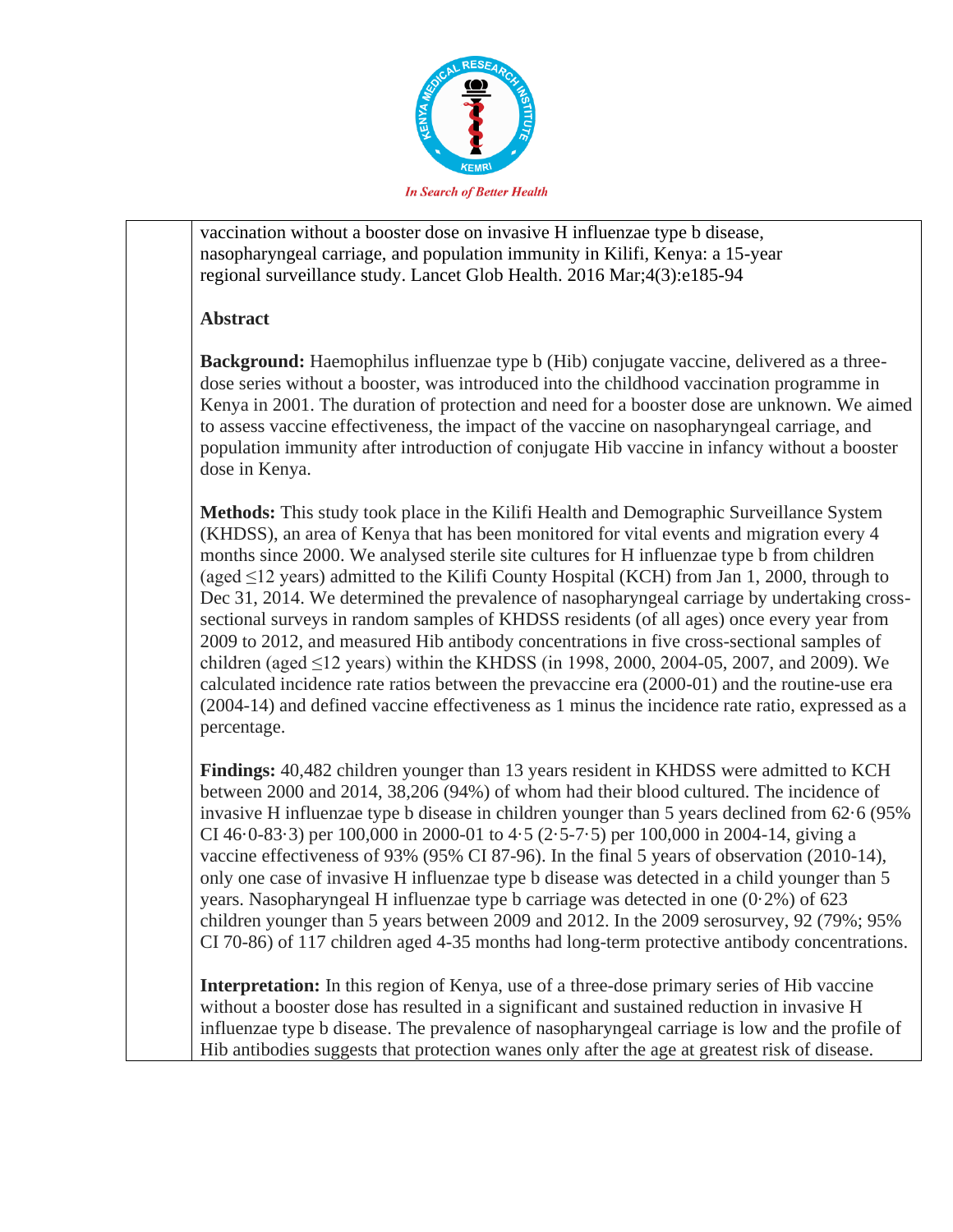vaccination without a booster dose on invasive H influenzae type b disease, nasopharyngeal carriage, and population immunity in Kilifi, Kenya: a 15-year regional surveillance study. Lancet Glob Health. 2016 Mar;4(3):e185-94

**Abstract**

**Background:** Haemophilus influenzae type b (Hib) conjugate vaccine, delivered as a three-dose series without a booster, was introduced into the childhood vaccination programme in Kenya in 2001. The duration of protection and need for a booster dose are unknown. We aimed to assess vaccine effectiveness, the impact of the vaccine on nasopharyngeal carriage, and population immunity after introduction of conjugate Hib vaccine in infancy without a booster dose in Kenya.

**Methods:** This study took place in the Kilifi Health and Demographic Surveillance System (KHDSS), an area of Kenya that has been monitored for vital events and migration every 4 months since 2000. We analysed sterile site cultures for H influenzae type b from children (aged ≤12 years) admitted to the Kilifi County Hospital (KCH) from Jan 1, 2000, through to Dec 31, 2014. We determined the prevalence of nasopharyngeal carriage by undertaking cross-sectional surveys in random samples of KHDSS residents (of all ages) once every year from 2009 to 2012, and measured Hib antibody concentrations in five cross-sectional samples of children (aged ≤12 years) within the KHDSS (in 1998, 2000, 2004-05, 2007, and 2009). We calculated incidence rate ratios between the prevaccine era (2000-01) and the routine-use era (2004-14) and defined vaccine effectiveness as 1 minus the incidence rate ratio, expressed as a percentage.

**Findings:** 40,482 children younger than 13 years resident in KHDSS were admitted to KCH between 2000 and 2014, 38,206 (94%) of whom had their blood cultured. The incidence of invasive H influenzae type b disease in children younger than 5 years declined from 62·6 (95% CI 46·0-83·3) per 100,000 in 2000-01 to 4·5 (2·5-7·5) per 100,000 in 2004-14, giving a vaccine effectiveness of 93% (95% CI 87-96). In the final 5 years of observation (2010-14), only one case of invasive H influenzae type b disease was detected in a child younger than 5 years. Nasopharyngeal H influenzae type b carriage was detected in one (0·2%) of 623 children younger than 5 years between 2009 and 2012. In the 2009 serosurvey, 92 (79%; 95% CI 70-86) of 117 children aged 4-35 months had long-term protective antibody concentrations.

**Interpretation:** In this region of Kenya, use of a three-dose primary series of Hib vaccine without a booster dose has resulted in a significant and sustained reduction in invasive H influenzae type b disease. The prevalence of nasopharyngeal carriage is low and the profile of Hib antibodies suggests that protection wanes only after the age at greatest risk of disease.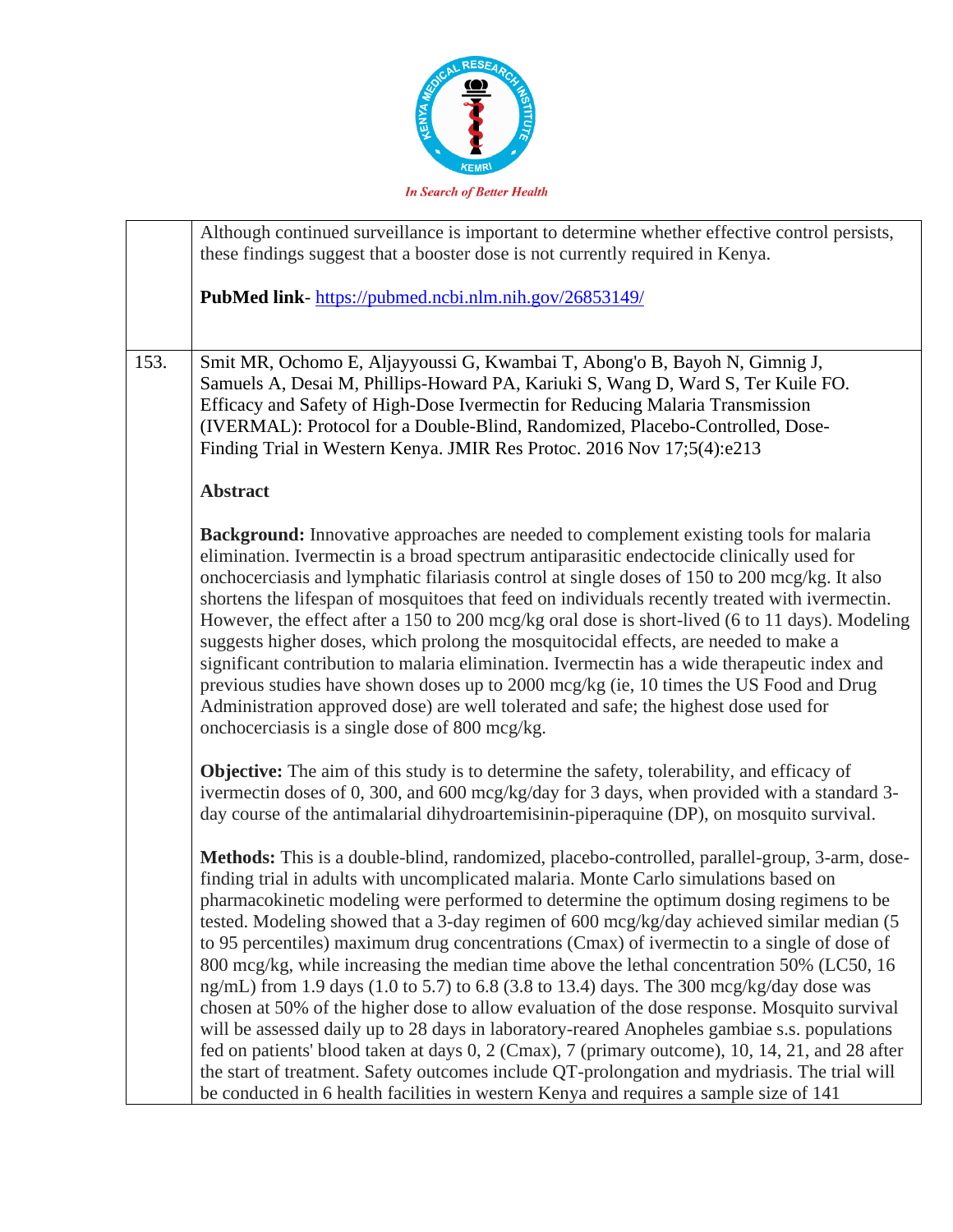| | |
|---|---|
| | Although continued surveillance is important to determine whether effective control persists, these findings suggest that a booster dose is not currently required in Kenya.<br><br>**PubMed link**- https://pubmed.ncbi.nlm.nih.gov/26853149/ |
| 153. | Smit MR, Ochomo E, Aljayyoussi G, Kwambai T, Abong'o B, Bayoh N, Gimnig J, Samuels A, Desai M, Phillips-Howard PA, Kariuki S, Wang D, Ward S, Ter Kuile FO. Efficacy and Safety of High-Dose Ivermectin for Reducing Malaria Transmission (IVERMAL): Protocol for a Double-Blind, Randomized, Placebo-Controlled, Dose-Finding Trial in Western Kenya. JMIR Res Protoc. 2016 Nov 17;5(4):e213<br><br>**Abstract**<br><br>**Background:** Innovative approaches are needed to complement existing tools for malaria elimination. Ivermectin is a broad spectrum antiparasitic endectocide clinically used for onchocerciasis and lymphatic filariasis control at single doses of 150 to 200 mcg/kg. It also shortens the lifespan of mosquitoes that feed on individuals recently treated with ivermectin. However, the effect after a 150 to 200 mcg/kg oral dose is short-lived (6 to 11 days). Modeling suggests higher doses, which prolong the mosquitocidal effects, are needed to make a significant contribution to malaria elimination. Ivermectin has a wide therapeutic index and previous studies have shown doses up to 2000 mcg/kg (ie, 10 times the US Food and Drug Administration approved dose) are well tolerated and safe; the highest dose used for onchocerciasis is a single dose of 800 mcg/kg.<br><br>**Objective:** The aim of this study is to determine the safety, tolerability, and efficacy of ivermectin doses of 0, 300, and 600 mcg/kg/day for 3 days, when provided with a standard 3-day course of the antimalarial dihydroartemisinin-piperaquine (DP), on mosquito survival.<br><br>**Methods:** This is a double-blind, randomized, placebo-controlled, parallel-group, 3-arm, dose-finding trial in adults with uncomplicated malaria. Monte Carlo simulations based on pharmacokinetic modeling were performed to determine the optimum dosing regimens to be tested. Modeling showed that a 3-day regimen of 600 mcg/kg/day achieved similar median (5 to 95 percentiles) maximum drug concentrations (Cmax) of ivermectin to a single of dose of 800 mcg/kg, while increasing the median time above the lethal concentration 50% (LC50, 16 ng/mL) from 1.9 days (1.0 to 5.7) to 6.8 (3.8 to 13.4) days. The 300 mcg/kg/day dose was chosen at 50% of the higher dose to allow evaluation of the dose response. Mosquito survival will be assessed daily up to 28 days in laboratory-reared Anopheles gambiae s.s. populations fed on patients' blood taken at days 0, 2 (Cmax), 7 (primary outcome), 10, 14, 21, and 28 after the start of treatment. Safety outcomes include QT-prolongation and mydriasis. The trial will be conducted in 6 health facilities in western Kenya and requires a sample size of 141 |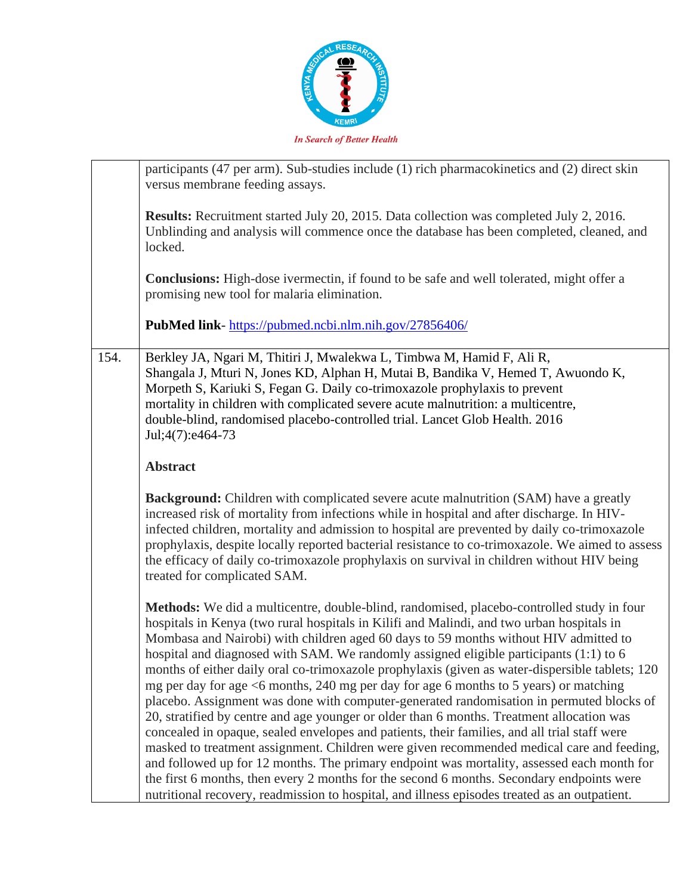| | |
|---|---|
| | participants (47 per arm). Sub-studies include (1) rich pharmacokinetics and (2) direct skin versus membrane feeding assays.<br><br>**Results:** Recruitment started July 20, 2015. Data collection was completed July 2, 2016. Unblinding and analysis will commence once the database has been completed, cleaned, and locked.<br><br>**Conclusions:** High-dose ivermectin, if found to be safe and well tolerated, might offer a promising new tool for malaria elimination.<br><br>**PubMed link**- https://pubmed.ncbi.nlm.nih.gov/27856406/ |
| 154. | Berkley JA, Ngari M, Thitiri J, Mwalekwa L, Timbwa M, Hamid F, Ali R, Shangala J, Mturi N, Jones KD, Alphan H, Mutai B, Bandika V, Hemed T, Awuondo K, Morpeth S, Kariuki S, Fegan G. Daily co-trimoxazole prophylaxis to prevent mortality in children with complicated severe acute malnutrition: a multicentre, double-blind, randomised placebo-controlled trial. Lancet Glob Health. 2016 Jul;4(7):e464-73<br><br>**Abstract**<br><br>**Background:** Children with complicated severe acute malnutrition (SAM) have a greatly increased risk of mortality from infections while in hospital and after discharge. In HIV-infected children, mortality and admission to hospital are prevented by daily co-trimoxazole prophylaxis, despite locally reported bacterial resistance to co-trimoxazole. We aimed to assess the efficacy of daily co-trimoxazole prophylaxis on survival in children without HIV being treated for complicated SAM.<br><br>**Methods:** We did a multicentre, double-blind, randomised, placebo-controlled study in four hospitals in Kenya (two rural hospitals in Kilifi and Malindi, and two urban hospitals in Mombasa and Nairobi) with children aged 60 days to 59 months without HIV admitted to hospital and diagnosed with SAM. We randomly assigned eligible participants (1:1) to 6 months of either daily oral co-trimoxazole prophylaxis (given as water-dispersible tablets; 120 mg per day for age <6 months, 240 mg per day for age 6 months to 5 years) or matching placebo. Assignment was done with computer-generated randomisation in permuted blocks of 20, stratified by centre and age younger or older than 6 months. Treatment allocation was concealed in opaque, sealed envelopes and patients, their families, and all trial staff were masked to treatment assignment. Children were given recommended medical care and feeding, and followed up for 12 months. The primary endpoint was mortality, assessed each month for the first 6 months, then every 2 months for the second 6 months. Secondary endpoints were nutritional recovery, readmission to hospital, and illness episodes treated as an outpatient. |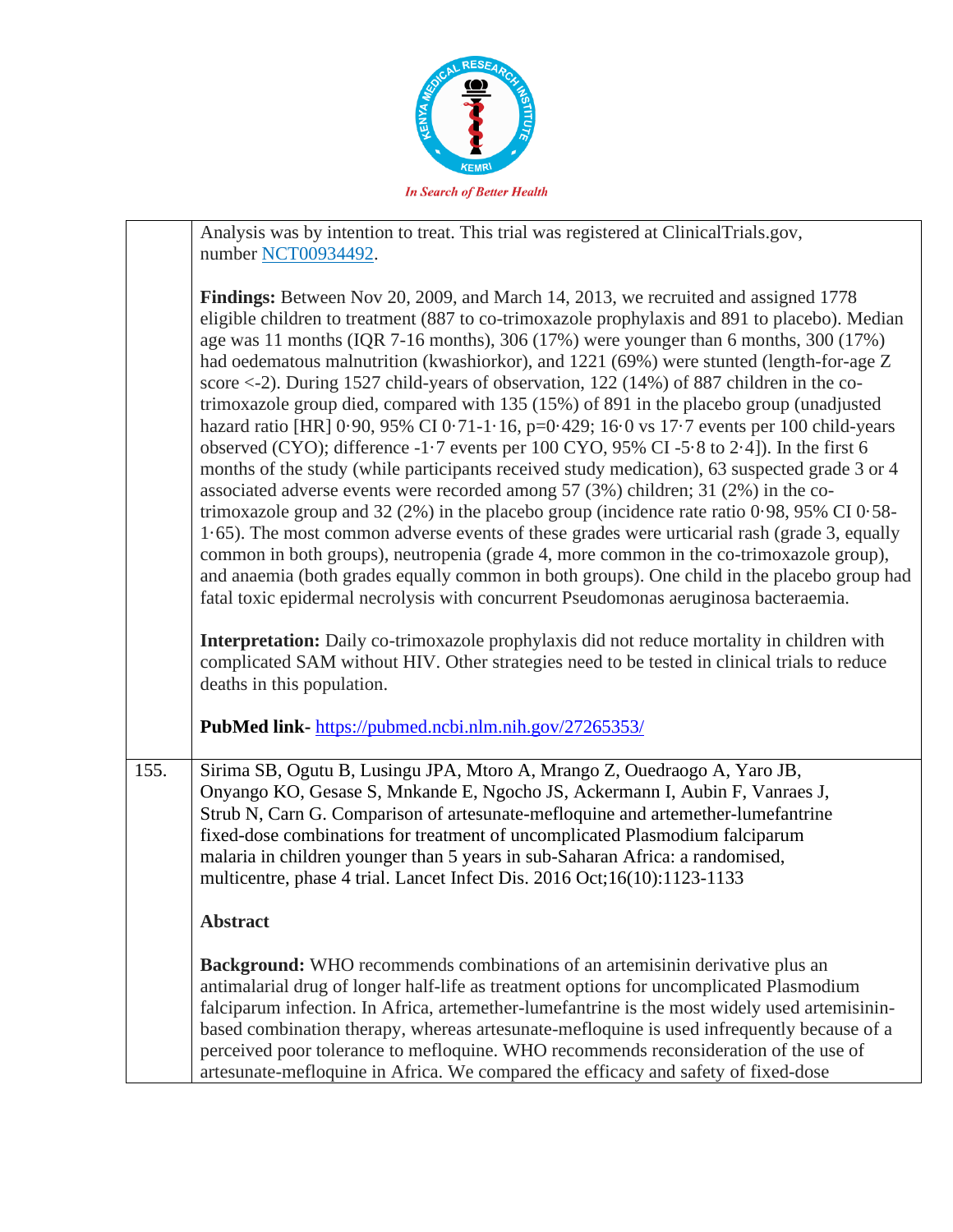| | |
|---|---|
| | Analysis was by intention to treat. This trial was registered at ClinicalTrials.gov, number NCT00934492.<br><br>**Findings:** Between Nov 20, 2009, and March 14, 2013, we recruited and assigned 1778 eligible children to treatment (887 to co-trimoxazole prophylaxis and 891 to placebo). Median age was 11 months (IQR 7-16 months), 306 (17%) were younger than 6 months, 300 (17%) had oedematous malnutrition (kwashiorkor), and 1221 (69%) were stunted (length-for-age Z score <-2). During 1527 child-years of observation, 122 (14%) of 887 children in the co-trimoxazole group died, compared with 135 (15%) of 891 in the placebo group (unadjusted hazard ratio [HR] 0·90, 95% CI 0·71-1·16, p=0·429; 16·0 vs 17·7 events per 100 child-years observed (CYO); difference -1·7 events per 100 CYO, 95% CI -5·8 to 2·4]). In the first 6 months of the study (while participants received study medication), 63 suspected grade 3 or 4 associated adverse events were recorded among 57 (3%) children; 31 (2%) in the co-trimoxazole group and 32 (2%) in the placebo group (incidence rate ratio 0·98, 95% CI 0·58-1·65). The most common adverse events of these grades were urticarial rash (grade 3, equally common in both groups), neutropenia (grade 4, more common in the co-trimoxazole group), and anaemia (both grades equally common in both groups). One child in the placebo group had fatal toxic epidermal necrolysis with concurrent Pseudomonas aeruginosa bacteraemia.<br><br>**Interpretation:** Daily co-trimoxazole prophylaxis did not reduce mortality in children with complicated SAM without HIV. Other strategies need to be tested in clinical trials to reduce deaths in this population.<br><br>**PubMed link-** https://pubmed.ncbi.nlm.nih.gov/27265353/ |
| 155. | Sirima SB, Ogutu B, Lusingu JPA, Mtoro A, Mrango Z, Ouedraogo A, Yaro JB, Onyango KO, Gesase S, Mnkande E, Ngocho JS, Ackermann I, Aubin F, Vanraes J, Strub N, Carn G. Comparison of artesunate-mefloquine and artemether-lumefantrine fixed-dose combinations for treatment of uncomplicated Plasmodium falciparum malaria in children younger than 5 years in sub-Saharan Africa: a randomised, multicentre, phase 4 trial. Lancet Infect Dis. 2016 Oct;16(10):1123-1133<br><br>**Abstract**<br><br>**Background:** WHO recommends combinations of an artemisinin derivative plus an antimalarial drug of longer half-life as treatment options for uncomplicated Plasmodium falciparum infection. In Africa, artemether-lumefantrine is the most widely used artemisinin-based combination therapy, whereas artesunate-mefloquine is used infrequently because of a perceived poor tolerance to mefloquine. WHO recommends reconsideration of the use of artesunate-mefloquine in Africa. We compared the efficacy and safety of fixed-dose |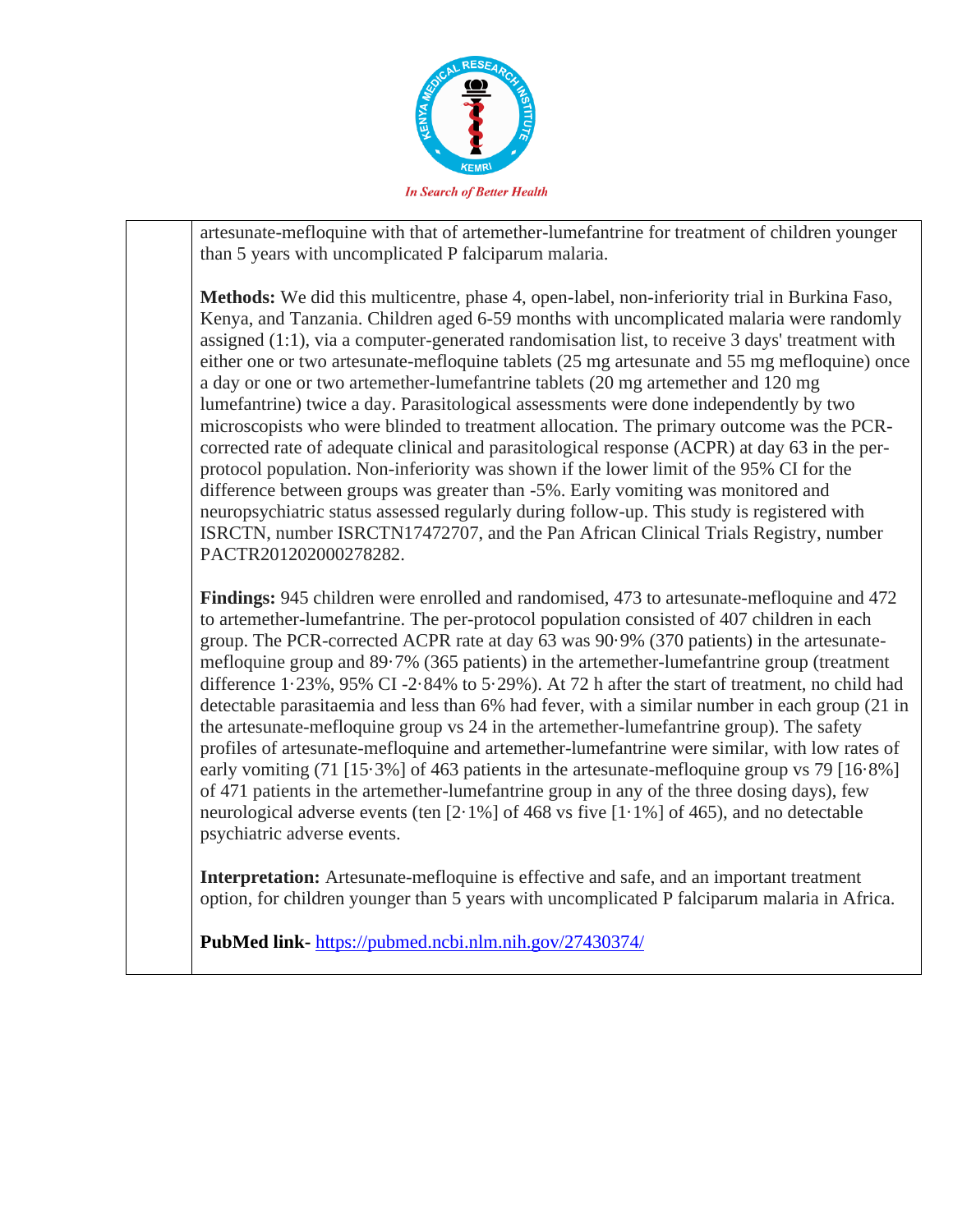artesunate-mefloquine with that of artemether-lumefantrine for treatment of children younger than 5 years with uncomplicated P falciparum malaria.

**Methods:** We did this multicentre, phase 4, open-label, non-inferiority trial in Burkina Faso, Kenya, and Tanzania. Children aged 6-59 months with uncomplicated malaria were randomly assigned (1:1), via a computer-generated randomisation list, to receive 3 days' treatment with either one or two artesunate-mefloquine tablets (25 mg artesunate and 55 mg mefloquine) once a day or one or two artemether-lumefantrine tablets (20 mg artemether and 120 mg lumefantrine) twice a day. Parasitological assessments were done independently by two microscopists who were blinded to treatment allocation. The primary outcome was the PCR-corrected rate of adequate clinical and parasitological response (ACPR) at day 63 in the per-protocol population. Non-inferiority was shown if the lower limit of the 95% CI for the difference between groups was greater than -5%. Early vomiting was monitored and neuropsychiatric status assessed regularly during follow-up. This study is registered with ISRCTN, number ISRCTN17472707, and the Pan African Clinical Trials Registry, number PACTR201202000278282.

**Findings:** 945 children were enrolled and randomised, 473 to artesunate-mefloquine and 472 to artemether-lumefantrine. The per-protocol population consisted of 407 children in each group. The PCR-corrected ACPR rate at day 63 was 90·9% (370 patients) in the artesunate-mefloquine group and 89·7% (365 patients) in the artemether-lumefantrine group (treatment difference 1·23%, 95% CI -2·84% to 5·29%). At 72 h after the start of treatment, no child had detectable parasitaemia and less than 6% had fever, with a similar number in each group (21 in the artesunate-mefloquine group vs 24 in the artemether-lumefantrine group). The safety profiles of artesunate-mefloquine and artemether-lumefantrine were similar, with low rates of early vomiting (71 [15·3%] of 463 patients in the artesunate-mefloquine group vs 79 [16·8%] of 471 patients in the artemether-lumefantrine group in any of the three dosing days), few neurological adverse events (ten [2·1%] of 468 vs five [1·1%] of 465), and no detectable psychiatric adverse events.

**Interpretation:** Artesunate-mefloquine is effective and safe, and an important treatment option, for children younger than 5 years with uncomplicated P falciparum malaria in Africa.

**PubMed link-** https://pubmed.ncbi.nlm.nih.gov/27430374/